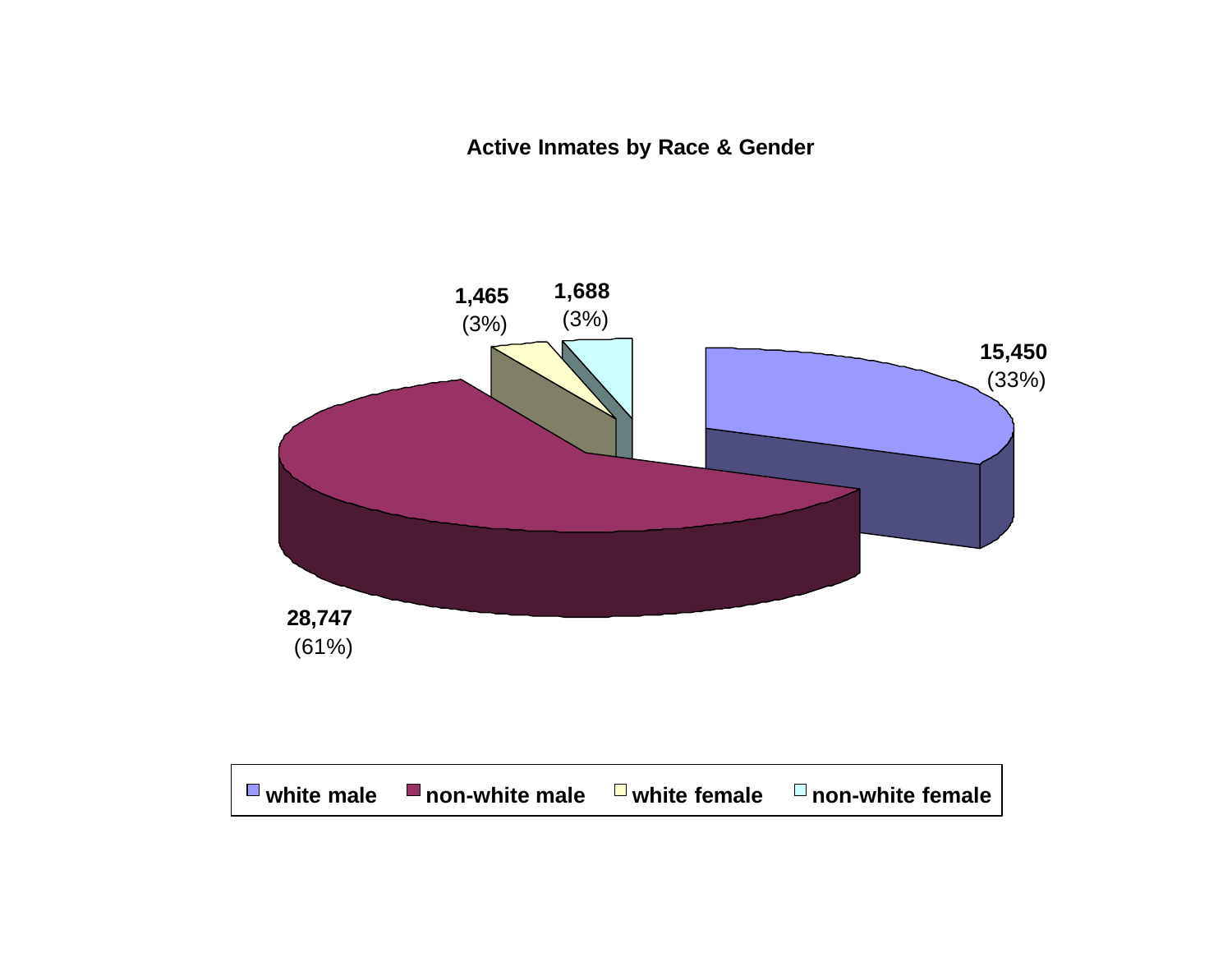Active Inmates by Race & Gender

1,465
(3%)

1,688
(3%)

15,450
(33%)

28,747
(61%)

white male
non-white male
white female
non-white female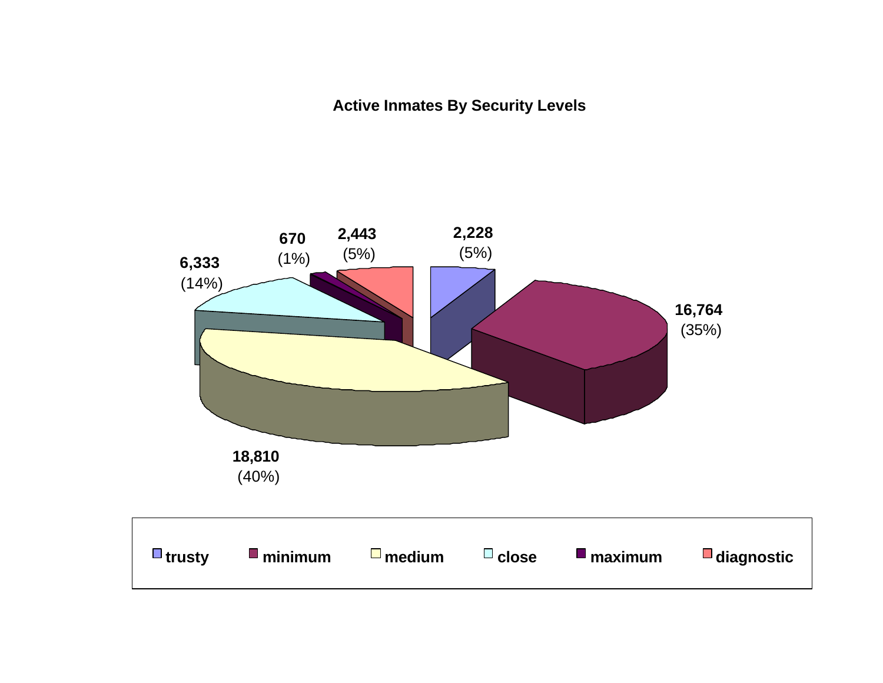**Active Inmates By Security Levels**

2,228
(5%)

16,764
(35%)

18,810
(40%)

6,333
(14%)

670
(1%)

2,443
(5%)

trusty
minimum
medium
close
maximum
diagnostic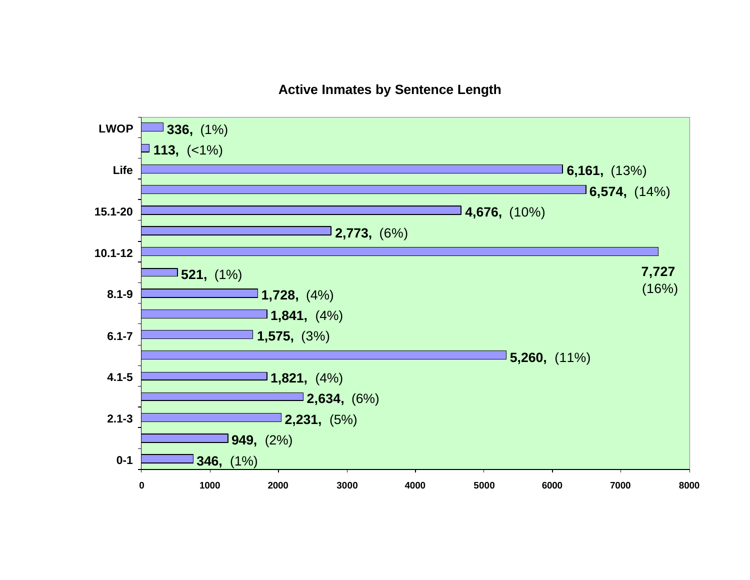## Active Inmates by Sentence Length

LWOP
336, (1%)
113, (<1%)
Life
6,161, (13%)
6,574, (14%)
15.1-20
4,676, (10%)
2,773, (6%)
10.1-12
7,727 (16%)
521, (1%)
8.1-9
1,728, (4%)
1,841, (4%)
6.1-7
1,575, (3%)
5,260, (11%)
4.1-5
1,821, (4%)
2,634, (6%)
2.1-3
2,231, (5%)
949, (2%)
0-1
346, (1%)

0 1000 2000 3000 4000 5000 6000 7000 8000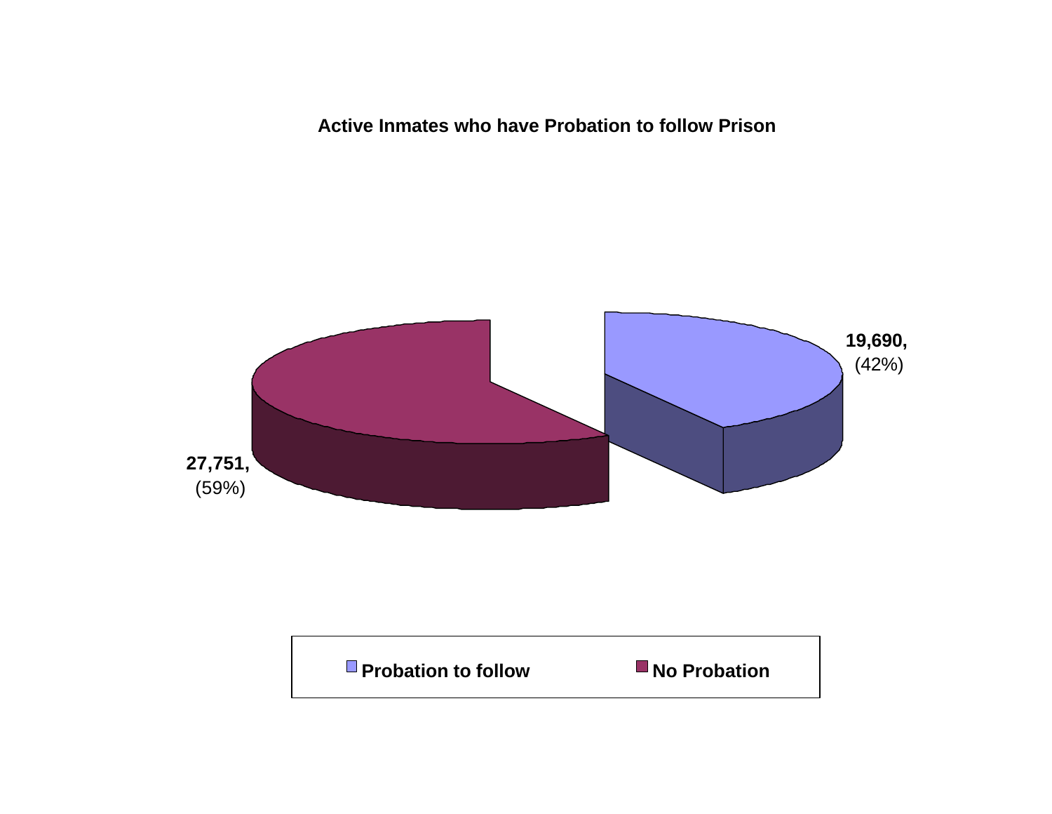**Active Inmates who have Probation to follow Prison**

19,690, (42%)

27,751, (59%)

Probation to follow

No Probation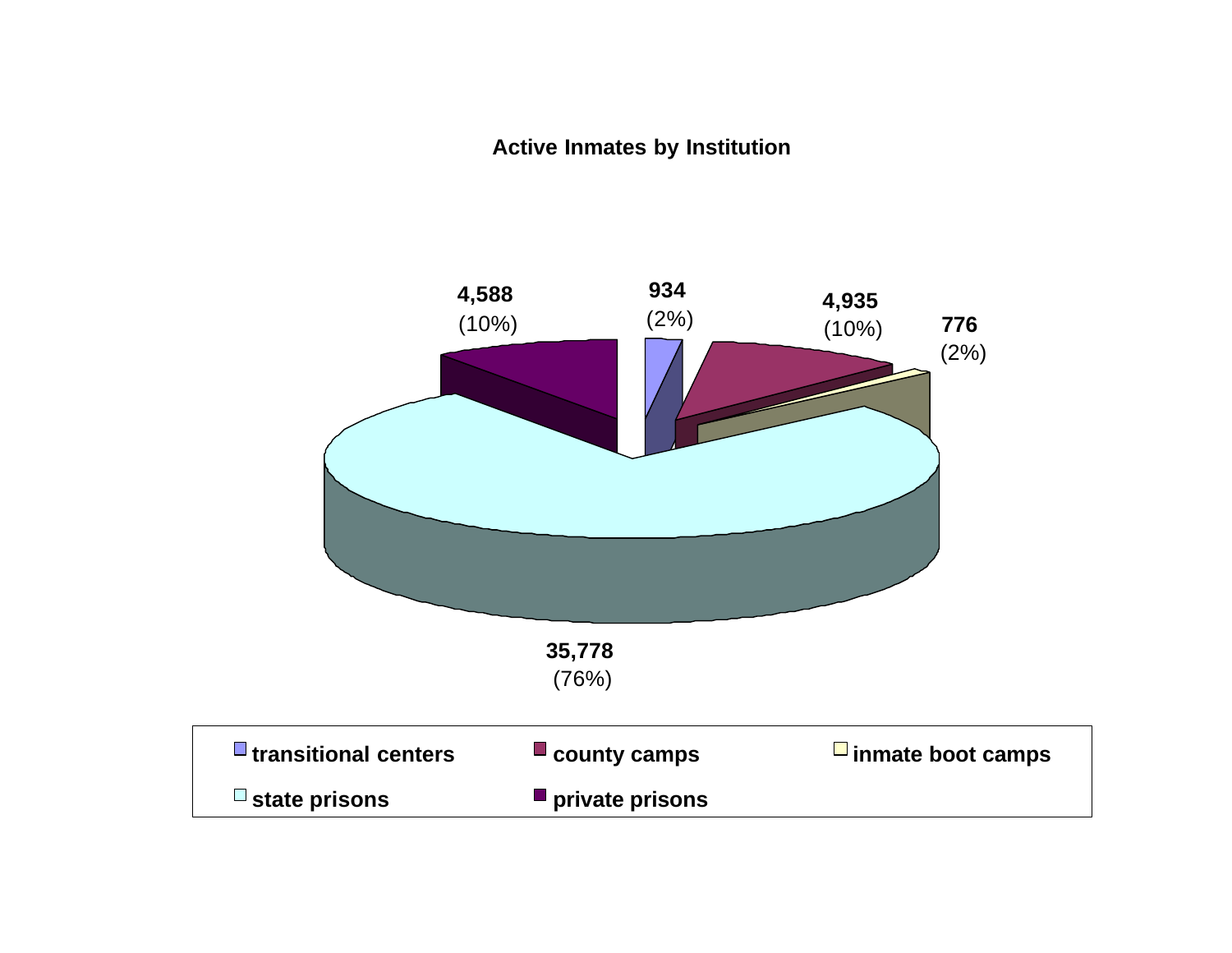**Active Inmates by Institution**

4,588
(10%)

934
(2%)

4,935
(10%)

776
(2%)

35,778
(76%)

transitional centers
county camps
inmate boot camps
state prisons
private prisons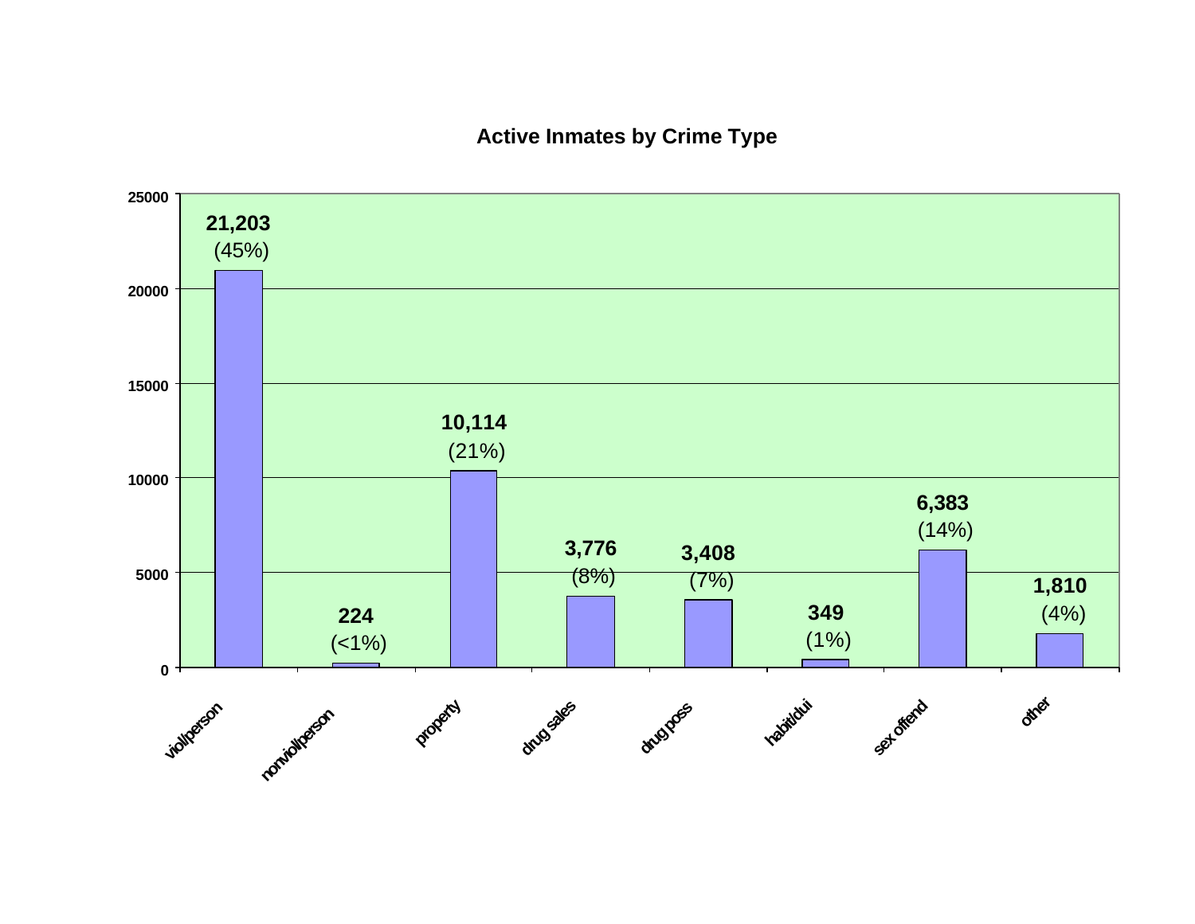**Active Inmates by Crime Type**

25000
20000
15000
10000
5000
0

21,203
(45%)

224
(<1%)

10,114
(21%)

3,776
(8%)

3,408
(7%)

349
(1%)

6,383
(14%)

1,810
(4%)

viol/person
nonviol/person
property
drug sales
drug poss
habit/dui
sex offend
other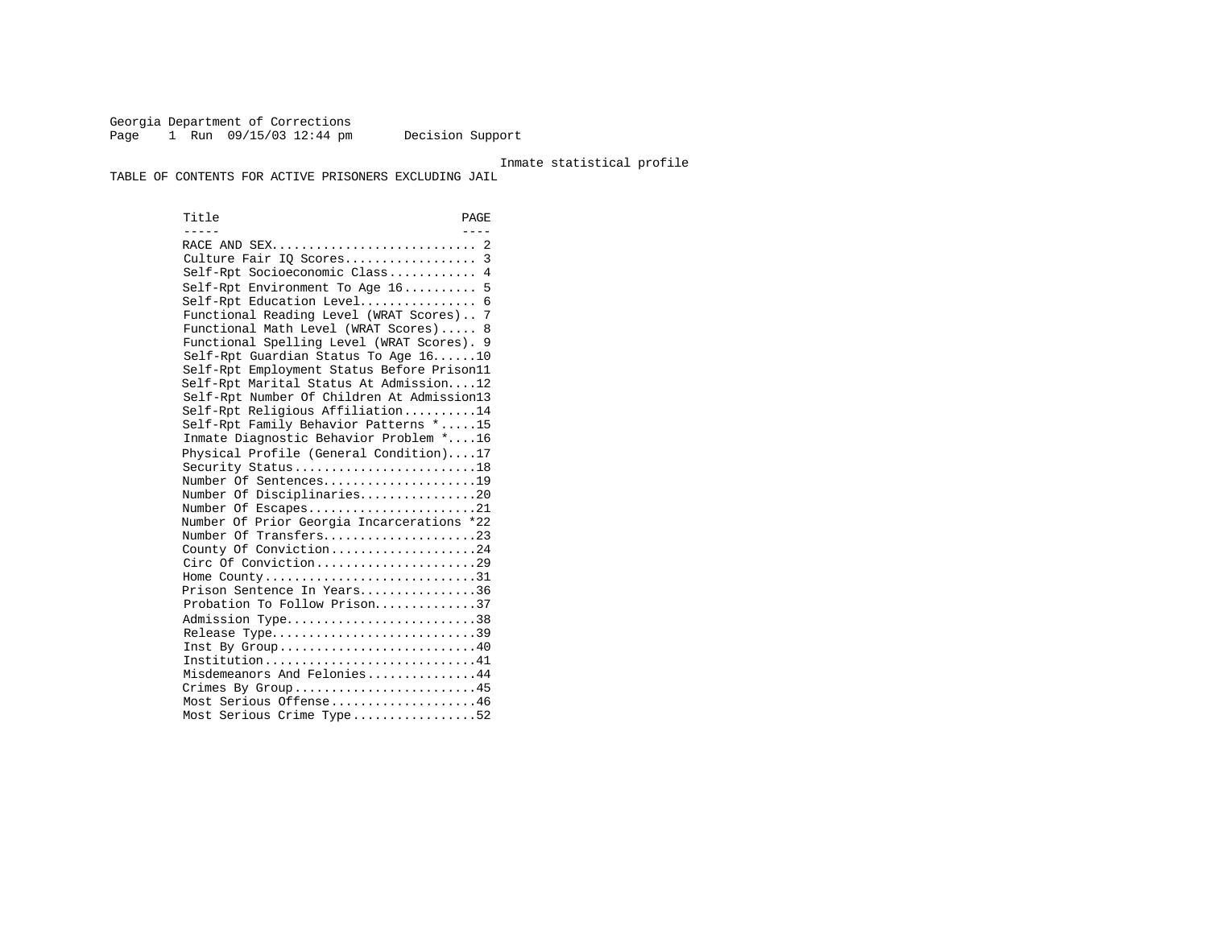Georgia Department of Corrections
Decision Support

Inmate statistical profile

TABLE OF CONTENTS FOR ACTIVE PRISONERS EXCLUDING JAIL

| Title | PAGE |
|---|---|
| RACE AND SEX | 2 |
| Culture Fair IQ Scores | 3 |
| Self-Rpt Socioeconomic Class | 4 |
| Self-Rpt Environment To Age 16 | 5 |
| Self-Rpt Education Level | 6 |
| Functional Reading Level (WRAT Scores) | 7 |
| Functional Math Level (WRAT Scores) | 8 |
| Functional Spelling Level (WRAT Scores) | 9 |
| Self-Rpt Guardian Status To Age 16 | 10 |
| Self-Rpt Employment Status Before Prison | 11 |
| Self-Rpt Marital Status At Admission | 12 |
| Self-Rpt Number Of Children At Admission | 13 |
| Self-Rpt Religious Affiliation | 14 |
| Self-Rpt Family Behavior Patterns * | 15 |
| Inmate Diagnostic Behavior Problem * | 16 |
| Physical Profile (General Condition) | 17 |
| Security Status | 18 |
| Number Of Sentences | 19 |
| Number Of Disciplinaries | 20 |
| Number Of Escapes | 21 |
| Number Of Prior Georgia Incarcerations * | 22 |
| Number Of Transfers | 23 |
| County Of Conviction | 24 |
| Circ Of Conviction | 29 |
| Home County | 31 |
| Prison Sentence In Years | 36 |
| Probation To Follow Prison | 37 |
| Admission Type | 38 |
| Release Type | 39 |
| Inst By Group | 40 |
| Institution | 41 |
| Misdemeanors And Felonies | 44 |
| Crimes By Group | 45 |
| Most Serious Offense | 46 |
| Most Serious Crime Type | 52 |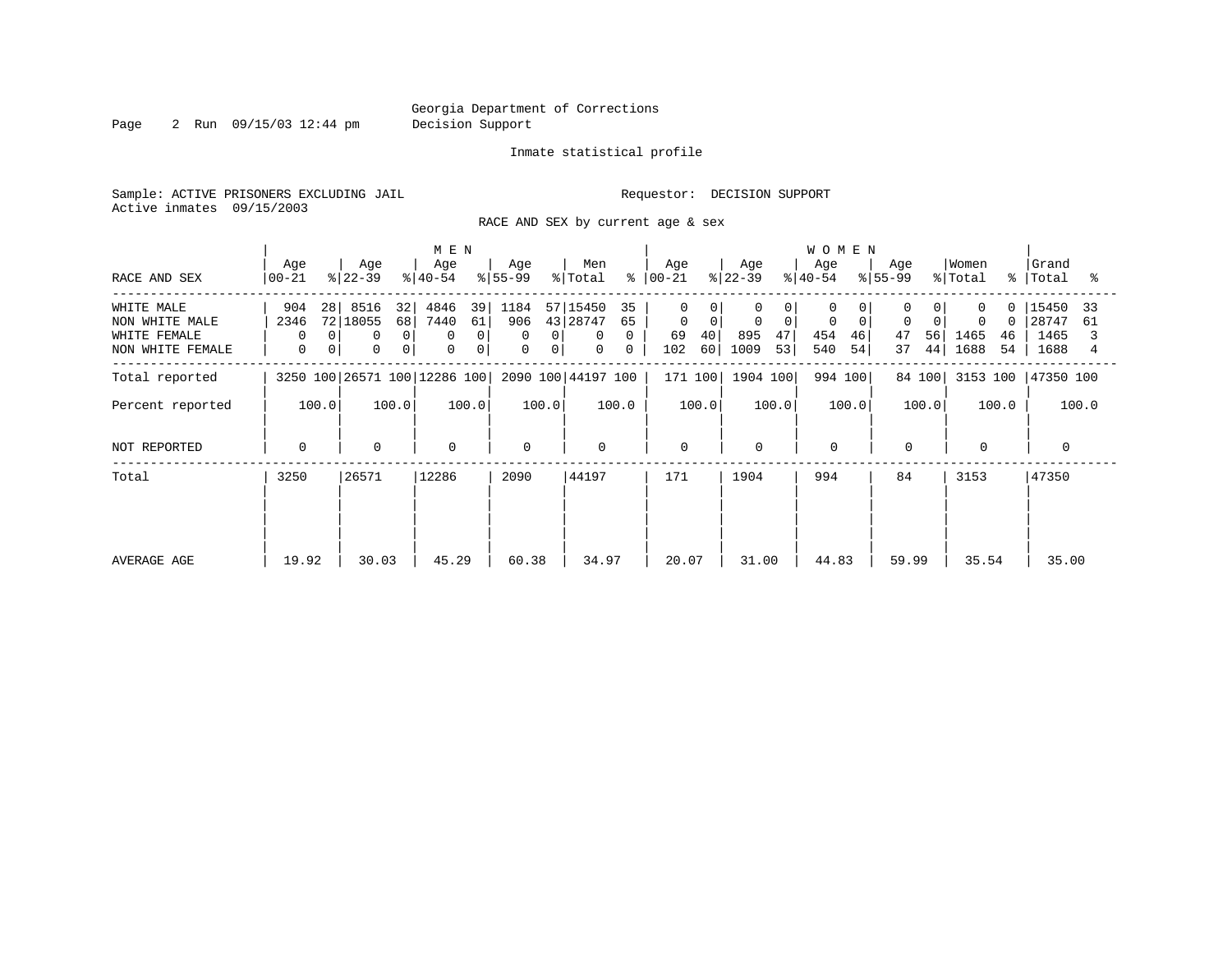Georgia Department of Corrections
Decision Support

Inmate statistical profile

Sample: ACTIVE PRISONERS EXCLUDING JAIL

Requestor: DECISION SUPPORT

Active inmates 09/15/2003

RACE AND SEX by current age & sex

| RACE AND SEX | MEN Age 00-21 | % | Age 22-39 | % | Age 40-54 | % | Age 55-99 | % | Men Total | % | WOMEN Age 00-21 | % | Age 22-39 | % | Age 40-54 | % | Age 55-99 | % | Women Total | % | Grand Total | % |
|---|---|---|---|---|---|---|---|---|---|---|---|---|---|---|---|---|---|---|---|---|---|---|
| WHITE MALE | 904 | 28 | 8516 | 32 | 4846 | 39 | 1184 | 57 | 15450 | 35 | 0 | 0 | 0 | 0 | 0 | 0 | 0 | 0 | 0 | 0 | 15450 | 33 |
| NON WHITE MALE | 2346 | 72 | 18055 | 68 | 7440 | 61 | 906 | 43 | 28747 | 65 | 0 | 0 | 0 | 0 | 0 | 0 | 0 | 0 | 0 | 0 | 28747 | 61 |
| WHITE FEMALE | 0 | 0 | 0 | 0 | 0 | 0 | 0 | 0 | 0 | 0 | 69 | 40 | 895 | 47 | 454 | 46 | 47 | 56 | 1465 | 46 | 1465 | 3 |
| NON WHITE FEMALE | 0 | 0 | 0 | 0 | 0 | 0 | 0 | 0 | 0 | 0 | 102 | 60 | 1009 | 53 | 540 | 54 | 37 | 44 | 1688 | 54 | 1688 | 4 |
| Total reported | 3250 | 100 | 26571 | 100 | 12286 | 100 | 2090 | 100 | 44197 | 100 | 171 | 100 | 1904 | 100 | 994 | 100 | 84 | 100 | 3153 | 100 | 47350 | 100 |
| Percent reported | 100.0 | | 100.0 | | 100.0 | | 100.0 | | 100.0 | | 100.0 | | 100.0 | | 100.0 | | 100.0 | | 100.0 | | 100.0 | |
| NOT REPORTED | 0 | | 0 | | 0 | | 0 | | 0 | | 0 | | 0 | | 0 | | 0 | | 0 | | 0 | |
| Total | 3250 | | 26571 | | 12286 | | 2090 | | 44197 | | 171 | | 1904 | | 994 | | 84 | | 3153 | | 47350 | |
| AVERAGE AGE | 19.92 | | 30.03 | | 45.29 | | 60.38 | | 34.97 | | 20.07 | | 31.00 | | 44.83 | | 59.99 | | 35.54 | | 35.00 | |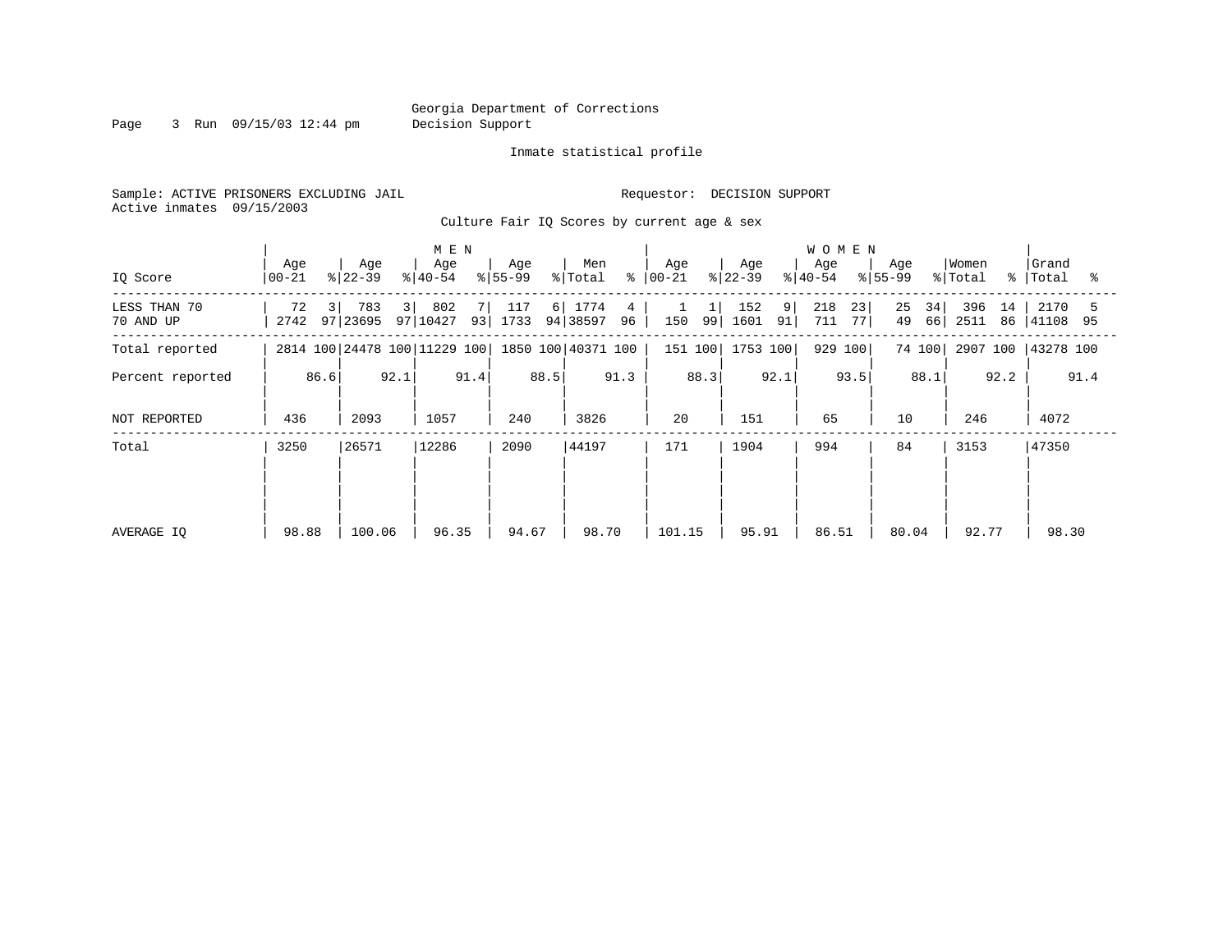Georgia Department of Corrections
Decision Support

Inmate statistical profile

Sample: ACTIVE PRISONERS EXCLUDING JAIL

Requestor: DECISION SUPPORT

Active inmates 09/15/2003

Culture Fair IQ Scores by current age & sex

| IQ Score | MEN Age 00-21 | % | Age 22-39 | % | Age 40-54 | % | Age 55-99 | % | Men Total | % | WOMEN Age 00-21 | % | Age 22-39 | % | Age 40-54 | % | Age 55-99 | % | Women Total | % | Grand Total | % |
|---|---|---|---|---|---|---|---|---|---|---|---|---|---|---|---|---|---|---|---|---|---|---|
| LESS THAN 70 | 72 | 3 | 783 | 3 | 802 | 7 | 117 | 6 | 1774 | 4 | 1 | 1 | 152 | 9 | 218 | 23 | 25 | 34 | 396 | 14 | 2170 | 5 |
| 70 AND UP | 2742 | 97 | 23695 | 97 | 10427 | 93 | 1733 | 94 | 38597 | 96 | 150 | 99 | 1601 | 91 | 711 | 77 | 49 | 66 | 2511 | 86 | 41108 | 95 |
| Total reported | 2814 | 100 | 24478 | 100 | 11229 | 100 | 1850 | 100 | 40371 | 100 | 151 | 100 | 1753 | 100 | 929 | 100 | 74 | 100 | 2907 | 100 | 43278 | 100 |
| Percent reported | | 86.6 | | 92.1 | | 91.4 | | 88.5 | | 91.3 | | 88.3 | | 92.1 | | 93.5 | | 88.1 | | 92.2 | | 91.4 |
| NOT REPORTED | 436 | | 2093 | | 1057 | | 240 | | 3826 | | 20 | | 151 | | 65 | | 10 | | 246 | | 4072 | |
| Total | 3250 | | 26571 | | 12286 | | 2090 | | 44197 | | 171 | | 1904 | | 994 | | 84 | | 3153 | | 47350 | |
| AVERAGE IQ | 98.88 | | 100.06 | | 96.35 | | 94.67 | | 98.70 | | 101.15 | | 95.91 | | 86.51 | | 80.04 | | 92.77 | | 98.30 | |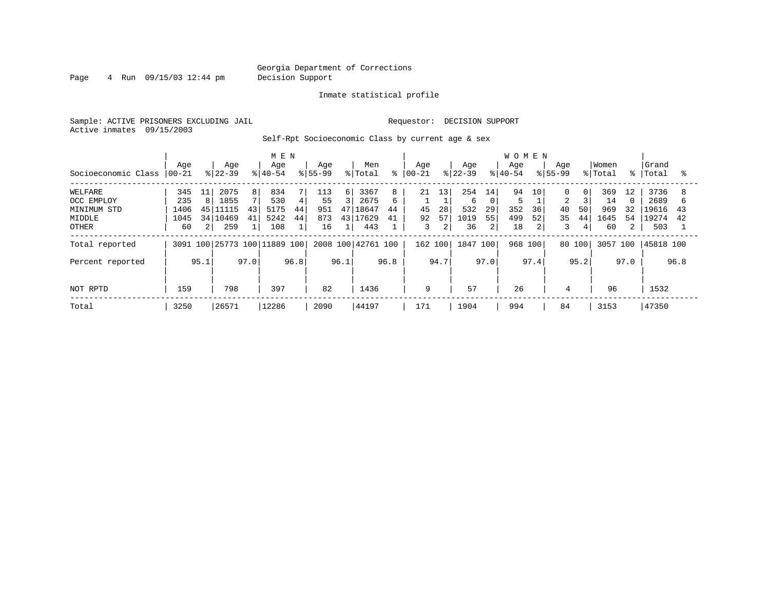Georgia Department of Corrections
Decision Support

Inmate statistical profile

Sample: ACTIVE PRISONERS EXCLUDING JAIL

Requestor: DECISION SUPPORT

Active inmates 09/15/2003

Self-Rpt Socioeconomic Class by current age & sex

| | MEN | | | | | | | | | | WOMEN | | | | | | | | | | | |
|---|---|---|---|---|---|---|---|---|---|---|---|---|---|---|---|---|---|---|---|---|---|---|
| Socioeconomic Class | Age 00-21 | % | Age 22-39 | % | Age 40-54 | % | Age 55-99 | % | Men Total | % | Age 00-21 | % | Age 22-39 | % | Age 40-54 | % | Age 55-99 | % | Women Total | % | Grand Total | % |
| WELFARE | 345 | 11 | 2075 | 8 | 834 | 7 | 113 | 6 | 3367 | 8 | 21 | 13 | 254 | 14 | 94 | 10 | 0 | 0 | 369 | 12 | 3736 | 8 |
| OCC EMPLOY | 235 | 8 | 1855 | 7 | 530 | 4 | 55 | 3 | 2675 | 6 | 1 | 1 | 6 | 0 | 5 | 1 | 2 | 3 | 14 | 0 | 2689 | 6 |
| MINIMUM STD | 1406 | 45 | 11115 | 43 | 5175 | 44 | 951 | 47 | 18647 | 44 | 45 | 28 | 532 | 29 | 352 | 36 | 40 | 50 | 969 | 32 | 19616 | 43 |
| MIDDLE | 1045 | 34 | 10469 | 41 | 5242 | 44 | 873 | 43 | 17629 | 41 | 92 | 57 | 1019 | 55 | 499 | 52 | 35 | 44 | 1645 | 54 | 19274 | 42 |
| OTHER | 60 | 2 | 259 | 1 | 108 | 1 | 16 | 1 | 443 | 1 | 3 | 2 | 36 | 2 | 18 | 2 | 3 | 4 | 60 | 2 | 503 | 1 |
| Total reported | 3091 | 100 | 25773 | 100 | 11889 | 100 | 2008 | 100 | 42761 | 100 | 162 | 100 | 1847 | 100 | 968 | 100 | 80 | 100 | 3057 | 100 | 45818 | 100 |
| Percent reported | | 95.1 | | 97.0 | | 96.8 | | 96.1 | | 96.8 | | 94.7 | | 97.0 | | 97.4 | | 95.2 | | 97.0 | | 96.8 |
| NOT RPTD | 159 | | 798 | | 397 | | 82 | | 1436 | | 9 | | 57 | | 26 | | 4 | | 96 | | 1532 | |
| Total | 3250 | | 26571 | | 12286 | | 2090 | | 44197 | | 171 | | 1904 | | 994 | | 84 | | 3153 | | 47350 | |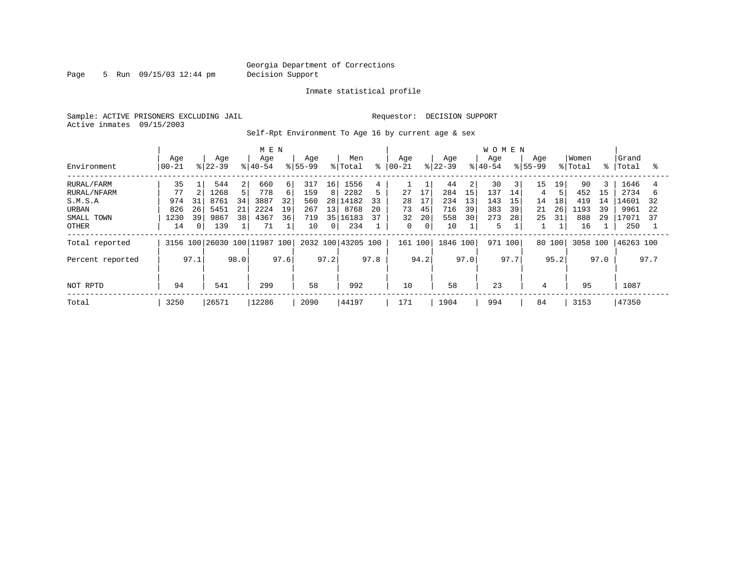Georgia Department of Corrections
Decision Support

Inmate statistical profile

Sample: ACTIVE PRISONERS EXCLUDING JAIL

Requestor: DECISION SUPPORT

Active inmates 09/15/2003

Self-Rpt Environment To Age 16 by current age & sex

| | MEN | | | | | | | | | | WOMEN | | | | | | | | | | | |
|---|---|---|---|---|---|---|---|---|---|---|---|---|---|---|---|---|---|---|---|---|---|---|
| Environment | Age 00-21 | % | Age 22-39 | % | Age 40-54 | % | Age 55-99 | % | Men Total | % | Age 00-21 | % | Age 22-39 | % | Age 40-54 | % | Age 55-99 | % | Women Total | % | Grand Total | % |
| RURAL/FARM | 35 | 1 | 544 | 2 | 660 | 6 | 317 | 16 | 1556 | 4 | 1 | 1 | 44 | 2 | 30 | 3 | 15 | 19 | 90 | 3 | 1646 | 4 |
| RURAL/NFARM | 77 | 2 | 1268 | 5 | 778 | 6 | 159 | 8 | 2282 | 5 | 27 | 17 | 284 | 15 | 137 | 14 | 4 | 5 | 452 | 15 | 2734 | 6 |
| S.M.S.A | 974 | 31 | 8761 | 34 | 3887 | 32 | 560 | 28 | 14182 | 33 | 28 | 17 | 234 | 13 | 143 | 15 | 14 | 18 | 419 | 14 | 14601 | 32 |
| URBAN | 826 | 26 | 5451 | 21 | 2224 | 19 | 267 | 13 | 8768 | 20 | 73 | 45 | 716 | 39 | 383 | 39 | 21 | 26 | 1193 | 39 | 9961 | 22 |
| SMALL TOWN | 1230 | 39 | 9867 | 38 | 4367 | 36 | 719 | 35 | 16183 | 37 | 32 | 20 | 558 | 30 | 273 | 28 | 25 | 31 | 888 | 29 | 17071 | 37 |
| OTHER | 14 | 0 | 139 | 1 | 71 | 1 | 10 | 0 | 234 | 1 | 0 | 0 | 10 | 1 | 5 | 1 | 1 | 1 | 16 | 1 | 250 | 1 |
| Total reported | 3156 | 100 | 26030 | 100 | 11987 | 100 | 2032 | 100 | 43205 | 100 | 161 | 100 | 1846 | 100 | 971 | 100 | 80 | 100 | 3058 | 100 | 46263 | 100 |
| Percent reported | | 97.1 | | 98.0 | | 97.6 | | 97.2 | | 97.8 | | 94.2 | | 97.0 | | 97.7 | | 95.2 | | 97.0 | | 97.7 |
| NOT RPTD | 94 | | 541 | | 299 | | 58 | | 992 | | 10 | | 58 | | 23 | | 4 | | 95 | | 1087 | |
| Total | 3250 | | 26571 | | 12286 | | 2090 | | 44197 | | 171 | | 1904 | | 994 | | 84 | | 3153 | | 47350 | |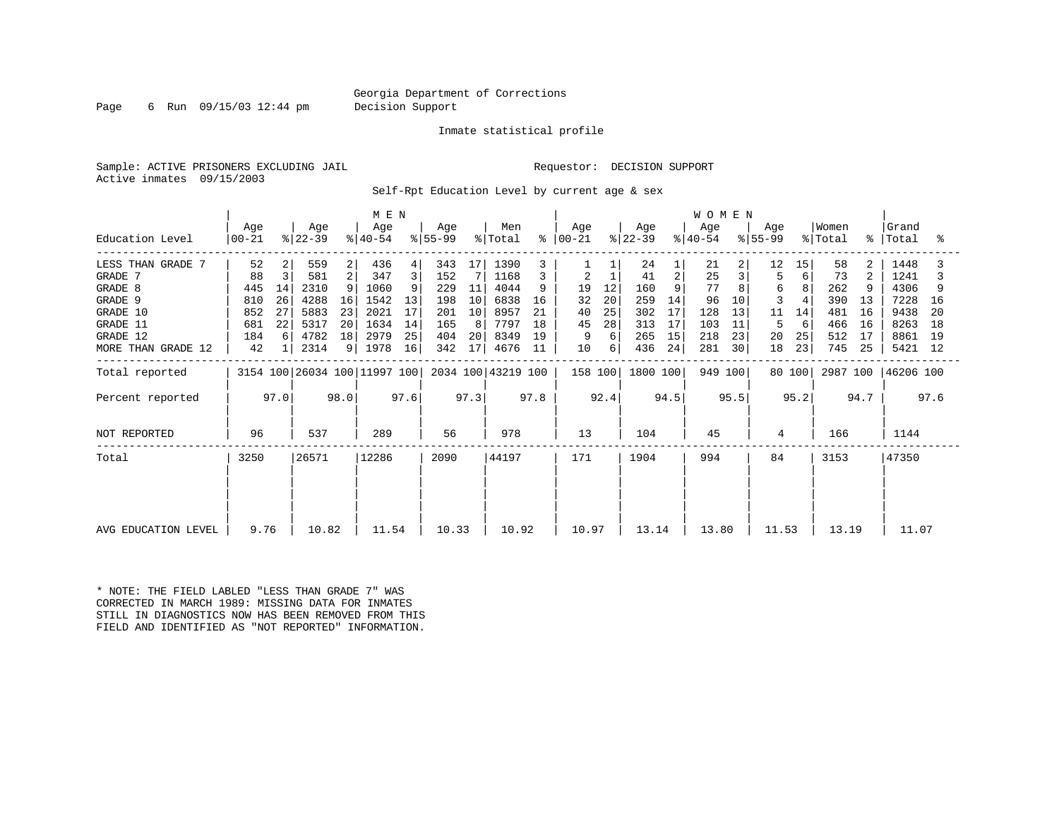Georgia Department of Corrections
Decision Support

Inmate statistical profile

Sample: ACTIVE PRISONERS EXCLUDING JAIL

Requestor: DECISION SUPPORT

Active inmates 09/15/2003

Self-Rpt Education Level by current age & sex

| | MEN | | | | | | | | | | WOMEN | | | | | | | | | | | |
|---|---|---|---|---|---|---|---|---|---|---|---|---|---|---|---|---|---|---|---|---|---|---|
| Education Level | Age 00-21 | % | Age 22-39 | % | Age 40-54 | % | Age 55-99 | % | Men Total | % | Age 00-21 | % | Age 22-39 | % | Age 40-54 | % | Age 55-99 | % | Women Total | % | Grand Total | % |
| LESS THAN GRADE 7 | 52 | 2 | 559 | 2 | 436 | 4 | 343 | 17 | 1390 | 3 | 1 | 1 | 24 | 1 | 21 | 2 | 12 | 15 | 58 | 2 | 1448 | 3 |
| GRADE 7 | 88 | 3 | 581 | 2 | 347 | 3 | 152 | 7 | 1168 | 3 | 2 | 1 | 41 | 2 | 25 | 3 | 5 | 6 | 73 | 2 | 1241 | 3 |
| GRADE 8 | 445 | 14 | 2310 | 9 | 1060 | 9 | 229 | 11 | 4044 | 9 | 19 | 12 | 160 | 9 | 77 | 8 | 6 | 8 | 262 | 9 | 4306 | 9 |
| GRADE 9 | 810 | 26 | 4288 | 16 | 1542 | 13 | 198 | 10 | 6838 | 16 | 32 | 20 | 259 | 14 | 96 | 10 | 3 | 4 | 390 | 13 | 7228 | 16 |
| GRADE 10 | 852 | 27 | 5883 | 23 | 2021 | 17 | 201 | 10 | 8957 | 21 | 40 | 25 | 302 | 17 | 128 | 13 | 11 | 14 | 481 | 16 | 9438 | 20 |
| GRADE 11 | 681 | 22 | 5317 | 20 | 1634 | 14 | 165 | 8 | 7797 | 18 | 45 | 28 | 313 | 17 | 103 | 11 | 5 | 6 | 466 | 16 | 8263 | 18 |
| GRADE 12 | 184 | 6 | 4782 | 18 | 2979 | 25 | 404 | 20 | 8349 | 19 | 9 | 6 | 265 | 15 | 218 | 23 | 20 | 25 | 512 | 17 | 8861 | 19 |
| MORE THAN GRADE 12 | 42 | 1 | 2314 | 9 | 1978 | 16 | 342 | 17 | 4676 | 11 | 10 | 6 | 436 | 24 | 281 | 30 | 18 | 23 | 745 | 25 | 5421 | 12 |
| Total reported | 3154 | 100 | 26034 | 100 | 11997 | 100 | 2034 | 100 | 43219 | 100 | 158 | 100 | 1800 | 100 | 949 | 100 | 80 | 100 | 2987 | 100 | 46206 | 100 |
| Percent reported | | 97.0 | | 98.0 | | 97.6 | | 97.3 | | 97.8 | | 92.4 | | 94.5 | | 95.5 | | 95.2 | | 94.7 | | 97.6 |
| NOT REPORTED | 96 | | 537 | | 289 | | 56 | | 978 | | 13 | | 104 | | 45 | | 4 | | 166 | | 1144 | |
| Total | 3250 | | 26571 | | 12286 | | 2090 | | 44197 | | 171 | | 1904 | | 994 | | 84 | | 3153 | | 47350 | |
| AVG EDUCATION LEVEL | 9.76 | | 10.82 | | 11.54 | | 10.33 | | 10.92 | | 10.97 | | 13.14 | | 13.80 | | 11.53 | | 13.19 | | 11.07 | |

* NOTE: THE FIELD LABLED "LESS THAN GRADE 7" WAS CORRECTED IN MARCH 1989: MISSING DATA FOR INMATES STILL IN DIAGNOSTICS NOW HAS BEEN REMOVED FROM THIS FIELD AND IDENTIFIED AS "NOT REPORTED" INFORMATION.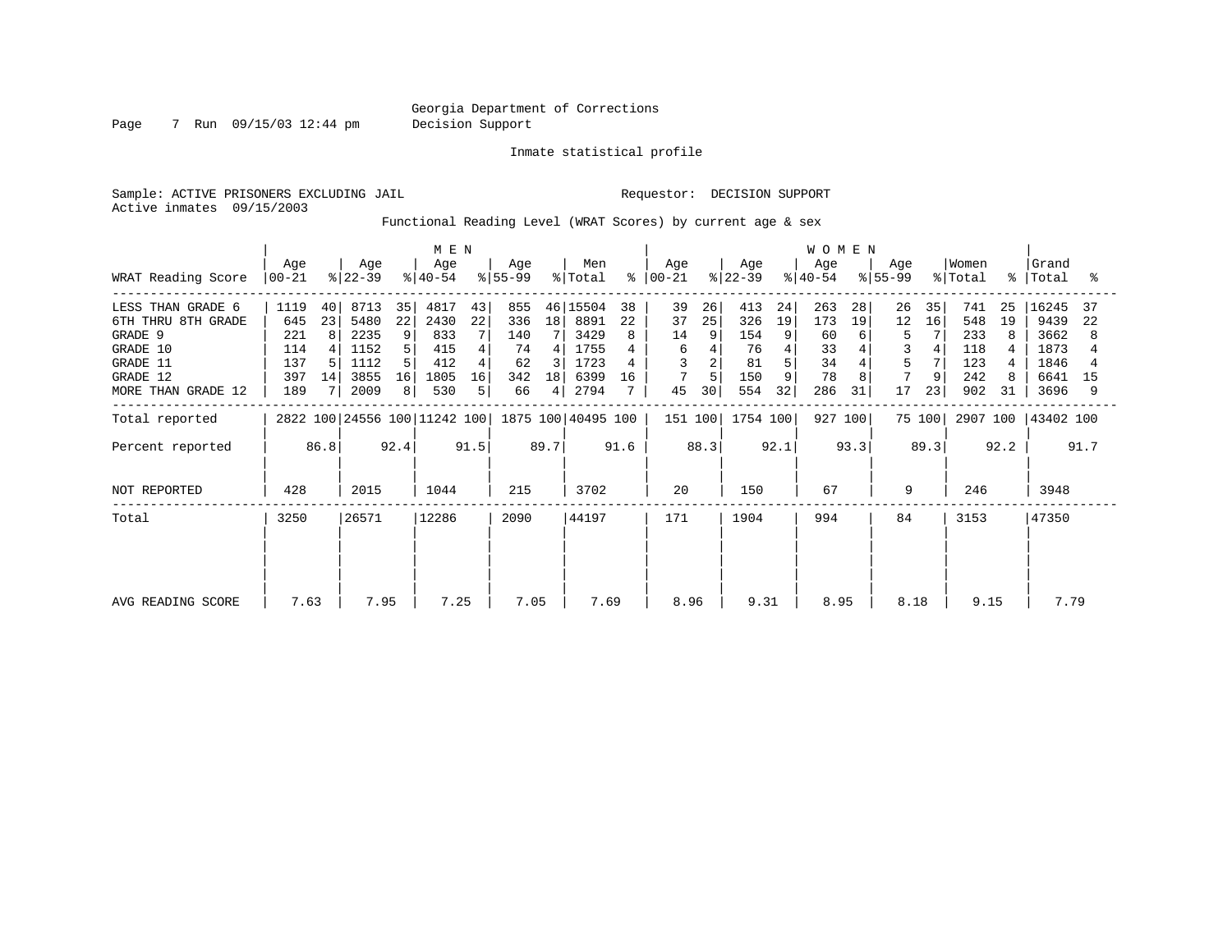Georgia Department of Corrections
Decision Support

Inmate statistical profile

Sample: ACTIVE PRISONERS EXCLUDING JAIL

Requestor: DECISION SUPPORT

Active inmates 09/15/2003

Functional Reading Level (WRAT Scores) by current age & sex

| | MEN | | | | | | | | | | WOMEN | | | | | | | | | | | |
|---|---|---|---|---|---|---|---|---|---|---|---|---|---|---|---|---|---|---|---|---|---|---|
| WRAT Reading Score | Age 00-21 | % | Age 22-39 | % | Age 40-54 | % | Age 55-99 | % | Men Total | % | Age 00-21 | % | Age 22-39 | % | Age 40-54 | % | Age 55-99 | % | Women Total | % | Grand Total | % |
| LESS THAN GRADE 6 | 1119 | 40 | 8713 | 35 | 4817 | 43 | 855 | 46 | 15504 | 38 | 39 | 26 | 413 | 24 | 263 | 28 | 26 | 35 | 741 | 25 | 16245 | 37 |
| 6TH THRU 8TH GRADE | 645 | 23 | 5480 | 22 | 2430 | 22 | 336 | 18 | 8891 | 22 | 37 | 25 | 326 | 19 | 173 | 19 | 12 | 16 | 548 | 19 | 9439 | 22 |
| GRADE 9 | 221 | 8 | 2235 | 9 | 833 | 7 | 140 | 7 | 3429 | 8 | 14 | 9 | 154 | 9 | 60 | 6 | 5 | 7 | 233 | 8 | 3662 | 8 |
| GRADE 10 | 114 | 4 | 1152 | 5 | 415 | 4 | 74 | 4 | 1755 | 4 | 6 | 4 | 76 | 4 | 33 | 4 | 3 | 4 | 118 | 4 | 1873 | 4 |
| GRADE 11 | 137 | 5 | 1112 | 5 | 412 | 4 | 62 | 3 | 1723 | 4 | 3 | 2 | 81 | 5 | 34 | 4 | 5 | 7 | 123 | 4 | 1846 | 4 |
| GRADE 12 | 397 | 14 | 3855 | 16 | 1805 | 16 | 342 | 18 | 6399 | 16 | 7 | 5 | 150 | 9 | 78 | 8 | 7 | 9 | 242 | 8 | 6641 | 15 |
| MORE THAN GRADE 12 | 189 | 7 | 2009 | 8 | 530 | 5 | 66 | 4 | 2794 | 7 | 45 | 30 | 554 | 32 | 286 | 31 | 17 | 23 | 902 | 31 | 3696 | 9 |
| Total reported | 2822 | 100 | 24556 | 100 | 11242 | 100 | 1875 | 100 | 40495 | 100 | 151 | 100 | 1754 | 100 | 927 | 100 | 75 | 100 | 2907 | 100 | 43402 | 100 |
| Percent reported | | 86.8 | | 92.4 | | 91.5 | | 89.7 | | 91.6 | | 88.3 | | 92.1 | | 93.3 | | 89.3 | | 92.2 | | 91.7 |
| NOT REPORTED | 428 | | 2015 | | 1044 | | 215 | | 3702 | | 20 | | 150 | | 67 | | 9 | | 246 | | 3948 | |
| Total | 3250 | | 26571 | | 12286 | | 2090 | | 44197 | | 171 | | 1904 | | 994 | | 84 | | 3153 | | 47350 | |
| AVG READING SCORE | 7.63 | | 7.95 | | 7.25 | | 7.05 | | 7.69 | | 8.96 | | 9.31 | | 8.95 | | 8.18 | | 9.15 | | 7.79 | |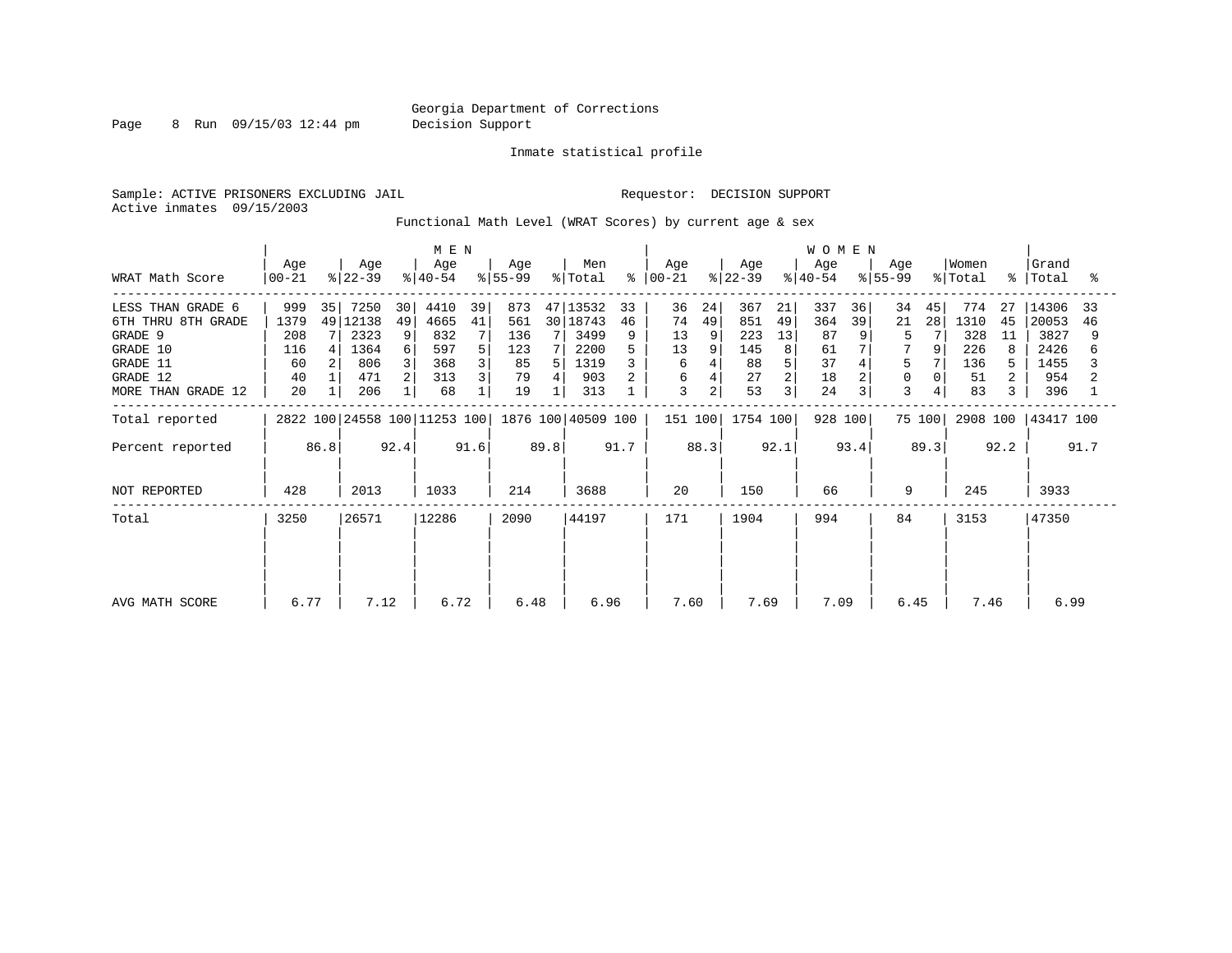Georgia Department of Corrections
Decision Support

Inmate statistical profile

Sample: ACTIVE PRISONERS EXCLUDING JAIL

Requestor: DECISION SUPPORT

Active inmates 09/15/2003

Functional Math Level (WRAT Scores) by current age & sex

| | MEN | | | | | | | | | | WOMEN | | | | | | | | | | | |
|---|---|---|---|---|---|---|---|---|---|---|---|---|---|---|---|---|---|---|---|---|---|---|
| WRAT Math Score | Age 00-21 | % | Age 22-39 | % | Age 40-54 | % | Age 55-99 | % | Men Total | % | Age 00-21 | % | Age 22-39 | % | Age 40-54 | % | Age 55-99 | % | Women Total | % | Grand Total | % |
| LESS THAN GRADE 6 | 999 | 35 | 7250 | 30 | 4410 | 39 | 873 | 47 | 13532 | 33 | 36 | 24 | 367 | 21 | 337 | 36 | 34 | 45 | 774 | 27 | 14306 | 33 |
| 6TH THRU 8TH GRADE | 1379 | 49 | 12138 | 49 | 4665 | 41 | 561 | 30 | 18743 | 46 | 74 | 49 | 851 | 49 | 364 | 39 | 21 | 28 | 1310 | 45 | 20053 | 46 |
| GRADE 9 | 208 | 7 | 2323 | 9 | 832 | 7 | 136 | 7 | 3499 | 9 | 13 | 9 | 223 | 13 | 87 | 9 | 5 | 7 | 328 | 11 | 3827 | 9 |
| GRADE 10 | 116 | 4 | 1364 | 6 | 597 | 5 | 123 | 7 | 2200 | 5 | 13 | 9 | 145 | 8 | 61 | 7 | 7 | 9 | 226 | 8 | 2426 | 6 |
| GRADE 11 | 60 | 2 | 806 | 3 | 368 | 3 | 85 | 5 | 1319 | 3 | 6 | 4 | 88 | 5 | 37 | 4 | 5 | 7 | 136 | 5 | 1455 | 3 |
| GRADE 12 | 40 | 1 | 471 | 2 | 313 | 3 | 79 | 4 | 903 | 2 | 6 | 4 | 27 | 2 | 18 | 2 | 0 | 0 | 51 | 2 | 954 | 2 |
| MORE THAN GRADE 12 | 20 | 1 | 206 | 1 | 68 | 1 | 19 | 1 | 313 | 1 | 3 | 2 | 53 | 3 | 24 | 3 | 3 | 4 | 83 | 3 | 396 | 1 |
| Total reported | 2822 | 100 | 24558 | 100 | 11253 | 100 | 1876 | 100 | 40509 | 100 | 151 | 100 | 1754 | 100 | 928 | 100 | 75 | 100 | 2908 | 100 | 43417 | 100 |
| Percent reported | | 86.8 | | 92.4 | | 91.6 | | 89.8 | | 91.7 | | 88.3 | | 92.1 | | 93.4 | | 89.3 | | 92.2 | | 91.7 |
| NOT REPORTED | 428 | | 2013 | | 1033 | | 214 | | 3688 | | 20 | | 150 | | 66 | | 9 | | 245 | | 3933 | |
| Total | 3250 | | 26571 | | 12286 | | 2090 | | 44197 | | 171 | | 1904 | | 994 | | 84 | | 3153 | | 47350 | |
| AVG MATH SCORE | 6.77 | | 7.12 | | 6.72 | | 6.48 | | 6.96 | | 7.60 | | 7.69 | | 7.09 | | 6.45 | | 7.46 | | 6.99 | |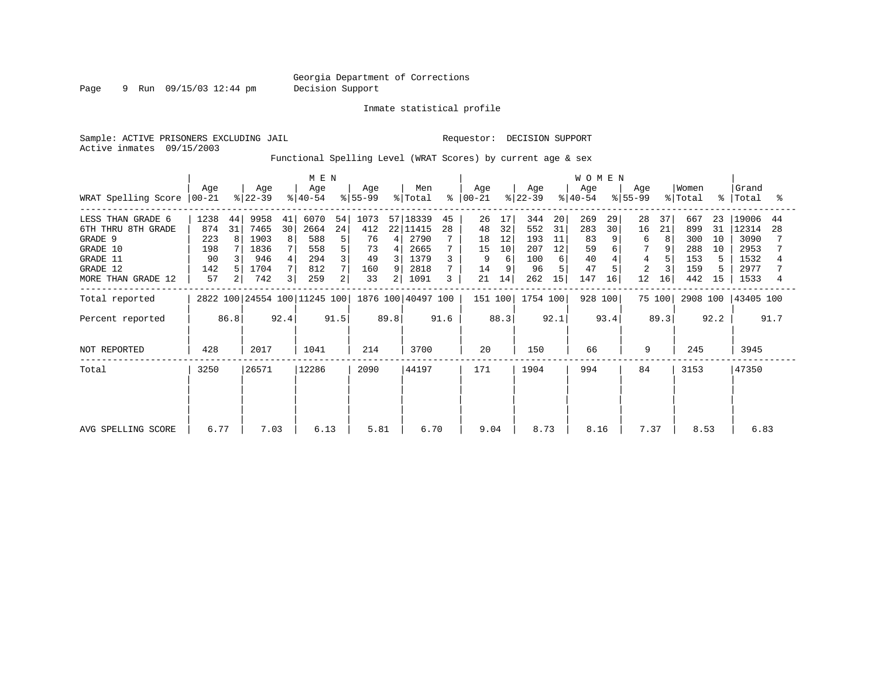Georgia Department of Corrections
Decision Support

Inmate statistical profile

Sample: ACTIVE PRISONERS EXCLUDING JAIL

Requestor: DECISION SUPPORT

Active inmates 09/15/2003

Functional Spelling Level (WRAT Scores) by current age & sex

| WRAT Spelling Score | MEN Age 00-21 | % | MEN Age 22-39 | % | MEN Age 40-54 | % | MEN Age 55-99 | % | Men Total | % | WOMEN Age 00-21 | % | WOMEN Age 22-39 | % | WOMEN Age 40-54 | % | WOMEN Age 55-99 | % | Women Total | % | Grand Total | % |
|---|---|---|---|---|---|---|---|---|---|---|---|---|---|---|---|---|---|---|---|---|---|---|
| LESS THAN GRADE 6 | 1238 | 44 | 9958 | 41 | 6070 | 54 | 1073 | 57 | 18339 | 45 | 26 | 17 | 344 | 20 | 269 | 29 | 28 | 37 | 667 | 23 | 19006 | 44 |
| 6TH THRU 8TH GRADE | 874 | 31 | 7465 | 30 | 2664 | 24 | 412 | 22 | 11415 | 28 | 48 | 32 | 552 | 31 | 283 | 30 | 16 | 21 | 899 | 31 | 12314 | 28 |
| GRADE 9 | 223 | 8 | 1903 | 8 | 588 | 5 | 76 | 4 | 2790 | 7 | 18 | 12 | 193 | 11 | 83 | 9 | 6 | 8 | 300 | 10 | 3090 | 7 |
| GRADE 10 | 198 | 7 | 1836 | 7 | 558 | 5 | 73 | 4 | 2665 | 7 | 15 | 10 | 207 | 12 | 59 | 6 | 7 | 9 | 288 | 10 | 2953 | 7 |
| GRADE 11 | 90 | 3 | 946 | 4 | 294 | 3 | 49 | 3 | 1379 | 3 | 9 | 6 | 100 | 6 | 40 | 4 | 4 | 5 | 153 | 5 | 1532 | 4 |
| GRADE 12 | 142 | 5 | 1704 | 7 | 812 | 7 | 160 | 9 | 2818 | 7 | 14 | 9 | 96 | 5 | 47 | 5 | 2 | 3 | 159 | 5 | 2977 | 7 |
| MORE THAN GRADE 12 | 57 | 2 | 742 | 3 | 259 | 2 | 33 | 2 | 1091 | 3 | 21 | 14 | 262 | 15 | 147 | 16 | 12 | 16 | 442 | 15 | 1533 | 4 |
| Total reported | 2822 | 100 | 24554 | 100 | 11245 | 100 | 1876 | 100 | 40497 | 100 | 151 | 100 | 1754 | 100 | 928 | 100 | 75 | 100 | 2908 | 100 | 43405 | 100 |
| Percent reported | | 86.8 | | 92.4 | | 91.5 | | 89.8 | | 91.6 | | 88.3 | | 92.1 | | 93.4 | | 89.3 | | 92.2 | | 91.7 |
| NOT REPORTED | 428 | | 2017 | | 1041 | | 214 | | 3700 | | 20 | | 150 | | 66 | | 9 | | 245 | | 3945 | |
| Total | 3250 | | 26571 | | 12286 | | 2090 | | 44197 | | 171 | | 1904 | | 994 | | 84 | | 3153 | | 47350 | |
| AVG SPELLING SCORE | 6.77 | | 7.03 | | 6.13 | | 5.81 | | 6.70 | | 9.04 | | 8.73 | | 8.16 | | 7.37 | | 8.53 | | 6.83 | |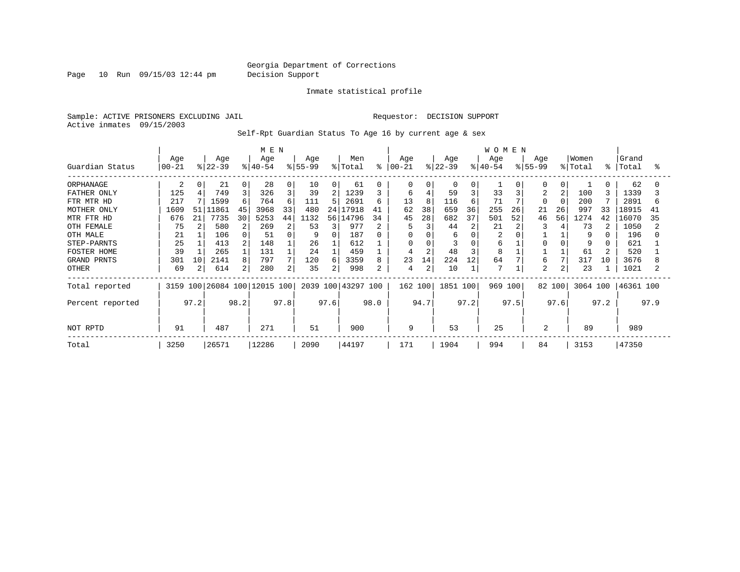Georgia Department of Corrections
Decision Support

Inmate statistical profile

Sample: ACTIVE PRISONERS EXCLUDING JAIL                                   Requestor: DECISION SUPPORT
Active inmates 09/15/2003

Self-Rpt Guardian Status To Age 16 by current age & sex

| Guardian Status | MEN Age 00-21 | % | Age 22-39 | % | Age 40-54 | % | Age 55-99 | % | Men Total | % | WOMEN Age 00-21 | % | Age 22-39 | % | Age 40-54 | % | Age 55-99 | % | Women Total | % | Grand Total | % |
|---|---|---|---|---|---|---|---|---|---|---|---|---|---|---|---|---|---|---|---|---|---|---|
| ORPHANAGE | 2 | 0 | 21 | 0 | 28 | 0 | 10 | 0 | 61 | 0 | 0 | 0 | 0 | 0 | 1 | 0 | 0 | 0 | 1 | 0 | 62 | 0 |
| FATHER ONLY | 125 | 4 | 749 | 3 | 326 | 3 | 39 | 2 | 1239 | 3 | 6 | 4 | 59 | 3 | 33 | 3 | 2 | 2 | 100 | 3 | 1339 | 3 |
| FTR MTR HD | 217 | 7 | 1599 | 6 | 764 | 6 | 111 | 5 | 2691 | 6 | 13 | 8 | 116 | 6 | 71 | 7 | 0 | 0 | 200 | 7 | 2891 | 6 |
| MOTHER ONLY | 1609 | 51 | 11861 | 45 | 3968 | 33 | 480 | 24 | 17918 | 41 | 62 | 38 | 659 | 36 | 255 | 26 | 21 | 26 | 997 | 33 | 18915 | 41 |
| MTR FTR HD | 676 | 21 | 7735 | 30 | 5253 | 44 | 1132 | 56 | 14796 | 34 | 45 | 28 | 682 | 37 | 501 | 52 | 46 | 56 | 1274 | 42 | 16070 | 35 |
| OTH FEMALE | 75 | 2 | 580 | 2 | 269 | 2 | 53 | 3 | 977 | 2 | 5 | 3 | 44 | 2 | 21 | 2 | 3 | 4 | 73 | 2 | 1050 | 2 |
| OTH MALE | 21 | 1 | 106 | 0 | 51 | 0 | 9 | 0 | 187 | 0 | 0 | 0 | 6 | 0 | 2 | 0 | 1 | 1 | 9 | 0 | 196 | 0 |
| STEP-PARNTS | 25 | 1 | 413 | 2 | 148 | 1 | 26 | 1 | 612 | 1 | 0 | 0 | 3 | 0 | 6 | 1 | 0 | 0 | 9 | 0 | 621 | 1 |
| FOSTER HOME | 39 | 1 | 265 | 1 | 131 | 1 | 24 | 1 | 459 | 1 | 4 | 2 | 48 | 3 | 8 | 1 | 1 | 1 | 61 | 2 | 520 | 1 |
| GRAND PRNTS | 301 | 10 | 2141 | 8 | 797 | 7 | 120 | 6 | 3359 | 8 | 23 | 14 | 224 | 12 | 64 | 7 | 6 | 7 | 317 | 10 | 3676 | 8 |
| OTHER | 69 | 2 | 614 | 2 | 280 | 2 | 35 | 2 | 998 | 2 | 4 | 2 | 10 | 1 | 7 | 1 | 2 | 2 | 23 | 1 | 1021 | 2 |
| Total reported | 3159 | 100 | 26084 | 100 | 12015 | 100 | 2039 | 100 | 43297 | 100 | 162 | 100 | 1851 | 100 | 969 | 100 | 82 | 100 | 3064 | 100 | 46361 | 100 |
| Percent reported | | 97.2 | | 98.2 | | 97.8 | | 97.6 | | 98.0 | | 94.7 | | 97.2 | | 97.5 | | 97.6 | | 97.2 | | 97.9 |
| NOT RPTD | 91 | | 487 | | 271 | | 51 | | 900 | | 9 | | 53 | | 25 | | 2 | | 89 | | 989 | |
| Total | 3250 | | 26571 | | 12286 | | 2090 | | 44197 | | 171 | | 1904 | | 994 | | 84 | | 3153 | | 47350 | |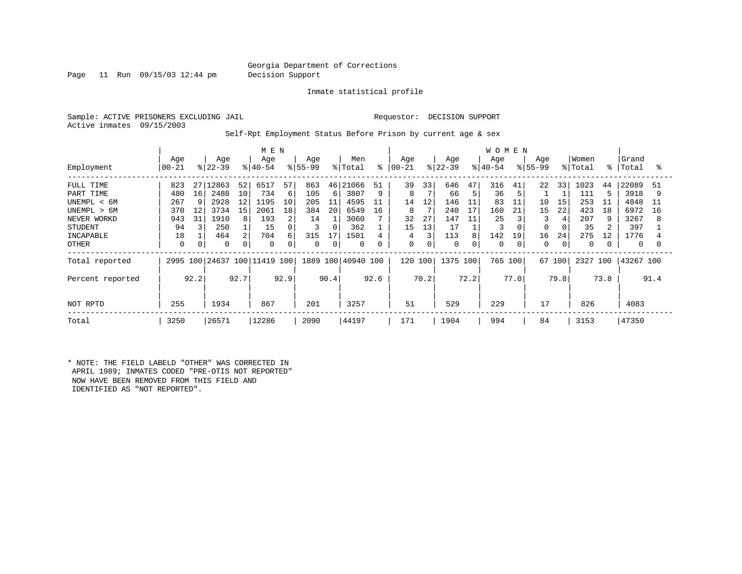Georgia Department of Corrections
Decision Support

Inmate statistical profile

Sample: ACTIVE PRISONERS EXCLUDING JAIL  Requestor: DECISION SUPPORT
Active inmates 09/15/2003

Self-Rpt Employment Status Before Prison by current age & sex

| | MEN | | | | | | | | | | WOMEN | | | | | | | | | | | |
|---|---|---|---|---|---|---|---|---|---|---|---|---|---|---|---|---|---|---|---|---|---|---|
| Employment | Age 00-21 | % | Age 22-39 | % | Age 40-54 | % | Age 55-99 | % | Men Total | % | Age 00-21 | % | Age 22-39 | % | Age 40-54 | % | Age 55-99 | % | Women Total | % | Grand Total | % |
| FULL TIME | 823 | 27 | 12863 | 52 | 6517 | 57 | 863 | 46 | 21066 | 51 | 39 | 33 | 646 | 47 | 316 | 41 | 22 | 33 | 1023 | 44 | 22089 | 51 |
| PART TIME | 480 | 16 | 2488 | 10 | 734 | 6 | 105 | 6 | 3807 | 9 | 8 | 7 | 66 | 5 | 36 | 5 | 1 | 1 | 111 | 5 | 3918 | 9 |
| UNEMPL < 6M | 267 | 9 | 2928 | 12 | 1195 | 10 | 205 | 11 | 4595 | 11 | 14 | 12 | 146 | 11 | 83 | 11 | 10 | 15 | 253 | 11 | 4848 | 11 |
| UNEMPL > 6M | 370 | 12 | 3734 | 15 | 2061 | 18 | 384 | 20 | 6549 | 16 | 8 | 7 | 240 | 17 | 160 | 21 | 15 | 22 | 423 | 18 | 6972 | 16 |
| NEVER WORKD | 943 | 31 | 1910 | 8 | 193 | 2 | 14 | 1 | 3060 | 7 | 32 | 27 | 147 | 11 | 25 | 3 | 3 | 4 | 207 | 9 | 3267 | 8 |
| STUDENT | 94 | 3 | 250 | 1 | 15 | 0 | 3 | 0 | 362 | 1 | 15 | 13 | 17 | 1 | 3 | 0 | 0 | 0 | 35 | 2 | 397 | 1 |
| INCAPABLE | 18 | 1 | 464 | 2 | 704 | 6 | 315 | 17 | 1501 | 4 | 4 | 3 | 113 | 8 | 142 | 19 | 16 | 24 | 275 | 12 | 1776 | 4 |
| OTHER | 0 | 0 | 0 | 0 | 0 | 0 | 0 | 0 | 0 | 0 | 0 | 0 | 0 | 0 | 0 | 0 | 0 | 0 | 0 | 0 | 0 | 0 |
| Total reported | 2995 | 100 | 24637 | 100 | 11419 | 100 | 1889 | 100 | 40940 | 100 | 120 | 100 | 1375 | 100 | 765 | 100 | 67 | 100 | 2327 | 100 | 43267 | 100 |
| Percent reported | | 92.2 | | 92.7 | | 92.9 | | 90.4 | | 92.6 | | 70.2 | | 72.2 | | 77.0 | | 79.8 | | 73.8 | | 91.4 |
| NOT RPTD | 255 | | 1934 | | 867 | | 201 | | 3257 | | 51 | | 529 | | 229 | | 17 | | 826 | | 4083 | |
| Total | 3250 | | 26571 | | 12286 | | 2090 | | 44197 | | 171 | | 1904 | | 994 | | 84 | | 3153 | | 47350 | |

* NOTE: THE FIELD LABELD "OTHER" WAS CORRECTED IN APRIL 1989; INMATES CODED "PRE-OTIS NOT REPORTED" NOW HAVE BEEN REMOVED FROM THIS FIELD AND IDENTIFIED AS "NOT REPORTED".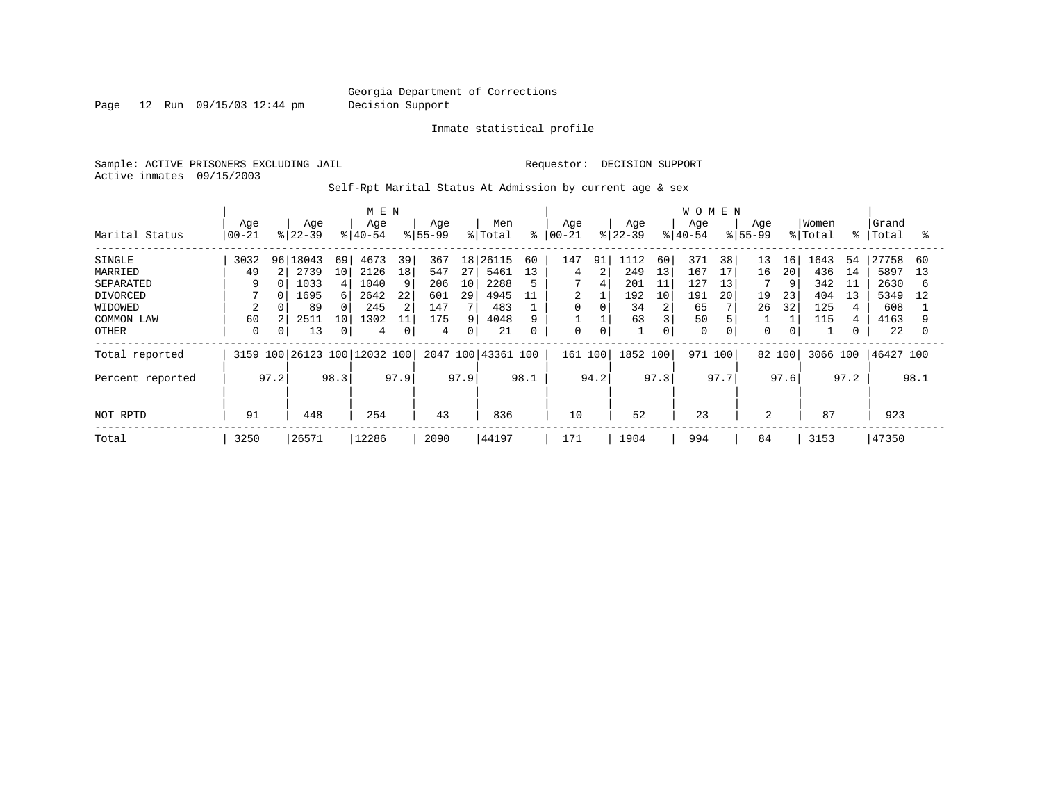Georgia Department of Corrections
Decision Support

Inmate statistical profile

Sample: ACTIVE PRISONERS EXCLUDING JAIL

Requestor: DECISION SUPPORT

Active inmates 09/15/2003

Self-Rpt Marital Status At Admission by current age & sex

| | MEN | | | | | | | | | | WOMEN | | | | | | | | | | | |
|---|---|---|---|---|---|---|---|---|---|---|---|---|---|---|---|---|---|---|---|---|---|---|
| Marital Status | Age 00-21 | % | Age 22-39 | % | Age 40-54 | % | Age 55-99 | % | Men Total | % | Age 00-21 | % | Age 22-39 | % | Age 40-54 | % | Age 55-99 | % | Women Total | % | Grand Total | % |
| SINGLE | 3032 | 96 | 18043 | 69 | 4673 | 39 | 367 | 18 | 26115 | 60 | 147 | 91 | 1112 | 60 | 371 | 38 | 13 | 16 | 1643 | 54 | 27758 | 60 |
| MARRIED | 49 | 2 | 2739 | 10 | 2126 | 18 | 547 | 27 | 5461 | 13 | 4 | 2 | 249 | 13 | 167 | 17 | 16 | 20 | 436 | 14 | 5897 | 13 |
| SEPARATED | 9 | 0 | 1033 | 4 | 1040 | 9 | 206 | 10 | 2288 | 5 | 7 | 4 | 201 | 11 | 127 | 13 | 7 | 9 | 342 | 11 | 2630 | 6 |
| DIVORCED | 7 | 0 | 1695 | 6 | 2642 | 22 | 601 | 29 | 4945 | 11 | 2 | 1 | 192 | 10 | 191 | 20 | 19 | 23 | 404 | 13 | 5349 | 12 |
| WIDOWED | 2 | 0 | 89 | 0 | 245 | 2 | 147 | 7 | 483 | 1 | 0 | 0 | 34 | 2 | 65 | 7 | 26 | 32 | 125 | 4 | 608 | 1 |
| COMMON LAW | 60 | 2 | 2511 | 10 | 1302 | 11 | 175 | 9 | 4048 | 9 | 1 | 1 | 63 | 3 | 50 | 5 | 1 | 1 | 115 | 4 | 4163 | 9 |
| OTHER | 0 | 0 | 13 | 0 | 4 | 0 | 4 | 0 | 21 | 0 | 0 | 0 | 1 | 0 | 0 | 0 | 0 | 0 | 1 | 0 | 22 | 0 |
| Total reported | 3159 | 100 | 26123 | 100 | 12032 | 100 | 2047 | 100 | 43361 | 100 | 161 | 100 | 1852 | 100 | 971 | 100 | 82 | 100 | 3066 | 100 | 46427 | 100 |
| Percent reported | | 97.2 | | 98.3 | | 97.9 | | 97.9 | | 98.1 | | 94.2 | | 97.3 | | 97.7 | | 97.6 | | 97.2 | | 98.1 |
| NOT RPTD | 91 | | 448 | | 254 | | 43 | | 836 | | 10 | | 52 | | 23 | | 2 | | 87 | | 923 | |
| Total | 3250 | | 26571 | | 12286 | | 2090 | | 44197 | | 171 | | 1904 | | 994 | | 84 | | 3153 | | 47350 | |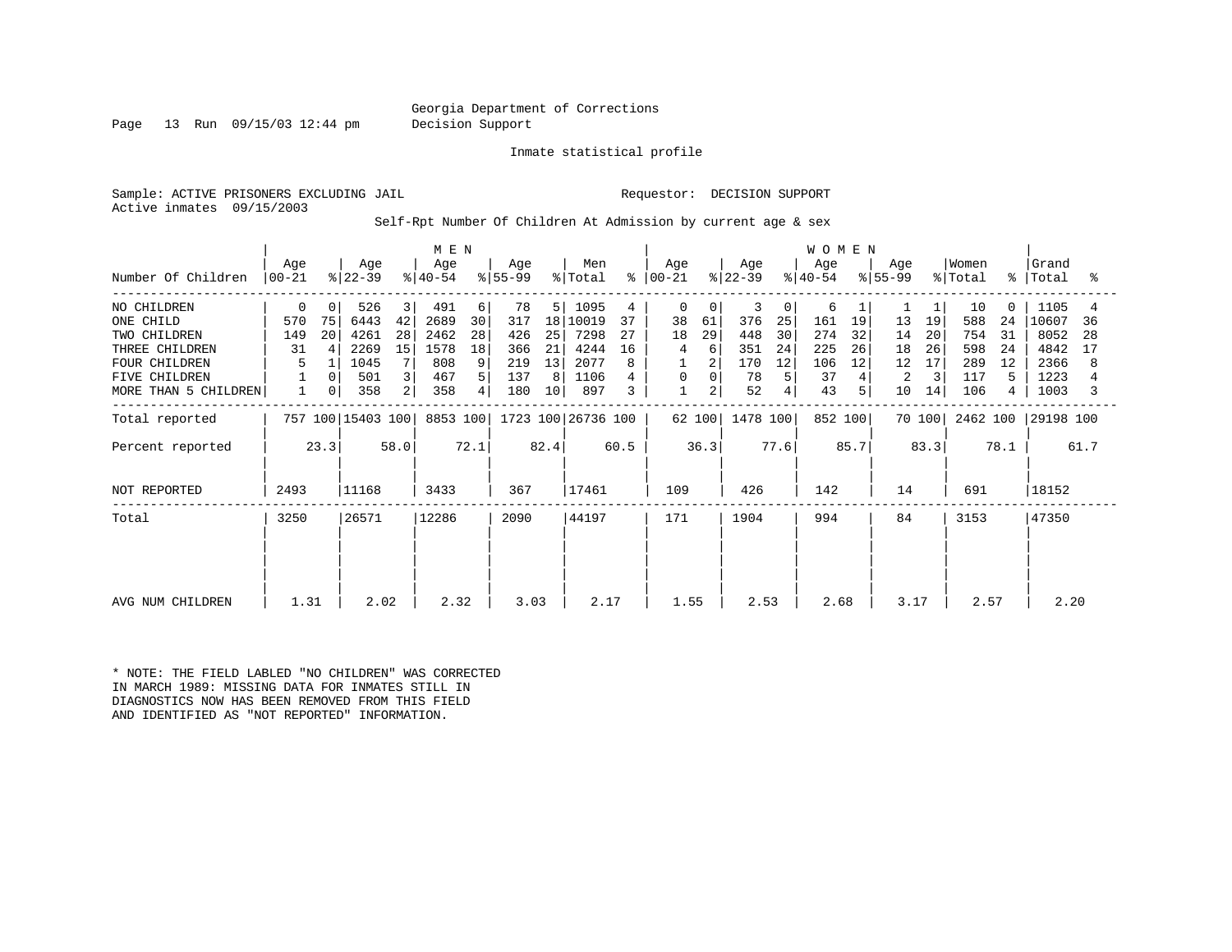Georgia Department of Corrections
Decision Support

Inmate statistical profile

Sample: ACTIVE PRISONERS EXCLUDING JAIL    Requestor: DECISION SUPPORT
Active inmates 09/15/2003

Self-Rpt Number Of Children At Admission by current age & sex

| | MEN | | | | | | | | | | WOMEN | | | | | | | | | | | |
|---|---|---|---|---|---|---|---|---|---|---|---|---|---|---|---|---|---|---|---|---|---|---|
| Number Of Children | Age 00-21 | % | Age 22-39 | % | Age 40-54 | % | Age 55-99 | % | Men Total | % | Age 00-21 | % | Age 22-39 | % | Age 40-54 | % | Age 55-99 | % | Women Total | % | Grand Total | % |
| NO CHILDREN | 0 | 0 | 526 | 3 | 491 | 6 | 78 | 5 | 1095 | 4 | 0 | 0 | 3 | 0 | 6 | 1 | 1 | 1 | 10 | 0 | 1105 | 4 |
| ONE CHILD | 570 | 75 | 6443 | 42 | 2689 | 30 | 317 | 18 | 10019 | 37 | 38 | 61 | 376 | 25 | 161 | 19 | 13 | 19 | 588 | 24 | 10607 | 36 |
| TWO CHILDREN | 149 | 20 | 4261 | 28 | 2462 | 28 | 426 | 25 | 7298 | 27 | 18 | 29 | 448 | 30 | 274 | 32 | 14 | 20 | 754 | 31 | 8052 | 28 |
| THREE CHILDREN | 31 | 4 | 2269 | 15 | 1578 | 18 | 366 | 21 | 4244 | 16 | 4 | 6 | 351 | 24 | 225 | 26 | 18 | 26 | 598 | 24 | 4842 | 17 |
| FOUR CHILDREN | 5 | 1 | 1045 | 7 | 808 | 9 | 219 | 13 | 2077 | 8 | 1 | 2 | 170 | 12 | 106 | 12 | 12 | 17 | 289 | 12 | 2366 | 8 |
| FIVE CHILDREN | 1 | 0 | 501 | 3 | 467 | 5 | 137 | 8 | 1106 | 4 | 0 | 0 | 78 | 5 | 37 | 4 | 2 | 3 | 117 | 5 | 1223 | 4 |
| MORE THAN 5 CHILDREN | 1 | 0 | 358 | 2 | 358 | 4 | 180 | 10 | 897 | 3 | 1 | 2 | 52 | 4 | 43 | 5 | 10 | 14 | 106 | 4 | 1003 | 3 |
| Total reported | 757 | 100 | 15403 | 100 | 8853 | 100 | 1723 | 100 | 26736 | 100 | 62 | 100 | 1478 | 100 | 852 | 100 | 70 | 100 | 2462 | 100 | 29198 | 100 |
| Percent reported | | 23.3 | | 58.0 | | 72.1 | | 82.4 | | 60.5 | | 36.3 | | 77.6 | | 85.7 | | 83.3 | | 78.1 | | 61.7 |
| NOT REPORTED | 2493 | | 11168 | | 3433 | | 367 | | 17461 | | 109 | | 426 | | 142 | | 14 | | 691 | | 18152 | |
| Total | 3250 | | 26571 | | 12286 | | 2090 | | 44197 | | 171 | | 1904 | | 994 | | 84 | | 3153 | | 47350 | |
| AVG NUM CHILDREN | 1.31 | | 2.02 | | 2.32 | | 3.03 | | 2.17 | | 1.55 | | 2.53 | | 2.68 | | 3.17 | | 2.57 | | 2.20 | |

* NOTE: THE FIELD LABLED "NO CHILDREN" WAS CORRECTED IN MARCH 1989: MISSING DATA FOR INMATES STILL IN DIAGNOSTICS NOW HAS BEEN REMOVED FROM THIS FIELD AND IDENTIFIED AS "NOT REPORTED" INFORMATION.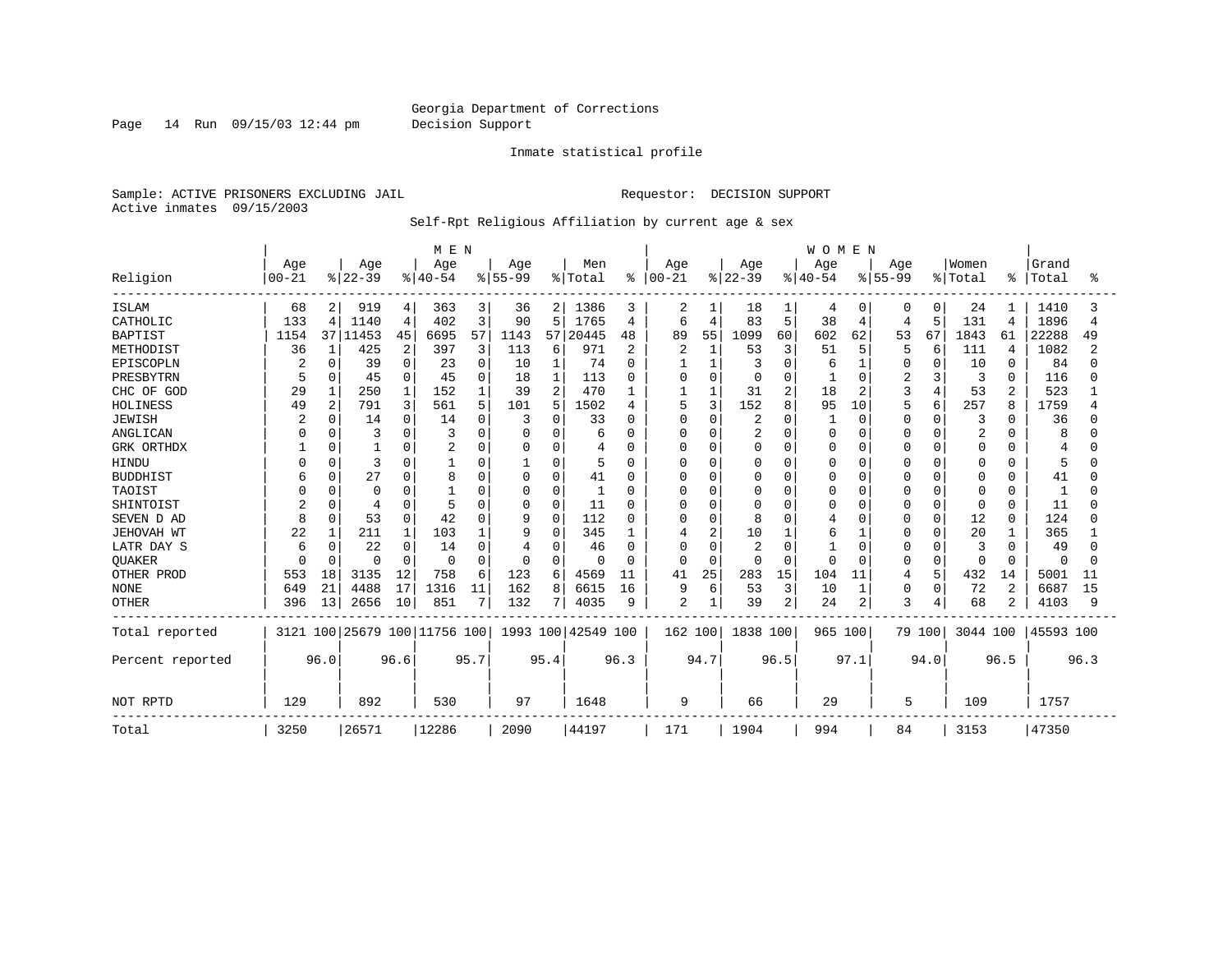Georgia Department of Corrections
Decision Support

Inmate statistical profile

Sample: ACTIVE PRISONERS EXCLUDING JAIL

Requestor: DECISION SUPPORT

Active inmates 09/15/2003

Self-Rpt Religious Affiliation by current age & sex

| | MEN | | | | | | | | | | WOMEN | | | | | | | | | | | |
|---|---|---|---|---|---|---|---|---|---|---|---|---|---|---|---|---|---|---|---|---|---|---|
| Religion | Age 00-21 | % | Age 22-39 | % | Age 40-54 | % | Age 55-99 | % | Men Total | % | Age 00-21 | % | Age 22-39 | % | Age 40-54 | % | Age 55-99 | % | Women Total | % | Grand Total | % |
| ISLAM | 68 | 2 | 919 | 4 | 363 | 3 | 36 | 2 | 1386 | 3 | 2 | 1 | 18 | 1 | 4 | 0 | 0 | 0 | 24 | 1 | 1410 | 3 |
| CATHOLIC | 133 | 4 | 1140 | 4 | 402 | 3 | 90 | 5 | 1765 | 4 | 6 | 4 | 83 | 5 | 38 | 4 | 4 | 5 | 131 | 4 | 1896 | 4 |
| BAPTIST | 1154 | 37 | 11453 | 45 | 6695 | 57 | 1143 | 57 | 20445 | 48 | 89 | 55 | 1099 | 60 | 602 | 62 | 53 | 67 | 1843 | 61 | 22288 | 49 |
| METHODIST | 36 | 1 | 425 | 2 | 397 | 3 | 113 | 6 | 971 | 2 | 2 | 1 | 53 | 3 | 51 | 5 | 5 | 6 | 111 | 4 | 1082 | 2 |
| EPISCOPLN | 2 | 0 | 39 | 0 | 23 | 0 | 10 | 1 | 74 | 0 | 1 | 1 | 3 | 0 | 6 | 1 | 0 | 0 | 10 | 0 | 84 | 0 |
| PRESBYTRN | 5 | 0 | 45 | 0 | 45 | 0 | 18 | 1 | 113 | 0 | 0 | 0 | 0 | 0 | 1 | 0 | 2 | 3 | 3 | 0 | 116 | 0 |
| CHC OF GOD | 29 | 1 | 250 | 1 | 152 | 1 | 39 | 2 | 470 | 1 | 1 | 1 | 31 | 2 | 18 | 2 | 3 | 4 | 53 | 2 | 523 | 1 |
| HOLINESS | 49 | 2 | 791 | 3 | 561 | 5 | 101 | 5 | 1502 | 4 | 5 | 3 | 152 | 8 | 95 | 10 | 5 | 6 | 257 | 8 | 1759 | 4 |
| JEWISH | 2 | 0 | 14 | 0 | 14 | 0 | 3 | 0 | 33 | 0 | 0 | 0 | 2 | 0 | 1 | 0 | 0 | 0 | 3 | 0 | 36 | 0 |
| ANGLICAN | 0 | 0 | 3 | 0 | 3 | 0 | 0 | 0 | 6 | 0 | 0 | 0 | 2 | 0 | 0 | 0 | 0 | 0 | 2 | 0 | 8 | 0 |
| GRK ORTHDX | 1 | 0 | 1 | 0 | 2 | 0 | 0 | 0 | 4 | 0 | 0 | 0 | 0 | 0 | 0 | 0 | 0 | 0 | 0 | 0 | 4 | 0 |
| HINDU | 0 | 0 | 3 | 0 | 1 | 0 | 1 | 0 | 5 | 0 | 0 | 0 | 0 | 0 | 0 | 0 | 0 | 0 | 0 | 0 | 5 | 0 |
| BUDDHIST | 6 | 0 | 27 | 0 | 8 | 0 | 0 | 0 | 41 | 0 | 0 | 0 | 0 | 0 | 0 | 0 | 0 | 0 | 0 | 0 | 41 | 0 |
| TAOIST | 0 | 0 | 0 | 0 | 1 | 0 | 0 | 0 | 1 | 0 | 0 | 0 | 0 | 0 | 0 | 0 | 0 | 0 | 0 | 0 | 1 | 0 |
| SHINTOIST | 2 | 0 | 4 | 0 | 5 | 0 | 0 | 0 | 11 | 0 | 0 | 0 | 0 | 0 | 0 | 0 | 0 | 0 | 0 | 0 | 11 | 0 |
| SEVEN D AD | 8 | 0 | 53 | 0 | 42 | 0 | 9 | 0 | 112 | 0 | 0 | 0 | 8 | 0 | 4 | 0 | 0 | 0 | 12 | 0 | 124 | 0 |
| JEHOVAH WT | 22 | 1 | 211 | 1 | 103 | 1 | 9 | 0 | 345 | 1 | 4 | 2 | 10 | 1 | 6 | 1 | 0 | 0 | 20 | 1 | 365 | 1 |
| LATR DAY S | 6 | 0 | 22 | 0 | 14 | 0 | 4 | 0 | 46 | 0 | 0 | 0 | 2 | 0 | 1 | 0 | 0 | 0 | 3 | 0 | 49 | 0 |
| QUAKER | 0 | 0 | 0 | 0 | 0 | 0 | 0 | 0 | 0 | 0 | 0 | 0 | 0 | 0 | 0 | 0 | 0 | 0 | 0 | 0 | 0 | 0 |
| OTHER PROD | 553 | 18 | 3135 | 12 | 758 | 6 | 123 | 6 | 4569 | 11 | 41 | 25 | 283 | 15 | 104 | 11 | 4 | 5 | 432 | 14 | 5001 | 11 |
| NONE | 649 | 21 | 4488 | 17 | 1316 | 11 | 162 | 8 | 6615 | 16 | 9 | 6 | 53 | 3 | 10 | 1 | 0 | 0 | 72 | 2 | 6687 | 15 |
| OTHER | 396 | 13 | 2656 | 10 | 851 | 7 | 132 | 7 | 4035 | 9 | 2 | 1 | 39 | 2 | 24 | 2 | 3 | 4 | 68 | 2 | 4103 | 9 |
| Total reported | 3121 | 100 | 25679 | 100 | 11756 | 100 | 1993 | 100 | 42549 | 100 | 162 | 100 | 1838 | 100 | 965 | 100 | 79 | 100 | 3044 | 100 | 45593 | 100 |
| Percent reported | | 96.0 | | 96.6 | | 95.7 | | 95.4 | | 96.3 | | 94.7 | | 96.5 | | 97.1 | | 94.0 | | 96.5 | | 96.3 |
| NOT RPTD | 129 | | 892 | | 530 | | 97 | | 1648 | | 9 | | 66 | | 29 | | 5 | | 109 | | 1757 | |
| Total | 3250 | | 26571 | | 12286 | | 2090 | | 44197 | | 171 | | 1904 | | 994 | | 84 | | 3153 | | 47350 | |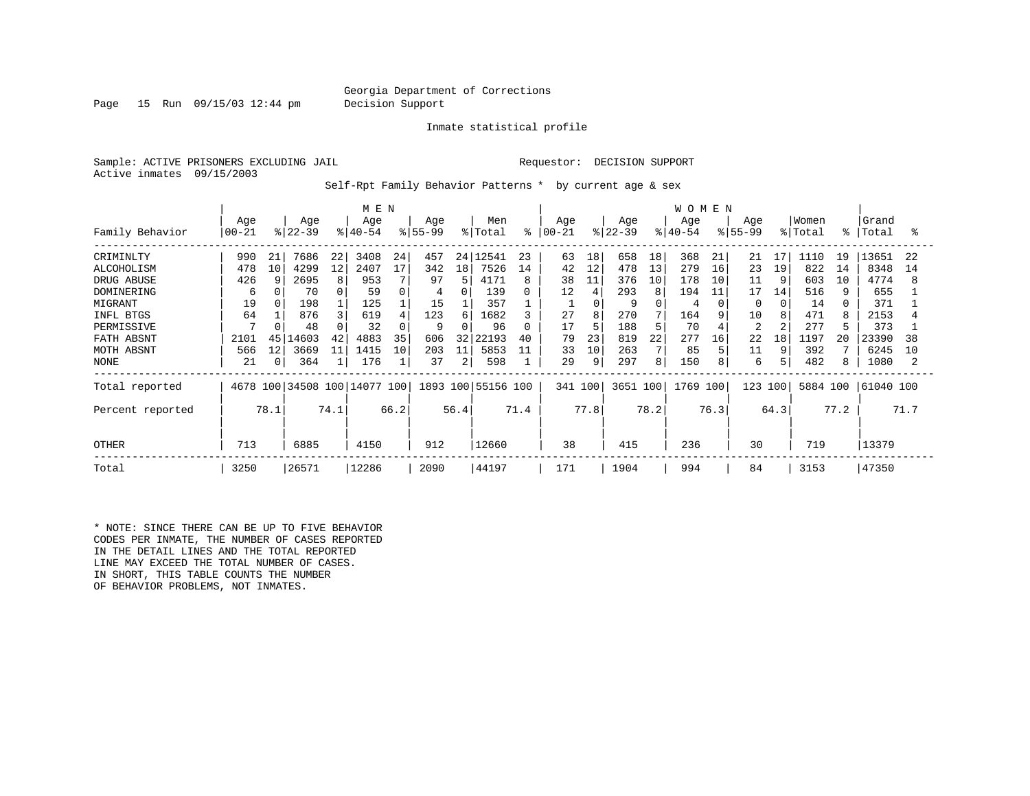Georgia Department of Corrections
Decision Support

Inmate statistical profile

Sample: ACTIVE PRISONERS EXCLUDING JAIL　　　　Requestor: DECISION SUPPORT
Active inmates 09/15/2003

Self-Rpt Family Behavior Patterns * by current age & sex

| Family Behavior | MEN Age 00-21 | % | Age 22-39 | % | Age 40-54 | % | Age 55-99 | % | Men Total | % | WOMEN Age 00-21 | % | Age 22-39 | % | Age 40-54 | % | Age 55-99 | % | Women Total | % | Grand Total | % |
|---|---|---|---|---|---|---|---|---|---|---|---|---|---|---|---|---|---|---|---|---|---|---|
| CRIMINLTY | 990 | 21 | 7686 | 22 | 3408 | 24 | 457 | 24 | 12541 | 23 | 63 | 18 | 658 | 18 | 368 | 21 | 21 | 17 | 1110 | 19 | 13651 | 22 |
| ALCOHOLISM | 478 | 10 | 4299 | 12 | 2407 | 17 | 342 | 18 | 7526 | 14 | 42 | 12 | 478 | 13 | 279 | 16 | 23 | 19 | 822 | 14 | 8348 | 14 |
| DRUG ABUSE | 426 | 9 | 2695 | 8 | 953 | 7 | 97 | 5 | 4171 | 8 | 38 | 11 | 376 | 10 | 178 | 10 | 11 | 9 | 603 | 10 | 4774 | 8 |
| DOMINERING | 6 | 0 | 70 | 0 | 59 | 0 | 4 | 0 | 139 | 0 | 12 | 4 | 293 | 8 | 194 | 11 | 17 | 14 | 516 | 9 | 655 | 1 |
| MIGRANT | 19 | 0 | 198 | 1 | 125 | 1 | 15 | 1 | 357 | 1 | 1 | 0 | 9 | 0 | 4 | 0 | 0 | 0 | 14 | 0 | 371 | 1 |
| INFL BTGS | 64 | 1 | 876 | 3 | 619 | 4 | 123 | 6 | 1682 | 3 | 27 | 8 | 270 | 7 | 164 | 9 | 10 | 8 | 471 | 8 | 2153 | 4 |
| PERMISSIVE | 7 | 0 | 48 | 0 | 32 | 0 | 9 | 0 | 96 | 0 | 17 | 5 | 188 | 5 | 70 | 4 | 2 | 2 | 277 | 5 | 373 | 1 |
| FATH ABSNT | 2101 | 45 | 14603 | 42 | 4883 | 35 | 606 | 32 | 22193 | 40 | 79 | 23 | 819 | 22 | 277 | 16 | 22 | 18 | 1197 | 20 | 23390 | 38 |
| MOTH ABSNT | 566 | 12 | 3669 | 11 | 1415 | 10 | 203 | 11 | 5853 | 11 | 33 | 10 | 263 | 7 | 85 | 5 | 11 | 9 | 392 | 7 | 6245 | 10 |
| NONE | 21 | 0 | 364 | 1 | 176 | 1 | 37 | 2 | 598 | 1 | 29 | 9 | 297 | 8 | 150 | 8 | 6 | 5 | 482 | 8 | 1080 | 2 |
| Total reported | 4678 | 100 | 34508 | 100 | 14077 | 100 | 1893 | 100 | 55156 | 100 | 341 | 100 | 3651 | 100 | 1769 | 100 | 123 | 100 | 5884 | 100 | 61040 | 100 |
| Percent reported | | 78.1 | | 74.1 | | 66.2 | | 56.4 | | 71.4 | | 77.8 | | 78.2 | | 76.3 | | 64.3 | | 77.2 | | 71.7 |
| OTHER | 713 | | 6885 | | 4150 | | 912 | | 12660 | | 38 | | 415 | | 236 | | 30 | | 719 | | 13379 | |
| Total | 3250 | | 26571 | | 12286 | | 2090 | | 44197 | | 171 | | 1904 | | 994 | | 84 | | 3153 | | 47350 | |

* NOTE: SINCE THERE CAN BE UP TO FIVE BEHAVIOR CODES PER INMATE, THE NUMBER OF CASES REPORTED IN THE DETAIL LINES AND THE TOTAL REPORTED LINE MAY EXCEED THE TOTAL NUMBER OF CASES. IN SHORT, THIS TABLE COUNTS THE NUMBER OF BEHAVIOR PROBLEMS, NOT INMATES.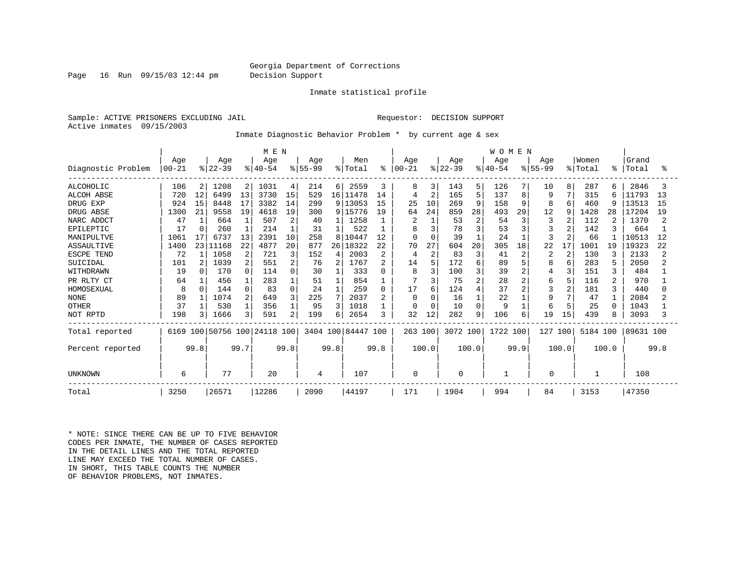Georgia Department of Corrections
Decision Support

Inmate statistical profile

Sample: ACTIVE PRISONERS EXCLUDING JAIL

Requestor: DECISION SUPPORT

Active inmates 09/15/2003

Inmate Diagnostic Behavior Problem * by current age & sex

| Diagnostic Problem | MEN Age 00-21 | % | Age 22-39 | % | Age 40-54 | % | Age 55-99 | % | Men Total | % | WOMEN Age 00-21 | % | Age 22-39 | % | Age 40-54 | % | Age 55-99 | % | Women Total | % | Grand Total | % |
|---|---|---|---|---|---|---|---|---|---|---|---|---|---|---|---|---|---|---|---|---|---|---|
| ALCOHOLIC | 106 | 2 | 1208 | 2 | 1031 | 4 | 214 | 6 | 2559 | 3 | 8 | 3 | 143 | 5 | 126 | 7 | 10 | 8 | 287 | 6 | 2846 | 3 |
| ALCOH ABSE | 720 | 12 | 6499 | 13 | 3730 | 15 | 529 | 16 | 11478 | 14 | 4 | 2 | 165 | 5 | 137 | 8 | 9 | 7 | 315 | 6 | 11793 | 13 |
| DRUG EXP | 924 | 15 | 8448 | 17 | 3382 | 14 | 299 | 9 | 13053 | 15 | 25 | 10 | 269 | 9 | 158 | 9 | 8 | 6 | 460 | 9 | 13513 | 15 |
| DRUG ABSE | 1300 | 21 | 9558 | 19 | 4618 | 19 | 300 | 9 | 15776 | 19 | 64 | 24 | 859 | 28 | 493 | 29 | 12 | 9 | 1428 | 28 | 17204 | 19 |
| NARC ADDCT | 47 | 1 | 664 | 1 | 507 | 2 | 40 | 1 | 1258 | 1 | 2 | 1 | 53 | 2 | 54 | 3 | 3 | 2 | 112 | 2 | 1370 | 2 |
| EPILEPTIC | 17 | 0 | 260 | 1 | 214 | 1 | 31 | 1 | 522 | 1 | 8 | 3 | 78 | 3 | 53 | 3 | 3 | 2 | 142 | 3 | 664 | 1 |
| MANIPULTVE | 1061 | 17 | 6737 | 13 | 2391 | 10 | 258 | 8 | 10447 | 12 | 0 | 0 | 39 | 1 | 24 | 1 | 3 | 2 | 66 | 1 | 10513 | 12 |
| ASSAULTIVE | 1400 | 23 | 11168 | 22 | 4877 | 20 | 877 | 26 | 18322 | 22 | 70 | 27 | 604 | 20 | 305 | 18 | 22 | 17 | 1001 | 19 | 19323 | 22 |
| ESCPE TEND | 72 | 1 | 1058 | 2 | 721 | 3 | 152 | 4 | 2003 | 2 | 4 | 2 | 83 | 3 | 41 | 2 | 2 | 2 | 130 | 3 | 2133 | 2 |
| SUICIDAL | 101 | 2 | 1039 | 2 | 551 | 2 | 76 | 2 | 1767 | 2 | 14 | 5 | 172 | 6 | 89 | 5 | 8 | 6 | 283 | 5 | 2050 | 2 |
| WITHDRAWN | 19 | 0 | 170 | 0 | 114 | 0 | 30 | 1 | 333 | 0 | 8 | 3 | 100 | 3 | 39 | 2 | 4 | 3 | 151 | 3 | 484 | 1 |
| PR RLTY CT | 64 | 1 | 456 | 1 | 283 | 1 | 51 | 1 | 854 | 1 | 7 | 3 | 75 | 2 | 28 | 2 | 6 | 5 | 116 | 2 | 970 | 1 |
| HOMOSEXUAL | 8 | 0 | 144 | 0 | 83 | 0 | 24 | 1 | 259 | 0 | 17 | 6 | 124 | 4 | 37 | 2 | 3 | 2 | 181 | 3 | 440 | 0 |
| NONE | 89 | 1 | 1074 | 2 | 649 | 3 | 225 | 7 | 2037 | 2 | 0 | 0 | 16 | 1 | 22 | 1 | 9 | 7 | 47 | 1 | 2084 | 2 |
| OTHER | 37 | 1 | 530 | 1 | 356 | 1 | 95 | 3 | 1018 | 1 | 0 | 0 | 10 | 0 | 9 | 1 | 6 | 5 | 25 | 0 | 1043 | 1 |
| NOT RPTD | 198 | 3 | 1666 | 3 | 591 | 2 | 199 | 6 | 2654 | 3 | 32 | 12 | 282 | 9 | 106 | 6 | 19 | 15 | 439 | 8 | 3093 | 3 |
| Total reported | 6169 | 100 | 50756 | 100 | 24118 | 100 | 3404 | 100 | 84447 | 100 | 263 | 100 | 3072 | 100 | 1722 | 100 | 127 | 100 | 5184 | 100 | 89631 | 100 |
| Percent reported | | 99.8 | | 99.7 | | 99.8 | | 99.8 | | 99.8 | | 100.0 | | 100.0 | | 99.9 | | 100.0 | | 100.0 | | 99.8 |
| UNKNOWN | 6 | | 77 | | 20 | | 4 | | 107 | | 0 | | 0 | | 1 | | 0 | | 1 | | 108 | |
| Total | 3250 | | 26571 | | 12286 | | 2090 | | 44197 | | 171 | | 1904 | | 994 | | 84 | | 3153 | | 47350 | |

* NOTE: SINCE THERE CAN BE UP TO FIVE BEHAVIOR CODES PER INMATE, THE NUMBER OF CASES REPORTED IN THE DETAIL LINES AND THE TOTAL REPORTED LINE MAY EXCEED THE TOTAL NUMBER OF CASES. IN SHORT, THIS TABLE COUNTS THE NUMBER OF BEHAVIOR PROBLEMS, NOT INMATES.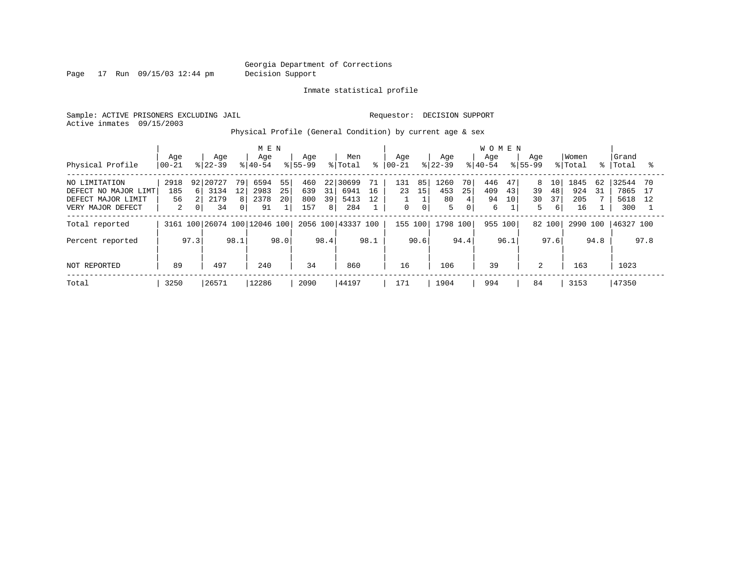Georgia Department of Corrections
Decision Support

Inmate statistical profile

Sample: ACTIVE PRISONERS EXCLUDING JAIL　　　　Requestor: DECISION SUPPORT
Active inmates 09/15/2003

Physical Profile (General Condition) by current age & sex

| Physical Profile | MEN Age 00-21 | % | Age 22-39 | % | Age 40-54 | % | Age 55-99 | % | Men Total | % | WOMEN Age 00-21 | % | Age 22-39 | % | Age 40-54 | % | Age 55-99 | % | Women Total | % | Grand Total | % |
|---|---|---|---|---|---|---|---|---|---|---|---|---|---|---|---|---|---|---|---|---|---|---|
| NO LIMITATION | 2918 | 92 | 20727 | 79 | 6594 | 55 | 460 | 22 | 30699 | 71 | 131 | 85 | 1260 | 70 | 446 | 47 | 8 | 10 | 1845 | 62 | 32544 | 70 |
| DEFECT NO MAJOR LIMT | 185 | 6 | 3134 | 12 | 2983 | 25 | 639 | 31 | 6941 | 16 | 23 | 15 | 453 | 25 | 409 | 43 | 39 | 48 | 924 | 31 | 7865 | 17 |
| DEFECT MAJOR LIMIT | 56 | 2 | 2179 | 8 | 2378 | 20 | 800 | 39 | 5413 | 12 | 1 | 1 | 80 | 4 | 94 | 10 | 30 | 37 | 205 | 7 | 5618 | 12 |
| VERY MAJOR DEFECT | 2 | 0 | 34 | 0 | 91 | 1 | 157 | 8 | 284 | 1 | 0 | 0 | 5 | 0 | 6 | 1 | 5 | 6 | 16 | 1 | 300 | 1 |
| Total reported | 3161 | 100 | 26074 | 100 | 12046 | 100 | 2056 | 100 | 43337 | 100 | 155 | 100 | 1798 | 100 | 955 | 100 | 82 | 100 | 2990 | 100 | 46327 | 100 |
| Percent reported | | 97.3 | | 98.1 | | 98.0 | | 98.4 | | 98.1 | | 90.6 | | 94.4 | | 96.1 | | 97.6 | | 94.8 | | 97.8 |
| NOT REPORTED | 89 | | 497 | | 240 | | 34 | | 860 | | 16 | | 106 | | 39 | | 2 | | 163 | | 1023 | |
| Total | 3250 | | 26571 | | 12286 | | 2090 | | 44197 | | 171 | | 1904 | | 994 | | 84 | | 3153 | | 47350 | |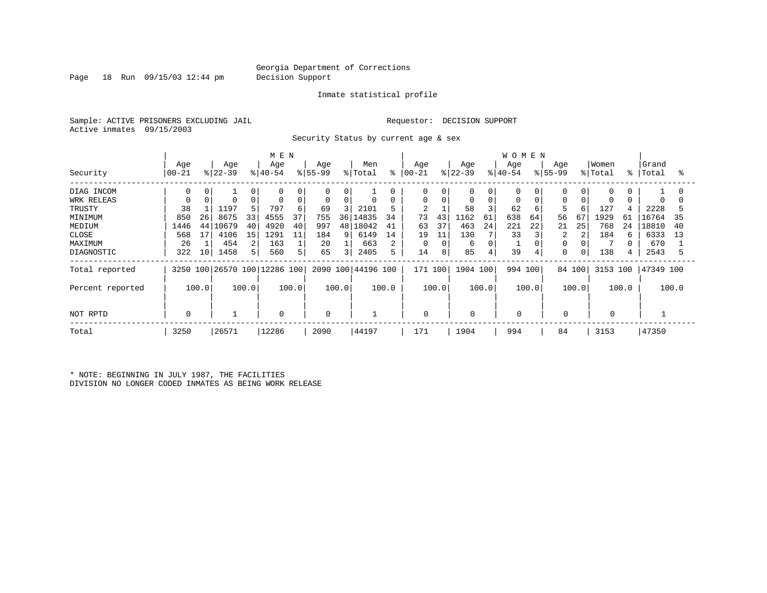Georgia Department of Corrections
Decision Support

Inmate statistical profile

Sample: ACTIVE PRISONERS EXCLUDING JAIL

Requestor: DECISION SUPPORT

Active inmates 09/15/2003

Security Status by current age & sex

| | MEN | | | | | | | | | | | WOMEN | | | | | | | | | | | | |
|---|---|---|---|---|---|---|---|---|---|---|---|---|---|---|---|---|---|---|---|---|---|---|---|---|
| Security | Age 00-21 | % | Age 22-39 | % | Age 40-54 | % | Age 55-99 | % | Men Total | % | Age 00-21 | % | Age 22-39 | % | Age 40-54 | % | Age 55-99 | % | Women Total | % | Grand Total | % |
| DIAG INCOM | 0 | 0 | 1 | 0 | 0 | 0 | 0 | 0 | 1 | 0 | 0 | 0 | 0 | 0 | 0 | 0 | 0 | 0 | 0 | 0 | 1 | 0 |
| WRK RELEAS | 0 | 0 | 0 | 0 | 0 | 0 | 0 | 0 | 0 | 0 | 0 | 0 | 0 | 0 | 0 | 0 | 0 | 0 | 0 | 0 | 0 | 0 |
| TRUSTY | 38 | 1 | 1197 | 5 | 797 | 6 | 69 | 3 | 2101 | 5 | 2 | 1 | 58 | 3 | 62 | 6 | 5 | 6 | 127 | 4 | 2228 | 5 |
| MINIMUM | 850 | 26 | 8675 | 33 | 4555 | 37 | 755 | 36 | 14835 | 34 | 73 | 43 | 1162 | 61 | 638 | 64 | 56 | 67 | 1929 | 61 | 16764 | 35 |
| MEDIUM | 1446 | 44 | 10679 | 40 | 4920 | 40 | 997 | 48 | 18042 | 41 | 63 | 37 | 463 | 24 | 221 | 22 | 21 | 25 | 768 | 24 | 18810 | 40 |
| CLOSE | 568 | 17 | 4106 | 15 | 1291 | 11 | 184 | 9 | 6149 | 14 | 19 | 11 | 130 | 7 | 33 | 3 | 2 | 2 | 184 | 6 | 6333 | 13 |
| MAXIMUM | 26 | 1 | 454 | 2 | 163 | 1 | 20 | 1 | 663 | 2 | 0 | 0 | 6 | 0 | 1 | 0 | 0 | 0 | 7 | 0 | 670 | 1 |
| DIAGNOSTIC | 322 | 10 | 1458 | 5 | 560 | 5 | 65 | 3 | 2405 | 5 | 14 | 8 | 85 | 4 | 39 | 4 | 0 | 0 | 138 | 4 | 2543 | 5 |
| Total reported | 3250 | 100 | 26570 | 100 | 12286 | 100 | 2090 | 100 | 44196 | 100 | 171 | 100 | 1904 | 100 | 994 | 100 | 84 | 100 | 3153 | 100 | 47349 | 100 |
| Percent reported | | 100.0 | | 100.0 | | 100.0 | | 100.0 | | 100.0 | | 100.0 | | 100.0 | | 100.0 | | 100.0 | | 100.0 | | 100.0 |
| NOT RPTD | 0 | | 1 | | 0 | | 0 | | 1 | | 0 | | 0 | | 0 | | 0 | | 0 | | 1 | |
| Total | 3250 | | 26571 | | 12286 | | 2090 | | 44197 | | 171 | | 1904 | | 994 | | 84 | | 3153 | | 47350 | |

* NOTE: BEGINNING IN JULY 1987, THE FACILITIES
DIVISION NO LONGER CODED INMATES AS BEING WORK RELEASE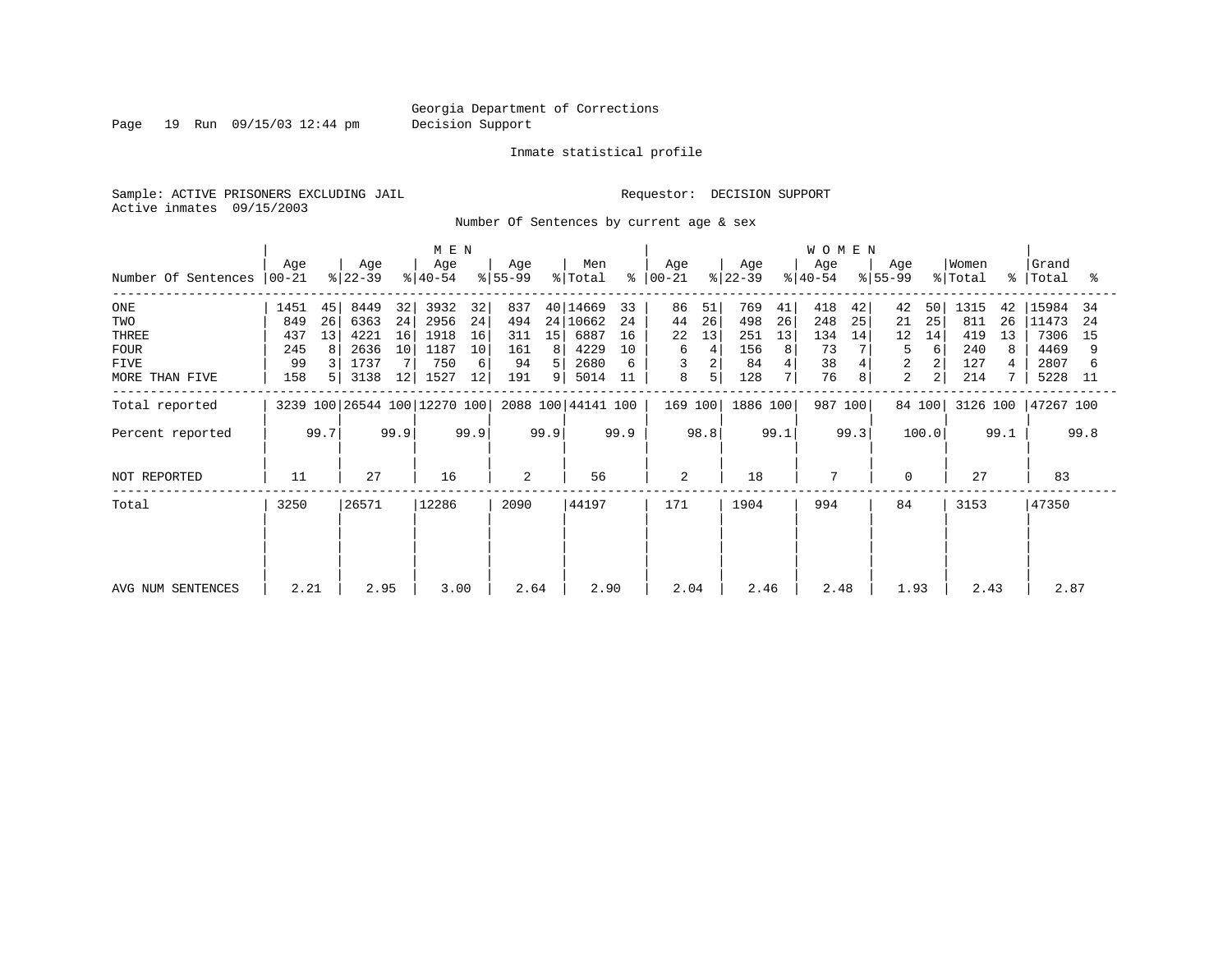Georgia Department of Corrections
Decision Support

Inmate statistical profile

Sample: ACTIVE PRISONERS EXCLUDING JAIL
Active inmates 09/15/2003

Requestor: DECISION SUPPORT

Number Of Sentences by current age & sex

| Number Of Sentences | MEN Age 00-21 | % | Age 22-39 | % | Age 40-54 | % | Age 55-99 | % | Men Total | % | WOMEN Age 00-21 | % | Age 22-39 | % | Age 40-54 | % | Age 55-99 | % | Women Total | % | Grand Total | % |
|---|---|---|---|---|---|---|---|---|---|---|---|---|---|---|---|---|---|---|---|---|---|---|
| ONE | 1451 | 45 | 8449 | 32 | 3932 | 32 | 837 | 40 | 14669 | 33 | 86 | 51 | 769 | 41 | 418 | 42 | 42 | 50 | 1315 | 42 | 15984 | 34 |
| TWO | 849 | 26 | 6363 | 24 | 2956 | 24 | 494 | 24 | 10662 | 24 | 44 | 26 | 498 | 26 | 248 | 25 | 21 | 25 | 811 | 26 | 11473 | 24 |
| THREE | 437 | 13 | 4221 | 16 | 1918 | 16 | 311 | 15 | 6887 | 16 | 22 | 13 | 251 | 13 | 134 | 14 | 12 | 14 | 419 | 13 | 7306 | 15 |
| FOUR | 245 | 8 | 2636 | 10 | 1187 | 10 | 161 | 8 | 4229 | 10 | 6 | 4 | 156 | 8 | 73 | 7 | 5 | 6 | 240 | 8 | 4469 | 9 |
| FIVE | 99 | 3 | 1737 | 7 | 750 | 6 | 94 | 5 | 2680 | 6 | 3 | 2 | 84 | 4 | 38 | 4 | 2 | 2 | 127 | 4 | 2807 | 6 |
| MORE THAN FIVE | 158 | 5 | 3138 | 12 | 1527 | 12 | 191 | 9 | 5014 | 11 | 8 | 5 | 128 | 7 | 76 | 8 | 2 | 2 | 214 | 7 | 5228 | 11 |
| Total reported | 3239 | 100 | 26544 | 100 | 12270 | 100 | 2088 | 100 | 44141 | 100 | 169 | 100 | 1886 | 100 | 987 | 100 | 84 | 100 | 3126 | 100 | 47267 | 100 |
| Percent reported | | 99.7 | | 99.9 | | 99.9 | | 99.9 | | 99.9 | | 98.8 | | 99.1 | | 99.3 | | 100.0 | | 99.1 | | 99.8 |
| NOT REPORTED | 11 | | 27 | | 16 | | 2 | | 56 | | 2 | | 18 | | 7 | | 0 | | 27 | | 83 | |
| Total | 3250 | | 26571 | | 12286 | | 2090 | | 44197 | | 171 | | 1904 | | 994 | | 84 | | 3153 | | 47350 | |
| AVG NUM SENTENCES | 2.21 | | 2.95 | | 3.00 | | 2.64 | | 2.90 | | 2.04 | | 2.46 | | 2.48 | | 1.93 | | 2.43 | | 2.87 | |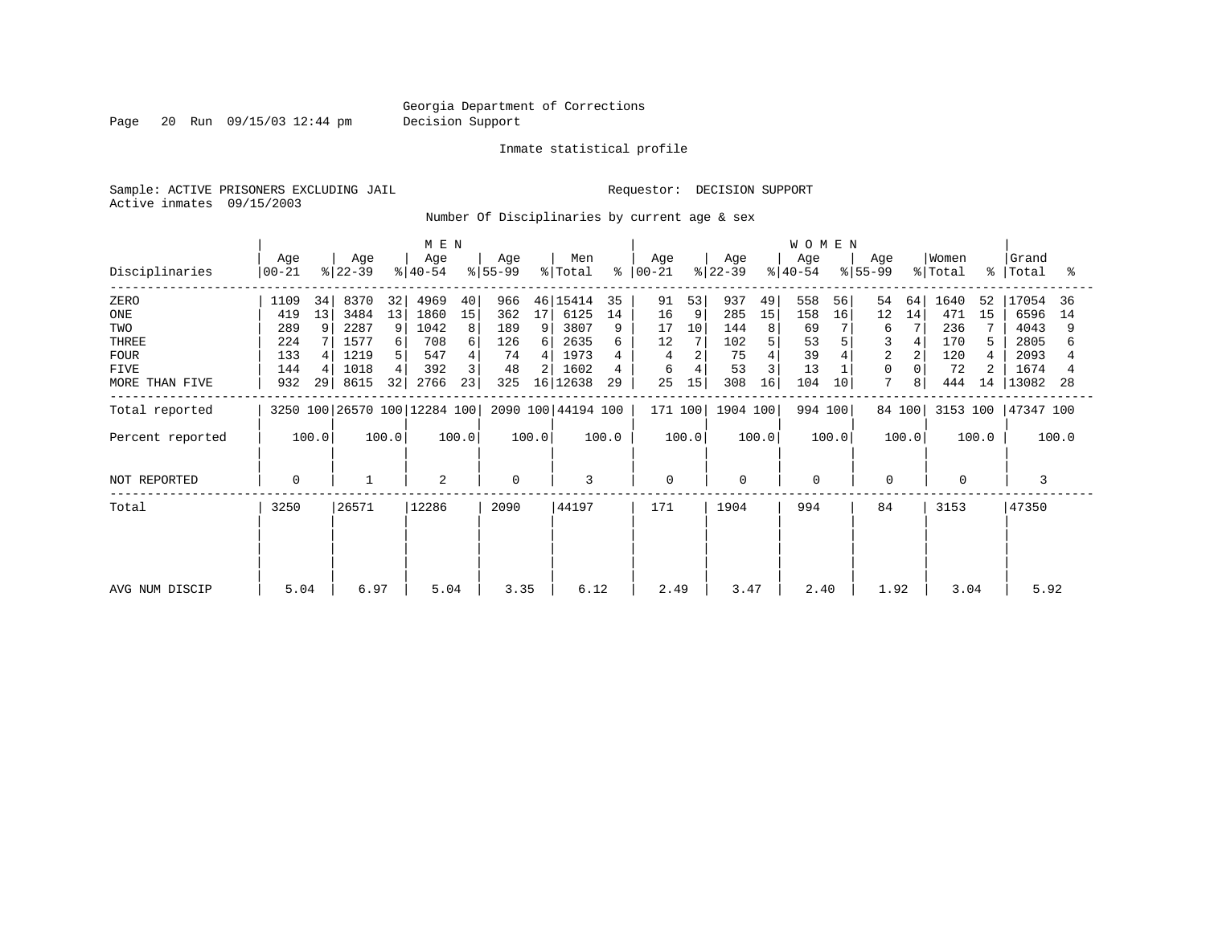Georgia Department of Corrections
Decision Support

Inmate statistical profile

Sample: ACTIVE PRISONERS EXCLUDING JAIL

Requestor: DECISION SUPPORT

Active inmates 09/15/2003

Number Of Disciplinaries by current age & sex

| Disciplinaries | MEN Age 00-21 | % | Age 22-39 | % | Age 40-54 | % | Age 55-99 | % | Men Total | % | WOMEN Age 00-21 | % | Age 22-39 | % | Age 40-54 | % | Age 55-99 | % | Women Total | % | Grand Total | % |
|---|---|---|---|---|---|---|---|---|---|---|---|---|---|---|---|---|---|---|---|---|---|---|
| ZERO | 1109 | 34 | 8370 | 32 | 4969 | 40 | 966 | 46 | 15414 | 35 | 91 | 53 | 937 | 49 | 558 | 56 | 54 | 64 | 1640 | 52 | 17054 | 36 |
| ONE | 419 | 13 | 3484 | 13 | 1860 | 15 | 362 | 17 | 6125 | 14 | 16 | 9 | 285 | 15 | 158 | 16 | 12 | 14 | 471 | 15 | 6596 | 14 |
| TWO | 289 | 9 | 2287 | 9 | 1042 | 8 | 189 | 9 | 3807 | 9 | 17 | 10 | 144 | 8 | 69 | 7 | 6 | 7 | 236 | 7 | 4043 | 9 |
| THREE | 224 | 7 | 1577 | 6 | 708 | 6 | 126 | 6 | 2635 | 6 | 12 | 7 | 102 | 5 | 53 | 5 | 3 | 4 | 170 | 5 | 2805 | 6 |
| FOUR | 133 | 4 | 1219 | 5 | 547 | 4 | 74 | 4 | 1973 | 4 | 4 | 2 | 75 | 4 | 39 | 4 | 2 | 2 | 120 | 4 | 2093 | 4 |
| FIVE | 144 | 4 | 1018 | 4 | 392 | 3 | 48 | 2 | 1602 | 4 | 6 | 4 | 53 | 3 | 13 | 1 | 0 | 0 | 72 | 2 | 1674 | 4 |
| MORE THAN FIVE | 932 | 29 | 8615 | 32 | 2766 | 23 | 325 | 16 | 12638 | 29 | 25 | 15 | 308 | 16 | 104 | 10 | 7 | 8 | 444 | 14 | 13082 | 28 |
| Total reported | 3250 | 100 | 26570 | 100 | 12284 | 100 | 2090 | 100 | 44194 | 100 | 171 | 100 | 1904 | 100 | 994 | 100 | 84 | 100 | 3153 | 100 | 47347 | 100 |
| Percent reported | | 100.0 | | 100.0 | | 100.0 | | 100.0 | | 100.0 | | 100.0 | | 100.0 | | 100.0 | | 100.0 | | 100.0 | | 100.0 |
| NOT REPORTED | 0 | | 1 | | 2 | | 0 | | 3 | | 0 | | 0 | | 0 | | 0 | | 0 | | 3 | |
| Total | 3250 | | 26571 | | 12286 | | 2090 | | 44197 | | 171 | | 1904 | | 994 | | 84 | | 3153 | | 47350 | |
| AVG NUM DISCIP | 5.04 | | 6.97 | | 5.04 | | 3.35 | | 6.12 | | 2.49 | | 3.47 | | 2.40 | | 1.92 | | 3.04 | | 5.92 | |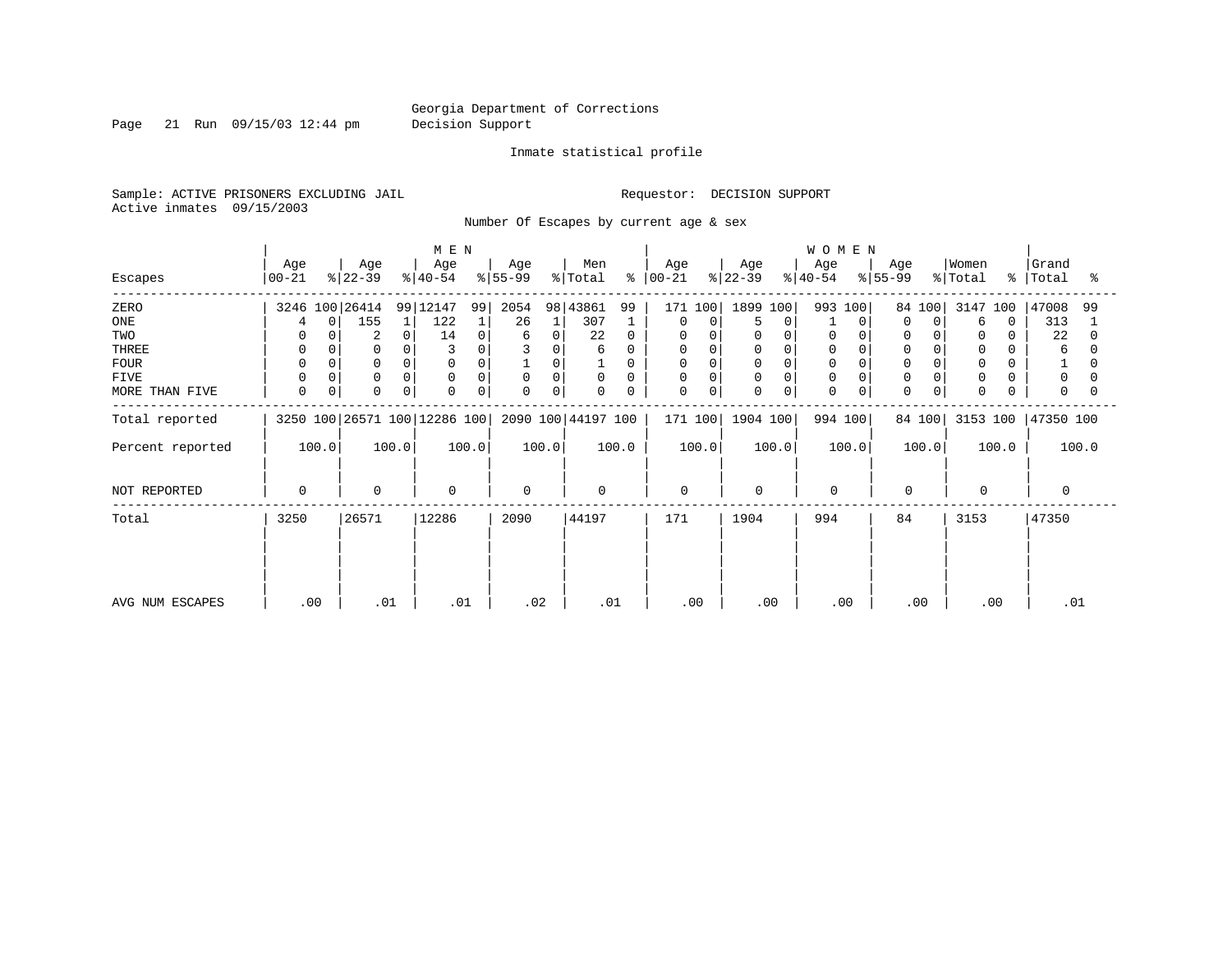Georgia Department of Corrections
Decision Support

Inmate statistical profile

Sample: ACTIVE PRISONERS EXCLUDING JAIL

Requestor: DECISION SUPPORT

Active inmates 09/15/2003

Number Of Escapes by current age & sex

| | MEN | | | | | | | | | | WOMEN | | | | | | | | | | | |
|---|---|---|---|---|---|---|---|---|---|---|---|---|---|---|---|---|---|---|---|---|---|---|
| Escapes | Age 00-21 | % | Age 22-39 | % | Age 40-54 | % | Age 55-99 | % | Men Total | % | Age 00-21 | % | Age 22-39 | % | Age 40-54 | % | Age 55-99 | % | Women Total | % | Grand Total | % |
| ZERO | 3246 | 100 | 26414 | 99 | 12147 | 99 | 2054 | 98 | 43861 | 99 | 171 | 100 | 1899 | 100 | 993 | 100 | 84 | 100 | 3147 | 100 | 47008 | 99 |
| ONE | 4 | 0 | 155 | 1 | 122 | 1 | 26 | 1 | 307 | 1 | 0 | 0 | 5 | 0 | 1 | 0 | 0 | 0 | 6 | 0 | 313 | 1 |
| TWO | 0 | 0 | 2 | 0 | 14 | 0 | 6 | 0 | 22 | 0 | 0 | 0 | 0 | 0 | 0 | 0 | 0 | 0 | 0 | 0 | 22 | 0 |
| THREE | 0 | 0 | 0 | 0 | 3 | 0 | 3 | 0 | 6 | 0 | 0 | 0 | 0 | 0 | 0 | 0 | 0 | 0 | 0 | 0 | 6 | 0 |
| FOUR | 0 | 0 | 0 | 0 | 0 | 0 | 1 | 0 | 1 | 0 | 0 | 0 | 0 | 0 | 0 | 0 | 0 | 0 | 0 | 0 | 1 | 0 |
| FIVE | 0 | 0 | 0 | 0 | 0 | 0 | 0 | 0 | 0 | 0 | 0 | 0 | 0 | 0 | 0 | 0 | 0 | 0 | 0 | 0 | 0 | 0 |
| MORE THAN FIVE | 0 | 0 | 0 | 0 | 0 | 0 | 0 | 0 | 0 | 0 | 0 | 0 | 0 | 0 | 0 | 0 | 0 | 0 | 0 | 0 | 0 | 0 |
| Total reported | 3250 | 100 | 26571 | 100 | 12286 | 100 | 2090 | 100 | 44197 | 100 | 171 | 100 | 1904 | 100 | 994 | 100 | 84 | 100 | 3153 | 100 | 47350 | 100 |
| Percent reported | 100.0 | | 100.0 | | 100.0 | | 100.0 | | 100.0 | | 100.0 | | 100.0 | | 100.0 | | 100.0 | | 100.0 | | 100.0 | |
| NOT REPORTED | 0 | | 0 | | 0 | | 0 | | 0 | | 0 | | 0 | | 0 | | 0 | | 0 | | 0 | |
| Total | 3250 | | 26571 | | 12286 | | 2090 | | 44197 | | 171 | | 1904 | | 994 | | 84 | | 3153 | | 47350 | |
| AVG NUM ESCAPES | .00 | | .01 | | .01 | | .02 | | .01 | | .00 | | .00 | | .00 | | .00 | | .00 | | .01 | |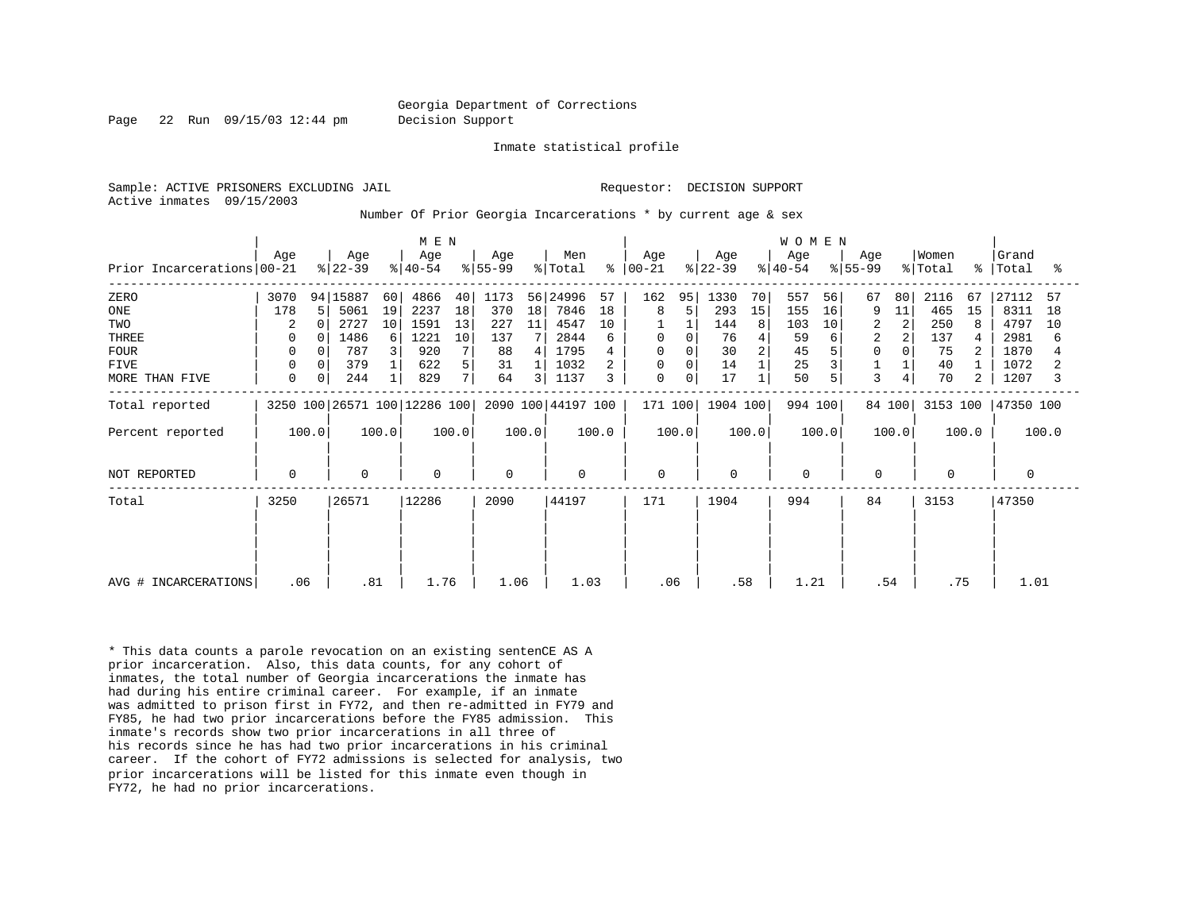Georgia Department of Corrections
Decision Support

Inmate statistical profile

Sample: ACTIVE PRISONERS EXCLUDING JAIL
Active inmates 09/15/2003

Requestor: DECISION SUPPORT

Number Of Prior Georgia Incarcerations * by current age & sex

| | MEN | | | | | | | | | | WOMEN | | | | | | | | | | | |
|---|---|---|---|---|---|---|---|---|---|---|---|---|---|---|---|---|---|---|---|---|---|---|
| Prior Incarcerations | Age 00-21 | % | Age 22-39 | % | Age 40-54 | % | Age 55-99 | % | Men Total | % | Age 00-21 | % | Age 22-39 | % | Age 40-54 | % | Age 55-99 | % | Women Total | % | Grand Total | % |
| ZERO | 3070 | 94 | 15887 | 60 | 4866 | 40 | 1173 | 56 | 24996 | 57 | 162 | 95 | 1330 | 70 | 557 | 56 | 67 | 80 | 2116 | 67 | 27112 | 57 |
| ONE | 178 | 5 | 5061 | 19 | 2237 | 18 | 370 | 18 | 7846 | 18 | 8 | 5 | 293 | 15 | 155 | 16 | 9 | 11 | 465 | 15 | 8311 | 18 |
| TWO | 2 | 0 | 2727 | 10 | 1591 | 13 | 227 | 11 | 4547 | 10 | 1 | 1 | 144 | 8 | 103 | 10 | 2 | 2 | 250 | 8 | 4797 | 10 |
| THREE | 0 | 0 | 1486 | 6 | 1221 | 10 | 137 | 7 | 2844 | 6 | 0 | 0 | 76 | 4 | 59 | 6 | 2 | 2 | 137 | 4 | 2981 | 6 |
| FOUR | 0 | 0 | 787 | 3 | 920 | 7 | 88 | 4 | 1795 | 4 | 0 | 0 | 30 | 2 | 45 | 5 | 0 | 0 | 75 | 2 | 1870 | 4 |
| FIVE | 0 | 0 | 379 | 1 | 622 | 5 | 31 | 1 | 1032 | 2 | 0 | 0 | 14 | 1 | 25 | 3 | 1 | 1 | 40 | 1 | 1072 | 2 |
| MORE THAN FIVE | 0 | 0 | 244 | 1 | 829 | 7 | 64 | 3 | 1137 | 3 | 0 | 0 | 17 | 1 | 50 | 5 | 3 | 4 | 70 | 2 | 1207 | 3 |
| Total reported | 3250 | 100 | 26571 | 100 | 12286 | 100 | 2090 | 100 | 44197 | 100 | 171 | 100 | 1904 | 100 | 994 | 100 | 84 | 100 | 3153 | 100 | 47350 | 100 |
| Percent reported | 100.0 | | 100.0 | | 100.0 | | 100.0 | | 100.0 | | 100.0 | | 100.0 | | 100.0 | | 100.0 | | 100.0 | | 100.0 | |
| NOT REPORTED | 0 | | 0 | | 0 | | 0 | | 0 | | 0 | | 0 | | 0 | | 0 | | 0 | | 0 | |
| Total | 3250 | | 26571 | | 12286 | | 2090 | | 44197 | | 171 | | 1904 | | 994 | | 84 | | 3153 | | 47350 | |
| AVG # INCARCERATIONS | .06 | | .81 | | 1.76 | | 1.06 | | 1.03 | | .06 | | .58 | | 1.21 | | .54 | | .75 | | 1.01 | |

* This data counts a parole revocation on an existing sentenCE AS A prior incarceration. Also, this data counts, for any cohort of inmates, the total number of Georgia incarcerations the inmate has had during his entire criminal career. For example, if an inmate was admitted to prison first in FY72, and then re-admitted in FY79 and FY85, he had two prior incarcerations before the FY85 admission. This inmate's records show two prior incarcerations in all three of his records since he has had two prior incarcerations in his criminal career. If the cohort of FY72 admissions is selected for analysis, two prior incarcerations will be listed for this inmate even though in FY72, he had no prior incarcerations.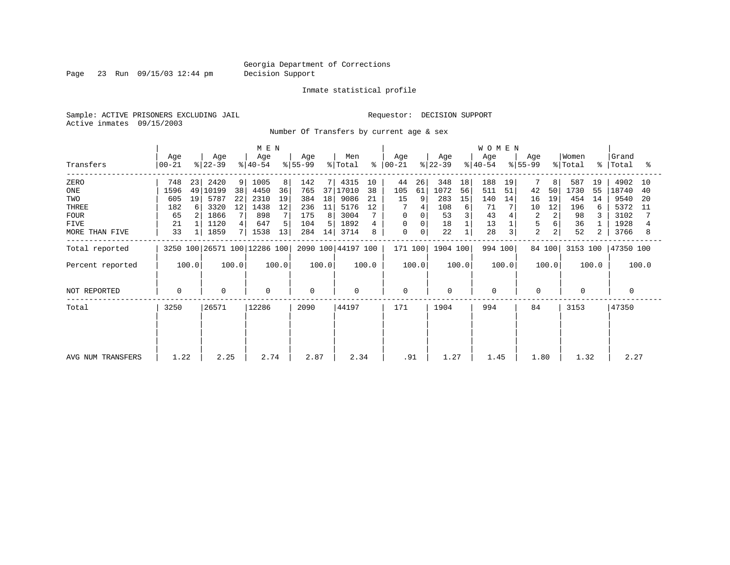Georgia Department of Corrections
Decision Support

Inmate statistical profile

Sample: ACTIVE PRISONERS EXCLUDING JAIL

Requestor: DECISION SUPPORT

Active inmates 09/15/2003

Number Of Transfers by current age & sex

| | MEN | | | | | | | | | | WOMEN | | | | | | | | | | | |
|---|---|---|---|---|---|---|---|---|---|---|---|---|---|---|---|---|---|---|---|---|---|---|
| Transfers | Age 00-21 | % | Age 22-39 | % | Age 40-54 | % | Age 55-99 | % | Men Total | % | Age 00-21 | % | Age 22-39 | % | Age 40-54 | % | Age 55-99 | % | Women Total | % | Grand Total | % |
| ZERO | 748 | 23 | 2420 | 9 | 1005 | 8 | 142 | 7 | 4315 | 10 | 44 | 26 | 348 | 18 | 188 | 19 | 7 | 8 | 587 | 19 | 4902 | 10 |
| ONE | 1596 | 49 | 10199 | 38 | 4450 | 36 | 765 | 37 | 17010 | 38 | 105 | 61 | 1072 | 56 | 511 | 51 | 42 | 50 | 1730 | 55 | 18740 | 40 |
| TWO | 605 | 19 | 5787 | 22 | 2310 | 19 | 384 | 18 | 9086 | 21 | 15 | 9 | 283 | 15 | 140 | 14 | 16 | 19 | 454 | 14 | 9540 | 20 |
| THREE | 182 | 6 | 3320 | 12 | 1438 | 12 | 236 | 11 | 5176 | 12 | 7 | 4 | 108 | 6 | 71 | 7 | 10 | 12 | 196 | 6 | 5372 | 11 |
| FOUR | 65 | 2 | 1866 | 7 | 898 | 7 | 175 | 8 | 3004 | 7 | 0 | 0 | 53 | 3 | 43 | 4 | 2 | 2 | 98 | 3 | 3102 | 7 |
| FIVE | 21 | 1 | 1120 | 4 | 647 | 5 | 104 | 5 | 1892 | 4 | 0 | 0 | 18 | 1 | 13 | 1 | 5 | 6 | 36 | 1 | 1928 | 4 |
| MORE THAN FIVE | 33 | 1 | 1859 | 7 | 1538 | 13 | 284 | 14 | 3714 | 8 | 0 | 0 | 22 | 1 | 28 | 3 | 2 | 2 | 52 | 2 | 3766 | 8 |
| Total reported | 3250 | 100 | 26571 | 100 | 12286 | 100 | 2090 | 100 | 44197 | 100 | 171 | 100 | 1904 | 100 | 994 | 100 | 84 | 100 | 3153 | 100 | 47350 | 100 |
| Percent reported | | 100.0 | | 100.0 | | 100.0 | | 100.0 | | 100.0 | | 100.0 | | 100.0 | | 100.0 | | 100.0 | | 100.0 | | 100.0 |
| NOT REPORTED | 0 | | 0 | | 0 | | 0 | | 0 | | 0 | | 0 | | 0 | | 0 | | 0 | | 0 | |
| Total | 3250 | | 26571 | | 12286 | | 2090 | | 44197 | | 171 | | 1904 | | 994 | | 84 | | 3153 | | 47350 | |
| AVG NUM TRANSFERS | 1.22 | | 2.25 | | 2.74 | | 2.87 | | 2.34 | | .91 | | 1.27 | | 1.45 | | 1.80 | | 1.32 | | 2.27 | |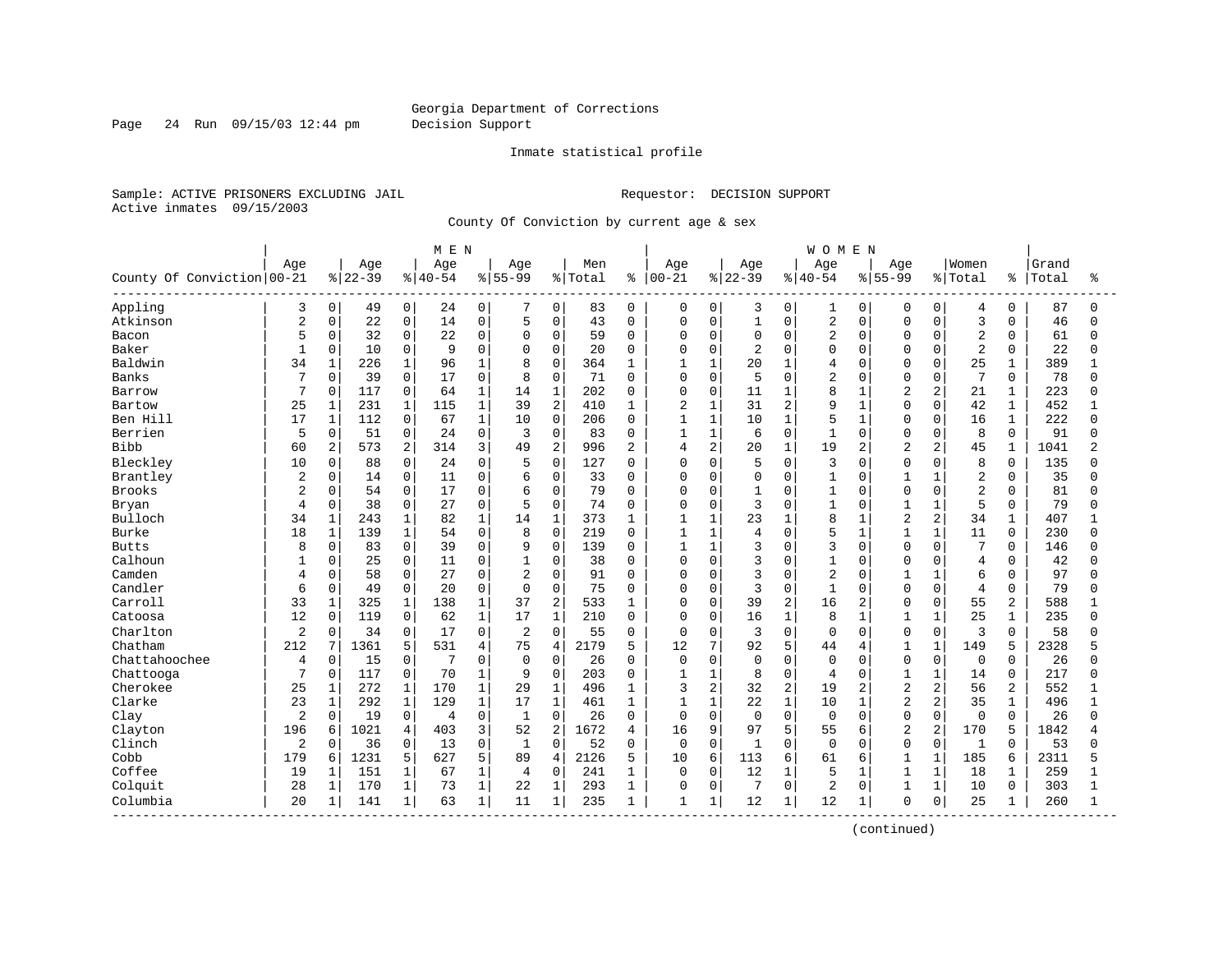Georgia Department of Corrections
Decision Support

Inmate statistical profile

Sample: ACTIVE PRISONERS EXCLUDING JAIL                                   Requestor: DECISION SUPPORT
Active inmates 09/15/2003

County Of Conviction by current age & sex

| County Of Conviction | MEN Age 00-21 | % | Age 22-39 | % | Age 40-54 | % | Age 55-99 | % | Men Total | % | WOMEN Age 00-21 | % | Age 22-39 | % | Age 40-54 | % | Age 55-99 | % | Women Total | % | Grand Total | % |
|---|---|---|---|---|---|---|---|---|---|---|---|---|---|---|---|---|---|---|---|---|---|---|
| Appling | 3 | 0 | 49 | 0 | 24 | 0 | 7 | 0 | 83 | 0 | 0 | 0 | 3 | 0 | 1 | 0 | 0 | 0 | 4 | 0 | 87 | 0 |
| Atkinson | 2 | 0 | 22 | 0 | 14 | 0 | 5 | 0 | 43 | 0 | 0 | 0 | 1 | 0 | 2 | 0 | 0 | 0 | 3 | 0 | 46 | 0 |
| Bacon | 5 | 0 | 32 | 0 | 22 | 0 | 0 | 0 | 59 | 0 | 0 | 0 | 0 | 0 | 2 | 0 | 0 | 0 | 2 | 0 | 61 | 0 |
| Baker | 1 | 0 | 10 | 0 | 9 | 0 | 0 | 0 | 20 | 0 | 0 | 0 | 2 | 0 | 0 | 0 | 0 | 0 | 2 | 0 | 22 | 0 |
| Baldwin | 34 | 1 | 226 | 1 | 96 | 1 | 8 | 0 | 364 | 1 | 1 | 1 | 20 | 1 | 4 | 0 | 0 | 0 | 25 | 1 | 389 | 1 |
| Banks | 7 | 0 | 39 | 0 | 17 | 0 | 8 | 0 | 71 | 0 | 0 | 0 | 5 | 0 | 2 | 0 | 0 | 0 | 7 | 0 | 78 | 0 |
| Barrow | 7 | 0 | 117 | 0 | 64 | 1 | 14 | 1 | 202 | 0 | 0 | 0 | 11 | 1 | 8 | 1 | 2 | 2 | 21 | 1 | 223 | 0 |
| Bartow | 25 | 1 | 231 | 1 | 115 | 1 | 39 | 2 | 410 | 1 | 2 | 1 | 31 | 2 | 9 | 1 | 0 | 0 | 42 | 1 | 452 | 1 |
| Ben Hill | 17 | 1 | 112 | 0 | 67 | 1 | 10 | 0 | 206 | 0 | 1 | 1 | 10 | 1 | 5 | 1 | 0 | 0 | 16 | 1 | 222 | 0 |
| Berrien | 5 | 0 | 51 | 0 | 24 | 0 | 3 | 0 | 83 | 0 | 1 | 1 | 6 | 0 | 1 | 0 | 0 | 0 | 8 | 0 | 91 | 0 |
| Bibb | 60 | 2 | 573 | 2 | 314 | 3 | 49 | 2 | 996 | 2 | 4 | 2 | 20 | 1 | 19 | 2 | 2 | 2 | 45 | 1 | 1041 | 2 |
| Bleckley | 10 | 0 | 88 | 0 | 24 | 0 | 5 | 0 | 127 | 0 | 0 | 0 | 5 | 0 | 3 | 0 | 0 | 0 | 8 | 0 | 135 | 0 |
| Brantley | 2 | 0 | 14 | 0 | 11 | 0 | 6 | 0 | 33 | 0 | 0 | 0 | 0 | 0 | 1 | 0 | 1 | 1 | 2 | 0 | 35 | 0 |
| Brooks | 2 | 0 | 54 | 0 | 17 | 0 | 6 | 0 | 79 | 0 | 0 | 0 | 1 | 0 | 1 | 0 | 0 | 0 | 2 | 0 | 81 | 0 |
| Bryan | 4 | 0 | 38 | 0 | 27 | 0 | 5 | 0 | 74 | 0 | 0 | 0 | 3 | 0 | 1 | 0 | 1 | 1 | 5 | 0 | 79 | 0 |
| Bulloch | 34 | 1 | 243 | 1 | 82 | 1 | 14 | 1 | 373 | 1 | 1 | 1 | 23 | 1 | 8 | 1 | 2 | 2 | 34 | 1 | 407 | 1 |
| Burke | 18 | 1 | 139 | 1 | 54 | 0 | 8 | 0 | 219 | 0 | 1 | 1 | 4 | 0 | 5 | 1 | 1 | 1 | 11 | 0 | 230 | 0 |
| Butts | 8 | 0 | 83 | 0 | 39 | 0 | 9 | 0 | 139 | 0 | 1 | 1 | 3 | 0 | 3 | 0 | 0 | 0 | 7 | 0 | 146 | 0 |
| Calhoun | 1 | 0 | 25 | 0 | 11 | 0 | 1 | 0 | 38 | 0 | 0 | 0 | 3 | 0 | 1 | 0 | 0 | 0 | 4 | 0 | 42 | 0 |
| Camden | 4 | 0 | 58 | 0 | 27 | 0 | 2 | 0 | 91 | 0 | 0 | 0 | 3 | 0 | 2 | 0 | 1 | 1 | 6 | 0 | 97 | 0 |
| Candler | 6 | 0 | 49 | 0 | 20 | 0 | 0 | 0 | 75 | 0 | 0 | 0 | 3 | 0 | 1 | 0 | 0 | 0 | 4 | 0 | 79 | 0 |
| Carroll | 33 | 1 | 325 | 1 | 138 | 1 | 37 | 2 | 533 | 1 | 0 | 0 | 39 | 2 | 16 | 2 | 0 | 0 | 55 | 2 | 588 | 1 |
| Catoosa | 12 | 0 | 119 | 0 | 62 | 1 | 17 | 1 | 210 | 0 | 0 | 0 | 16 | 1 | 8 | 1 | 1 | 1 | 25 | 1 | 235 | 0 |
| Charlton | 2 | 0 | 34 | 0 | 17 | 0 | 2 | 0 | 55 | 0 | 0 | 0 | 3 | 0 | 0 | 0 | 0 | 0 | 3 | 0 | 58 | 0 |
| Chatham | 212 | 7 | 1361 | 5 | 531 | 4 | 75 | 4 | 2179 | 5 | 12 | 7 | 92 | 5 | 44 | 4 | 1 | 1 | 149 | 5 | 2328 | 5 |
| Chattahoochee | 4 | 0 | 15 | 0 | 7 | 0 | 0 | 0 | 26 | 0 | 0 | 0 | 0 | 0 | 0 | 0 | 0 | 0 | 0 | 0 | 26 | 0 |
| Chattooga | 7 | 0 | 117 | 0 | 70 | 1 | 9 | 0 | 203 | 0 | 1 | 1 | 8 | 0 | 4 | 0 | 1 | 1 | 14 | 0 | 217 | 0 |
| Cherokee | 25 | 1 | 272 | 1 | 170 | 1 | 29 | 1 | 496 | 1 | 3 | 2 | 32 | 2 | 19 | 2 | 2 | 2 | 56 | 2 | 552 | 1 |
| Clarke | 23 | 1 | 292 | 1 | 129 | 1 | 17 | 1 | 461 | 1 | 1 | 1 | 22 | 1 | 10 | 1 | 2 | 2 | 35 | 1 | 496 | 1 |
| Clay | 2 | 0 | 19 | 0 | 4 | 0 | 1 | 0 | 26 | 0 | 0 | 0 | 0 | 0 | 0 | 0 | 0 | 0 | 0 | 0 | 26 | 0 |
| Clayton | 196 | 6 | 1021 | 4 | 403 | 3 | 52 | 2 | 1672 | 4 | 16 | 9 | 97 | 5 | 55 | 6 | 2 | 2 | 170 | 5 | 1842 | 4 |
| Clinch | 2 | 0 | 36 | 0 | 13 | 0 | 1 | 0 | 52 | 0 | 0 | 0 | 1 | 0 | 0 | 0 | 0 | 0 | 1 | 0 | 53 | 0 |
| Cobb | 179 | 6 | 1231 | 5 | 627 | 5 | 89 | 4 | 2126 | 5 | 10 | 6 | 113 | 6 | 61 | 6 | 1 | 1 | 185 | 6 | 2311 | 5 |
| Coffee | 19 | 1 | 151 | 1 | 67 | 1 | 4 | 0 | 241 | 1 | 0 | 0 | 12 | 1 | 5 | 1 | 1 | 1 | 18 | 1 | 259 | 1 |
| Colquit | 28 | 1 | 170 | 1 | 73 | 1 | 22 | 1 | 293 | 1 | 0 | 0 | 7 | 0 | 2 | 0 | 1 | 1 | 10 | 0 | 303 | 1 |
| Columbia | 20 | 1 | 141 | 1 | 63 | 1 | 11 | 1 | 235 | 1 | 1 | 1 | 12 | 1 | 12 | 1 | 0 | 0 | 25 | 1 | 260 | 1 |

(continued)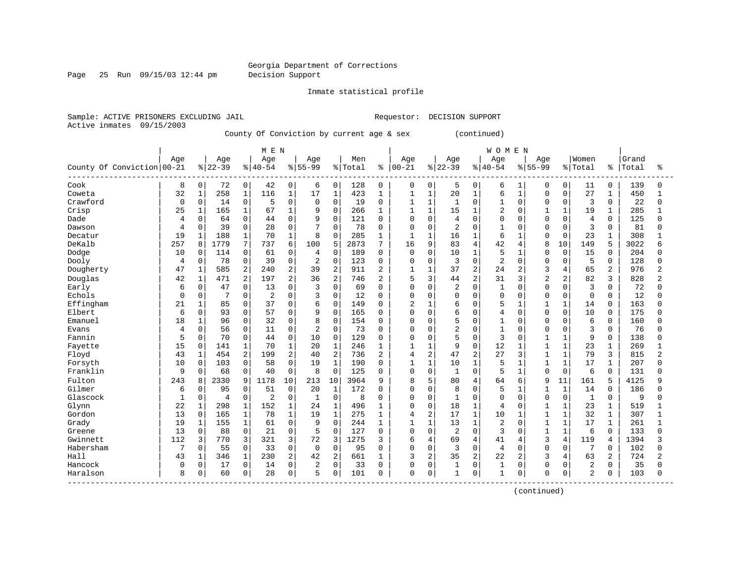Georgia Department of Corrections
Decision Support

Inmate statistical profile

Sample: ACTIVE PRISONERS EXCLUDING JAIL
Active inmates 09/15/2003

Requestor: DECISION SUPPORT

County Of Conviction by current age & sex (continued)

| County Of Conviction | MEN Age 00-21 | % | Age 22-39 | % | Age 40-54 | % | Age 55-99 | % | Men Total | % | WOMEN Age 00-21 | % | Age 22-39 | % | Age 40-54 | % | Age 55-99 | % | Women Total | % | Grand Total | % |
|---|---|---|---|---|---|---|---|---|---|---|---|---|---|---|---|---|---|---|---|---|---|---|
| Cook | 8 | 0 | 72 | 0 | 42 | 0 | 6 | 0 | 128 | 0 | 0 | 0 | 5 | 0 | 6 | 1 | 0 | 0 | 11 | 0 | 139 | 0 |
| Coweta | 32 | 1 | 258 | 1 | 116 | 1 | 17 | 1 | 423 | 1 | 1 | 1 | 20 | 1 | 6 | 1 | 0 | 0 | 27 | 1 | 450 | 1 |
| Crawford | 0 | 0 | 14 | 0 | 5 | 0 | 0 | 0 | 19 | 0 | 1 | 1 | 1 | 0 | 1 | 0 | 0 | 0 | 3 | 0 | 22 | 0 |
| Crisp | 25 | 1 | 165 | 1 | 67 | 1 | 9 | 0 | 266 | 1 | 1 | 1 | 15 | 1 | 2 | 0 | 1 | 1 | 19 | 1 | 285 | 1 |
| Dade | 4 | 0 | 64 | 0 | 44 | 0 | 9 | 0 | 121 | 0 | 0 | 0 | 4 | 0 | 0 | 0 | 0 | 0 | 4 | 0 | 125 | 0 |
| Dawson | 4 | 0 | 39 | 0 | 28 | 0 | 7 | 0 | 78 | 0 | 0 | 0 | 2 | 0 | 1 | 0 | 0 | 0 | 3 | 0 | 81 | 0 |
| Decatur | 19 | 1 | 188 | 1 | 70 | 1 | 8 | 0 | 285 | 1 | 1 | 1 | 16 | 1 | 6 | 1 | 0 | 0 | 23 | 1 | 308 | 1 |
| DeKalb | 257 | 8 | 1779 | 7 | 737 | 6 | 100 | 5 | 2873 | 7 | 16 | 9 | 83 | 4 | 42 | 4 | 8 | 10 | 149 | 5 | 3022 | 6 |
| Dodge | 10 | 0 | 114 | 0 | 61 | 0 | 4 | 0 | 189 | 0 | 0 | 0 | 10 | 1 | 5 | 1 | 0 | 0 | 15 | 0 | 204 | 0 |
| Dooly | 4 | 0 | 78 | 0 | 39 | 0 | 2 | 0 | 123 | 0 | 0 | 0 | 3 | 0 | 2 | 0 | 0 | 0 | 5 | 0 | 128 | 0 |
| Dougherty | 47 | 1 | 585 | 2 | 240 | 2 | 39 | 2 | 911 | 2 | 1 | 1 | 37 | 2 | 24 | 2 | 3 | 4 | 65 | 2 | 976 | 2 |
| Douglas | 42 | 1 | 471 | 2 | 197 | 2 | 36 | 2 | 746 | 2 | 5 | 3 | 44 | 2 | 31 | 3 | 2 | 2 | 82 | 3 | 828 | 2 |
| Early | 6 | 0 | 47 | 0 | 13 | 0 | 3 | 0 | 69 | 0 | 0 | 0 | 2 | 0 | 1 | 0 | 0 | 0 | 3 | 0 | 72 | 0 |
| Echols | 0 | 0 | 7 | 0 | 2 | 0 | 3 | 0 | 12 | 0 | 0 | 0 | 0 | 0 | 0 | 0 | 0 | 0 | 0 | 0 | 12 | 0 |
| Effingham | 21 | 1 | 85 | 0 | 37 | 0 | 6 | 0 | 149 | 0 | 2 | 1 | 6 | 0 | 5 | 1 | 1 | 1 | 14 | 0 | 163 | 0 |
| Elbert | 6 | 0 | 93 | 0 | 57 | 0 | 9 | 0 | 165 | 0 | 0 | 0 | 6 | 0 | 4 | 0 | 0 | 0 | 10 | 0 | 175 | 0 |
| Emanuel | 18 | 1 | 96 | 0 | 32 | 0 | 8 | 0 | 154 | 0 | 0 | 0 | 5 | 0 | 1 | 0 | 0 | 0 | 6 | 0 | 160 | 0 |
| Evans | 4 | 0 | 56 | 0 | 11 | 0 | 2 | 0 | 73 | 0 | 0 | 0 | 2 | 0 | 1 | 0 | 0 | 0 | 3 | 0 | 76 | 0 |
| Fannin | 5 | 0 | 70 | 0 | 44 | 0 | 10 | 0 | 129 | 0 | 0 | 0 | 5 | 0 | 3 | 0 | 1 | 1 | 9 | 0 | 138 | 0 |
| Fayette | 15 | 0 | 141 | 1 | 70 | 1 | 20 | 1 | 246 | 1 | 1 | 1 | 9 | 0 | 12 | 1 | 1 | 1 | 23 | 1 | 269 | 1 |
| Floyd | 43 | 1 | 454 | 2 | 199 | 2 | 40 | 2 | 736 | 2 | 4 | 2 | 47 | 2 | 27 | 3 | 1 | 1 | 79 | 3 | 815 | 2 |
| Forsyth | 10 | 0 | 103 | 0 | 58 | 0 | 19 | 1 | 190 | 0 | 1 | 1 | 10 | 1 | 5 | 1 | 1 | 1 | 17 | 1 | 207 | 0 |
| Franklin | 9 | 0 | 68 | 0 | 40 | 0 | 8 | 0 | 125 | 0 | 0 | 0 | 1 | 0 | 5 | 1 | 0 | 0 | 6 | 0 | 131 | 0 |
| Fulton | 243 | 8 | 2330 | 9 | 1178 | 10 | 213 | 10 | 3964 | 9 | 8 | 5 | 80 | 4 | 64 | 6 | 9 | 11 | 161 | 5 | 4125 | 9 |
| Gilmer | 6 | 0 | 95 | 0 | 51 | 0 | 20 | 1 | 172 | 0 | 0 | 0 | 8 | 0 | 5 | 1 | 1 | 1 | 14 | 0 | 186 | 0 |
| Glascock | 1 | 0 | 4 | 0 | 2 | 0 | 1 | 0 | 8 | 0 | 0 | 0 | 1 | 0 | 0 | 0 | 0 | 0 | 1 | 0 | 9 | 0 |
| Glynn | 22 | 1 | 298 | 1 | 152 | 1 | 24 | 1 | 496 | 1 | 0 | 0 | 18 | 1 | 4 | 0 | 1 | 1 | 23 | 1 | 519 | 1 |
| Gordon | 13 | 0 | 165 | 1 | 78 | 1 | 19 | 1 | 275 | 1 | 4 | 2 | 17 | 1 | 10 | 1 | 1 | 1 | 32 | 1 | 307 | 1 |
| Grady | 19 | 1 | 155 | 1 | 61 | 0 | 9 | 0 | 244 | 1 | 1 | 1 | 13 | 1 | 2 | 0 | 1 | 1 | 17 | 1 | 261 | 1 |
| Greene | 13 | 0 | 88 | 0 | 21 | 0 | 5 | 0 | 127 | 0 | 0 | 0 | 2 | 0 | 3 | 0 | 1 | 1 | 6 | 0 | 133 | 0 |
| Gwinnett | 112 | 3 | 770 | 3 | 321 | 3 | 72 | 3 | 1275 | 3 | 6 | 4 | 69 | 4 | 41 | 4 | 3 | 4 | 119 | 4 | 1394 | 3 |
| Habersham | 7 | 0 | 55 | 0 | 33 | 0 | 0 | 0 | 95 | 0 | 0 | 0 | 3 | 0 | 4 | 0 | 0 | 0 | 7 | 0 | 102 | 0 |
| Hall | 43 | 1 | 346 | 1 | 230 | 2 | 42 | 2 | 661 | 1 | 3 | 2 | 35 | 2 | 22 | 2 | 3 | 4 | 63 | 2 | 724 | 2 |
| Hancock | 0 | 0 | 17 | 0 | 14 | 0 | 2 | 0 | 33 | 0 | 0 | 0 | 1 | 0 | 1 | 0 | 0 | 0 | 2 | 0 | 35 | 0 |
| Haralson | 8 | 0 | 60 | 0 | 28 | 0 | 5 | 0 | 101 | 0 | 0 | 0 | 1 | 0 | 1 | 0 | 0 | 0 | 2 | 0 | 103 | 0 |

(continued)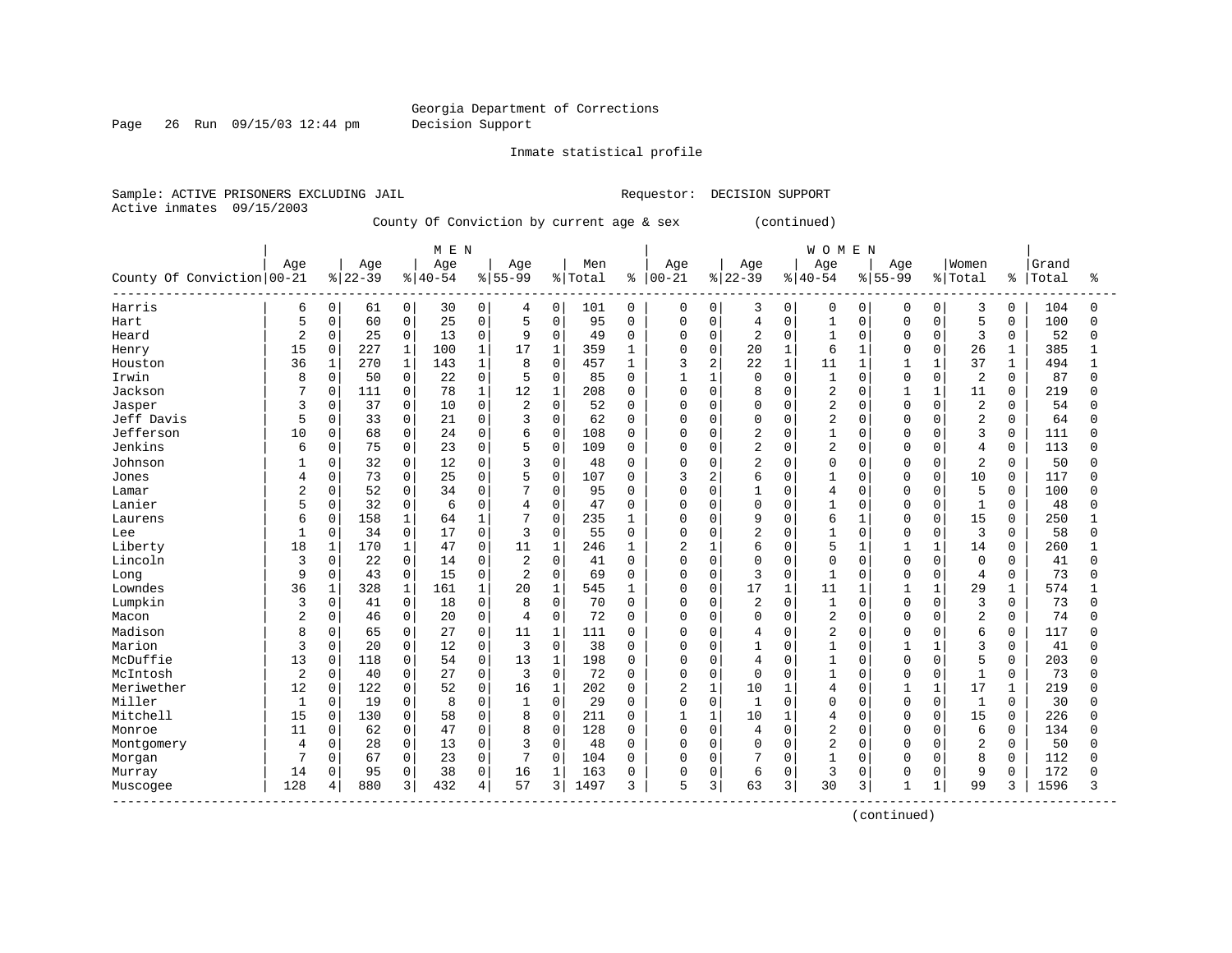Georgia Department of Corrections
Decision Support

Inmate statistical profile

Sample: ACTIVE PRISONERS EXCLUDING JAIL    Requestor: DECISION SUPPORT
Active inmates 09/15/2003

County Of Conviction by current age & sex (continued)

| County Of Conviction | MEN Age 00-21 | % | Age 22-39 | % | Age 40-54 | % | Age 55-99 | % | Men Total | % | WOMEN Age 00-21 | % | Age 22-39 | % | Age 40-54 | % | Age 55-99 | % | Women Total | % | Grand Total | % |
|---|---|---|---|---|---|---|---|---|---|---|---|---|---|---|---|---|---|---|---|---|---|---|
| Harris | 6 | 0 | 61 | 0 | 30 | 0 | 4 | 0 | 101 | 0 | 0 | 0 | 3 | 0 | 0 | 0 | 0 | 0 | 3 | 0 | 104 | 0 |
| Hart | 5 | 0 | 60 | 0 | 25 | 0 | 5 | 0 | 95 | 0 | 0 | 0 | 4 | 0 | 1 | 0 | 0 | 0 | 5 | 0 | 100 | 0 |
| Heard | 2 | 0 | 25 | 0 | 13 | 0 | 9 | 0 | 49 | 0 | 0 | 0 | 2 | 0 | 1 | 0 | 0 | 0 | 3 | 0 | 52 | 0 |
| Henry | 15 | 0 | 227 | 1 | 100 | 1 | 17 | 1 | 359 | 1 | 0 | 0 | 20 | 1 | 6 | 1 | 0 | 0 | 26 | 1 | 385 | 1 |
| Houston | 36 | 1 | 270 | 1 | 143 | 1 | 8 | 0 | 457 | 1 | 3 | 2 | 22 | 1 | 11 | 1 | 1 | 1 | 37 | 1 | 494 | 1 |
| Irwin | 8 | 0 | 50 | 0 | 22 | 0 | 5 | 0 | 85 | 0 | 1 | 1 | 0 | 0 | 1 | 0 | 0 | 0 | 2 | 0 | 87 | 0 |
| Jackson | 7 | 0 | 111 | 0 | 78 | 1 | 12 | 1 | 208 | 0 | 0 | 0 | 8 | 0 | 2 | 0 | 1 | 1 | 11 | 0 | 219 | 0 |
| Jasper | 3 | 0 | 37 | 0 | 10 | 0 | 2 | 0 | 52 | 0 | 0 | 0 | 0 | 0 | 2 | 0 | 0 | 0 | 2 | 0 | 54 | 0 |
| Jeff Davis | 5 | 0 | 33 | 0 | 21 | 0 | 3 | 0 | 62 | 0 | 0 | 0 | 0 | 0 | 2 | 0 | 0 | 0 | 2 | 0 | 64 | 0 |
| Jefferson | 10 | 0 | 68 | 0 | 24 | 0 | 6 | 0 | 108 | 0 | 0 | 0 | 2 | 0 | 1 | 0 | 0 | 0 | 3 | 0 | 111 | 0 |
| Jenkins | 6 | 0 | 75 | 0 | 23 | 0 | 5 | 0 | 109 | 0 | 0 | 0 | 2 | 0 | 2 | 0 | 0 | 0 | 4 | 0 | 113 | 0 |
| Johnson | 1 | 0 | 32 | 0 | 12 | 0 | 3 | 0 | 48 | 0 | 0 | 0 | 2 | 0 | 0 | 0 | 0 | 0 | 2 | 0 | 50 | 0 |
| Jones | 4 | 0 | 73 | 0 | 25 | 0 | 5 | 0 | 107 | 0 | 3 | 2 | 6 | 0 | 1 | 0 | 0 | 0 | 10 | 0 | 117 | 0 |
| Lamar | 2 | 0 | 52 | 0 | 34 | 0 | 7 | 0 | 95 | 0 | 0 | 0 | 1 | 0 | 4 | 0 | 0 | 0 | 5 | 0 | 100 | 0 |
| Lanier | 5 | 0 | 32 | 0 | 6 | 0 | 4 | 0 | 47 | 0 | 0 | 0 | 0 | 0 | 1 | 0 | 0 | 0 | 1 | 0 | 48 | 0 |
| Laurens | 6 | 0 | 158 | 1 | 64 | 1 | 7 | 0 | 235 | 1 | 0 | 0 | 9 | 0 | 6 | 1 | 0 | 0 | 15 | 0 | 250 | 1 |
| Lee | 1 | 0 | 34 | 0 | 17 | 0 | 3 | 0 | 55 | 0 | 0 | 0 | 2 | 0 | 1 | 0 | 0 | 0 | 3 | 0 | 58 | 0 |
| Liberty | 18 | 1 | 170 | 1 | 47 | 0 | 11 | 1 | 246 | 1 | 2 | 1 | 6 | 0 | 5 | 1 | 1 | 1 | 14 | 0 | 260 | 1 |
| Lincoln | 3 | 0 | 22 | 0 | 14 | 0 | 2 | 0 | 41 | 0 | 0 | 0 | 0 | 0 | 0 | 0 | 0 | 0 | 0 | 0 | 41 | 0 |
| Long | 9 | 0 | 43 | 0 | 15 | 0 | 2 | 0 | 69 | 0 | 0 | 0 | 3 | 0 | 1 | 0 | 0 | 0 | 4 | 0 | 73 | 0 |
| Lowndes | 36 | 1 | 328 | 1 | 161 | 1 | 20 | 1 | 545 | 1 | 0 | 0 | 17 | 1 | 11 | 1 | 1 | 1 | 29 | 1 | 574 | 1 |
| Lumpkin | 3 | 0 | 41 | 0 | 18 | 0 | 8 | 0 | 70 | 0 | 0 | 0 | 2 | 0 | 1 | 0 | 0 | 0 | 3 | 0 | 73 | 0 |
| Macon | 2 | 0 | 46 | 0 | 20 | 0 | 4 | 0 | 72 | 0 | 0 | 0 | 0 | 0 | 2 | 0 | 0 | 0 | 2 | 0 | 74 | 0 |
| Madison | 8 | 0 | 65 | 0 | 27 | 0 | 11 | 1 | 111 | 0 | 0 | 0 | 4 | 0 | 2 | 0 | 0 | 0 | 6 | 0 | 117 | 0 |
| Marion | 3 | 0 | 20 | 0 | 12 | 0 | 3 | 0 | 38 | 0 | 0 | 0 | 1 | 0 | 1 | 0 | 1 | 1 | 3 | 0 | 41 | 0 |
| McDuffie | 13 | 0 | 118 | 0 | 54 | 0 | 13 | 1 | 198 | 0 | 0 | 0 | 4 | 0 | 1 | 0 | 0 | 0 | 5 | 0 | 203 | 0 |
| McIntosh | 2 | 0 | 40 | 0 | 27 | 0 | 3 | 0 | 72 | 0 | 0 | 0 | 0 | 0 | 1 | 0 | 0 | 0 | 1 | 0 | 73 | 0 |
| Meriwether | 12 | 0 | 122 | 0 | 52 | 0 | 16 | 1 | 202 | 0 | 2 | 1 | 10 | 1 | 4 | 0 | 1 | 1 | 17 | 1 | 219 | 0 |
| Miller | 1 | 0 | 19 | 0 | 8 | 0 | 1 | 0 | 29 | 0 | 0 | 0 | 1 | 0 | 0 | 0 | 0 | 0 | 1 | 0 | 30 | 0 |
| Mitchell | 15 | 0 | 130 | 0 | 58 | 0 | 8 | 0 | 211 | 0 | 1 | 1 | 10 | 1 | 4 | 0 | 0 | 0 | 15 | 0 | 226 | 0 |
| Monroe | 11 | 0 | 62 | 0 | 47 | 0 | 8 | 0 | 128 | 0 | 0 | 0 | 4 | 0 | 2 | 0 | 0 | 0 | 6 | 0 | 134 | 0 |
| Montgomery | 4 | 0 | 28 | 0 | 13 | 0 | 3 | 0 | 48 | 0 | 0 | 0 | 0 | 0 | 2 | 0 | 0 | 0 | 2 | 0 | 50 | 0 |
| Morgan | 7 | 0 | 67 | 0 | 23 | 0 | 7 | 0 | 104 | 0 | 0 | 0 | 7 | 0 | 1 | 0 | 0 | 0 | 8 | 0 | 112 | 0 |
| Murray | 14 | 0 | 95 | 0 | 38 | 0 | 16 | 1 | 163 | 0 | 0 | 0 | 6 | 0 | 3 | 0 | 0 | 0 | 9 | 0 | 172 | 0 |
| Muscogee | 128 | 4 | 880 | 3 | 432 | 4 | 57 | 3 | 1497 | 3 | 5 | 3 | 63 | 3 | 30 | 3 | 1 | 1 | 99 | 3 | 1596 | 3 |

(continued)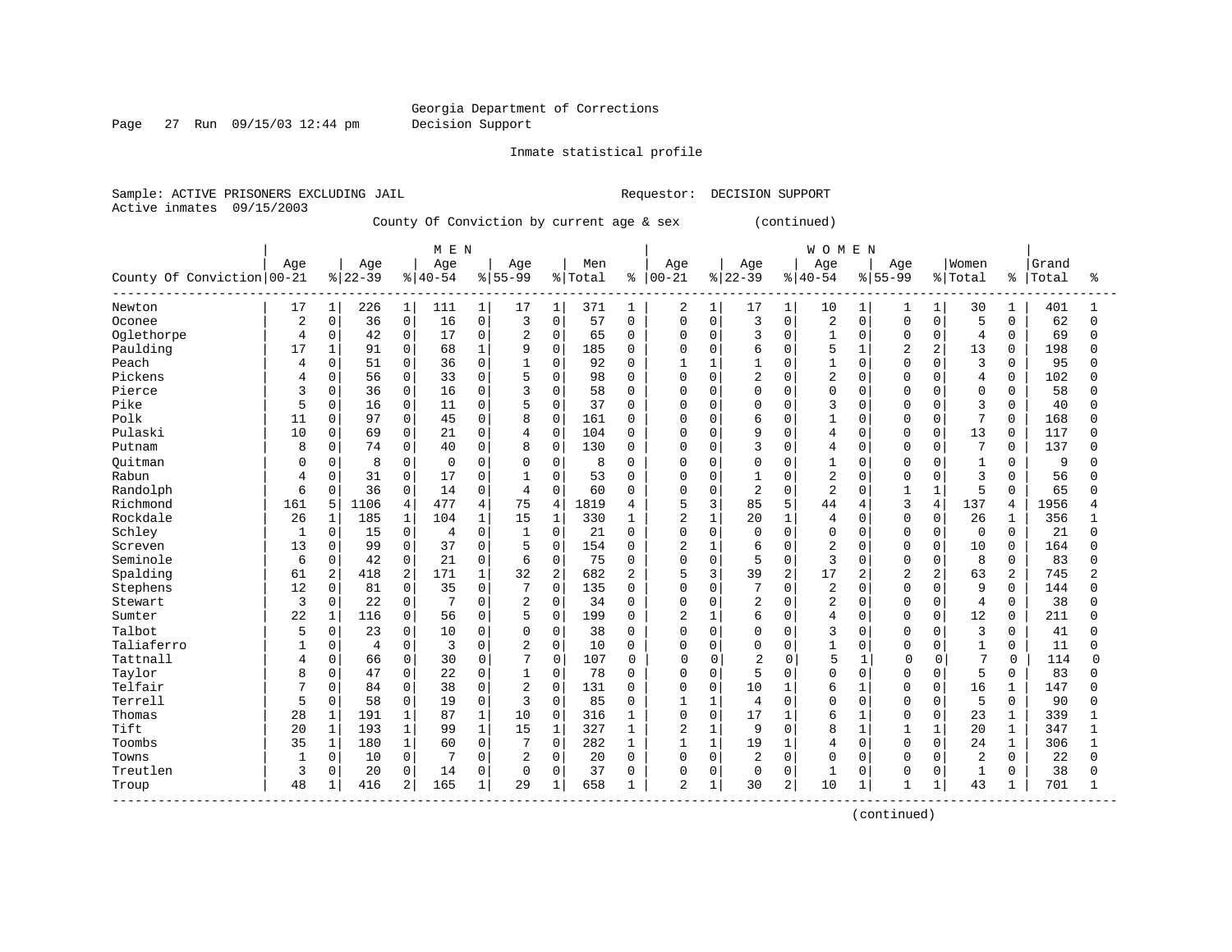Georgia Department of Corrections
Decision Support

Inmate statistical profile

Sample: ACTIVE PRISONERS EXCLUDING JAIL Requestor: DECISION SUPPORT
Active inmates 09/15/2003

County Of Conviction by current age & sex (continued)

| County Of Conviction | MEN Age 00-21 | % | Age 22-39 | % | Age 40-54 | % | Age 55-99 | % | Men Total | % | WOMEN Age 00-21 | % | Age 22-39 | % | Age 40-54 | % | Age 55-99 | % | Women Total | % | Grand Total | % |
|---|---|---|---|---|---|---|---|---|---|---|---|---|---|---|---|---|---|---|---|---|---|---|
| Newton | 17 | 1 | 226 | 1 | 111 | 1 | 17 | 1 | 371 | 1 | 2 | 1 | 17 | 1 | 10 | 1 | 1 | 1 | 30 | 1 | 401 | 1 |
| Oconee | 2 | 0 | 36 | 0 | 16 | 0 | 3 | 0 | 57 | 0 | 0 | 0 | 3 | 0 | 2 | 0 | 0 | 0 | 5 | 0 | 62 | 0 |
| Oglethorpe | 4 | 0 | 42 | 0 | 17 | 0 | 2 | 0 | 65 | 0 | 0 | 0 | 3 | 0 | 1 | 0 | 0 | 0 | 4 | 0 | 69 | 0 |
| Paulding | 17 | 1 | 91 | 0 | 68 | 1 | 9 | 0 | 185 | 0 | 0 | 0 | 6 | 0 | 5 | 1 | 2 | 2 | 13 | 0 | 198 | 0 |
| Peach | 4 | 0 | 51 | 0 | 36 | 0 | 1 | 0 | 92 | 0 | 1 | 1 | 1 | 0 | 1 | 0 | 0 | 0 | 3 | 0 | 95 | 0 |
| Pickens | 4 | 0 | 56 | 0 | 33 | 0 | 5 | 0 | 98 | 0 | 0 | 0 | 2 | 0 | 2 | 0 | 0 | 0 | 4 | 0 | 102 | 0 |
| Pierce | 3 | 0 | 36 | 0 | 16 | 0 | 3 | 0 | 58 | 0 | 0 | 0 | 0 | 0 | 0 | 0 | 0 | 0 | 0 | 0 | 58 | 0 |
| Pike | 5 | 0 | 16 | 0 | 11 | 0 | 5 | 0 | 37 | 0 | 0 | 0 | 0 | 0 | 3 | 0 | 0 | 0 | 3 | 0 | 40 | 0 |
| Polk | 11 | 0 | 97 | 0 | 45 | 0 | 8 | 0 | 161 | 0 | 0 | 0 | 6 | 0 | 1 | 0 | 0 | 0 | 7 | 0 | 168 | 0 |
| Pulaski | 10 | 0 | 69 | 0 | 21 | 0 | 4 | 0 | 104 | 0 | 0 | 0 | 9 | 0 | 4 | 0 | 0 | 0 | 13 | 0 | 117 | 0 |
| Putnam | 8 | 0 | 74 | 0 | 40 | 0 | 8 | 0 | 130 | 0 | 0 | 0 | 3 | 0 | 4 | 0 | 0 | 0 | 7 | 0 | 137 | 0 |
| Quitman | 0 | 0 | 8 | 0 | 0 | 0 | 0 | 0 | 8 | 0 | 0 | 0 | 0 | 0 | 1 | 0 | 0 | 0 | 1 | 0 | 9 | 0 |
| Rabun | 4 | 0 | 31 | 0 | 17 | 0 | 1 | 0 | 53 | 0 | 0 | 0 | 1 | 0 | 2 | 0 | 0 | 0 | 3 | 0 | 56 | 0 |
| Randolph | 6 | 0 | 36 | 0 | 14 | 0 | 4 | 0 | 60 | 0 | 0 | 0 | 2 | 0 | 2 | 0 | 1 | 1 | 5 | 0 | 65 | 0 |
| Richmond | 161 | 5 | 1106 | 4 | 477 | 4 | 75 | 4 | 1819 | 4 | 5 | 3 | 85 | 5 | 44 | 4 | 3 | 4 | 137 | 4 | 1956 | 4 |
| Rockdale | 26 | 1 | 185 | 1 | 104 | 1 | 15 | 1 | 330 | 1 | 2 | 1 | 20 | 1 | 4 | 0 | 0 | 0 | 26 | 1 | 356 | 1 |
| Schley | 1 | 0 | 15 | 0 | 4 | 0 | 1 | 0 | 21 | 0 | 0 | 0 | 0 | 0 | 0 | 0 | 0 | 0 | 0 | 0 | 21 | 0 |
| Screven | 13 | 0 | 99 | 0 | 37 | 0 | 5 | 0 | 154 | 0 | 2 | 1 | 6 | 0 | 2 | 0 | 0 | 0 | 10 | 0 | 164 | 0 |
| Seminole | 6 | 0 | 42 | 0 | 21 | 0 | 6 | 0 | 75 | 0 | 0 | 0 | 5 | 0 | 3 | 0 | 0 | 0 | 8 | 0 | 83 | 0 |
| Spalding | 61 | 2 | 418 | 2 | 171 | 1 | 32 | 2 | 682 | 2 | 5 | 3 | 39 | 2 | 17 | 2 | 2 | 2 | 63 | 2 | 745 | 2 |
| Stephens | 12 | 0 | 81 | 0 | 35 | 0 | 7 | 0 | 135 | 0 | 0 | 0 | 7 | 0 | 2 | 0 | 0 | 0 | 9 | 0 | 144 | 0 |
| Stewart | 3 | 0 | 22 | 0 | 7 | 0 | 2 | 0 | 34 | 0 | 0 | 0 | 2 | 0 | 2 | 0 | 0 | 0 | 4 | 0 | 38 | 0 |
| Sumter | 22 | 1 | 116 | 0 | 56 | 0 | 5 | 0 | 199 | 0 | 2 | 1 | 6 | 0 | 4 | 0 | 0 | 0 | 12 | 0 | 211 | 0 |
| Talbot | 5 | 0 | 23 | 0 | 10 | 0 | 0 | 0 | 38 | 0 | 0 | 0 | 0 | 0 | 3 | 0 | 0 | 0 | 3 | 0 | 41 | 0 |
| Taliaferro | 1 | 0 | 4 | 0 | 3 | 0 | 2 | 0 | 10 | 0 | 0 | 0 | 0 | 0 | 1 | 0 | 0 | 0 | 1 | 0 | 11 | 0 |
| Tattnall | 4 | 0 | 66 | 0 | 30 | 0 | 7 | 0 | 107 | 0 | 0 | 0 | 2 | 0 | 5 | 1 | 0 | 0 | 7 | 0 | 114 | 0 |
| Taylor | 8 | 0 | 47 | 0 | 22 | 0 | 1 | 0 | 78 | 0 | 0 | 0 | 5 | 0 | 0 | 0 | 0 | 0 | 5 | 0 | 83 | 0 |
| Telfair | 7 | 0 | 84 | 0 | 38 | 0 | 2 | 0 | 131 | 0 | 0 | 0 | 10 | 1 | 6 | 1 | 0 | 0 | 16 | 1 | 147 | 0 |
| Terrell | 5 | 0 | 58 | 0 | 19 | 0 | 3 | 0 | 85 | 0 | 1 | 1 | 4 | 0 | 0 | 0 | 0 | 0 | 5 | 0 | 90 | 0 |
| Thomas | 28 | 1 | 191 | 1 | 87 | 1 | 10 | 0 | 316 | 1 | 0 | 0 | 17 | 1 | 6 | 1 | 0 | 0 | 23 | 1 | 339 | 1 |
| Tift | 20 | 1 | 193 | 1 | 99 | 1 | 15 | 1 | 327 | 1 | 2 | 1 | 9 | 0 | 8 | 1 | 1 | 1 | 20 | 1 | 347 | 1 |
| Toombs | 35 | 1 | 180 | 1 | 60 | 0 | 7 | 0 | 282 | 1 | 1 | 1 | 19 | 1 | 4 | 0 | 0 | 0 | 24 | 1 | 306 | 1 |
| Towns | 1 | 0 | 10 | 0 | 7 | 0 | 2 | 0 | 20 | 0 | 0 | 0 | 2 | 0 | 0 | 0 | 0 | 0 | 2 | 0 | 22 | 0 |
| Treutlen | 3 | 0 | 20 | 0 | 14 | 0 | 0 | 0 | 37 | 0 | 0 | 0 | 0 | 0 | 1 | 0 | 0 | 0 | 1 | 0 | 38 | 0 |
| Troup | 48 | 1 | 416 | 2 | 165 | 1 | 29 | 1 | 658 | 1 | 2 | 1 | 30 | 2 | 10 | 1 | 1 | 1 | 43 | 1 | 701 | 1 |

(continued)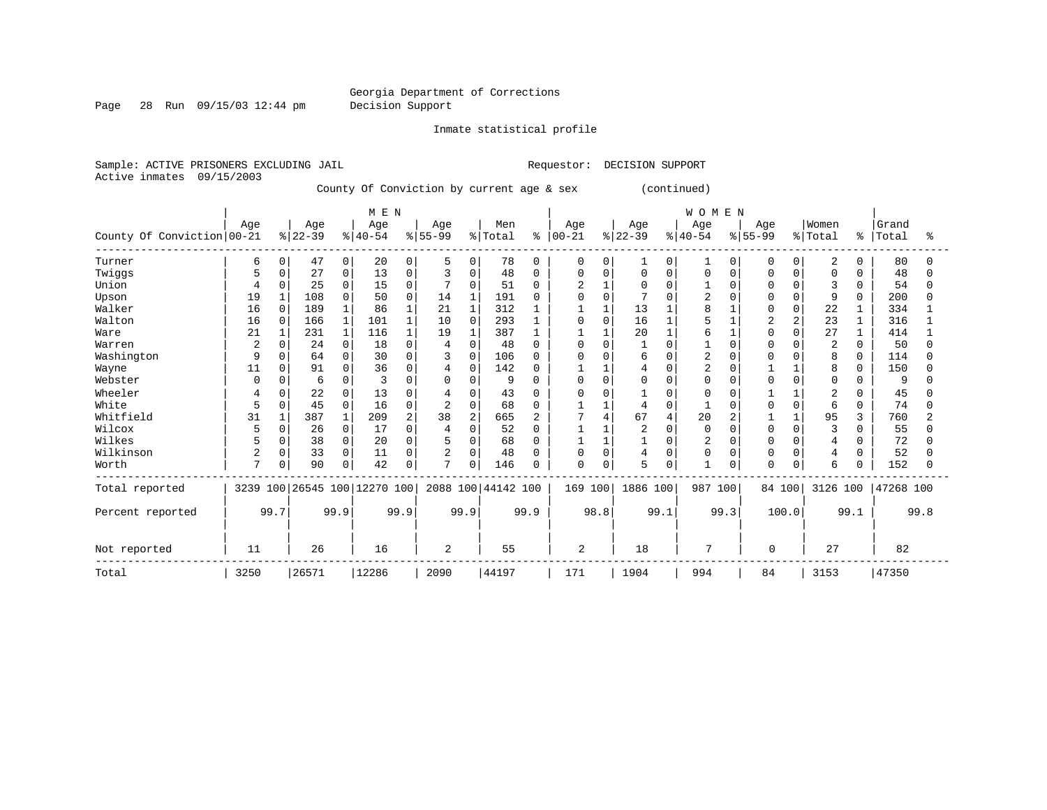Georgia Department of Corrections
Decision Support

Inmate statistical profile

Sample: ACTIVE PRISONERS EXCLUDING JAIL    Requestor: DECISION SUPPORT
Active inmates 09/15/2003

County Of Conviction by current age & sex (continued)

| | MEN | | | | | | | | | | | WOMEN | | | | | | | | | | | | |
|---|---|---|---|---|---|---|---|---|---|---|---|---|---|---|---|---|---|---|---|---|---|---|---|---|
| County Of Conviction | Age 00-21 | % | Age 22-39 | % | Age 40-54 | % | Age 55-99 | % | Men Total | % | Age 00-21 | % | Age 22-39 | % | Age 40-54 | % | Age 55-99 | % | Women Total | % | Grand Total | % |
| Turner | 6 | 0 | 47 | 0 | 20 | 0 | 5 | 0 | 78 | 0 | 0 | 0 | 1 | 0 | 1 | 0 | 0 | 0 | 2 | 0 | 80 | 0 |
| Twiggs | 5 | 0 | 27 | 0 | 13 | 0 | 3 | 0 | 48 | 0 | 0 | 0 | 0 | 0 | 0 | 0 | 0 | 0 | 0 | 0 | 48 | 0 |
| Union | 4 | 0 | 25 | 0 | 15 | 0 | 7 | 0 | 51 | 0 | 2 | 1 | 0 | 0 | 1 | 0 | 0 | 0 | 3 | 0 | 54 | 0 |
| Upson | 19 | 1 | 108 | 0 | 50 | 0 | 14 | 1 | 191 | 0 | 0 | 0 | 7 | 0 | 2 | 0 | 0 | 0 | 9 | 0 | 200 | 0 |
| Walker | 16 | 0 | 189 | 1 | 86 | 1 | 21 | 1 | 312 | 1 | 1 | 1 | 13 | 1 | 8 | 1 | 0 | 0 | 22 | 1 | 334 | 1 |
| Walton | 16 | 0 | 166 | 1 | 101 | 1 | 10 | 0 | 293 | 1 | 0 | 0 | 16 | 1 | 5 | 1 | 2 | 2 | 23 | 1 | 316 | 1 |
| Ware | 21 | 1 | 231 | 1 | 116 | 1 | 19 | 1 | 387 | 1 | 1 | 1 | 20 | 1 | 6 | 1 | 0 | 0 | 27 | 1 | 414 | 1 |
| Warren | 2 | 0 | 24 | 0 | 18 | 0 | 4 | 0 | 48 | 0 | 0 | 0 | 1 | 0 | 1 | 0 | 0 | 0 | 2 | 0 | 50 | 0 |
| Washington | 9 | 0 | 64 | 0 | 30 | 0 | 3 | 0 | 106 | 0 | 0 | 0 | 6 | 0 | 2 | 0 | 0 | 0 | 8 | 0 | 114 | 0 |
| Wayne | 11 | 0 | 91 | 0 | 36 | 0 | 4 | 0 | 142 | 0 | 1 | 1 | 4 | 0 | 2 | 0 | 1 | 1 | 8 | 0 | 150 | 0 |
| Webster | 0 | 0 | 6 | 0 | 3 | 0 | 0 | 0 | 9 | 0 | 0 | 0 | 0 | 0 | 0 | 0 | 0 | 0 | 0 | 0 | 9 | 0 |
| Wheeler | 4 | 0 | 22 | 0 | 13 | 0 | 4 | 0 | 43 | 0 | 0 | 0 | 1 | 0 | 0 | 0 | 1 | 1 | 2 | 0 | 45 | 0 |
| White | 5 | 0 | 45 | 0 | 16 | 0 | 2 | 0 | 68 | 0 | 1 | 1 | 4 | 0 | 1 | 0 | 0 | 0 | 6 | 0 | 74 | 0 |
| Whitfield | 31 | 1 | 387 | 1 | 209 | 2 | 38 | 2 | 665 | 2 | 7 | 4 | 67 | 4 | 20 | 2 | 1 | 1 | 95 | 3 | 760 | 2 |
| Wilcox | 5 | 0 | 26 | 0 | 17 | 0 | 4 | 0 | 52 | 0 | 1 | 1 | 2 | 0 | 0 | 0 | 0 | 0 | 3 | 0 | 55 | 0 |
| Wilkes | 5 | 0 | 38 | 0 | 20 | 0 | 5 | 0 | 68 | 0 | 1 | 1 | 1 | 0 | 2 | 0 | 0 | 0 | 4 | 0 | 72 | 0 |
| Wilkinson | 2 | 0 | 33 | 0 | 11 | 0 | 2 | 0 | 48 | 0 | 0 | 0 | 4 | 0 | 0 | 0 | 0 | 0 | 4 | 0 | 52 | 0 |
| Worth | 7 | 0 | 90 | 0 | 42 | 0 | 7 | 0 | 146 | 0 | 0 | 0 | 5 | 0 | 1 | 0 | 0 | 0 | 6 | 0 | 152 | 0 |
| Total reported | 3239 | 100 | 26545 | 100 | 12270 | 100 | 2088 | 100 | 44142 | 100 | 169 | 100 | 1886 | 100 | 987 | 100 | 84 | 100 | 3126 | 100 | 47268 | 100 |
| Percent reported | | 99.7 | | 99.9 | | 99.9 | | 99.9 | | 99.9 | | 98.8 | | 99.1 | | 99.3 | | 100.0 | | 99.1 | | 99.8 |
| Not reported | 11 | | 26 | | 16 | | 2 | | 55 | | 2 | | 18 | | 7 | | 0 | | 27 | | 82 | |
| Total | 3250 | | 26571 | | 12286 | | 2090 | | 44197 | | 171 | | 1904 | | 994 | | 84 | | 3153 | | 47350 | |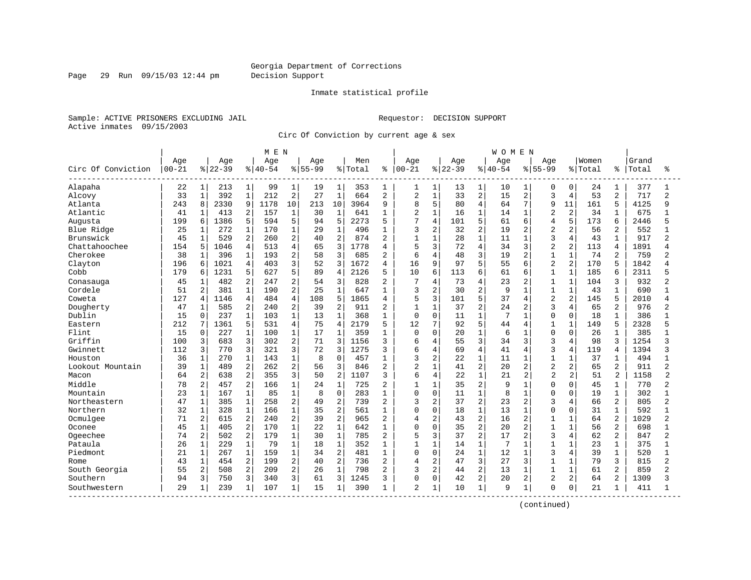Georgia Department of Corrections
Decision Support

Inmate statistical profile

Sample: ACTIVE PRISONERS EXCLUDING JAIL

Requestor: DECISION SUPPORT

Active inmates 09/15/2003

Circ Of Conviction by current age & sex

| | MEN | | | | | | | | | | | | WOMEN | | | | | | | | | | | | | |
|---|---|---|---|---|---|---|---|---|---|---|---|---|---|---|---|---|---|---|---|---|---|---|---|---|---|---|
| Circ Of Conviction | Age 00-21 | % | Age 22-39 | % | Age 40-54 | % | Age 55-99 | % | Men Total | % | Age 00-21 | % | Age 22-39 | % | Age 40-54 | % | Age 55-99 | % | Women Total | % | Grand Total | % |
| Alapaha | 22 | 1 | 213 | 1 | 99 | 1 | 19 | 1 | 353 | 1 | 1 | 1 | 13 | 1 | 10 | 1 | 0 | 0 | 24 | 1 | 377 | 1 |
| Alcovy | 33 | 1 | 392 | 1 | 212 | 2 | 27 | 1 | 664 | 2 | 2 | 1 | 33 | 2 | 15 | 2 | 3 | 4 | 53 | 2 | 717 | 2 |
| Atlanta | 243 | 8 | 2330 | 9 | 1178 | 10 | 213 | 10 | 3964 | 9 | 8 | 5 | 80 | 4 | 64 | 7 | 9 | 11 | 161 | 5 | 4125 | 9 |
| Atlantic | 41 | 1 | 413 | 2 | 157 | 1 | 30 | 1 | 641 | 1 | 2 | 1 | 16 | 1 | 14 | 1 | 2 | 2 | 34 | 1 | 675 | 1 |
| Augusta | 199 | 6 | 1386 | 5 | 594 | 5 | 94 | 5 | 2273 | 5 | 7 | 4 | 101 | 5 | 61 | 6 | 4 | 5 | 173 | 6 | 2446 | 5 |
| Blue Ridge | 25 | 1 | 272 | 1 | 170 | 1 | 29 | 1 | 496 | 1 | 3 | 2 | 32 | 2 | 19 | 2 | 2 | 2 | 56 | 2 | 552 | 1 |
| Brunswick | 45 | 1 | 529 | 2 | 260 | 2 | 40 | 2 | 874 | 2 | 1 | 1 | 28 | 1 | 11 | 1 | 3 | 4 | 43 | 1 | 917 | 2 |
| Chattahoochee | 154 | 5 | 1046 | 4 | 513 | 4 | 65 | 3 | 1778 | 4 | 5 | 3 | 72 | 4 | 34 | 3 | 2 | 2 | 113 | 4 | 1891 | 4 |
| Cherokee | 38 | 1 | 396 | 1 | 193 | 2 | 58 | 3 | 685 | 2 | 6 | 4 | 48 | 3 | 19 | 2 | 1 | 1 | 74 | 2 | 759 | 2 |
| Clayton | 196 | 6 | 1021 | 4 | 403 | 3 | 52 | 3 | 1672 | 4 | 16 | 9 | 97 | 5 | 55 | 6 | 2 | 2 | 170 | 5 | 1842 | 4 |
| Cobb | 179 | 6 | 1231 | 5 | 627 | 5 | 89 | 4 | 2126 | 5 | 10 | 6 | 113 | 6 | 61 | 6 | 1 | 1 | 185 | 6 | 2311 | 5 |
| Conasauga | 45 | 1 | 482 | 2 | 247 | 2 | 54 | 3 | 828 | 2 | 7 | 4 | 73 | 4 | 23 | 2 | 1 | 1 | 104 | 3 | 932 | 2 |
| Cordele | 51 | 2 | 381 | 1 | 190 | 2 | 25 | 1 | 647 | 1 | 3 | 2 | 30 | 2 | 9 | 1 | 1 | 1 | 43 | 1 | 690 | 1 |
| Coweta | 127 | 4 | 1146 | 4 | 484 | 4 | 108 | 5 | 1865 | 4 | 5 | 3 | 101 | 5 | 37 | 4 | 2 | 2 | 145 | 5 | 2010 | 4 |
| Dougherty | 47 | 1 | 585 | 2 | 240 | 2 | 39 | 2 | 911 | 2 | 1 | 1 | 37 | 2 | 24 | 2 | 3 | 4 | 65 | 2 | 976 | 2 |
| Dublin | 15 | 0 | 237 | 1 | 103 | 1 | 13 | 1 | 368 | 1 | 0 | 0 | 11 | 1 | 7 | 1 | 0 | 0 | 18 | 1 | 386 | 1 |
| Eastern | 212 | 7 | 1361 | 5 | 531 | 4 | 75 | 4 | 2179 | 5 | 12 | 7 | 92 | 5 | 44 | 4 | 1 | 1 | 149 | 5 | 2328 | 5 |
| Flint | 15 | 0 | 227 | 1 | 100 | 1 | 17 | 1 | 359 | 1 | 0 | 0 | 20 | 1 | 6 | 1 | 0 | 0 | 26 | 1 | 385 | 1 |
| Griffin | 100 | 3 | 683 | 3 | 302 | 2 | 71 | 3 | 1156 | 3 | 6 | 4 | 55 | 3 | 34 | 3 | 3 | 4 | 98 | 3 | 1254 | 3 |
| Gwinnett | 112 | 3 | 770 | 3 | 321 | 3 | 72 | 3 | 1275 | 3 | 6 | 4 | 69 | 4 | 41 | 4 | 3 | 4 | 119 | 4 | 1394 | 3 |
| Houston | 36 | 1 | 270 | 1 | 143 | 1 | 8 | 0 | 457 | 1 | 3 | 2 | 22 | 1 | 11 | 1 | 1 | 1 | 37 | 1 | 494 | 1 |
| Lookout Mountain | 39 | 1 | 489 | 2 | 262 | 2 | 56 | 3 | 846 | 2 | 2 | 1 | 41 | 2 | 20 | 2 | 2 | 2 | 65 | 2 | 911 | 2 |
| Macon | 64 | 2 | 638 | 2 | 355 | 3 | 50 | 2 | 1107 | 3 | 6 | 4 | 22 | 1 | 21 | 2 | 2 | 2 | 51 | 2 | 1158 | 2 |
| Middle | 78 | 2 | 457 | 2 | 166 | 1 | 24 | 1 | 725 | 2 | 1 | 1 | 35 | 2 | 9 | 1 | 0 | 0 | 45 | 1 | 770 | 2 |
| Mountain | 23 | 1 | 167 | 1 | 85 | 1 | 8 | 0 | 283 | 1 | 0 | 0 | 11 | 1 | 8 | 1 | 0 | 0 | 19 | 1 | 302 | 1 |
| Northeastern | 47 | 1 | 385 | 1 | 258 | 2 | 49 | 2 | 739 | 2 | 3 | 2 | 37 | 2 | 23 | 2 | 3 | 4 | 66 | 2 | 805 | 2 |
| Northern | 32 | 1 | 328 | 1 | 166 | 1 | 35 | 2 | 561 | 1 | 0 | 0 | 18 | 1 | 13 | 1 | 0 | 0 | 31 | 1 | 592 | 1 |
| Ocmulgee | 71 | 2 | 615 | 2 | 240 | 2 | 39 | 2 | 965 | 2 | 4 | 2 | 43 | 2 | 16 | 2 | 1 | 1 | 64 | 2 | 1029 | 2 |
| Oconee | 45 | 1 | 405 | 2 | 170 | 1 | 22 | 1 | 642 | 1 | 0 | 0 | 35 | 2 | 20 | 2 | 1 | 1 | 56 | 2 | 698 | 1 |
| Ogeechee | 74 | 2 | 502 | 2 | 179 | 1 | 30 | 1 | 785 | 2 | 5 | 3 | 37 | 2 | 17 | 2 | 3 | 4 | 62 | 2 | 847 | 2 |
| Pataula | 26 | 1 | 229 | 1 | 79 | 1 | 18 | 1 | 352 | 1 | 1 | 1 | 14 | 1 | 7 | 1 | 1 | 1 | 23 | 1 | 375 | 1 |
| Piedmont | 21 | 1 | 267 | 1 | 159 | 1 | 34 | 2 | 481 | 1 | 0 | 0 | 24 | 1 | 12 | 1 | 3 | 4 | 39 | 1 | 520 | 1 |
| Rome | 43 | 1 | 454 | 2 | 199 | 2 | 40 | 2 | 736 | 2 | 4 | 2 | 47 | 3 | 27 | 3 | 1 | 1 | 79 | 3 | 815 | 2 |
| South Georgia | 55 | 2 | 508 | 2 | 209 | 2 | 26 | 1 | 798 | 2 | 3 | 2 | 44 | 2 | 13 | 1 | 1 | 1 | 61 | 2 | 859 | 2 |
| Southern | 94 | 3 | 750 | 3 | 340 | 3 | 61 | 3 | 1245 | 3 | 0 | 0 | 42 | 2 | 20 | 2 | 2 | 2 | 64 | 2 | 1309 | 3 |
| Southwestern | 29 | 1 | 239 | 1 | 107 | 1 | 15 | 1 | 390 | 1 | 2 | 1 | 10 | 1 | 9 | 1 | 0 | 0 | 21 | 1 | 411 | 1 |

(continued)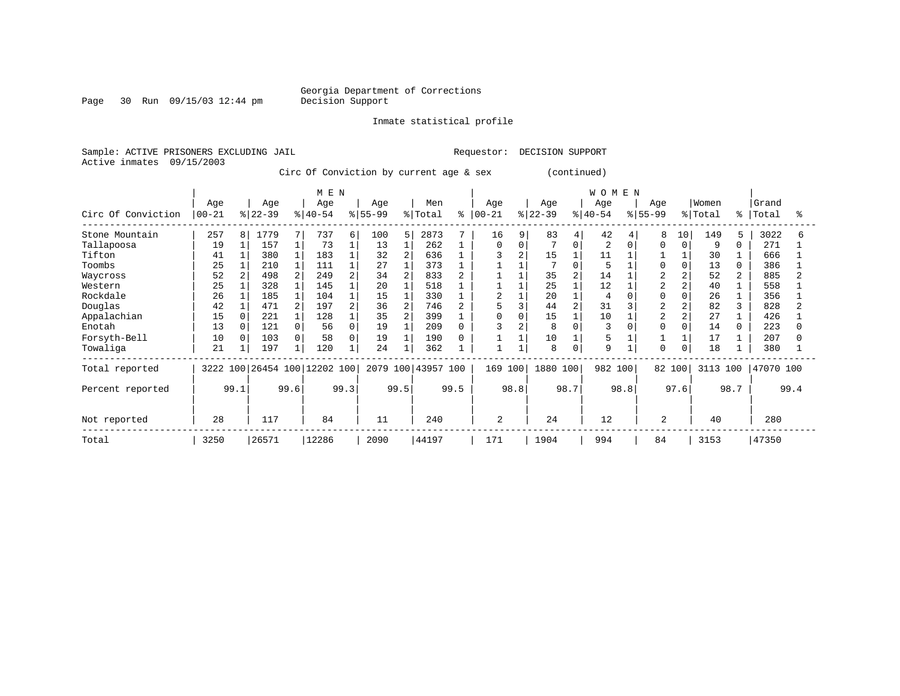Georgia Department of Corrections
Decision Support

Inmate statistical profile

Sample: ACTIVE PRISONERS EXCLUDING JAIL Requestor: DECISION SUPPORT
Active inmates 09/15/2003

Circ Of Conviction by current age & sex (continued)

| | MEN | | | | | | | | | | WOMEN | | | | | | | | | | | |
|---|---|---|---|---|---|---|---|---|---|---|---|---|---|---|---|---|---|---|---|---|---|---|
| Circ Of Conviction | Age 00-21 | % | Age 22-39 | % | Age 40-54 | % | Age 55-99 | % | Men Total | % | Age 00-21 | % | Age 22-39 | % | Age 40-54 | % | Age 55-99 | % | Women Total | % | Grand Total | % |
| Stone Mountain | 257 | 8 | 1779 | 7 | 737 | 6 | 100 | 5 | 2873 | 7 | 16 | 9 | 83 | 4 | 42 | 4 | 8 | 10 | 149 | 5 | 3022 | 6 |
| Tallapoosa | 19 | 1 | 157 | 1 | 73 | 1 | 13 | 1 | 262 | 1 | 0 | 0 | 7 | 0 | 2 | 0 | 0 | 0 | 9 | 0 | 271 | 1 |
| Tifton | 41 | 1 | 380 | 1 | 183 | 1 | 32 | 2 | 636 | 1 | 3 | 2 | 15 | 1 | 11 | 1 | 1 | 1 | 30 | 1 | 666 | 1 |
| Toombs | 25 | 1 | 210 | 1 | 111 | 1 | 27 | 1 | 373 | 1 | 1 | 1 | 7 | 0 | 5 | 1 | 0 | 0 | 13 | 0 | 386 | 1 |
| Waycross | 52 | 2 | 498 | 2 | 249 | 2 | 34 | 2 | 833 | 2 | 1 | 1 | 35 | 2 | 14 | 1 | 2 | 2 | 52 | 2 | 885 | 2 |
| Western | 25 | 1 | 328 | 1 | 145 | 1 | 20 | 1 | 518 | 1 | 1 | 1 | 25 | 1 | 12 | 1 | 2 | 2 | 40 | 1 | 558 | 1 |
| Rockdale | 26 | 1 | 185 | 1 | 104 | 1 | 15 | 1 | 330 | 1 | 2 | 1 | 20 | 1 | 4 | 0 | 0 | 0 | 26 | 1 | 356 | 1 |
| Douglas | 42 | 1 | 471 | 2 | 197 | 2 | 36 | 2 | 746 | 2 | 5 | 3 | 44 | 2 | 31 | 3 | 2 | 2 | 82 | 3 | 828 | 2 |
| Appalachian | 15 | 0 | 221 | 1 | 128 | 1 | 35 | 2 | 399 | 1 | 0 | 0 | 15 | 1 | 10 | 1 | 2 | 2 | 27 | 1 | 426 | 1 |
| Enotah | 13 | 0 | 121 | 0 | 56 | 0 | 19 | 1 | 209 | 0 | 3 | 2 | 8 | 0 | 3 | 0 | 0 | 0 | 14 | 0 | 223 | 0 |
| Forsyth-Bell | 10 | 0 | 103 | 0 | 58 | 0 | 19 | 1 | 190 | 0 | 1 | 1 | 10 | 1 | 5 | 1 | 1 | 1 | 17 | 1 | 207 | 0 |
| Towaliga | 21 | 1 | 197 | 1 | 120 | 1 | 24 | 1 | 362 | 1 | 1 | 1 | 8 | 0 | 9 | 1 | 0 | 0 | 18 | 1 | 380 | 1 |
| Total reported | 3222 | 100 | 26454 | 100 | 12202 | 100 | 2079 | 100 | 43957 | 100 | 169 | 100 | 1880 | 100 | 982 | 100 | 82 | 100 | 3113 | 100 | 47070 | 100 |
| Percent reported | | 99.1 | | 99.6 | | 99.3 | | 99.5 | | 99.5 | | 98.8 | | 98.7 | | 98.8 | | 97.6 | | 98.7 | | 99.4 |
| Not reported | 28 | | 117 | | 84 | | 11 | | 240 | | 2 | | 24 | | 12 | | 2 | | 40 | | 280 | |
| Total | 3250 | | 26571 | | 12286 | | 2090 | | 44197 | | 171 | | 1904 | | 994 | | 84 | | 3153 | | 47350 | |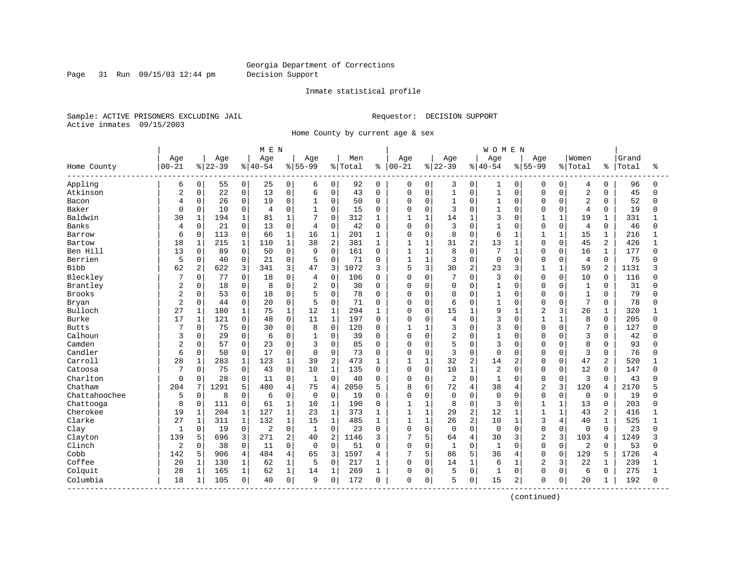Georgia Department of Corrections
Decision Support

Page 31 Run 09/15/03 12:44 pm

Inmate statistical profile

Sample: ACTIVE PRISONERS EXCLUDING JAIL

Requestor: DECISION SUPPORT

Active inmates 09/15/2003

Home County by current age & sex

| | MEN | | | | | | | | | | WOMEN | | | | | | | | | | | |
|---|---|---|---|---|---|---|---|---|---|---|---|---|---|---|---|---|---|---|---|---|---|---|
| Home County | Age 00-21 | % | Age 22-39 | % | Age 40-54 | % | Age 55-99 | % | Men Total | % | Age 00-21 | % | Age 22-39 | % | Age 40-54 | % | Age 55-99 | % | Women Total | % | Grand Total | % |
| Appling | 6 | 0 | 55 | 0 | 25 | 0 | 6 | 0 | 92 | 0 | 0 | 0 | 3 | 0 | 1 | 0 | 0 | 0 | 4 | 0 | 96 | 0 |
| Atkinson | 2 | 0 | 22 | 0 | 13 | 0 | 6 | 0 | 43 | 0 | 0 | 0 | 1 | 0 | 1 | 0 | 0 | 0 | 2 | 0 | 45 | 0 |
| Bacon | 4 | 0 | 26 | 0 | 19 | 0 | 1 | 0 | 50 | 0 | 0 | 0 | 1 | 0 | 1 | 0 | 0 | 0 | 2 | 0 | 52 | 0 |
| Baker | 0 | 0 | 10 | 0 | 4 | 0 | 1 | 0 | 15 | 0 | 0 | 0 | 3 | 0 | 1 | 0 | 0 | 0 | 4 | 0 | 19 | 0 |
| Baldwin | 30 | 1 | 194 | 1 | 81 | 1 | 7 | 0 | 312 | 1 | 1 | 1 | 14 | 1 | 3 | 0 | 1 | 1 | 19 | 1 | 331 | 1 |
| Banks | 4 | 0 | 21 | 0 | 13 | 0 | 4 | 0 | 42 | 0 | 0 | 0 | 3 | 0 | 1 | 0 | 0 | 0 | 4 | 0 | 46 | 0 |
| Barrow | 6 | 0 | 113 | 0 | 66 | 1 | 16 | 1 | 201 | 1 | 0 | 0 | 8 | 0 | 6 | 1 | 1 | 1 | 15 | 1 | 216 | 1 |
| Bartow | 18 | 1 | 215 | 1 | 110 | 1 | 38 | 2 | 381 | 1 | 1 | 1 | 31 | 2 | 13 | 1 | 0 | 0 | 45 | 2 | 426 | 1 |
| Ben Hill | 13 | 0 | 89 | 0 | 50 | 0 | 9 | 0 | 161 | 0 | 1 | 1 | 8 | 0 | 7 | 1 | 0 | 0 | 16 | 1 | 177 | 0 |
| Berrien | 5 | 0 | 40 | 0 | 21 | 0 | 5 | 0 | 71 | 0 | 1 | 1 | 3 | 0 | 0 | 0 | 0 | 0 | 4 | 0 | 75 | 0 |
| Bibb | 62 | 2 | 622 | 3 | 341 | 3 | 47 | 3 | 1072 | 3 | 5 | 3 | 30 | 2 | 23 | 3 | 1 | 1 | 59 | 2 | 1131 | 3 |
| Bleckley | 7 | 0 | 77 | 0 | 18 | 0 | 4 | 0 | 106 | 0 | 0 | 0 | 7 | 0 | 3 | 0 | 0 | 0 | 10 | 0 | 116 | 0 |
| Brantley | 2 | 0 | 18 | 0 | 8 | 0 | 2 | 0 | 30 | 0 | 0 | 0 | 0 | 0 | 1 | 0 | 0 | 0 | 1 | 0 | 31 | 0 |
| Brooks | 2 | 0 | 53 | 0 | 18 | 0 | 5 | 0 | 78 | 0 | 0 | 0 | 0 | 0 | 1 | 0 | 0 | 0 | 1 | 0 | 79 | 0 |
| Bryan | 2 | 0 | 44 | 0 | 20 | 0 | 5 | 0 | 71 | 0 | 0 | 0 | 6 | 0 | 1 | 0 | 0 | 0 | 7 | 0 | 78 | 0 |
| Bulloch | 27 | 1 | 180 | 1 | 75 | 1 | 12 | 1 | 294 | 1 | 0 | 0 | 15 | 1 | 9 | 1 | 2 | 3 | 26 | 1 | 320 | 1 |
| Burke | 17 | 1 | 121 | 0 | 48 | 0 | 11 | 1 | 197 | 0 | 0 | 0 | 4 | 0 | 3 | 0 | 1 | 1 | 8 | 0 | 205 | 0 |
| Butts | 7 | 0 | 75 | 0 | 30 | 0 | 8 | 0 | 120 | 0 | 1 | 1 | 3 | 0 | 3 | 0 | 0 | 0 | 7 | 0 | 127 | 0 |
| Calhoun | 3 | 0 | 29 | 0 | 6 | 0 | 1 | 0 | 39 | 0 | 0 | 0 | 2 | 0 | 1 | 0 | 0 | 0 | 3 | 0 | 42 | 0 |
| Camden | 2 | 0 | 57 | 0 | 23 | 0 | 3 | 0 | 85 | 0 | 0 | 0 | 5 | 0 | 3 | 0 | 0 | 0 | 8 | 0 | 93 | 0 |
| Candler | 6 | 0 | 50 | 0 | 17 | 0 | 0 | 0 | 73 | 0 | 0 | 0 | 3 | 0 | 0 | 0 | 0 | 0 | 3 | 0 | 76 | 0 |
| Carroll | 28 | 1 | 283 | 1 | 123 | 1 | 39 | 2 | 473 | 1 | 1 | 1 | 32 | 2 | 14 | 2 | 0 | 0 | 47 | 2 | 520 | 1 |
| Catoosa | 7 | 0 | 75 | 0 | 43 | 0 | 10 | 1 | 135 | 0 | 0 | 0 | 10 | 1 | 2 | 0 | 0 | 0 | 12 | 0 | 147 | 0 |
| Charlton | 0 | 0 | 28 | 0 | 11 | 0 | 1 | 0 | 40 | 0 | 0 | 0 | 2 | 0 | 1 | 0 | 0 | 0 | 3 | 0 | 43 | 0 |
| Chatham | 204 | 7 | 1291 | 5 | 480 | 4 | 75 | 4 | 2050 | 5 | 8 | 6 | 72 | 4 | 38 | 4 | 2 | 3 | 120 | 4 | 2170 | 5 |
| Chattahoochee | 5 | 0 | 8 | 0 | 6 | 0 | 0 | 0 | 19 | 0 | 0 | 0 | 0 | 0 | 0 | 0 | 0 | 0 | 0 | 0 | 19 | 0 |
| Chattooga | 8 | 0 | 111 | 0 | 61 | 1 | 10 | 1 | 190 | 0 | 1 | 1 | 8 | 0 | 3 | 0 | 1 | 1 | 13 | 0 | 203 | 0 |
| Cherokee | 19 | 1 | 204 | 1 | 127 | 1 | 23 | 1 | 373 | 1 | 1 | 1 | 29 | 2 | 12 | 1 | 1 | 1 | 43 | 2 | 416 | 1 |
| Clarke | 27 | 1 | 311 | 1 | 132 | 1 | 15 | 1 | 485 | 1 | 1 | 1 | 26 | 2 | 10 | 1 | 3 | 4 | 40 | 1 | 525 | 1 |
| Clay | 1 | 0 | 19 | 0 | 2 | 0 | 1 | 0 | 23 | 0 | 0 | 0 | 0 | 0 | 0 | 0 | 0 | 0 | 0 | 0 | 23 | 0 |
| Clayton | 139 | 5 | 696 | 3 | 271 | 2 | 40 | 2 | 1146 | 3 | 7 | 5 | 64 | 4 | 30 | 3 | 2 | 3 | 103 | 4 | 1249 | 3 |
| Clinch | 2 | 0 | 38 | 0 | 11 | 0 | 0 | 0 | 51 | 0 | 0 | 0 | 1 | 0 | 1 | 0 | 0 | 0 | 2 | 0 | 53 | 0 |
| Cobb | 142 | 5 | 906 | 4 | 484 | 4 | 65 | 3 | 1597 | 4 | 7 | 5 | 86 | 5 | 36 | 4 | 0 | 0 | 129 | 5 | 1726 | 4 |
| Coffee | 20 | 1 | 130 | 1 | 62 | 1 | 5 | 0 | 217 | 1 | 0 | 0 | 14 | 1 | 6 | 1 | 2 | 3 | 22 | 1 | 239 | 1 |
| Colquitt | 28 | 1 | 165 | 1 | 62 | 1 | 14 | 1 | 269 | 1 | 0 | 0 | 5 | 0 | 1 | 0 | 0 | 0 | 6 | 0 | 275 | 1 |
| Columbia | 18 | 1 | 105 | 0 | 40 | 0 | 9 | 0 | 172 | 0 | 0 | 0 | 5 | 0 | 15 | 2 | 0 | 0 | 20 | 1 | 192 | 0 |

(continued)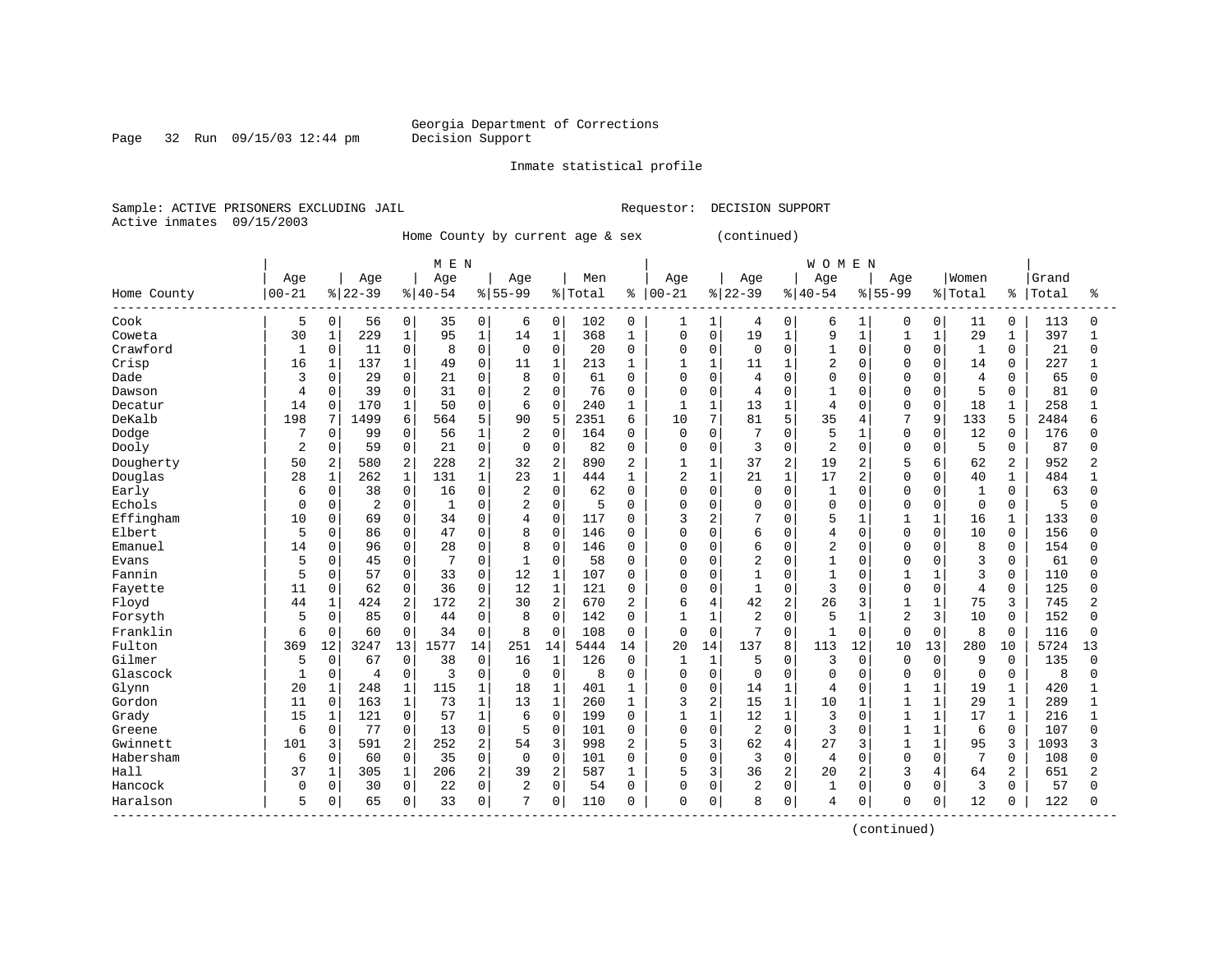Georgia Department of Corrections
Decision Support

Inmate statistical profile

Sample: ACTIVE PRISONERS EXCLUDING JAIL　　　　Requestor: DECISION SUPPORT
Active inmates 09/15/2003

Home County by current age & sex (continued)

| | MEN | | | | | | | | | | WOMEN | | | | | | | | | | | |
|---|---|---|---|---|---|---|---|---|---|---|---|---|---|---|---|---|---|---|---|---|---|---|
| Home County | Age 00-21 | % | Age 22-39 | % | Age 40-54 | % | Age 55-99 | % | Men Total | % | Age 00-21 | % | Age 22-39 | % | Age 40-54 | % | Age 55-99 | % | Women Total | % | Grand Total | % |
| Cook | 5 | 0 | 56 | 0 | 35 | 0 | 6 | 0 | 102 | 0 | 1 | 1 | 4 | 0 | 6 | 1 | 0 | 0 | 11 | 0 | 113 | 0 |
| Coweta | 30 | 1 | 229 | 1 | 95 | 1 | 14 | 1 | 368 | 1 | 0 | 0 | 19 | 1 | 9 | 1 | 1 | 1 | 29 | 1 | 397 | 1 |
| Crawford | 1 | 0 | 11 | 0 | 8 | 0 | 0 | 0 | 20 | 0 | 0 | 0 | 0 | 0 | 1 | 0 | 0 | 0 | 1 | 0 | 21 | 0 |
| Crisp | 16 | 1 | 137 | 1 | 49 | 0 | 11 | 1 | 213 | 1 | 1 | 1 | 11 | 1 | 2 | 0 | 0 | 0 | 14 | 0 | 227 | 1 |
| Dade | 3 | 0 | 29 | 0 | 21 | 0 | 8 | 0 | 61 | 0 | 0 | 0 | 4 | 0 | 0 | 0 | 0 | 0 | 4 | 0 | 65 | 0 |
| Dawson | 4 | 0 | 39 | 0 | 31 | 0 | 2 | 0 | 76 | 0 | 0 | 0 | 4 | 0 | 1 | 0 | 0 | 0 | 5 | 0 | 81 | 0 |
| Decatur | 14 | 0 | 170 | 1 | 50 | 0 | 6 | 0 | 240 | 1 | 1 | 1 | 13 | 1 | 4 | 0 | 0 | 0 | 18 | 1 | 258 | 1 |
| DeKalb | 198 | 7 | 1499 | 6 | 564 | 5 | 90 | 5 | 2351 | 6 | 10 | 7 | 81 | 5 | 35 | 4 | 7 | 9 | 133 | 5 | 2484 | 6 |
| Dodge | 7 | 0 | 99 | 0 | 56 | 1 | 2 | 0 | 164 | 0 | 0 | 0 | 7 | 0 | 5 | 1 | 0 | 0 | 12 | 0 | 176 | 0 |
| Dooly | 2 | 0 | 59 | 0 | 21 | 0 | 0 | 0 | 82 | 0 | 0 | 0 | 3 | 0 | 2 | 0 | 0 | 0 | 5 | 0 | 87 | 0 |
| Dougherty | 50 | 2 | 580 | 2 | 228 | 2 | 32 | 2 | 890 | 2 | 1 | 1 | 37 | 2 | 19 | 2 | 5 | 6 | 62 | 2 | 952 | 2 |
| Douglas | 28 | 1 | 262 | 1 | 131 | 1 | 23 | 1 | 444 | 1 | 2 | 1 | 21 | 1 | 17 | 2 | 0 | 0 | 40 | 1 | 484 | 1 |
| Early | 6 | 0 | 38 | 0 | 16 | 0 | 2 | 0 | 62 | 0 | 0 | 0 | 0 | 0 | 1 | 0 | 0 | 0 | 1 | 0 | 63 | 0 |
| Echols | 0 | 0 | 2 | 0 | 1 | 0 | 2 | 0 | 5 | 0 | 0 | 0 | 0 | 0 | 0 | 0 | 0 | 0 | 0 | 0 | 5 | 0 |
| Effingham | 10 | 0 | 69 | 0 | 34 | 0 | 4 | 0 | 117 | 0 | 3 | 2 | 7 | 0 | 5 | 1 | 1 | 1 | 16 | 1 | 133 | 0 |
| Elbert | 5 | 0 | 86 | 0 | 47 | 0 | 8 | 0 | 146 | 0 | 0 | 0 | 6 | 0 | 4 | 0 | 0 | 0 | 10 | 0 | 156 | 0 |
| Emanuel | 14 | 0 | 96 | 0 | 28 | 0 | 8 | 0 | 146 | 0 | 0 | 0 | 6 | 0 | 2 | 0 | 0 | 0 | 8 | 0 | 154 | 0 |
| Evans | 5 | 0 | 45 | 0 | 7 | 0 | 1 | 0 | 58 | 0 | 0 | 0 | 2 | 0 | 1 | 0 | 0 | 0 | 3 | 0 | 61 | 0 |
| Fannin | 5 | 0 | 57 | 0 | 33 | 0 | 12 | 1 | 107 | 0 | 0 | 0 | 1 | 0 | 1 | 0 | 1 | 1 | 3 | 0 | 110 | 0 |
| Fayette | 11 | 0 | 62 | 0 | 36 | 0 | 12 | 1 | 121 | 0 | 0 | 0 | 1 | 0 | 3 | 0 | 0 | 0 | 4 | 0 | 125 | 0 |
| Floyd | 44 | 1 | 424 | 2 | 172 | 2 | 30 | 2 | 670 | 2 | 6 | 4 | 42 | 2 | 26 | 3 | 1 | 1 | 75 | 3 | 745 | 2 |
| Forsyth | 5 | 0 | 85 | 0 | 44 | 0 | 8 | 0 | 142 | 0 | 1 | 1 | 2 | 0 | 5 | 1 | 2 | 3 | 10 | 0 | 152 | 0 |
| Franklin | 6 | 0 | 60 | 0 | 34 | 0 | 8 | 0 | 108 | 0 | 0 | 0 | 7 | 0 | 1 | 0 | 0 | 0 | 8 | 0 | 116 | 0 |
| Fulton | 369 | 12 | 3247 | 13 | 1577 | 14 | 251 | 14 | 5444 | 14 | 20 | 14 | 137 | 8 | 113 | 12 | 10 | 13 | 280 | 10 | 5724 | 13 |
| Gilmer | 5 | 0 | 67 | 0 | 38 | 0 | 16 | 1 | 126 | 0 | 1 | 1 | 5 | 0 | 3 | 0 | 0 | 0 | 9 | 0 | 135 | 0 |
| Glascock | 1 | 0 | 4 | 0 | 3 | 0 | 0 | 0 | 8 | 0 | 0 | 0 | 0 | 0 | 0 | 0 | 0 | 0 | 0 | 0 | 8 | 0 |
| Glynn | 20 | 1 | 248 | 1 | 115 | 1 | 18 | 1 | 401 | 1 | 0 | 0 | 14 | 1 | 4 | 0 | 1 | 1 | 19 | 1 | 420 | 1 |
| Gordon | 11 | 0 | 163 | 1 | 73 | 1 | 13 | 1 | 260 | 1 | 3 | 2 | 15 | 1 | 10 | 1 | 1 | 1 | 29 | 1 | 289 | 1 |
| Grady | 15 | 1 | 121 | 0 | 57 | 1 | 6 | 0 | 199 | 0 | 1 | 1 | 12 | 1 | 3 | 0 | 1 | 1 | 17 | 1 | 216 | 1 |
| Greene | 6 | 0 | 77 | 0 | 13 | 0 | 5 | 0 | 101 | 0 | 0 | 0 | 2 | 0 | 3 | 0 | 1 | 1 | 6 | 0 | 107 | 0 |
| Gwinnett | 101 | 3 | 591 | 2 | 252 | 2 | 54 | 3 | 998 | 2 | 5 | 3 | 62 | 4 | 27 | 3 | 1 | 1 | 95 | 3 | 1093 | 3 |
| Habersham | 6 | 0 | 60 | 0 | 35 | 0 | 0 | 0 | 101 | 0 | 0 | 0 | 3 | 0 | 4 | 0 | 0 | 0 | 7 | 0 | 108 | 0 |
| Hall | 37 | 1 | 305 | 1 | 206 | 2 | 39 | 2 | 587 | 1 | 5 | 3 | 36 | 2 | 20 | 2 | 3 | 4 | 64 | 2 | 651 | 2 |
| Hancock | 0 | 0 | 30 | 0 | 22 | 0 | 2 | 0 | 54 | 0 | 0 | 0 | 2 | 0 | 1 | 0 | 0 | 0 | 3 | 0 | 57 | 0 |
| Haralson | 5 | 0 | 65 | 0 | 33 | 0 | 7 | 0 | 110 | 0 | 0 | 0 | 8 | 0 | 4 | 0 | 0 | 0 | 12 | 0 | 122 | 0 |

(continued)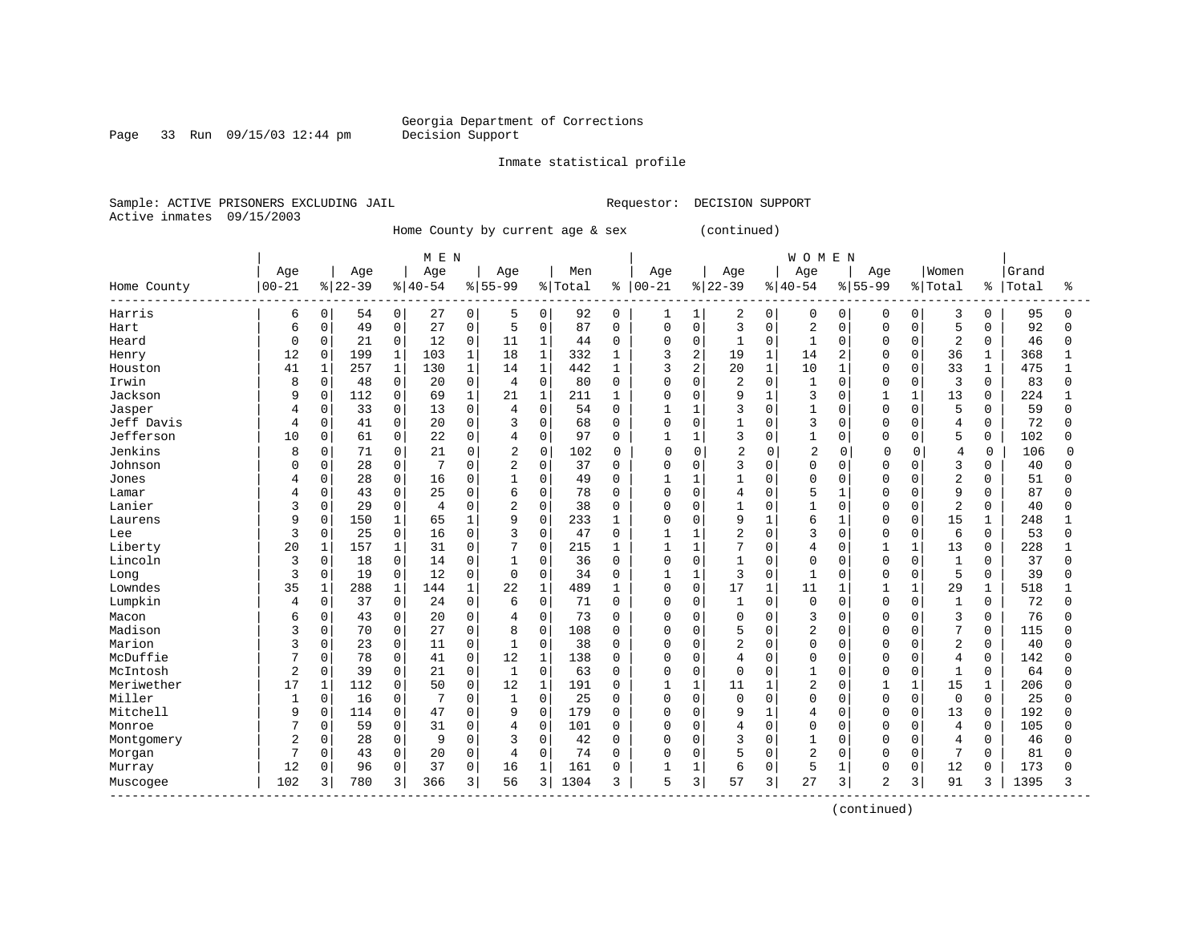Georgia Department of Corrections
Decision Support

Inmate statistical profile

Sample: ACTIVE PRISONERS EXCLUDING JAIL

Requestor: DECISION SUPPORT

Active inmates 09/15/2003

Home County by current age & sex (continued)

| | MEN | | | | | | | | | | WOMEN | | | | | | | | | | | |
|---|---|---|---|---|---|---|---|---|---|---|---|---|---|---|---|---|---|---|---|---|---|---|
| Home County | Age 00-21 | % | Age 22-39 | % | Age 40-54 | % | Age 55-99 | % | Men Total | % | Age 00-21 | % | Age 22-39 | % | Age 40-54 | % | Age 55-99 | % | Women Total | % | Grand Total | % |
| Harris | 6 | 0 | 54 | 0 | 27 | 0 | 5 | 0 | 92 | 0 | 1 | 1 | 2 | 0 | 0 | 0 | 0 | 0 | 3 | 0 | 95 | 0 |
| Hart | 6 | 0 | 49 | 0 | 27 | 0 | 5 | 0 | 87 | 0 | 0 | 0 | 3 | 0 | 2 | 0 | 0 | 0 | 5 | 0 | 92 | 0 |
| Heard | 0 | 0 | 21 | 0 | 12 | 0 | 11 | 1 | 44 | 0 | 0 | 0 | 1 | 0 | 1 | 0 | 0 | 0 | 2 | 0 | 46 | 0 |
| Henry | 12 | 0 | 199 | 1 | 103 | 1 | 18 | 1 | 332 | 1 | 3 | 2 | 19 | 1 | 14 | 2 | 0 | 0 | 36 | 1 | 368 | 1 |
| Houston | 41 | 1 | 257 | 1 | 130 | 1 | 14 | 1 | 442 | 1 | 3 | 2 | 20 | 1 | 10 | 1 | 0 | 0 | 33 | 1 | 475 | 1 |
| Irwin | 8 | 0 | 48 | 0 | 20 | 0 | 4 | 0 | 80 | 0 | 0 | 0 | 2 | 0 | 1 | 0 | 0 | 0 | 3 | 0 | 83 | 0 |
| Jackson | 9 | 0 | 112 | 0 | 69 | 1 | 21 | 1 | 211 | 1 | 0 | 0 | 9 | 1 | 3 | 0 | 1 | 1 | 13 | 0 | 224 | 1 |
| Jasper | 4 | 0 | 33 | 0 | 13 | 0 | 4 | 0 | 54 | 0 | 1 | 1 | 3 | 0 | 1 | 0 | 0 | 0 | 5 | 0 | 59 | 0 |
| Jeff Davis | 4 | 0 | 41 | 0 | 20 | 0 | 3 | 0 | 68 | 0 | 0 | 0 | 1 | 0 | 3 | 0 | 0 | 0 | 4 | 0 | 72 | 0 |
| Jefferson | 10 | 0 | 61 | 0 | 22 | 0 | 4 | 0 | 97 | 0 | 1 | 1 | 3 | 0 | 1 | 0 | 0 | 0 | 5 | 0 | 102 | 0 |
| Jenkins | 8 | 0 | 71 | 0 | 21 | 0 | 2 | 0 | 102 | 0 | 0 | 0 | 2 | 0 | 2 | 0 | 0 | 0 | 4 | 0 | 106 | 0 |
| Johnson | 0 | 0 | 28 | 0 | 7 | 0 | 2 | 0 | 37 | 0 | 0 | 0 | 3 | 0 | 0 | 0 | 0 | 0 | 3 | 0 | 40 | 0 |
| Jones | 4 | 0 | 28 | 0 | 16 | 0 | 1 | 0 | 49 | 0 | 1 | 1 | 1 | 0 | 0 | 0 | 0 | 0 | 2 | 0 | 51 | 0 |
| Lamar | 4 | 0 | 43 | 0 | 25 | 0 | 6 | 0 | 78 | 0 | 0 | 0 | 4 | 0 | 5 | 1 | 0 | 0 | 9 | 0 | 87 | 0 |
| Lanier | 3 | 0 | 29 | 0 | 4 | 0 | 2 | 0 | 38 | 0 | 0 | 0 | 1 | 0 | 1 | 0 | 0 | 0 | 2 | 0 | 40 | 0 |
| Laurens | 9 | 0 | 150 | 1 | 65 | 1 | 9 | 0 | 233 | 1 | 0 | 0 | 9 | 1 | 6 | 1 | 0 | 0 | 15 | 1 | 248 | 1 |
| Lee | 3 | 0 | 25 | 0 | 16 | 0 | 3 | 0 | 47 | 0 | 1 | 1 | 2 | 0 | 3 | 0 | 0 | 0 | 6 | 0 | 53 | 0 |
| Liberty | 20 | 1 | 157 | 1 | 31 | 0 | 7 | 0 | 215 | 1 | 1 | 1 | 7 | 0 | 4 | 0 | 1 | 1 | 13 | 0 | 228 | 1 |
| Lincoln | 3 | 0 | 18 | 0 | 14 | 0 | 1 | 0 | 36 | 0 | 0 | 0 | 1 | 0 | 0 | 0 | 0 | 0 | 1 | 0 | 37 | 0 |
| Long | 3 | 0 | 19 | 0 | 12 | 0 | 0 | 0 | 34 | 0 | 1 | 1 | 3 | 0 | 1 | 0 | 0 | 0 | 5 | 0 | 39 | 0 |
| Lowndes | 35 | 1 | 288 | 1 | 144 | 1 | 22 | 1 | 489 | 1 | 0 | 0 | 17 | 1 | 11 | 1 | 1 | 1 | 29 | 1 | 518 | 1 |
| Lumpkin | 4 | 0 | 37 | 0 | 24 | 0 | 6 | 0 | 71 | 0 | 0 | 0 | 1 | 0 | 0 | 0 | 0 | 0 | 1 | 0 | 72 | 0 |
| Macon | 6 | 0 | 43 | 0 | 20 | 0 | 4 | 0 | 73 | 0 | 0 | 0 | 0 | 0 | 3 | 0 | 0 | 0 | 3 | 0 | 76 | 0 |
| Madison | 3 | 0 | 70 | 0 | 27 | 0 | 8 | 0 | 108 | 0 | 0 | 0 | 5 | 0 | 2 | 0 | 0 | 0 | 7 | 0 | 115 | 0 |
| Marion | 3 | 0 | 23 | 0 | 11 | 0 | 1 | 0 | 38 | 0 | 0 | 0 | 2 | 0 | 0 | 0 | 0 | 0 | 2 | 0 | 40 | 0 |
| McDuffie | 7 | 0 | 78 | 0 | 41 | 0 | 12 | 1 | 138 | 0 | 0 | 0 | 4 | 0 | 0 | 0 | 0 | 0 | 4 | 0 | 142 | 0 |
| McIntosh | 2 | 0 | 39 | 0 | 21 | 0 | 1 | 0 | 63 | 0 | 0 | 0 | 0 | 0 | 1 | 0 | 0 | 0 | 1 | 0 | 64 | 0 |
| Meriwether | 17 | 1 | 112 | 0 | 50 | 0 | 12 | 1 | 191 | 0 | 1 | 1 | 11 | 1 | 2 | 0 | 1 | 1 | 15 | 1 | 206 | 0 |
| Miller | 1 | 0 | 16 | 0 | 7 | 0 | 1 | 0 | 25 | 0 | 0 | 0 | 0 | 0 | 0 | 0 | 0 | 0 | 0 | 0 | 25 | 0 |
| Mitchell | 9 | 0 | 114 | 0 | 47 | 0 | 9 | 0 | 179 | 0 | 0 | 0 | 9 | 1 | 4 | 0 | 0 | 0 | 13 | 0 | 192 | 0 |
| Monroe | 7 | 0 | 59 | 0 | 31 | 0 | 4 | 0 | 101 | 0 | 0 | 0 | 4 | 0 | 0 | 0 | 0 | 0 | 4 | 0 | 105 | 0 |
| Montgomery | 2 | 0 | 28 | 0 | 9 | 0 | 3 | 0 | 42 | 0 | 0 | 0 | 3 | 0 | 1 | 0 | 0 | 0 | 4 | 0 | 46 | 0 |
| Morgan | 7 | 0 | 43 | 0 | 20 | 0 | 4 | 0 | 74 | 0 | 0 | 0 | 5 | 0 | 2 | 0 | 0 | 0 | 7 | 0 | 81 | 0 |
| Murray | 12 | 0 | 96 | 0 | 37 | 0 | 16 | 1 | 161 | 0 | 1 | 1 | 6 | 0 | 5 | 1 | 0 | 0 | 12 | 0 | 173 | 0 |
| Muscogee | 102 | 3 | 780 | 3 | 366 | 3 | 56 | 3 | 1304 | 3 | 5 | 3 | 57 | 3 | 27 | 3 | 2 | 3 | 91 | 3 | 1395 | 3 |

(continued)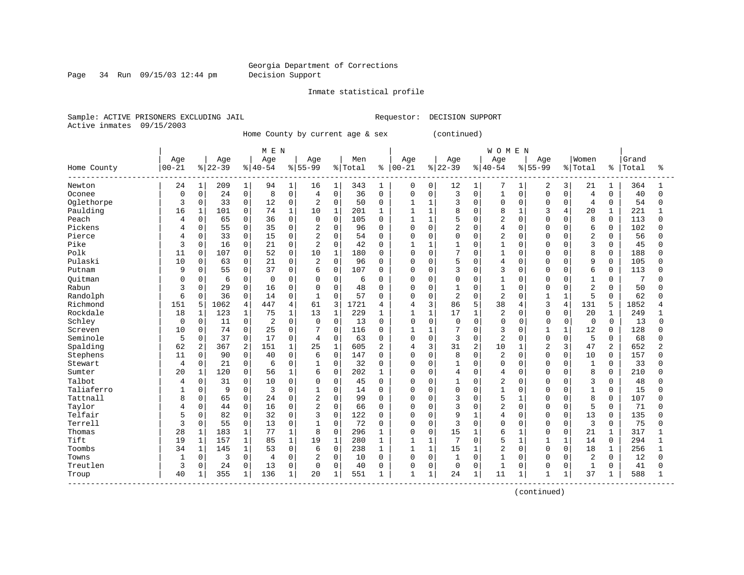Georgia Department of Corrections
Decision Support

Inmate statistical profile

Sample: ACTIVE PRISONERS EXCLUDING JAIL    Requestor: DECISION SUPPORT
Active inmates 09/15/2003

Home County by current age & sex (continued)

| | MEN | | | | | | | | | | WOMEN | | | | | | | | | | | |
|---|---|---|---|---|---|---|---|---|---|---|---|---|---|---|---|---|---|---|---|---|---|---|
| Home County | Age 00-21 | % | Age 22-39 | % | Age 40-54 | % | Age 55-99 | % | Men Total | % | Age 00-21 | % | Age 22-39 | % | Age 40-54 | % | Age 55-99 | % | Women Total | % | Grand Total | % |
| Newton | 24 | 1 | 209 | 1 | 94 | 1 | 16 | 1 | 343 | 1 | 0 | 0 | 12 | 1 | 7 | 1 | 2 | 3 | 21 | 1 | 364 | 1 |
| Oconee | 0 | 0 | 24 | 0 | 8 | 0 | 4 | 0 | 36 | 0 | 0 | 0 | 3 | 0 | 1 | 0 | 0 | 0 | 4 | 0 | 40 | 0 |
| Oglethorpe | 3 | 0 | 33 | 0 | 12 | 0 | 2 | 0 | 50 | 0 | 1 | 1 | 3 | 0 | 0 | 0 | 0 | 0 | 4 | 0 | 54 | 0 |
| Paulding | 16 | 1 | 101 | 0 | 74 | 1 | 10 | 1 | 201 | 1 | 1 | 1 | 8 | 0 | 8 | 1 | 3 | 4 | 20 | 1 | 221 | 1 |
| Peach | 4 | 0 | 65 | 0 | 36 | 0 | 0 | 0 | 105 | 0 | 1 | 1 | 5 | 0 | 2 | 0 | 0 | 0 | 8 | 0 | 113 | 0 |
| Pickens | 4 | 0 | 55 | 0 | 35 | 0 | 2 | 0 | 96 | 0 | 0 | 0 | 2 | 0 | 4 | 0 | 0 | 0 | 6 | 0 | 102 | 0 |
| Pierce | 4 | 0 | 33 | 0 | 15 | 0 | 2 | 0 | 54 | 0 | 0 | 0 | 0 | 0 | 2 | 0 | 0 | 0 | 2 | 0 | 56 | 0 |
| Pike | 3 | 0 | 16 | 0 | 21 | 0 | 2 | 0 | 42 | 0 | 1 | 1 | 1 | 0 | 1 | 0 | 0 | 0 | 3 | 0 | 45 | 0 |
| Polk | 11 | 0 | 107 | 0 | 52 | 0 | 10 | 1 | 180 | 0 | 0 | 0 | 7 | 0 | 1 | 0 | 0 | 0 | 8 | 0 | 188 | 0 |
| Pulaski | 10 | 0 | 63 | 0 | 21 | 0 | 2 | 0 | 96 | 0 | 0 | 0 | 5 | 0 | 4 | 0 | 0 | 0 | 9 | 0 | 105 | 0 |
| Putnam | 9 | 0 | 55 | 0 | 37 | 0 | 6 | 0 | 107 | 0 | 0 | 0 | 3 | 0 | 3 | 0 | 0 | 0 | 6 | 0 | 113 | 0 |
| Quitman | 0 | 0 | 6 | 0 | 0 | 0 | 0 | 0 | 6 | 0 | 0 | 0 | 0 | 0 | 1 | 0 | 0 | 0 | 1 | 0 | 7 | 0 |
| Rabun | 3 | 0 | 29 | 0 | 16 | 0 | 0 | 0 | 48 | 0 | 0 | 0 | 1 | 0 | 1 | 0 | 0 | 0 | 2 | 0 | 50 | 0 |
| Randolph | 6 | 0 | 36 | 0 | 14 | 0 | 1 | 0 | 57 | 0 | 0 | 0 | 2 | 0 | 2 | 0 | 1 | 1 | 5 | 0 | 62 | 0 |
| Richmond | 151 | 5 | 1062 | 4 | 447 | 4 | 61 | 3 | 1721 | 4 | 4 | 3 | 86 | 5 | 38 | 4 | 3 | 4 | 131 | 5 | 1852 | 4 |
| Rockdale | 18 | 1 | 123 | 1 | 75 | 1 | 13 | 1 | 229 | 1 | 1 | 1 | 17 | 1 | 2 | 0 | 0 | 0 | 20 | 1 | 249 | 1 |
| Schley | 0 | 0 | 11 | 0 | 2 | 0 | 0 | 0 | 13 | 0 | 0 | 0 | 0 | 0 | 0 | 0 | 0 | 0 | 0 | 0 | 13 | 0 |
| Screven | 10 | 0 | 74 | 0 | 25 | 0 | 7 | 0 | 116 | 0 | 1 | 1 | 7 | 0 | 3 | 0 | 1 | 1 | 12 | 0 | 128 | 0 |
| Seminole | 5 | 0 | 37 | 0 | 17 | 0 | 4 | 0 | 63 | 0 | 0 | 0 | 3 | 0 | 2 | 0 | 0 | 0 | 5 | 0 | 68 | 0 |
| Spalding | 62 | 2 | 367 | 2 | 151 | 1 | 25 | 1 | 605 | 2 | 4 | 3 | 31 | 2 | 10 | 1 | 2 | 3 | 47 | 2 | 652 | 2 |
| Stephens | 11 | 0 | 90 | 0 | 40 | 0 | 6 | 0 | 147 | 0 | 0 | 0 | 8 | 0 | 2 | 0 | 0 | 0 | 10 | 0 | 157 | 0 |
| Stewart | 4 | 0 | 21 | 0 | 6 | 0 | 1 | 0 | 32 | 0 | 0 | 0 | 1 | 0 | 0 | 0 | 0 | 0 | 1 | 0 | 33 | 0 |
| Sumter | 20 | 1 | 120 | 0 | 56 | 1 | 6 | 0 | 202 | 1 | 0 | 0 | 4 | 0 | 4 | 0 | 0 | 0 | 8 | 0 | 210 | 0 |
| Talbot | 4 | 0 | 31 | 0 | 10 | 0 | 0 | 0 | 45 | 0 | 0 | 0 | 1 | 0 | 2 | 0 | 0 | 0 | 3 | 0 | 48 | 0 |
| Taliaferro | 1 | 0 | 9 | 0 | 3 | 0 | 1 | 0 | 14 | 0 | 0 | 0 | 0 | 0 | 1 | 0 | 0 | 0 | 1 | 0 | 15 | 0 |
| Tattnall | 8 | 0 | 65 | 0 | 24 | 0 | 2 | 0 | 99 | 0 | 0 | 0 | 3 | 0 | 5 | 1 | 0 | 0 | 8 | 0 | 107 | 0 |
| Taylor | 4 | 0 | 44 | 0 | 16 | 0 | 2 | 0 | 66 | 0 | 0 | 0 | 3 | 0 | 2 | 0 | 0 | 0 | 5 | 0 | 71 | 0 |
| Telfair | 5 | 0 | 82 | 0 | 32 | 0 | 3 | 0 | 122 | 0 | 0 | 0 | 9 | 1 | 4 | 0 | 0 | 0 | 13 | 0 | 135 | 0 |
| Terrell | 3 | 0 | 55 | 0 | 13 | 0 | 1 | 0 | 72 | 0 | 0 | 0 | 3 | 0 | 0 | 0 | 0 | 0 | 3 | 0 | 75 | 0 |
| Thomas | 28 | 1 | 183 | 1 | 77 | 1 | 8 | 0 | 296 | 1 | 0 | 0 | 15 | 1 | 6 | 1 | 0 | 0 | 21 | 1 | 317 | 1 |
| Tift | 19 | 1 | 157 | 1 | 85 | 1 | 19 | 1 | 280 | 1 | 1 | 1 | 7 | 0 | 5 | 1 | 1 | 1 | 14 | 0 | 294 | 1 |
| Toombs | 34 | 1 | 145 | 1 | 53 | 0 | 6 | 0 | 238 | 1 | 1 | 1 | 15 | 1 | 2 | 0 | 0 | 0 | 18 | 1 | 256 | 1 |
| Towns | 1 | 0 | 3 | 0 | 4 | 0 | 2 | 0 | 10 | 0 | 0 | 0 | 1 | 0 | 1 | 0 | 0 | 0 | 2 | 0 | 12 | 0 |
| Treutlen | 3 | 0 | 24 | 0 | 13 | 0 | 0 | 0 | 40 | 0 | 0 | 0 | 0 | 0 | 1 | 0 | 0 | 0 | 1 | 0 | 41 | 0 |
| Troup | 40 | 1 | 355 | 1 | 136 | 1 | 20 | 1 | 551 | 1 | 1 | 1 | 24 | 1 | 11 | 1 | 1 | 1 | 37 | 1 | 588 | 1 |

(continued)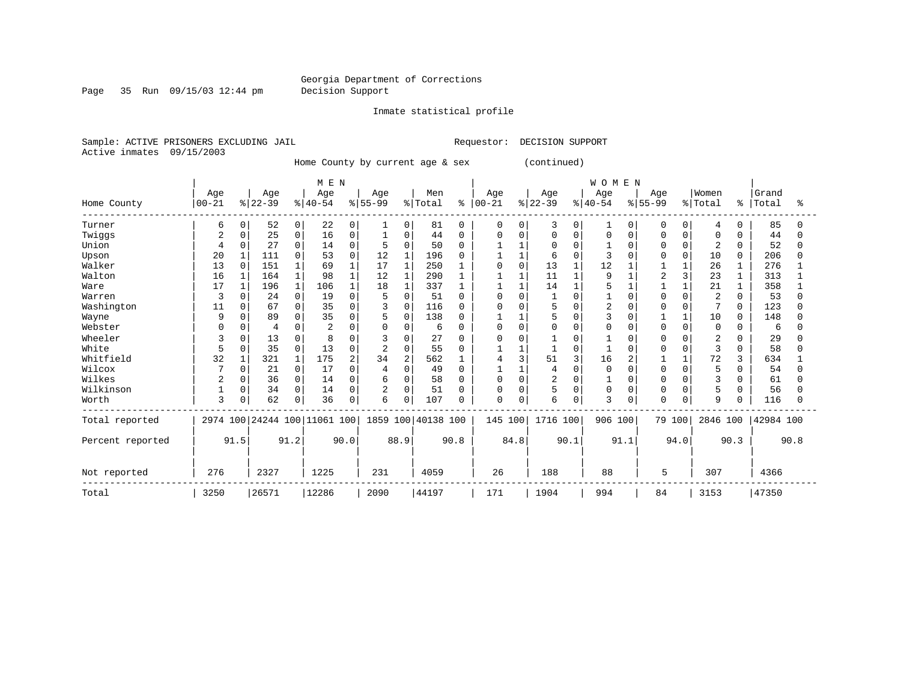Georgia Department of Corrections
Decision Support

Inmate statistical profile

Sample: ACTIVE PRISONERS EXCLUDING JAIL    Requestor: DECISION SUPPORT
Active inmates 09/15/2003

Home County by current age & sex (continued)

| Home County | MEN Age 00-21 | % | Age 22-39 | % | Age 40-54 | % | Age 55-99 | % | Men Total | % | WOMEN Age 00-21 | % | Age 22-39 | % | Age 40-54 | % | Age 55-99 | % | Women Total | % | Grand Total | % |
|---|---|---|---|---|---|---|---|---|---|---|---|---|---|---|---|---|---|---|---|---|---|---|
| Turner | 6 | 0 | 52 | 0 | 22 | 0 | 1 | 0 | 81 | 0 | 0 | 0 | 3 | 0 | 1 | 0 | 0 | 0 | 4 | 0 | 85 | 0 |
| Twiggs | 2 | 0 | 25 | 0 | 16 | 0 | 1 | 0 | 44 | 0 | 0 | 0 | 0 | 0 | 0 | 0 | 0 | 0 | 0 | 0 | 44 | 0 |
| Union | 4 | 0 | 27 | 0 | 14 | 0 | 5 | 0 | 50 | 0 | 1 | 1 | 0 | 0 | 1 | 0 | 0 | 0 | 2 | 0 | 52 | 0 |
| Upson | 20 | 1 | 111 | 0 | 53 | 0 | 12 | 1 | 196 | 0 | 1 | 1 | 6 | 0 | 3 | 0 | 0 | 0 | 10 | 0 | 206 | 0 |
| Walker | 13 | 0 | 151 | 1 | 69 | 1 | 17 | 1 | 250 | 1 | 0 | 0 | 13 | 1 | 12 | 1 | 1 | 1 | 26 | 1 | 276 | 1 |
| Walton | 16 | 1 | 164 | 1 | 98 | 1 | 12 | 1 | 290 | 1 | 1 | 1 | 11 | 1 | 9 | 1 | 2 | 3 | 23 | 1 | 313 | 1 |
| Ware | 17 | 1 | 196 | 1 | 106 | 1 | 18 | 1 | 337 | 1 | 1 | 1 | 14 | 1 | 5 | 1 | 1 | 1 | 21 | 1 | 358 | 1 |
| Warren | 3 | 0 | 24 | 0 | 19 | 0 | 5 | 0 | 51 | 0 | 0 | 0 | 1 | 0 | 1 | 0 | 0 | 0 | 2 | 0 | 53 | 0 |
| Washington | 11 | 0 | 67 | 0 | 35 | 0 | 3 | 0 | 116 | 0 | 0 | 0 | 5 | 0 | 2 | 0 | 0 | 0 | 7 | 0 | 123 | 0 |
| Wayne | 9 | 0 | 89 | 0 | 35 | 0 | 5 | 0 | 138 | 0 | 1 | 1 | 5 | 0 | 3 | 0 | 1 | 1 | 10 | 0 | 148 | 0 |
| Webster | 0 | 0 | 4 | 0 | 2 | 0 | 0 | 0 | 6 | 0 | 0 | 0 | 0 | 0 | 0 | 0 | 0 | 0 | 0 | 0 | 6 | 0 |
| Wheeler | 3 | 0 | 13 | 0 | 8 | 0 | 3 | 0 | 27 | 0 | 0 | 0 | 1 | 0 | 1 | 0 | 0 | 0 | 2 | 0 | 29 | 0 |
| White | 5 | 0 | 35 | 0 | 13 | 0 | 2 | 0 | 55 | 0 | 1 | 1 | 1 | 0 | 1 | 0 | 0 | 0 | 3 | 0 | 58 | 0 |
| Whitfield | 32 | 1 | 321 | 1 | 175 | 2 | 34 | 2 | 562 | 1 | 4 | 3 | 51 | 3 | 16 | 2 | 1 | 1 | 72 | 3 | 634 | 1 |
| Wilcox | 7 | 0 | 21 | 0 | 17 | 0 | 4 | 0 | 49 | 0 | 1 | 1 | 4 | 0 | 0 | 0 | 0 | 0 | 5 | 0 | 54 | 0 |
| Wilkes | 2 | 0 | 36 | 0 | 14 | 0 | 6 | 0 | 58 | 0 | 0 | 0 | 2 | 0 | 1 | 0 | 0 | 0 | 3 | 0 | 61 | 0 |
| Wilkinson | 1 | 0 | 34 | 0 | 14 | 0 | 2 | 0 | 51 | 0 | 0 | 0 | 5 | 0 | 0 | 0 | 0 | 0 | 5 | 0 | 56 | 0 |
| Worth | 3 | 0 | 62 | 0 | 36 | 0 | 6 | 0 | 107 | 0 | 0 | 0 | 6 | 0 | 3 | 0 | 0 | 0 | 9 | 0 | 116 | 0 |
| Total reported | 2974 | 100 | 24244 | 100 | 11061 | 100 | 1859 | 100 | 40138 | 100 | 145 | 100 | 1716 | 100 | 906 | 100 | 79 | 100 | 2846 | 100 | 42984 | 100 |
| Percent reported | | 91.5 | | 91.2 | | 90.0 | | 88.9 | | 90.8 | | 84.8 | | 90.1 | | 91.1 | | 94.0 | | 90.3 | | 90.8 |
| Not reported | 276 | | 2327 | | 1225 | | 231 | | 4059 | | 26 | | 188 | | 88 | | 5 | | 307 | | 4366 | |
| Total | 3250 | | 26571 | | 12286 | | 2090 | | 44197 | | 171 | | 1904 | | 994 | | 84 | | 3153 | | 47350 | |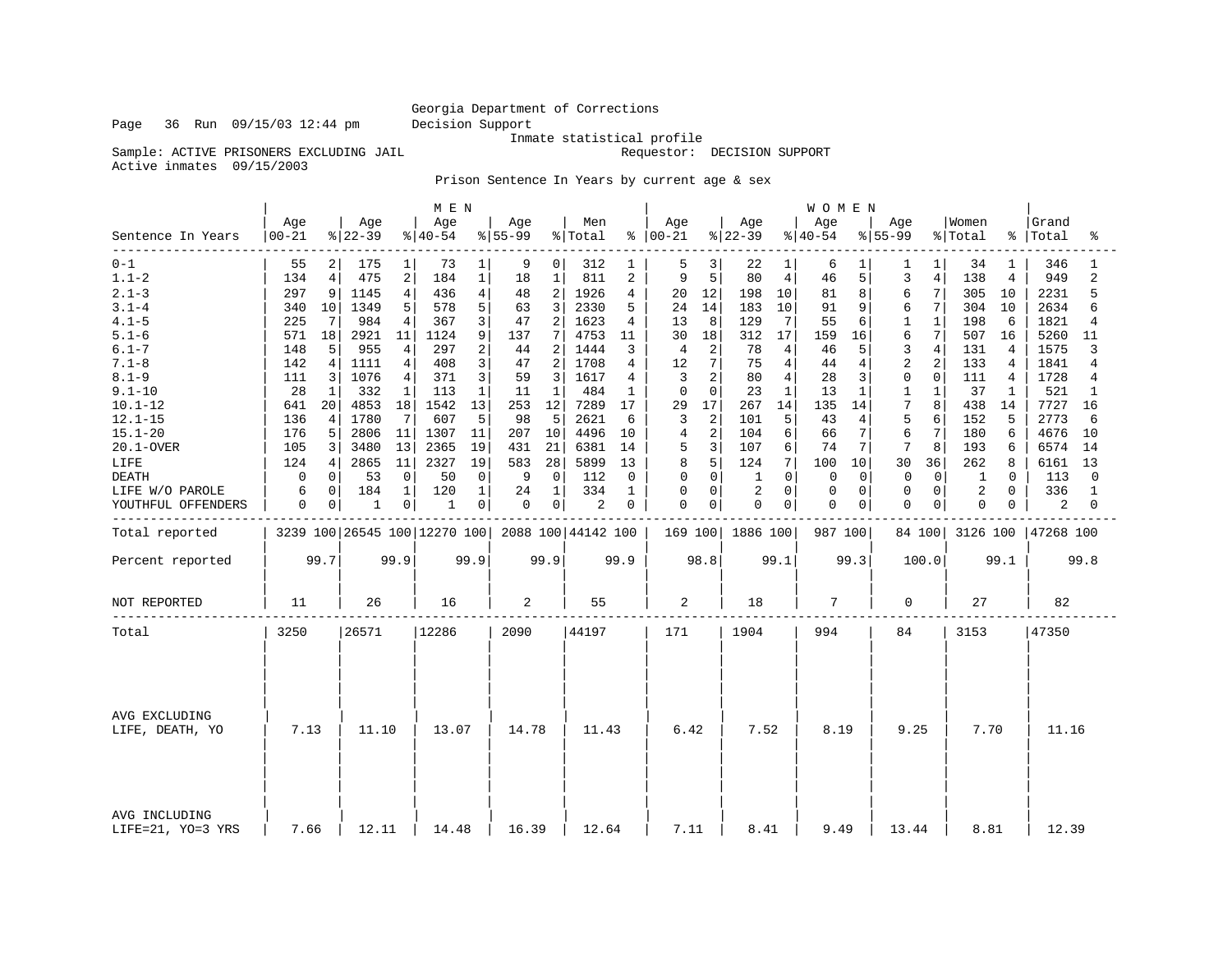Georgia Department of Corrections
Decision Support
Inmate statistical profile

Page 36 Run 09/15/03 12:44 pm

Sample: ACTIVE PRISONERS EXCLUDING JAIL
Requestor: DECISION SUPPORT
Active inmates 09/15/2003

Prison Sentence In Years by current age & sex

| | MEN | | | | | | | | | | WOMEN | | | | | | | | | | | |
|---|---|---|---|---|---|---|---|---|---|---|---|---|---|---|---|---|---|---|---|---|---|---|
| Sentence In Years | Age 00-21 | % | Age 22-39 | % | Age 40-54 | % | Age 55-99 | % | Men Total | % | Age 00-21 | % | Age 22-39 | % | Age 40-54 | % | Age 55-99 | % | Women Total | % | Grand Total | % |
| 0-1 | 55 | 2 | 175 | 1 | 73 | 1 | 9 | 0 | 312 | 1 | 5 | 3 | 22 | 1 | 6 | 1 | 1 | 1 | 34 | 1 | 346 | 1 |
| 1.1-2 | 134 | 4 | 475 | 2 | 184 | 1 | 18 | 1 | 811 | 2 | 9 | 5 | 80 | 4 | 46 | 5 | 3 | 4 | 138 | 4 | 949 | 2 |
| 2.1-3 | 297 | 9 | 1145 | 4 | 436 | 4 | 48 | 2 | 1926 | 4 | 20 | 12 | 198 | 10 | 81 | 8 | 6 | 7 | 305 | 10 | 2231 | 5 |
| 3.1-4 | 340 | 10 | 1349 | 5 | 578 | 5 | 63 | 3 | 2330 | 5 | 24 | 14 | 183 | 10 | 91 | 9 | 6 | 7 | 304 | 10 | 2634 | 6 |
| 4.1-5 | 225 | 7 | 984 | 4 | 367 | 3 | 47 | 2 | 1623 | 4 | 13 | 8 | 129 | 7 | 55 | 6 | 1 | 1 | 198 | 6 | 1821 | 4 |
| 5.1-6 | 571 | 18 | 2921 | 11 | 1124 | 9 | 137 | 7 | 4753 | 11 | 30 | 18 | 312 | 17 | 159 | 16 | 6 | 7 | 507 | 16 | 5260 | 11 |
| 6.1-7 | 148 | 5 | 955 | 4 | 297 | 2 | 44 | 2 | 1444 | 3 | 4 | 2 | 78 | 4 | 46 | 5 | 3 | 4 | 131 | 4 | 1575 | 3 |
| 7.1-8 | 142 | 4 | 1111 | 4 | 408 | 3 | 47 | 2 | 1708 | 4 | 12 | 7 | 75 | 4 | 44 | 4 | 2 | 2 | 133 | 4 | 1841 | 4 |
| 8.1-9 | 111 | 3 | 1076 | 4 | 371 | 3 | 59 | 3 | 1617 | 4 | 3 | 2 | 80 | 4 | 28 | 3 | 0 | 0 | 111 | 4 | 1728 | 4 |
| 9.1-10 | 28 | 1 | 332 | 1 | 113 | 1 | 11 | 1 | 484 | 1 | 0 | 0 | 23 | 1 | 13 | 1 | 1 | 1 | 37 | 1 | 521 | 1 |
| 10.1-12 | 641 | 20 | 4853 | 18 | 1542 | 13 | 253 | 12 | 7289 | 17 | 29 | 17 | 267 | 14 | 135 | 14 | 7 | 8 | 438 | 14 | 7727 | 16 |
| 12.1-15 | 136 | 4 | 1780 | 7 | 607 | 5 | 98 | 5 | 2621 | 6 | 3 | 2 | 101 | 5 | 43 | 4 | 5 | 6 | 152 | 5 | 2773 | 6 |
| 15.1-20 | 176 | 5 | 2806 | 11 | 1307 | 11 | 207 | 10 | 4496 | 10 | 4 | 2 | 104 | 6 | 66 | 7 | 6 | 7 | 180 | 6 | 4676 | 10 |
| 20.1-OVER | 105 | 3 | 3480 | 13 | 2365 | 19 | 431 | 21 | 6381 | 14 | 5 | 3 | 107 | 6 | 74 | 7 | 7 | 8 | 193 | 6 | 6574 | 14 |
| LIFE | 124 | 4 | 2865 | 11 | 2327 | 19 | 583 | 28 | 5899 | 13 | 8 | 5 | 124 | 7 | 100 | 10 | 30 | 36 | 262 | 8 | 6161 | 13 |
| DEATH | 0 | 0 | 53 | 0 | 50 | 0 | 9 | 0 | 112 | 0 | 0 | 0 | 1 | 0 | 0 | 0 | 0 | 0 | 1 | 0 | 113 | 0 |
| LIFE W/O PAROLE | 6 | 0 | 184 | 1 | 120 | 1 | 24 | 1 | 334 | 1 | 0 | 0 | 2 | 0 | 0 | 0 | 0 | 0 | 2 | 0 | 336 | 1 |
| YOUTHFUL OFFENDERS | 0 | 0 | 1 | 0 | 1 | 0 | 0 | 0 | 2 | 0 | 0 | 0 | 0 | 0 | 0 | 0 | 0 | 0 | 0 | 0 | 2 | 0 |
| Total reported | 3239 | 100 | 26545 | 100 | 12270 | 100 | 2088 | 100 | 44142 | 100 | 169 | 100 | 1886 | 100 | 987 | 100 | 84 | 100 | 3126 | 100 | 47268 | 100 |
| Percent reported | 99.7 | | 99.9 | | 99.9 | | 99.9 | | 99.9 | | 98.8 | | 99.1 | | 99.3 | | 100.0 | | 99.1 | | 99.8 | |
| NOT REPORTED | 11 | | 26 | | 16 | | 2 | | 55 | | 2 | | 18 | | 7 | | 0 | | 27 | | 82 | |
| Total | 3250 | | 26571 | | 12286 | | 2090 | | 44197 | | 171 | | 1904 | | 994 | | 84 | | 3153 | | 47350 | |
| AVG EXCLUDING LIFE, DEATH, YO | 7.13 | | 11.10 | | 13.07 | | 14.78 | | 11.43 | | 6.42 | | 7.52 | | 8.19 | | 9.25 | | 7.70 | | 11.16 | |
| AVG INCLUDING LIFE=21, YO=3 YRS | 7.66 | | 12.11 | | 14.48 | | 16.39 | | 12.64 | | 7.11 | | 8.41 | | 9.49 | | 13.44 | | 8.81 | | 12.39 | |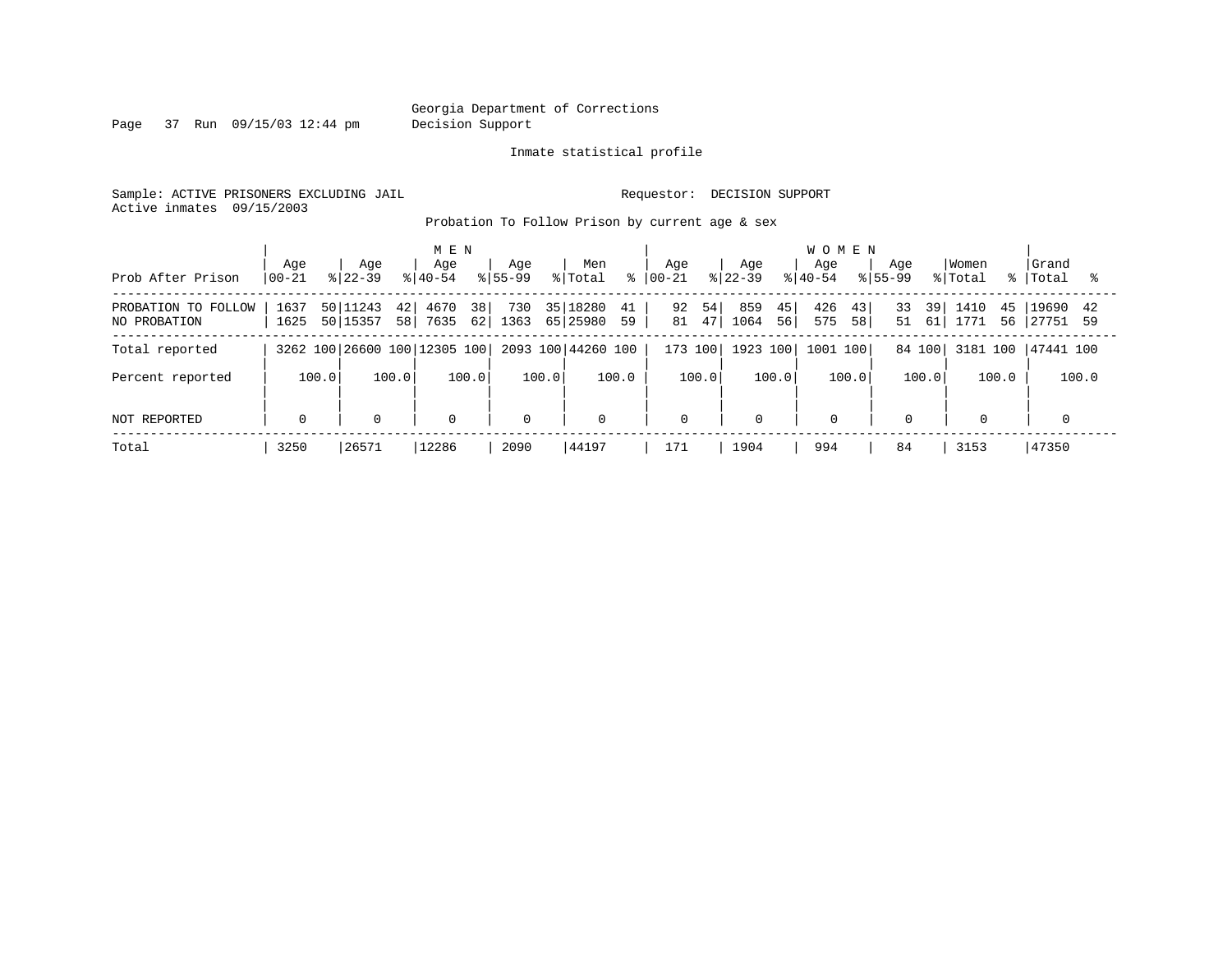Georgia Department of Corrections
Decision Support

Inmate statistical profile

Sample: ACTIVE PRISONERS EXCLUDING JAIL

Requestor: DECISION SUPPORT

Active inmates 09/15/2003

Probation To Follow Prison by current age & sex

| | MEN | | | | | | | | | | WOMEN | | | | | | | | | | | |
|---|---|---|---|---|---|---|---|---|---|---|---|---|---|---|---|---|---|---|---|---|---|---|
| Prob After Prison | Age 00-21 | % | Age 22-39 | % | Age 40-54 | % | Age 55-99 | % | Men Total | % | Age 00-21 | % | Age 22-39 | % | Age 40-54 | % | Age 55-99 | % | Women Total | % | Grand Total | % |
| PROBATION TO FOLLOW | 1637 | 50 | 11243 | 42 | 4670 | 38 | 730 | 35 | 18280 | 41 | 92 | 54 | 859 | 45 | 426 | 43 | 33 | 39 | 1410 | 45 | 19690 | 42 |
| NO PROBATION | 1625 | 50 | 15357 | 58 | 7635 | 62 | 1363 | 65 | 25980 | 59 | 81 | 47 | 1064 | 56 | 575 | 58 | 51 | 61 | 1771 | 56 | 27751 | 59 |
| Total reported | 3262 | 100 | 26600 | 100 | 12305 | 100 | 2093 | 100 | 44260 | 100 | 173 | 100 | 1923 | 100 | 1001 | 100 | 84 | 100 | 3181 | 100 | 47441 | 100 |
| Percent reported | | 100.0 | | 100.0 | | 100.0 | | 100.0 | | 100.0 | | 100.0 | | 100.0 | | 100.0 | | 100.0 | | 100.0 | | 100.0 |
| NOT REPORTED | 0 | | 0 | | 0 | | 0 | | 0 | | 0 | | 0 | | 0 | | 0 | | 0 | | 0 | |
| Total | 3250 | | 26571 | | 12286 | | 2090 | | 44197 | | 171 | | 1904 | | 994 | | 84 | | 3153 | | 47350 | |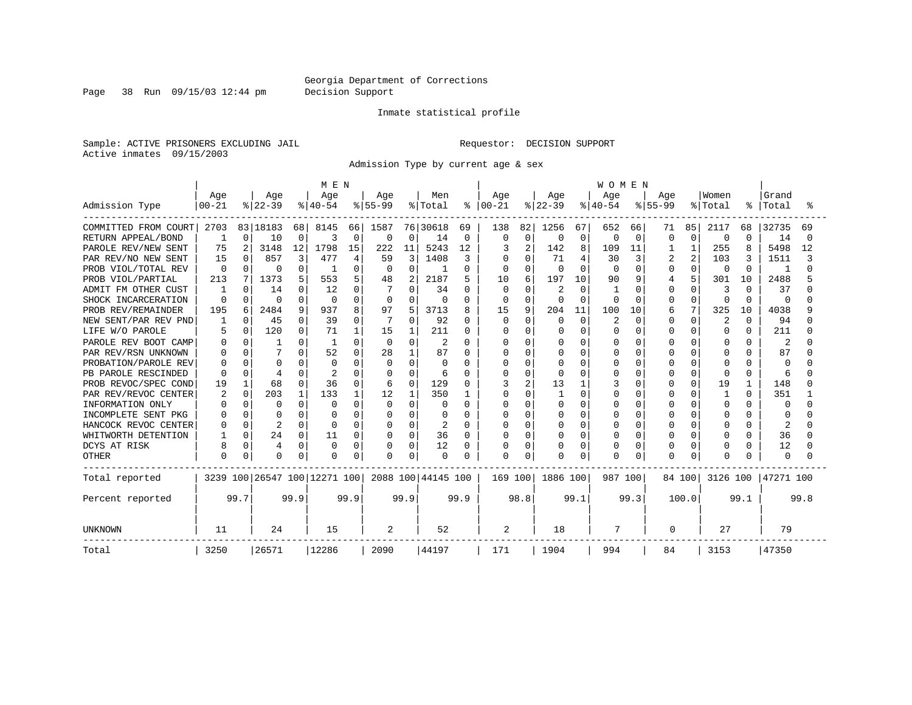Georgia Department of Corrections
Decision Support

Inmate statistical profile

Sample: ACTIVE PRISONERS EXCLUDING JAIL

Requestor: DECISION SUPPORT

Active inmates 09/15/2003

Admission Type by current age & sex

| Admission Type | MEN Age 00-21 | % | Age 22-39 | % | Age 40-54 | % | Age 55-99 | % | Men Total | % | WOMEN Age 00-21 | % | Age 22-39 | % | Age 40-54 | % | Age 55-99 | % | Women Total | % | Grand Total | % |
|---|---|---|---|---|---|---|---|---|---|---|---|---|---|---|---|---|---|---|---|---|---|---|
| COMMITTED FROM COURT | 2703 | 83 | 18183 | 68 | 8145 | 66 | 1587 | 76 | 30618 | 69 | 138 | 82 | 1256 | 67 | 652 | 66 | 71 | 85 | 2117 | 68 | 32735 | 69 |
| RETURN APPEAL/BOND | 1 | 0 | 10 | 0 | 3 | 0 | 0 | 0 | 14 | 0 | 0 | 0 | 0 | 0 | 0 | 0 | 0 | 0 | 0 | 0 | 14 | 0 |
| PAROLE REV/NEW SENT | 75 | 2 | 3148 | 12 | 1798 | 15 | 222 | 11 | 5243 | 12 | 3 | 2 | 142 | 8 | 109 | 11 | 1 | 1 | 255 | 8 | 5498 | 12 |
| PAR REV/NO NEW SENT | 15 | 0 | 857 | 3 | 477 | 4 | 59 | 3 | 1408 | 3 | 0 | 0 | 71 | 4 | 30 | 3 | 2 | 2 | 103 | 3 | 1511 | 3 |
| PROB VIOL/TOTAL REV | 0 | 0 | 0 | 0 | 1 | 0 | 0 | 0 | 1 | 0 | 0 | 0 | 0 | 0 | 0 | 0 | 0 | 0 | 0 | 0 | 1 | 0 |
| PROB VIOL/PARTIAL | 213 | 7 | 1373 | 5 | 553 | 5 | 48 | 2 | 2187 | 5 | 10 | 6 | 197 | 10 | 90 | 9 | 4 | 5 | 301 | 10 | 2488 | 5 |
| ADMIT FM OTHER CUST | 1 | 0 | 14 | 0 | 12 | 0 | 7 | 0 | 34 | 0 | 0 | 0 | 2 | 0 | 1 | 0 | 0 | 0 | 3 | 0 | 37 | 0 |
| SHOCK INCARCERATION | 0 | 0 | 0 | 0 | 0 | 0 | 0 | 0 | 0 | 0 | 0 | 0 | 0 | 0 | 0 | 0 | 0 | 0 | 0 | 0 | 0 | 0 |
| PROB REV/REMAINDER | 195 | 6 | 2484 | 9 | 937 | 8 | 97 | 5 | 3713 | 8 | 15 | 9 | 204 | 11 | 100 | 10 | 6 | 7 | 325 | 10 | 4038 | 9 |
| NEW SENT/PAR REV PND | 1 | 0 | 45 | 0 | 39 | 0 | 7 | 0 | 92 | 0 | 0 | 0 | 0 | 0 | 2 | 0 | 0 | 0 | 2 | 0 | 94 | 0 |
| LIFE W/O PAROLE | 5 | 0 | 120 | 0 | 71 | 1 | 15 | 1 | 211 | 0 | 0 | 0 | 0 | 0 | 0 | 0 | 0 | 0 | 0 | 0 | 211 | 0 |
| PAROLE REV BOOT CAMP | 0 | 0 | 1 | 0 | 1 | 0 | 0 | 0 | 2 | 0 | 0 | 0 | 0 | 0 | 0 | 0 | 0 | 0 | 0 | 0 | 2 | 0 |
| PAR REV/RSN UNKNOWN | 0 | 0 | 7 | 0 | 52 | 0 | 28 | 1 | 87 | 0 | 0 | 0 | 0 | 0 | 0 | 0 | 0 | 0 | 0 | 0 | 87 | 0 |
| PROBATION/PAROLE REV | 0 | 0 | 0 | 0 | 0 | 0 | 0 | 0 | 0 | 0 | 0 | 0 | 0 | 0 | 0 | 0 | 0 | 0 | 0 | 0 | 0 | 0 |
| PB PAROLE RESCINDED | 0 | 0 | 4 | 0 | 2 | 0 | 0 | 0 | 6 | 0 | 0 | 0 | 0 | 0 | 0 | 0 | 0 | 0 | 0 | 0 | 6 | 0 |
| PROB REVOC/SPEC COND | 19 | 1 | 68 | 0 | 36 | 0 | 6 | 0 | 129 | 0 | 3 | 2 | 13 | 1 | 3 | 0 | 0 | 0 | 19 | 1 | 148 | 0 |
| PAR REV/REVOC CENTER | 2 | 0 | 203 | 1 | 133 | 1 | 12 | 1 | 350 | 1 | 0 | 0 | 1 | 0 | 0 | 0 | 0 | 0 | 1 | 0 | 351 | 1 |
| INFORMATION ONLY | 0 | 0 | 0 | 0 | 0 | 0 | 0 | 0 | 0 | 0 | 0 | 0 | 0 | 0 | 0 | 0 | 0 | 0 | 0 | 0 | 0 | 0 |
| INCOMPLETE SENT PKG | 0 | 0 | 0 | 0 | 0 | 0 | 0 | 0 | 0 | 0 | 0 | 0 | 0 | 0 | 0 | 0 | 0 | 0 | 0 | 0 | 0 | 0 |
| HANCOCK REVOC CENTER | 0 | 0 | 2 | 0 | 0 | 0 | 0 | 0 | 2 | 0 | 0 | 0 | 0 | 0 | 0 | 0 | 0 | 0 | 0 | 0 | 2 | 0 |
| WHITWORTH DETENTION | 1 | 0 | 24 | 0 | 11 | 0 | 0 | 0 | 36 | 0 | 0 | 0 | 0 | 0 | 0 | 0 | 0 | 0 | 0 | 0 | 36 | 0 |
| DCYS AT RISK | 8 | 0 | 4 | 0 | 0 | 0 | 0 | 0 | 12 | 0 | 0 | 0 | 0 | 0 | 0 | 0 | 0 | 0 | 0 | 0 | 12 | 0 |
| OTHER | 0 | 0 | 0 | 0 | 0 | 0 | 0 | 0 | 0 | 0 | 0 | 0 | 0 | 0 | 0 | 0 | 0 | 0 | 0 | 0 | 0 | 0 |
| Total reported | 3239 | 100 | 26547 | 100 | 12271 | 100 | 2088 | 100 | 44145 | 100 | 169 | 100 | 1886 | 100 | 987 | 100 | 84 | 100 | 3126 | 100 | 47271 | 100 |
| Percent reported | | 99.7 | | 99.9 | | 99.9 | | 99.9 | | 99.9 | | 98.8 | | 99.1 | | 99.3 | | 100.0 | | 99.1 | | 99.8 |
| UNKNOWN | 11 | | 24 | | 15 | | 2 | | 52 | | 2 | | 18 | | 7 | | 0 | | 27 | | 79 | |
| Total | 3250 | | 26571 | | 12286 | | 2090 | | 44197 | | 171 | | 1904 | | 994 | | 84 | | 3153 | | 47350 | |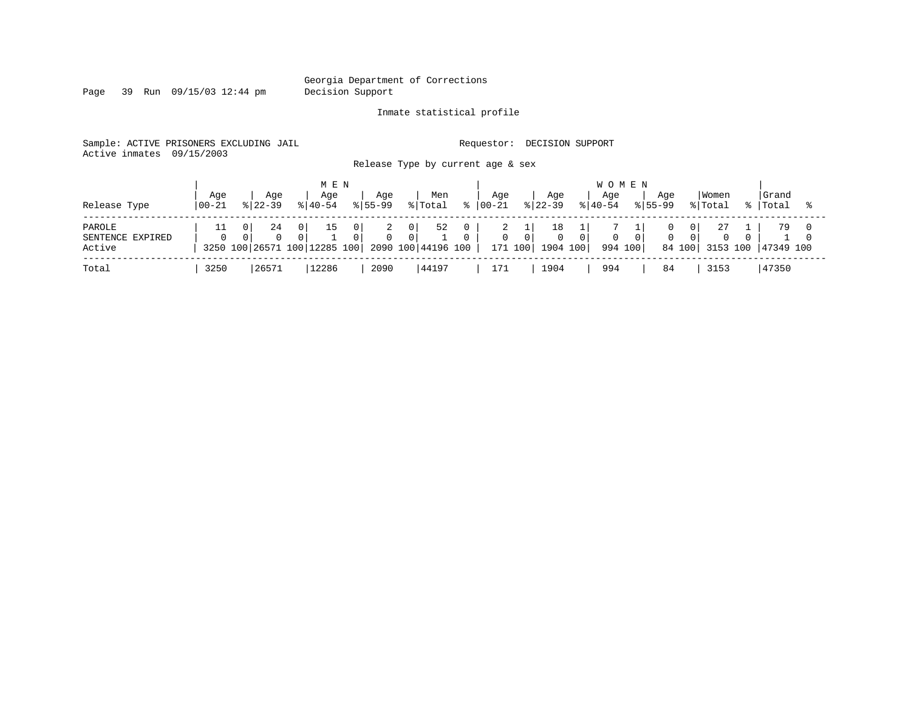Georgia Department of Corrections
Decision Support

Inmate statistical profile

Sample: ACTIVE PRISONERS EXCLUDING JAIL
Requestor: DECISION SUPPORT
Active inmates 09/15/2003

Release Type by current age & sex

| | MEN | | | | | | | | | | WOMEN | | | | | | | | | | | |
|---|---|---|---|---|---|---|---|---|---|---|---|---|---|---|---|---|---|---|---|---|---|---|
| Release Type | Age 00-21 | % | Age 22-39 | % | Age 40-54 | % | Age 55-99 | % | Men Total | % | Age 00-21 | % | Age 22-39 | % | Age 40-54 | % | Age 55-99 | % | Women Total | % | Grand Total | % |
| PAROLE | 11 | 0 | 24 | 0 | 15 | 0 | 2 | 0 | 52 | 0 | 2 | 1 | 18 | 1 | 7 | 1 | 0 | 0 | 27 | 1 | 79 | 0 |
| SENTENCE EXPIRED | 0 | 0 | 0 | 0 | 1 | 0 | 0 | 0 | 1 | 0 | 0 | 0 | 0 | 0 | 0 | 0 | 0 | 0 | 0 | 0 | 1 | 0 |
| Active | 3250 | 100 | 26571 | 100 | 12285 | 100 | 2090 | 100 | 44196 | 100 | 171 | 100 | 1904 | 100 | 994 | 100 | 84 | 100 | 3153 | 100 | 47349 | 100 |
| Total | 3250 | | 26571 | | 12286 | | 2090 | | 44197 | | 171 | | 1904 | | 994 | | 84 | | 3153 | | 47350 | |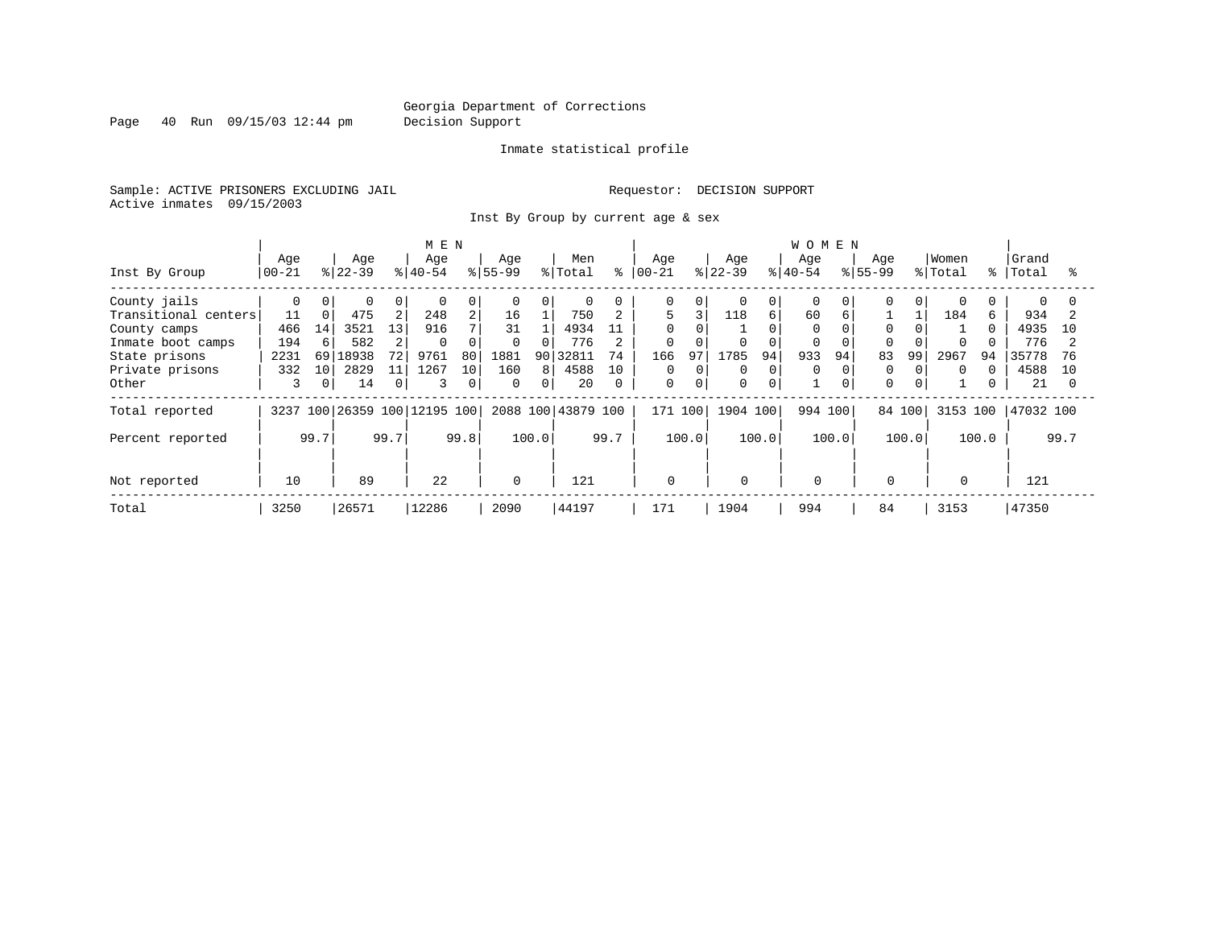Georgia Department of Corrections
Decision Support

Inmate statistical profile

Sample: ACTIVE PRISONERS EXCLUDING JAIL

Requestor: DECISION SUPPORT

Active inmates 09/15/2003

Inst By Group by current age & sex

| Inst By Group | MEN Age 00-21 | % | Age 22-39 | % | Age 40-54 | % | Age 55-99 | % | Men Total | % | WOMEN Age 00-21 | % | Age 22-39 | % | Age 40-54 | % | Age 55-99 | % | Women Total | % | Grand Total | % |
|---|---|---|---|---|---|---|---|---|---|---|---|---|---|---|---|---|---|---|---|---|---|---|
| County jails | 0 | 0 | 0 | 0 | 0 | 0 | 0 | 0 | 0 | 0 | 0 | 0 | 0 | 0 | 0 | 0 | 0 | 0 | 0 | 0 | 0 | 0 |
| Transitional centers | 11 | 0 | 475 | 2 | 248 | 2 | 16 | 1 | 750 | 2 | 5 | 3 | 118 | 6 | 60 | 6 | 1 | 1 | 184 | 6 | 934 | 2 |
| County camps | 466 | 14 | 3521 | 13 | 916 | 7 | 31 | 1 | 4934 | 11 | 0 | 0 | 1 | 0 | 0 | 0 | 0 | 0 | 1 | 0 | 4935 | 10 |
| Inmate boot camps | 194 | 6 | 582 | 2 | 0 | 0 | 0 | 0 | 776 | 2 | 0 | 0 | 0 | 0 | 0 | 0 | 0 | 0 | 0 | 0 | 776 | 2 |
| State prisons | 2231 | 69 | 18938 | 72 | 9761 | 80 | 1881 | 90 | 32811 | 74 | 166 | 97 | 1785 | 94 | 933 | 94 | 83 | 99 | 2967 | 94 | 35778 | 76 |
| Private prisons | 332 | 10 | 2829 | 11 | 1267 | 10 | 160 | 8 | 4588 | 10 | 0 | 0 | 0 | 0 | 0 | 0 | 0 | 0 | 0 | 0 | 4588 | 10 |
| Other | 3 | 0 | 14 | 0 | 3 | 0 | 0 | 0 | 20 | 0 | 0 | 0 | 0 | 0 | 1 | 0 | 0 | 0 | 1 | 0 | 21 | 0 |
| Total reported | 3237 | 100 | 26359 | 100 | 12195 | 100 | 2088 | 100 | 43879 | 100 | 171 | 100 | 1904 | 100 | 994 | 100 | 84 | 100 | 3153 | 100 | 47032 | 100 |
| Percent reported | | 99.7 | | 99.7 | | 99.8 | | 100.0 | | 99.7 | | 100.0 | | 100.0 | | 100.0 | | 100.0 | | 100.0 | | 99.7 |
| Not reported | 10 | | 89 | | 22 | | 0 | | 121 | | 0 | | 0 | | 0 | | 0 | | 0 | | 121 | |
| Total | 3250 | | 26571 | | 12286 | | 2090 | | 44197 | | 171 | | 1904 | | 994 | | 84 | | 3153 | | 47350 | |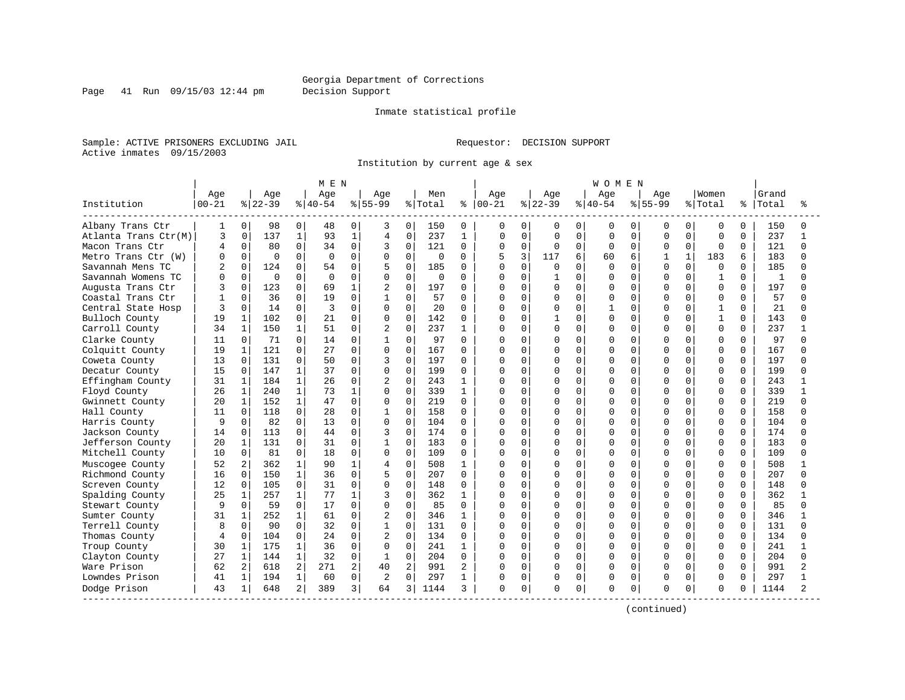Georgia Department of Corrections
Decision Support

Inmate statistical profile

Sample: ACTIVE PRISONERS EXCLUDING JAIL
Active inmates 09/15/2003

Requestor: DECISION SUPPORT

Institution by current age & sex

| | MEN | | | | | | | | | | WOMEN | | | | | | | | | | | |
|---|---|---|---|---|---|---|---|---|---|---|---|---|---|---|---|---|---|---|---|---|---|---|
| Institution | Age 00-21 | % | Age 22-39 | % | Age 40-54 | % | Age 55-99 | % | Men Total | % | Age 00-21 | % | Age 22-39 | % | Age 40-54 | % | Age 55-99 | % | Women Total | % | Grand Total | % |
| Albany Trans Ctr | 1 | 0 | 98 | 0 | 48 | 0 | 3 | 0 | 150 | 0 | 0 | 0 | 0 | 0 | 0 | 0 | 0 | 0 | 0 | 0 | 150 | 0 |
| Atlanta Trans Ctr(M) | 3 | 0 | 137 | 1 | 93 | 1 | 4 | 0 | 237 | 1 | 0 | 0 | 0 | 0 | 0 | 0 | 0 | 0 | 0 | 0 | 237 | 1 |
| Macon Trans Ctr | 4 | 0 | 80 | 0 | 34 | 0 | 3 | 0 | 121 | 0 | 0 | 0 | 0 | 0 | 0 | 0 | 0 | 0 | 0 | 0 | 121 | 0 |
| Metro Trans Ctr (W) | 0 | 0 | 0 | 0 | 0 | 0 | 0 | 0 | 0 | 0 | 5 | 3 | 117 | 6 | 60 | 6 | 1 | 1 | 183 | 6 | 183 | 0 |
| Savannah Mens TC | 2 | 0 | 124 | 0 | 54 | 0 | 5 | 0 | 185 | 0 | 0 | 0 | 0 | 0 | 0 | 0 | 0 | 0 | 0 | 0 | 185 | 0 |
| Savannah Womens TC | 0 | 0 | 0 | 0 | 0 | 0 | 0 | 0 | 0 | 0 | 0 | 0 | 1 | 0 | 0 | 0 | 0 | 0 | 1 | 0 | 1 | 0 |
| Augusta Trans Ctr | 3 | 0 | 123 | 0 | 69 | 1 | 2 | 0 | 197 | 0 | 0 | 0 | 0 | 0 | 0 | 0 | 0 | 0 | 0 | 0 | 197 | 0 |
| Coastal Trans Ctr | 1 | 0 | 36 | 0 | 19 | 0 | 1 | 0 | 57 | 0 | 0 | 0 | 0 | 0 | 0 | 0 | 0 | 0 | 0 | 0 | 57 | 0 |
| Central State Hosp | 3 | 0 | 14 | 0 | 3 | 0 | 0 | 0 | 20 | 0 | 0 | 0 | 0 | 0 | 1 | 0 | 0 | 0 | 1 | 0 | 21 | 0 |
| Bulloch County | 19 | 1 | 102 | 0 | 21 | 0 | 0 | 0 | 142 | 0 | 0 | 0 | 1 | 0 | 0 | 0 | 0 | 0 | 1 | 0 | 143 | 0 |
| Carroll County | 34 | 1 | 150 | 1 | 51 | 0 | 2 | 0 | 237 | 1 | 0 | 0 | 0 | 0 | 0 | 0 | 0 | 0 | 0 | 0 | 237 | 1 |
| Clarke County | 11 | 0 | 71 | 0 | 14 | 0 | 1 | 0 | 97 | 0 | 0 | 0 | 0 | 0 | 0 | 0 | 0 | 0 | 0 | 0 | 97 | 0 |
| Colquitt County | 19 | 1 | 121 | 0 | 27 | 0 | 0 | 0 | 167 | 0 | 0 | 0 | 0 | 0 | 0 | 0 | 0 | 0 | 0 | 0 | 167 | 0 |
| Coweta County | 13 | 0 | 131 | 0 | 50 | 0 | 3 | 0 | 197 | 0 | 0 | 0 | 0 | 0 | 0 | 0 | 0 | 0 | 0 | 0 | 197 | 0 |
| Decatur County | 15 | 0 | 147 | 1 | 37 | 0 | 0 | 0 | 199 | 0 | 0 | 0 | 0 | 0 | 0 | 0 | 0 | 0 | 0 | 0 | 199 | 0 |
| Effingham County | 31 | 1 | 184 | 1 | 26 | 0 | 2 | 0 | 243 | 1 | 0 | 0 | 0 | 0 | 0 | 0 | 0 | 0 | 0 | 0 | 243 | 1 |
| Floyd County | 26 | 1 | 240 | 1 | 73 | 1 | 0 | 0 | 339 | 1 | 0 | 0 | 0 | 0 | 0 | 0 | 0 | 0 | 0 | 0 | 339 | 1 |
| Gwinnett County | 20 | 1 | 152 | 1 | 47 | 0 | 0 | 0 | 219 | 0 | 0 | 0 | 0 | 0 | 0 | 0 | 0 | 0 | 0 | 0 | 219 | 0 |
| Hall County | 11 | 0 | 118 | 0 | 28 | 0 | 1 | 0 | 158 | 0 | 0 | 0 | 0 | 0 | 0 | 0 | 0 | 0 | 0 | 0 | 158 | 0 |
| Harris County | 9 | 0 | 82 | 0 | 13 | 0 | 0 | 0 | 104 | 0 | 0 | 0 | 0 | 0 | 0 | 0 | 0 | 0 | 0 | 0 | 104 | 0 |
| Jackson County | 14 | 0 | 113 | 0 | 44 | 0 | 3 | 0 | 174 | 0 | 0 | 0 | 0 | 0 | 0 | 0 | 0 | 0 | 0 | 0 | 174 | 0 |
| Jefferson County | 20 | 1 | 131 | 0 | 31 | 0 | 1 | 0 | 183 | 0 | 0 | 0 | 0 | 0 | 0 | 0 | 0 | 0 | 0 | 0 | 183 | 0 |
| Mitchell County | 10 | 0 | 81 | 0 | 18 | 0 | 0 | 0 | 109 | 0 | 0 | 0 | 0 | 0 | 0 | 0 | 0 | 0 | 0 | 0 | 109 | 0 |
| Muscogee County | 52 | 2 | 362 | 1 | 90 | 1 | 4 | 0 | 508 | 1 | 0 | 0 | 0 | 0 | 0 | 0 | 0 | 0 | 0 | 0 | 508 | 1 |
| Richmond County | 16 | 0 | 150 | 1 | 36 | 0 | 5 | 0 | 207 | 0 | 0 | 0 | 0 | 0 | 0 | 0 | 0 | 0 | 0 | 0 | 207 | 0 |
| Screven County | 12 | 0 | 105 | 0 | 31 | 0 | 0 | 0 | 148 | 0 | 0 | 0 | 0 | 0 | 0 | 0 | 0 | 0 | 0 | 0 | 148 | 0 |
| Spalding County | 25 | 1 | 257 | 1 | 77 | 1 | 3 | 0 | 362 | 1 | 0 | 0 | 0 | 0 | 0 | 0 | 0 | 0 | 0 | 0 | 362 | 1 |
| Stewart County | 9 | 0 | 59 | 0 | 17 | 0 | 0 | 0 | 85 | 0 | 0 | 0 | 0 | 0 | 0 | 0 | 0 | 0 | 0 | 0 | 85 | 0 |
| Sumter County | 31 | 1 | 252 | 1 | 61 | 0 | 2 | 0 | 346 | 1 | 0 | 0 | 0 | 0 | 0 | 0 | 0 | 0 | 0 | 0 | 346 | 1 |
| Terrell County | 8 | 0 | 90 | 0 | 32 | 0 | 1 | 0 | 131 | 0 | 0 | 0 | 0 | 0 | 0 | 0 | 0 | 0 | 0 | 0 | 131 | 0 |
| Thomas County | 4 | 0 | 104 | 0 | 24 | 0 | 2 | 0 | 134 | 0 | 0 | 0 | 0 | 0 | 0 | 0 | 0 | 0 | 0 | 0 | 134 | 0 |
| Troup County | 30 | 1 | 175 | 1 | 36 | 0 | 0 | 0 | 241 | 1 | 0 | 0 | 0 | 0 | 0 | 0 | 0 | 0 | 0 | 0 | 241 | 1 |
| Clayton County | 27 | 1 | 144 | 1 | 32 | 0 | 1 | 0 | 204 | 0 | 0 | 0 | 0 | 0 | 0 | 0 | 0 | 0 | 0 | 0 | 204 | 0 |
| Ware Prison | 62 | 2 | 618 | 2 | 271 | 2 | 40 | 2 | 991 | 2 | 0 | 0 | 0 | 0 | 0 | 0 | 0 | 0 | 0 | 0 | 991 | 2 |
| Lowndes Prison | 41 | 1 | 194 | 1 | 60 | 0 | 2 | 0 | 297 | 1 | 0 | 0 | 0 | 0 | 0 | 0 | 0 | 0 | 0 | 0 | 297 | 1 |
| Dodge Prison | 43 | 1 | 648 | 2 | 389 | 3 | 64 | 3 | 1144 | 3 | 0 | 0 | 0 | 0 | 0 | 0 | 0 | 0 | 0 | 0 | 1144 | 2 |

(continued)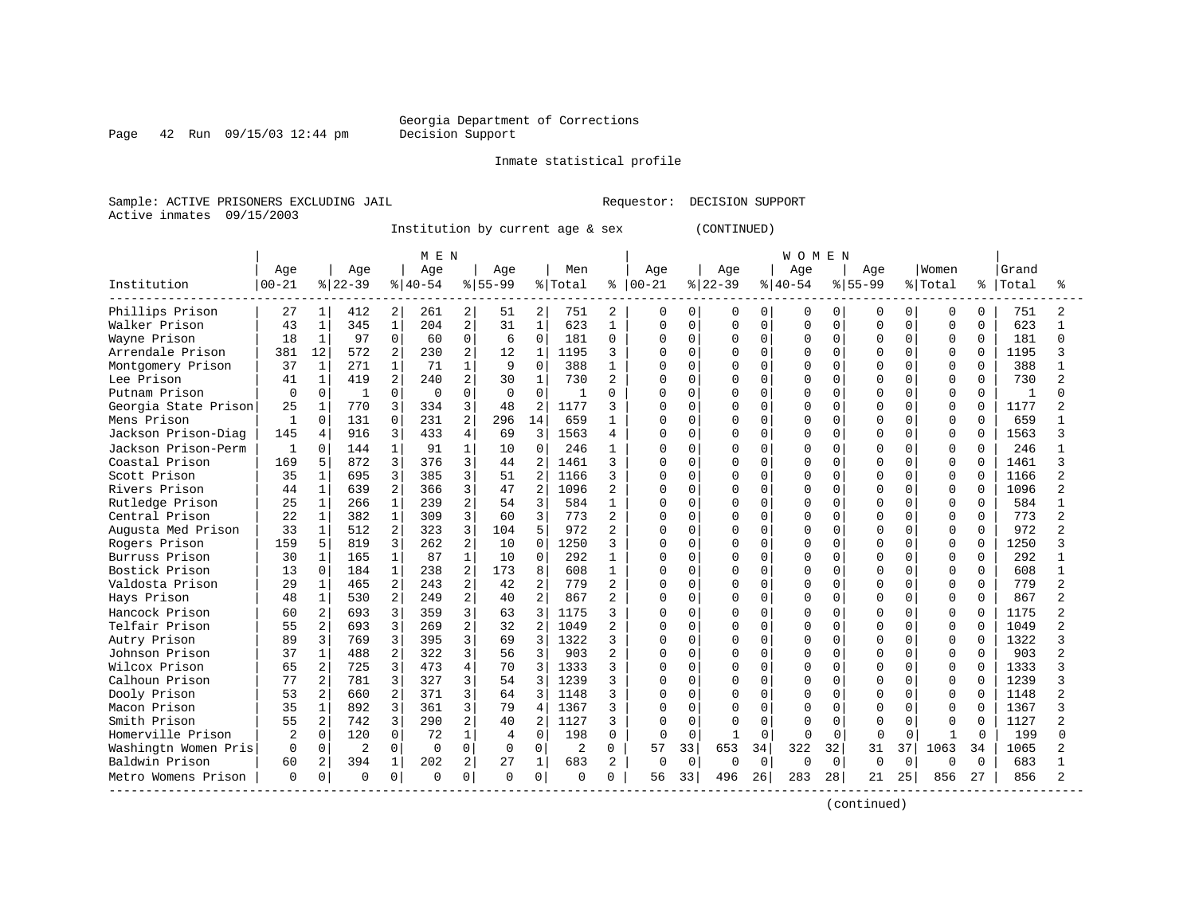Georgia Department of Corrections
Decision Support

Inmate statistical profile

Sample: ACTIVE PRISONERS EXCLUDING JAIL                    Requestor: DECISION SUPPORT
Active inmates 09/15/2003

Institution by current age & sex (CONTINUED)

| Institution | MEN Age 00-21 | % | Age 22-39 | % | Age 40-54 | % | Age 55-99 | % | Men Total | % | WOMEN Age 00-21 | % | Age 22-39 | % | Age 40-54 | % | Age 55-99 | % | Women Total | % | Grand Total | % |
|---|---|---|---|---|---|---|---|---|---|---|---|---|---|---|---|---|---|---|---|---|---|---|
| Phillips Prison | 27 | 1 | 412 | 2 | 261 | 2 | 51 | 2 | 751 | 2 | 0 | 0 | 0 | 0 | 0 | 0 | 0 | 0 | 0 | 0 | 751 | 2 |
| Walker Prison | 43 | 1 | 345 | 1 | 204 | 2 | 31 | 1 | 623 | 1 | 0 | 0 | 0 | 0 | 0 | 0 | 0 | 0 | 0 | 0 | 623 | 1 |
| Wayne Prison | 18 | 1 | 97 | 0 | 60 | 0 | 6 | 0 | 181 | 0 | 0 | 0 | 0 | 0 | 0 | 0 | 0 | 0 | 0 | 0 | 181 | 0 |
| Arrendale Prison | 381 | 12 | 572 | 2 | 230 | 2 | 12 | 1 | 1195 | 3 | 0 | 0 | 0 | 0 | 0 | 0 | 0 | 0 | 0 | 0 | 1195 | 3 |
| Montgomery Prison | 37 | 1 | 271 | 1 | 71 | 1 | 9 | 0 | 388 | 1 | 0 | 0 | 0 | 0 | 0 | 0 | 0 | 0 | 0 | 0 | 388 | 1 |
| Lee Prison | 41 | 1 | 419 | 2 | 240 | 2 | 30 | 1 | 730 | 2 | 0 | 0 | 0 | 0 | 0 | 0 | 0 | 0 | 0 | 0 | 730 | 2 |
| Putnam Prison | 0 | 0 | 1 | 0 | 0 | 0 | 0 | 0 | 1 | 0 | 0 | 0 | 0 | 0 | 0 | 0 | 0 | 0 | 0 | 0 | 1 | 0 |
| Georgia State Prison | 25 | 1 | 770 | 3 | 334 | 3 | 48 | 2 | 1177 | 3 | 0 | 0 | 0 | 0 | 0 | 0 | 0 | 0 | 0 | 0 | 1177 | 2 |
| Mens Prison | 1 | 0 | 131 | 0 | 231 | 2 | 296 | 14 | 659 | 1 | 0 | 0 | 0 | 0 | 0 | 0 | 0 | 0 | 0 | 0 | 659 | 1 |
| Jackson Prison-Diag | 145 | 4 | 916 | 3 | 433 | 4 | 69 | 3 | 1563 | 4 | 0 | 0 | 0 | 0 | 0 | 0 | 0 | 0 | 0 | 0 | 1563 | 3 |
| Jackson Prison-Perm | 1 | 0 | 144 | 1 | 91 | 1 | 10 | 0 | 246 | 1 | 0 | 0 | 0 | 0 | 0 | 0 | 0 | 0 | 0 | 0 | 246 | 1 |
| Coastal Prison | 169 | 5 | 872 | 3 | 376 | 3 | 44 | 2 | 1461 | 3 | 0 | 0 | 0 | 0 | 0 | 0 | 0 | 0 | 0 | 0 | 1461 | 3 |
| Scott Prison | 35 | 1 | 695 | 3 | 385 | 3 | 51 | 2 | 1166 | 3 | 0 | 0 | 0 | 0 | 0 | 0 | 0 | 0 | 0 | 0 | 1166 | 2 |
| Rivers Prison | 44 | 1 | 639 | 2 | 366 | 3 | 47 | 2 | 1096 | 2 | 0 | 0 | 0 | 0 | 0 | 0 | 0 | 0 | 0 | 0 | 1096 | 2 |
| Rutledge Prison | 25 | 1 | 266 | 1 | 239 | 2 | 54 | 3 | 584 | 1 | 0 | 0 | 0 | 0 | 0 | 0 | 0 | 0 | 0 | 0 | 584 | 1 |
| Central Prison | 22 | 1 | 382 | 1 | 309 | 3 | 60 | 3 | 773 | 2 | 0 | 0 | 0 | 0 | 0 | 0 | 0 | 0 | 0 | 0 | 773 | 2 |
| Augusta Med Prison | 33 | 1 | 512 | 2 | 323 | 3 | 104 | 5 | 972 | 2 | 0 | 0 | 0 | 0 | 0 | 0 | 0 | 0 | 0 | 0 | 972 | 2 |
| Rogers Prison | 159 | 5 | 819 | 3 | 262 | 2 | 10 | 0 | 1250 | 3 | 0 | 0 | 0 | 0 | 0 | 0 | 0 | 0 | 0 | 0 | 1250 | 3 |
| Burruss Prison | 30 | 1 | 165 | 1 | 87 | 1 | 10 | 0 | 292 | 1 | 0 | 0 | 0 | 0 | 0 | 0 | 0 | 0 | 0 | 0 | 292 | 1 |
| Bostick Prison | 13 | 0 | 184 | 1 | 238 | 2 | 173 | 8 | 608 | 1 | 0 | 0 | 0 | 0 | 0 | 0 | 0 | 0 | 0 | 0 | 608 | 1 |
| Valdosta Prison | 29 | 1 | 465 | 2 | 243 | 2 | 42 | 2 | 779 | 2 | 0 | 0 | 0 | 0 | 0 | 0 | 0 | 0 | 0 | 0 | 779 | 2 |
| Hays Prison | 48 | 1 | 530 | 2 | 249 | 2 | 40 | 2 | 867 | 2 | 0 | 0 | 0 | 0 | 0 | 0 | 0 | 0 | 0 | 0 | 867 | 2 |
| Hancock Prison | 60 | 2 | 693 | 3 | 359 | 3 | 63 | 3 | 1175 | 3 | 0 | 0 | 0 | 0 | 0 | 0 | 0 | 0 | 0 | 0 | 1175 | 2 |
| Telfair Prison | 55 | 2 | 693 | 3 | 269 | 2 | 32 | 2 | 1049 | 2 | 0 | 0 | 0 | 0 | 0 | 0 | 0 | 0 | 0 | 0 | 1049 | 2 |
| Autry Prison | 89 | 3 | 769 | 3 | 395 | 3 | 69 | 3 | 1322 | 3 | 0 | 0 | 0 | 0 | 0 | 0 | 0 | 0 | 0 | 0 | 1322 | 3 |
| Johnson Prison | 37 | 1 | 488 | 2 | 322 | 3 | 56 | 3 | 903 | 2 | 0 | 0 | 0 | 0 | 0 | 0 | 0 | 0 | 0 | 0 | 903 | 2 |
| Wilcox Prison | 65 | 2 | 725 | 3 | 473 | 4 | 70 | 3 | 1333 | 3 | 0 | 0 | 0 | 0 | 0 | 0 | 0 | 0 | 0 | 0 | 1333 | 3 |
| Calhoun Prison | 77 | 2 | 781 | 3 | 327 | 3 | 54 | 3 | 1239 | 3 | 0 | 0 | 0 | 0 | 0 | 0 | 0 | 0 | 0 | 0 | 1239 | 3 |
| Dooly Prison | 53 | 2 | 660 | 2 | 371 | 3 | 64 | 3 | 1148 | 3 | 0 | 0 | 0 | 0 | 0 | 0 | 0 | 0 | 0 | 0 | 1148 | 2 |
| Macon Prison | 35 | 1 | 892 | 3 | 361 | 3 | 79 | 4 | 1367 | 3 | 0 | 0 | 0 | 0 | 0 | 0 | 0 | 0 | 0 | 0 | 1367 | 3 |
| Smith Prison | 55 | 2 | 742 | 3 | 290 | 2 | 40 | 2 | 1127 | 3 | 0 | 0 | 0 | 0 | 0 | 0 | 0 | 0 | 0 | 0 | 1127 | 2 |
| Homerville Prison | 2 | 0 | 120 | 0 | 72 | 1 | 4 | 0 | 198 | 0 | 0 | 0 | 1 | 0 | 0 | 0 | 0 | 0 | 1 | 0 | 199 | 0 |
| Washingtn Women Pris | 0 | 0 | 2 | 0 | 0 | 0 | 0 | 0 | 2 | 0 | 57 | 33 | 653 | 34 | 322 | 32 | 31 | 37 | 1063 | 34 | 1065 | 2 |
| Baldwin Prison | 60 | 2 | 394 | 1 | 202 | 2 | 27 | 1 | 683 | 2 | 0 | 0 | 0 | 0 | 0 | 0 | 0 | 0 | 0 | 0 | 683 | 1 |
| Metro Womens Prison | 0 | 0 | 0 | 0 | 0 | 0 | 0 | 0 | 0 | 0 | 56 | 33 | 496 | 26 | 283 | 28 | 21 | 25 | 856 | 27 | 856 | 2 |

(continued)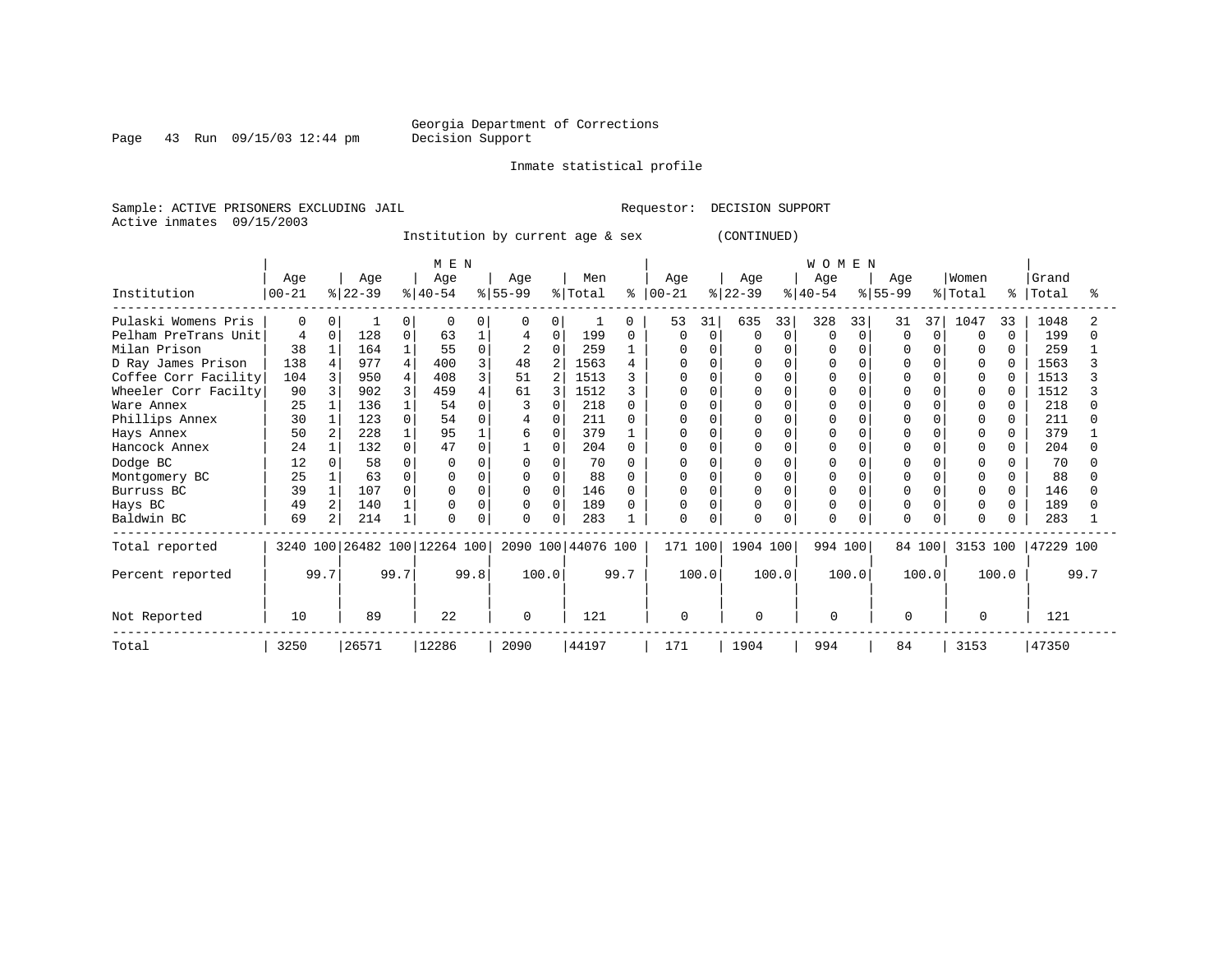Georgia Department of Corrections
Decision Support

Inmate statistical profile

Sample: ACTIVE PRISONERS EXCLUDING JAIL Requestor: DECISION SUPPORT
Active inmates 09/15/2003

Institution by current age & sex (CONTINUED)

| | MEN | | | | | | | | | | WOMEN | | | | | | | | | | | |
|---|---|---|---|---|---|---|---|---|---|---|---|---|---|---|---|---|---|---|---|---|---|---|
| Institution | Age 00-21 | % | Age 22-39 | % | Age 40-54 | % | Age 55-99 | % | Men Total | % | Age 00-21 | % | Age 22-39 | % | Age 40-54 | % | Age 55-99 | % | Women Total | % | Grand Total | % |
| Pulaski Womens Pris | 0 | 0 | 1 | 0 | 0 | 0 | 0 | 0 | 1 | 0 | 53 | 31 | 635 | 33 | 328 | 33 | 31 | 37 | 1047 | 33 | 1048 | 2 |
| Pelham PreTrans Unit | 4 | 0 | 128 | 0 | 63 | 1 | 4 | 0 | 199 | 0 | 0 | 0 | 0 | 0 | 0 | 0 | 0 | 0 | 0 | 0 | 199 | 0 |
| Milan Prison | 38 | 1 | 164 | 1 | 55 | 0 | 2 | 0 | 259 | 1 | 0 | 0 | 0 | 0 | 0 | 0 | 0 | 0 | 0 | 0 | 259 | 1 |
| D Ray James Prison | 138 | 4 | 977 | 4 | 400 | 3 | 48 | 2 | 1563 | 4 | 0 | 0 | 0 | 0 | 0 | 0 | 0 | 0 | 0 | 0 | 1563 | 3 |
| Coffee Corr Facility | 104 | 3 | 950 | 4 | 408 | 3 | 51 | 2 | 1513 | 3 | 0 | 0 | 0 | 0 | 0 | 0 | 0 | 0 | 0 | 0 | 1513 | 3 |
| Wheeler Corr Facilty | 90 | 3 | 902 | 3 | 459 | 4 | 61 | 3 | 1512 | 3 | 0 | 0 | 0 | 0 | 0 | 0 | 0 | 0 | 0 | 0 | 1512 | 3 |
| Ware Annex | 25 | 1 | 136 | 1 | 54 | 0 | 3 | 0 | 218 | 0 | 0 | 0 | 0 | 0 | 0 | 0 | 0 | 0 | 0 | 0 | 218 | 0 |
| Phillips Annex | 30 | 1 | 123 | 0 | 54 | 0 | 4 | 0 | 211 | 0 | 0 | 0 | 0 | 0 | 0 | 0 | 0 | 0 | 0 | 0 | 211 | 0 |
| Hays Annex | 50 | 2 | 228 | 1 | 95 | 1 | 6 | 0 | 379 | 1 | 0 | 0 | 0 | 0 | 0 | 0 | 0 | 0 | 0 | 0 | 379 | 1 |
| Hancock Annex | 24 | 1 | 132 | 0 | 47 | 0 | 1 | 0 | 204 | 0 | 0 | 0 | 0 | 0 | 0 | 0 | 0 | 0 | 0 | 0 | 204 | 0 |
| Dodge BC | 12 | 0 | 58 | 0 | 0 | 0 | 0 | 0 | 70 | 0 | 0 | 0 | 0 | 0 | 0 | 0 | 0 | 0 | 0 | 0 | 70 | 0 |
| Montgomery BC | 25 | 1 | 63 | 0 | 0 | 0 | 0 | 0 | 88 | 0 | 0 | 0 | 0 | 0 | 0 | 0 | 0 | 0 | 0 | 0 | 88 | 0 |
| Burruss BC | 39 | 1 | 107 | 0 | 0 | 0 | 0 | 0 | 146 | 0 | 0 | 0 | 0 | 0 | 0 | 0 | 0 | 0 | 0 | 0 | 146 | 0 |
| Hays BC | 49 | 2 | 140 | 1 | 0 | 0 | 0 | 0 | 189 | 0 | 0 | 0 | 0 | 0 | 0 | 0 | 0 | 0 | 0 | 0 | 189 | 0 |
| Baldwin BC | 69 | 2 | 214 | 1 | 0 | 0 | 0 | 0 | 283 | 1 | 0 | 0 | 0 | 0 | 0 | 0 | 0 | 0 | 0 | 0 | 283 | 1 |
| Total reported | 3240 | 100 | 26482 | 100 | 12264 | 100 | 2090 | 100 | 44076 | 100 | 171 | 100 | 1904 | 100 | 994 | 100 | 84 | 100 | 3153 | 100 | 47229 | 100 |
| Percent reported | | 99.7 | | 99.7 | | 99.8 | | 100.0 | | 99.7 | | 100.0 | | 100.0 | | 100.0 | | 100.0 | | 100.0 | | 99.7 |
| Not Reported | 10 | | 89 | | 22 | | 0 | | 121 | | 0 | | 0 | | 0 | | 0 | | 0 | | 121 | |
| Total | 3250 | | 26571 | | 12286 | | 2090 | | 44197 | | 171 | | 1904 | | 994 | | 84 | | 3153 | | 47350 | |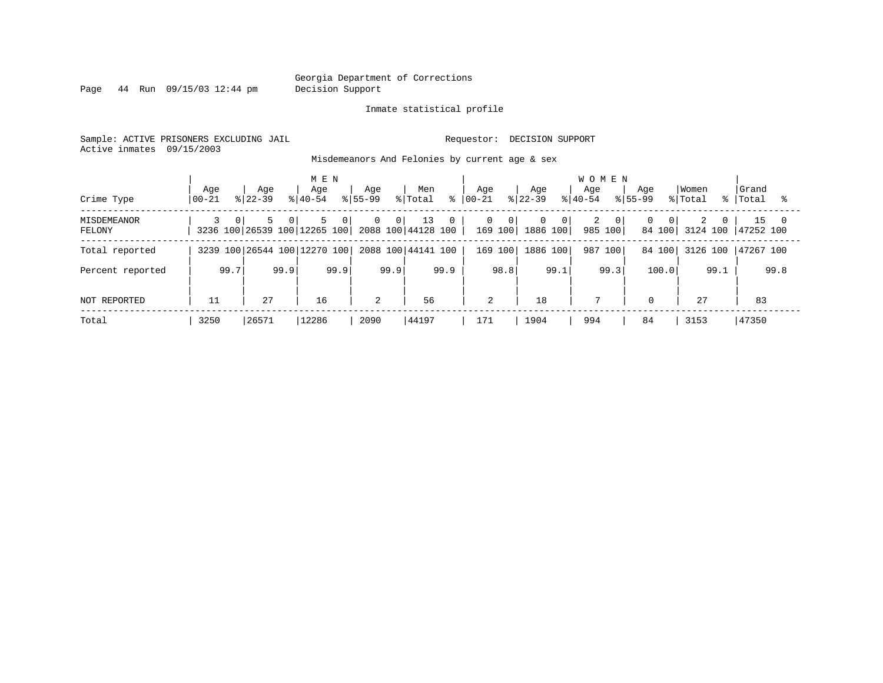Georgia Department of Corrections
Decision Support

Inmate statistical profile

Sample: ACTIVE PRISONERS EXCLUDING JAIL

Requestor: DECISION SUPPORT

Active inmates 09/15/2003

Misdemeanors And Felonies by current age & sex

| | MEN | | | | | | | | | | WOMEN | | | | | | | | | | | |
|---|---|---|---|---|---|---|---|---|---|---|---|---|---|---|---|---|---|---|---|---|---|---|
| Crime Type | Age 00-21 | % | Age 22-39 | % | Age 40-54 | % | Age 55-99 | % | Men Total | % | Age 00-21 | % | Age 22-39 | % | Age 40-54 | % | Age 55-99 | % | Women Total | % | Grand Total | % |
| MISDEMEANOR | 3 | 0 | 5 | 0 | 5 | 0 | 0 | 0 | 13 | 0 | 0 | 0 | 0 | 0 | 2 | 0 | 0 | 0 | 2 | 0 | 15 | 0 |
| FELONY | 3236 | 100 | 26539 | 100 | 12265 | 100 | 2088 | 100 | 44128 | 100 | 169 | 100 | 1886 | 100 | 985 | 100 | 84 | 100 | 3124 | 100 | 47252 | 100 |
| Total reported | 3239 | 100 | 26544 | 100 | 12270 | 100 | 2088 | 100 | 44141 | 100 | 169 | 100 | 1886 | 100 | 987 | 100 | 84 | 100 | 3126 | 100 | 47267 | 100 |
| Percent reported | | 99.7 | | 99.9 | | 99.9 | | 99.9 | | 99.9 | | 98.8 | | 99.1 | | 99.3 | | 100.0 | | 99.1 | | 99.8 |
| NOT REPORTED | 11 | | 27 | | 16 | | 2 | | 56 | | 2 | | 18 | | 7 | | 0 | | 27 | | 83 | |
| Total | 3250 | | 26571 | | 12286 | | 2090 | | 44197 | | 171 | | 1904 | | 994 | | 84 | | 3153 | | 47350 | |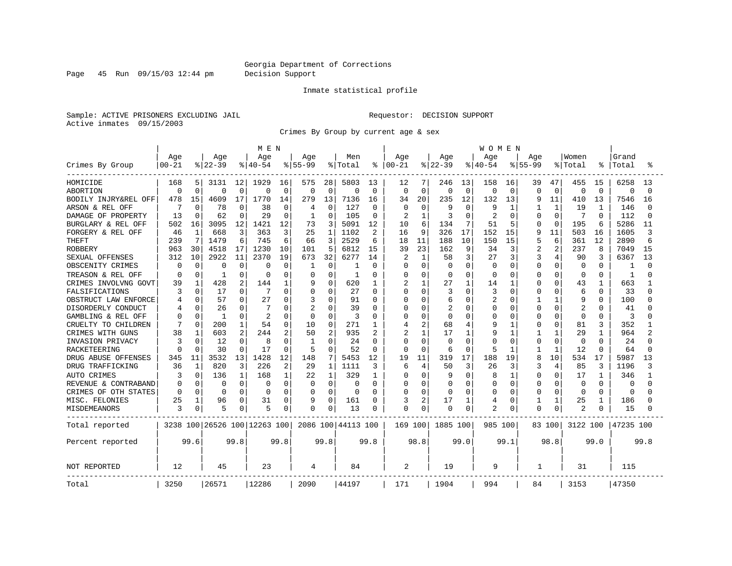Georgia Department of Corrections
Decision Support

Inmate statistical profile

Sample: ACTIVE PRISONERS EXCLUDING JAIL  Requestor: DECISION SUPPORT
Active inmates 09/15/2003

Crimes By Group by current age & sex

| | MEN | | | | | | | | | | WOMEN | | | | | | | | | | | |
|---|---|---|---|---|---|---|---|---|---|---|---|---|---|---|---|---|---|---|---|---|---|---|
| Crimes By Group | Age 00-21 | % | Age 22-39 | % | Age 40-54 | % | Age 55-99 | % | Men Total | % | Age 00-21 | % | Age 22-39 | % | Age 40-54 | % | Age 55-99 | % | Women Total | % | Grand Total | % |
| HOMICIDE | 168 | 5 | 3131 | 12 | 1929 | 16 | 575 | 28 | 5803 | 13 | 12 | 7 | 246 | 13 | 158 | 16 | 39 | 47 | 455 | 15 | 6258 | 13 |
| ABORTION | 0 | 0 | 0 | 0 | 0 | 0 | 0 | 0 | 0 | 0 | 0 | 0 | 0 | 0 | 0 | 0 | 0 | 0 | 0 | 0 | 0 | 0 |
| BODILY INJRY&REL OFF | 478 | 15 | 4609 | 17 | 1770 | 14 | 279 | 13 | 7136 | 16 | 34 | 20 | 235 | 12 | 132 | 13 | 9 | 11 | 410 | 13 | 7546 | 16 |
| ARSON & REL OFF | 7 | 0 | 78 | 0 | 38 | 0 | 4 | 0 | 127 | 0 | 0 | 0 | 9 | 0 | 9 | 1 | 1 | 1 | 19 | 1 | 146 | 0 |
| DAMAGE OF PROPERTY | 13 | 0 | 62 | 0 | 29 | 0 | 1 | 0 | 105 | 0 | 2 | 1 | 3 | 0 | 2 | 0 | 0 | 0 | 7 | 0 | 112 | 0 |
| BURGLARY & REL OFF | 502 | 16 | 3095 | 12 | 1421 | 12 | 73 | 3 | 5091 | 12 | 10 | 6 | 134 | 7 | 51 | 5 | 0 | 0 | 195 | 6 | 5286 | 11 |
| FORGERY & REL OFF | 46 | 1 | 668 | 3 | 363 | 3 | 25 | 1 | 1102 | 2 | 16 | 9 | 326 | 17 | 152 | 15 | 9 | 11 | 503 | 16 | 1605 | 3 |
| THEFT | 239 | 7 | 1479 | 6 | 745 | 6 | 66 | 3 | 2529 | 6 | 18 | 11 | 188 | 10 | 150 | 15 | 5 | 6 | 361 | 12 | 2890 | 6 |
| ROBBERY | 963 | 30 | 4518 | 17 | 1230 | 10 | 101 | 5 | 6812 | 15 | 39 | 23 | 162 | 9 | 34 | 3 | 2 | 2 | 237 | 8 | 7049 | 15 |
| SEXUAL OFFENSES | 312 | 10 | 2922 | 11 | 2370 | 19 | 673 | 32 | 6277 | 14 | 2 | 1 | 58 | 3 | 27 | 3 | 3 | 4 | 90 | 3 | 6367 | 13 |
| OBSCENITY CRIMES | 0 | 0 | 0 | 0 | 0 | 0 | 1 | 0 | 1 | 0 | 0 | 0 | 0 | 0 | 0 | 0 | 0 | 0 | 0 | 0 | 1 | 0 |
| TREASON & REL OFF | 0 | 0 | 1 | 0 | 0 | 0 | 0 | 0 | 1 | 0 | 0 | 0 | 0 | 0 | 0 | 0 | 0 | 0 | 0 | 0 | 1 | 0 |
| CRIMES INVOLVNG GOVT | 39 | 1 | 428 | 2 | 144 | 1 | 9 | 0 | 620 | 1 | 2 | 1 | 27 | 1 | 14 | 1 | 0 | 0 | 43 | 1 | 663 | 1 |
| FALSIFICATIONS | 3 | 0 | 17 | 0 | 7 | 0 | 0 | 0 | 27 | 0 | 0 | 0 | 3 | 0 | 3 | 0 | 0 | 0 | 6 | 0 | 33 | 0 |
| OBSTRUCT LAW ENFORCE | 4 | 0 | 57 | 0 | 27 | 0 | 3 | 0 | 91 | 0 | 0 | 0 | 6 | 0 | 2 | 0 | 1 | 1 | 9 | 0 | 100 | 0 |
| DISORDERLY CONDUCT | 4 | 0 | 26 | 0 | 7 | 0 | 2 | 0 | 39 | 0 | 0 | 0 | 2 | 0 | 0 | 0 | 0 | 0 | 2 | 0 | 41 | 0 |
| GAMBLING & REL OFF | 0 | 0 | 1 | 0 | 2 | 0 | 0 | 0 | 3 | 0 | 0 | 0 | 0 | 0 | 0 | 0 | 0 | 0 | 0 | 0 | 3 | 0 |
| CRUELTY TO CHILDREN | 7 | 0 | 200 | 1 | 54 | 0 | 10 | 0 | 271 | 1 | 4 | 2 | 68 | 4 | 9 | 1 | 0 | 0 | 81 | 3 | 352 | 1 |
| CRIMES WITH GUNS | 38 | 1 | 603 | 2 | 244 | 2 | 50 | 2 | 935 | 2 | 2 | 1 | 17 | 1 | 9 | 1 | 1 | 1 | 29 | 1 | 964 | 2 |
| INVASION PRIVACY | 3 | 0 | 12 | 0 | 8 | 0 | 1 | 0 | 24 | 0 | 0 | 0 | 0 | 0 | 0 | 0 | 0 | 0 | 0 | 0 | 24 | 0 |
| RACKETEERING | 0 | 0 | 30 | 0 | 17 | 0 | 5 | 0 | 52 | 0 | 0 | 0 | 6 | 0 | 5 | 1 | 1 | 1 | 12 | 0 | 64 | 0 |
| DRUG ABUSE OFFENSES | 345 | 11 | 3532 | 13 | 1428 | 12 | 148 | 7 | 5453 | 12 | 19 | 11 | 319 | 17 | 188 | 19 | 8 | 10 | 534 | 17 | 5987 | 13 |
| DRUG TRAFFICKING | 36 | 1 | 820 | 3 | 226 | 2 | 29 | 1 | 1111 | 3 | 6 | 4 | 50 | 3 | 26 | 3 | 3 | 4 | 85 | 3 | 1196 | 3 |
| AUTO CRIMES | 3 | 0 | 136 | 1 | 168 | 1 | 22 | 1 | 329 | 1 | 0 | 0 | 9 | 0 | 8 | 1 | 0 | 0 | 17 | 1 | 346 | 1 |
| REVENUE & CONTRABAND | 0 | 0 | 0 | 0 | 0 | 0 | 0 | 0 | 0 | 0 | 0 | 0 | 0 | 0 | 0 | 0 | 0 | 0 | 0 | 0 | 0 | 0 |
| CRIMES OF OTH STATES | 0 | 0 | 0 | 0 | 0 | 0 | 0 | 0 | 0 | 0 | 0 | 0 | 0 | 0 | 0 | 0 | 0 | 0 | 0 | 0 | 0 | 0 |
| MISC. FELONIES | 25 | 1 | 96 | 0 | 31 | 0 | 9 | 0 | 161 | 0 | 3 | 2 | 17 | 1 | 4 | 0 | 1 | 1 | 25 | 1 | 186 | 0 |
| MISDEMEANORS | 3 | 0 | 5 | 0 | 5 | 0 | 0 | 0 | 13 | 0 | 0 | 0 | 0 | 0 | 2 | 0 | 0 | 0 | 2 | 0 | 15 | 0 |
| Total reported | 3238 | 100 | 26526 | 100 | 12263 | 100 | 2086 | 100 | 44113 | 100 | 169 | 100 | 1885 | 100 | 985 | 100 | 83 | 100 | 3122 | 100 | 47235 | 100 |
| Percent reported | | 99.6 | | 99.8 | | 99.8 | | 99.8 | | 99.8 | | 98.8 | | 99.0 | | 99.1 | | 98.8 | | 99.0 | | 99.8 |
| NOT REPORTED | 12 | | 45 | | 23 | | 4 | | 84 | | 2 | | 19 | | 9 | | 1 | | 31 | | 115 | |
| Total | 3250 | | 26571 | | 12286 | | 2090 | | 44197 | | 171 | | 1904 | | 994 | | 84 | | 3153 | | 47350 | |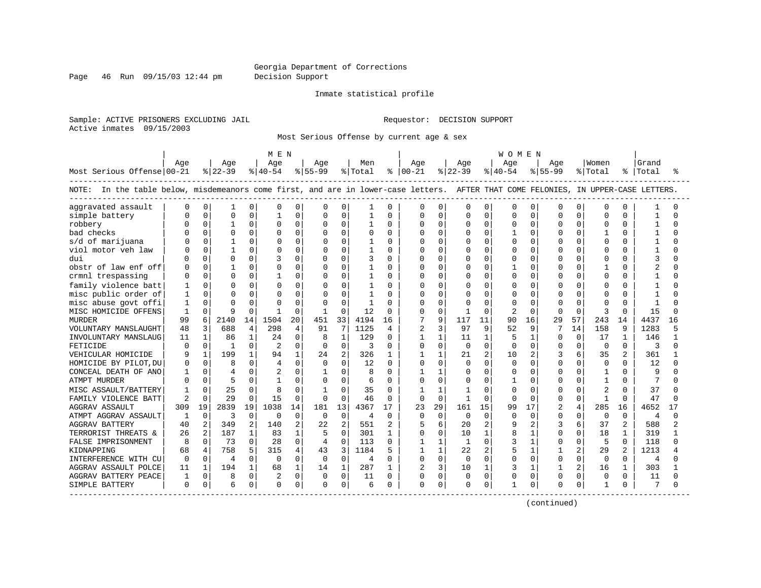Georgia Department of Corrections
Decision Support

Inmate statistical profile

Sample: ACTIVE PRISONERS EXCLUDING JAIL

Requestor: DECISION SUPPORT

Active inmates 09/15/2003

Most Serious Offense by current age & sex

| Most Serious Offense | MEN Age 00-21 | % | Age 22-39 | % | Age 40-54 | % | Age 55-99 | % | Men Total | % | WOMEN Age 00-21 | % | Age 22-39 | % | Age 40-54 | % | Age 55-99 | % | Women Total | % | Grand Total | % |
|---|---|---|---|---|---|---|---|---|---|---|---|---|---|---|---|---|---|---|---|---|---|---|
| NOTE: In the table below, misdemeanors come first, and are in lower-case letters. AFTER THAT COME FELONIES, IN UPPER-CASE LETTERS. | | | | | | | | | | | | | | | | | | | | | | |
| aggravated assault | 0 | 0 | 1 | 0 | 0 | 0 | 0 | 0 | 1 | 0 | 0 | 0 | 0 | 0 | 0 | 0 | 0 | 0 | 0 | 0 | 1 | 0 |
| simple battery | 0 | 0 | 0 | 0 | 1 | 0 | 0 | 0 | 1 | 0 | 0 | 0 | 0 | 0 | 0 | 0 | 0 | 0 | 0 | 0 | 1 | 0 |
| robbery | 0 | 0 | 1 | 0 | 0 | 0 | 0 | 0 | 1 | 0 | 0 | 0 | 0 | 0 | 0 | 0 | 0 | 0 | 0 | 0 | 1 | 0 |
| bad checks | 0 | 0 | 0 | 0 | 0 | 0 | 0 | 0 | 0 | 0 | 0 | 0 | 0 | 0 | 1 | 0 | 0 | 0 | 1 | 0 | 1 | 0 |
| s/d of marijuana | 0 | 0 | 1 | 0 | 0 | 0 | 0 | 0 | 1 | 0 | 0 | 0 | 0 | 0 | 0 | 0 | 0 | 0 | 0 | 0 | 1 | 0 |
| viol motor veh law | 0 | 0 | 1 | 0 | 0 | 0 | 0 | 0 | 1 | 0 | 0 | 0 | 0 | 0 | 0 | 0 | 0 | 0 | 0 | 0 | 1 | 0 |
| dui | 0 | 0 | 0 | 0 | 3 | 0 | 0 | 0 | 3 | 0 | 0 | 0 | 0 | 0 | 0 | 0 | 0 | 0 | 0 | 0 | 3 | 0 |
| obstr of law enf off | 0 | 0 | 1 | 0 | 0 | 0 | 0 | 0 | 1 | 0 | 0 | 0 | 0 | 0 | 1 | 0 | 0 | 0 | 1 | 0 | 2 | 0 |
| crmnl trespassing | 0 | 0 | 0 | 0 | 1 | 0 | 0 | 0 | 1 | 0 | 0 | 0 | 0 | 0 | 0 | 0 | 0 | 0 | 0 | 0 | 1 | 0 |
| family violence batt | 1 | 0 | 0 | 0 | 0 | 0 | 0 | 0 | 1 | 0 | 0 | 0 | 0 | 0 | 0 | 0 | 0 | 0 | 0 | 0 | 1 | 0 |
| misc public order of | 1 | 0 | 0 | 0 | 0 | 0 | 0 | 0 | 1 | 0 | 0 | 0 | 0 | 0 | 0 | 0 | 0 | 0 | 0 | 0 | 1 | 0 |
| misc abuse govt offi | 1 | 0 | 0 | 0 | 0 | 0 | 0 | 0 | 1 | 0 | 0 | 0 | 0 | 0 | 0 | 0 | 0 | 0 | 0 | 0 | 1 | 0 |
| MISC HOMICIDE OFFENS | 1 | 0 | 9 | 0 | 1 | 0 | 1 | 0 | 12 | 0 | 0 | 0 | 1 | 0 | 2 | 0 | 0 | 0 | 3 | 0 | 15 | 0 |
| MURDER | 99 | 6 | 2140 | 14 | 1504 | 20 | 451 | 33 | 4194 | 16 | 7 | 9 | 117 | 11 | 90 | 16 | 29 | 57 | 243 | 14 | 4437 | 16 |
| VOLUNTARY MANSLAUGHT | 48 | 3 | 688 | 4 | 298 | 4 | 91 | 7 | 1125 | 4 | 2 | 3 | 97 | 9 | 52 | 9 | 7 | 14 | 158 | 9 | 1283 | 5 |
| INVOLUNTARY MANSLAUG | 11 | 1 | 86 | 1 | 24 | 0 | 8 | 1 | 129 | 0 | 1 | 1 | 11 | 1 | 5 | 1 | 0 | 0 | 17 | 1 | 146 | 1 |
| FETICIDE | 0 | 0 | 1 | 0 | 2 | 0 | 0 | 0 | 3 | 0 | 0 | 0 | 0 | 0 | 0 | 0 | 0 | 0 | 0 | 0 | 3 | 0 |
| VEHICULAR HOMICIDE | 9 | 1 | 199 | 1 | 94 | 1 | 24 | 2 | 326 | 1 | 1 | 1 | 21 | 2 | 10 | 2 | 3 | 6 | 35 | 2 | 361 | 1 |
| HOMICIDE BY PILOT,DU | 0 | 0 | 8 | 0 | 4 | 0 | 0 | 0 | 12 | 0 | 0 | 0 | 0 | 0 | 0 | 0 | 0 | 0 | 0 | 0 | 12 | 0 |
| CONCEAL DEATH OF ANO | 1 | 0 | 4 | 0 | 2 | 0 | 1 | 0 | 8 | 0 | 1 | 1 | 0 | 0 | 0 | 0 | 0 | 0 | 1 | 0 | 9 | 0 |
| ATMPT MURDER | 0 | 0 | 5 | 0 | 1 | 0 | 0 | 0 | 6 | 0 | 0 | 0 | 0 | 0 | 1 | 0 | 0 | 0 | 1 | 0 | 7 | 0 |
| MISC ASSAULT/BATTERY | 1 | 0 | 25 | 0 | 8 | 0 | 1 | 0 | 35 | 0 | 1 | 1 | 1 | 0 | 0 | 0 | 0 | 0 | 2 | 0 | 37 | 0 |
| FAMILY VIOLENCE BATT | 2 | 0 | 29 | 0 | 15 | 0 | 0 | 0 | 46 | 0 | 0 | 0 | 1 | 0 | 0 | 0 | 0 | 0 | 1 | 0 | 47 | 0 |
| AGGRAV ASSAULT | 309 | 19 | 2839 | 19 | 1038 | 14 | 181 | 13 | 4367 | 17 | 23 | 29 | 161 | 15 | 99 | 17 | 2 | 4 | 285 | 16 | 4652 | 17 |
| ATMPT AGGRAV ASSAULT | 1 | 0 | 3 | 0 | 0 | 0 | 0 | 0 | 4 | 0 | 0 | 0 | 0 | 0 | 0 | 0 | 0 | 0 | 0 | 0 | 4 | 0 |
| AGGRAV BATTERY | 40 | 2 | 349 | 2 | 140 | 2 | 22 | 2 | 551 | 2 | 5 | 6 | 20 | 2 | 9 | 2 | 3 | 6 | 37 | 2 | 588 | 2 |
| TERRORIST THREATS & | 26 | 2 | 187 | 1 | 83 | 1 | 5 | 0 | 301 | 1 | 0 | 0 | 10 | 1 | 8 | 1 | 0 | 0 | 18 | 1 | 319 | 1 |
| FALSE IMPRISONMENT | 8 | 0 | 73 | 0 | 28 | 0 | 4 | 0 | 113 | 0 | 1 | 1 | 1 | 0 | 3 | 1 | 0 | 0 | 5 | 0 | 118 | 0 |
| KIDNAPPING | 68 | 4 | 758 | 5 | 315 | 4 | 43 | 3 | 1184 | 5 | 1 | 1 | 22 | 2 | 5 | 1 | 1 | 2 | 29 | 2 | 1213 | 4 |
| INTERFERENCE WITH CU | 0 | 0 | 4 | 0 | 0 | 0 | 0 | 0 | 4 | 0 | 0 | 0 | 0 | 0 | 0 | 0 | 0 | 0 | 0 | 0 | 4 | 0 |
| AGGRAV ASSAULT POLCE | 11 | 1 | 194 | 1 | 68 | 1 | 14 | 1 | 287 | 1 | 2 | 3 | 10 | 1 | 3 | 1 | 1 | 2 | 16 | 1 | 303 | 1 |
| AGGRAV BATTERY PEACE | 1 | 0 | 8 | 0 | 2 | 0 | 0 | 0 | 11 | 0 | 0 | 0 | 0 | 0 | 0 | 0 | 0 | 0 | 0 | 0 | 11 | 0 |
| SIMPLE BATTERY | 0 | 0 | 6 | 0 | 0 | 0 | 0 | 0 | 6 | 0 | 0 | 0 | 0 | 0 | 1 | 0 | 0 | 0 | 1 | 0 | 7 | 0 |

(continued)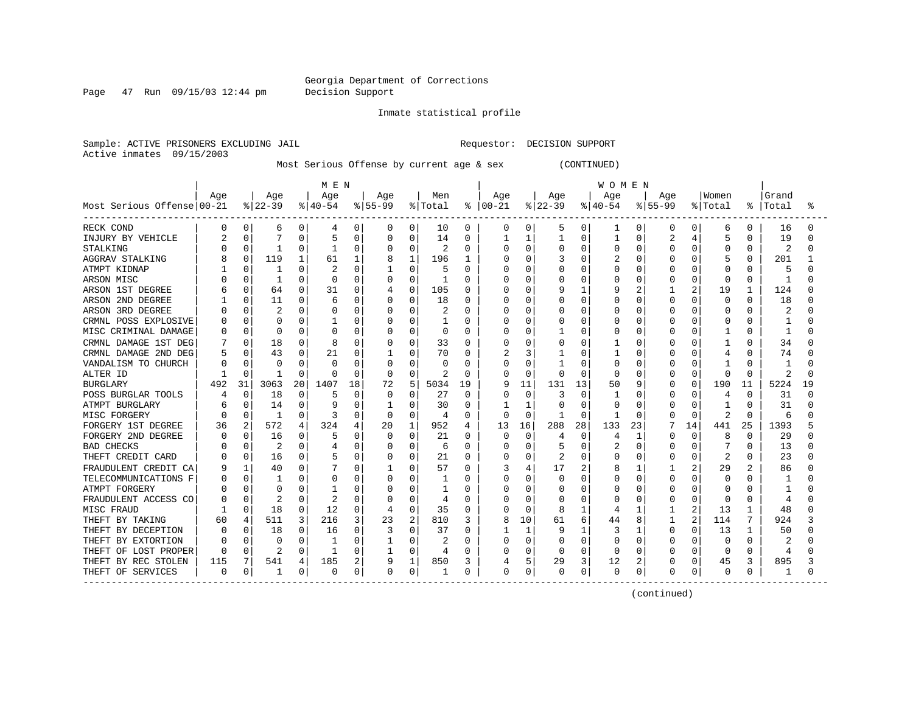Georgia Department of Corrections
Decision Support

Inmate statistical profile

Sample: ACTIVE PRISONERS EXCLUDING JAIL                                        Requestor: DECISION SUPPORT
Active inmates 09/15/2003

Most Serious Offense by current age & sex (CONTINUED)

| Most Serious Offense | MEN Age 00-21 | % | Age 22-39 | % | Age 40-54 | % | Age 55-99 | % | Men Total | % | WOMEN Age 00-21 | % | Age 22-39 | % | Age 40-54 | % | Age 55-99 | % | Women Total | % | Grand Total | % |
|---|---|---|---|---|---|---|---|---|---|---|---|---|---|---|---|---|---|---|---|---|---|---|
| RECK COND | 0 | 0 | 6 | 0 | 4 | 0 | 0 | 0 | 10 | 0 | 0 | 0 | 5 | 0 | 1 | 0 | 0 | 0 | 6 | 0 | 16 | 0 |
| INJURY BY VEHICLE | 2 | 0 | 7 | 0 | 5 | 0 | 0 | 0 | 14 | 0 | 1 | 1 | 1 | 0 | 1 | 0 | 2 | 4 | 5 | 0 | 19 | 0 |
| STALKING | 0 | 0 | 1 | 0 | 1 | 0 | 0 | 0 | 2 | 0 | 0 | 0 | 0 | 0 | 0 | 0 | 0 | 0 | 0 | 0 | 2 | 0 |
| AGGRAV STALKING | 8 | 0 | 119 | 1 | 61 | 1 | 8 | 1 | 196 | 1 | 0 | 0 | 3 | 0 | 2 | 0 | 0 | 0 | 5 | 0 | 201 | 1 |
| ATMPT KIDNAP | 1 | 0 | 1 | 0 | 2 | 0 | 1 | 0 | 5 | 0 | 0 | 0 | 0 | 0 | 0 | 0 | 0 | 0 | 0 | 0 | 5 | 0 |
| ARSON MISC | 0 | 0 | 1 | 0 | 0 | 0 | 0 | 0 | 1 | 0 | 0 | 0 | 0 | 0 | 0 | 0 | 0 | 0 | 0 | 0 | 1 | 0 |
| ARSON 1ST DEGREE | 6 | 0 | 64 | 0 | 31 | 0 | 4 | 0 | 105 | 0 | 0 | 0 | 9 | 1 | 9 | 2 | 1 | 2 | 19 | 1 | 124 | 0 |
| ARSON 2ND DEGREE | 1 | 0 | 11 | 0 | 6 | 0 | 0 | 0 | 18 | 0 | 0 | 0 | 0 | 0 | 0 | 0 | 0 | 0 | 0 | 0 | 18 | 0 |
| ARSON 3RD DEGREE | 0 | 0 | 2 | 0 | 0 | 0 | 0 | 0 | 2 | 0 | 0 | 0 | 0 | 0 | 0 | 0 | 0 | 0 | 0 | 0 | 2 | 0 |
| CRMNL POSS EXPLOSIVE | 0 | 0 | 0 | 0 | 1 | 0 | 0 | 0 | 1 | 0 | 0 | 0 | 0 | 0 | 0 | 0 | 0 | 0 | 0 | 0 | 1 | 0 |
| MISC CRIMINAL DAMAGE | 0 | 0 | 0 | 0 | 0 | 0 | 0 | 0 | 0 | 0 | 0 | 0 | 1 | 0 | 0 | 0 | 0 | 0 | 1 | 0 | 1 | 0 |
| CRMNL DAMAGE 1ST DEG | 7 | 0 | 18 | 0 | 8 | 0 | 0 | 0 | 33 | 0 | 0 | 0 | 0 | 0 | 1 | 0 | 0 | 0 | 1 | 0 | 34 | 0 |
| CRMNL DAMAGE 2ND DEG | 5 | 0 | 43 | 0 | 21 | 0 | 1 | 0 | 70 | 0 | 2 | 3 | 1 | 0 | 1 | 0 | 0 | 0 | 4 | 0 | 74 | 0 |
| VANDALISM TO CHURCH | 0 | 0 | 0 | 0 | 0 | 0 | 0 | 0 | 0 | 0 | 0 | 0 | 1 | 0 | 0 | 0 | 0 | 0 | 1 | 0 | 1 | 0 |
| ALTER ID | 1 | 0 | 1 | 0 | 0 | 0 | 0 | 0 | 2 | 0 | 0 | 0 | 0 | 0 | 0 | 0 | 0 | 0 | 0 | 0 | 2 | 0 |
| BURGLARY | 492 | 31 | 3063 | 20 | 1407 | 18 | 72 | 5 | 5034 | 19 | 9 | 11 | 131 | 13 | 50 | 9 | 0 | 0 | 190 | 11 | 5224 | 19 |
| POSS BURGLAR TOOLS | 4 | 0 | 18 | 0 | 5 | 0 | 0 | 0 | 27 | 0 | 0 | 0 | 3 | 0 | 1 | 0 | 0 | 0 | 4 | 0 | 31 | 0 |
| ATMPT BURGLARY | 6 | 0 | 14 | 0 | 9 | 0 | 1 | 0 | 30 | 0 | 1 | 1 | 0 | 0 | 0 | 0 | 0 | 0 | 1 | 0 | 31 | 0 |
| MISC FORGERY | 0 | 0 | 1 | 0 | 3 | 0 | 0 | 0 | 4 | 0 | 0 | 0 | 1 | 0 | 1 | 0 | 0 | 0 | 2 | 0 | 6 | 0 |
| FORGERY 1ST DEGREE | 36 | 2 | 572 | 4 | 324 | 4 | 20 | 1 | 952 | 4 | 13 | 16 | 288 | 28 | 133 | 23 | 7 | 14 | 441 | 25 | 1393 | 5 |
| FORGERY 2ND DEGREE | 0 | 0 | 16 | 0 | 5 | 0 | 0 | 0 | 21 | 0 | 0 | 0 | 4 | 0 | 4 | 1 | 0 | 0 | 8 | 0 | 29 | 0 |
| BAD CHECKS | 0 | 0 | 2 | 0 | 4 | 0 | 0 | 0 | 6 | 0 | 0 | 0 | 5 | 0 | 2 | 0 | 0 | 0 | 7 | 0 | 13 | 0 |
| THEFT CREDIT CARD | 0 | 0 | 16 | 0 | 5 | 0 | 0 | 0 | 21 | 0 | 0 | 0 | 2 | 0 | 0 | 0 | 0 | 0 | 2 | 0 | 23 | 0 |
| FRAUDULENT CREDIT CA | 9 | 1 | 40 | 0 | 7 | 0 | 1 | 0 | 57 | 0 | 3 | 4 | 17 | 2 | 8 | 1 | 1 | 2 | 29 | 2 | 86 | 0 |
| TELECOMMUNICATIONS F | 0 | 0 | 1 | 0 | 0 | 0 | 0 | 0 | 1 | 0 | 0 | 0 | 0 | 0 | 0 | 0 | 0 | 0 | 0 | 0 | 1 | 0 |
| ATMPT FORGERY | 0 | 0 | 0 | 0 | 1 | 0 | 0 | 0 | 1 | 0 | 0 | 0 | 0 | 0 | 0 | 0 | 0 | 0 | 0 | 0 | 1 | 0 |
| FRAUDULENT ACCESS CO | 0 | 0 | 2 | 0 | 2 | 0 | 0 | 0 | 4 | 0 | 0 | 0 | 0 | 0 | 0 | 0 | 0 | 0 | 0 | 0 | 4 | 0 |
| MISC FRAUD | 1 | 0 | 18 | 0 | 12 | 0 | 4 | 0 | 35 | 0 | 0 | 0 | 8 | 1 | 4 | 1 | 1 | 2 | 13 | 1 | 48 | 0 |
| THEFT BY TAKING | 60 | 4 | 511 | 3 | 216 | 3 | 23 | 2 | 810 | 3 | 8 | 10 | 61 | 6 | 44 | 8 | 1 | 2 | 114 | 7 | 924 | 3 |
| THEFT BY DECEPTION | 0 | 0 | 18 | 0 | 16 | 0 | 3 | 0 | 37 | 0 | 1 | 1 | 9 | 1 | 3 | 1 | 0 | 0 | 13 | 1 | 50 | 0 |
| THEFT BY EXTORTION | 0 | 0 | 0 | 0 | 1 | 0 | 1 | 0 | 2 | 0 | 0 | 0 | 0 | 0 | 0 | 0 | 0 | 0 | 0 | 0 | 2 | 0 |
| THEFT OF LOST PROPER | 0 | 0 | 2 | 0 | 1 | 0 | 1 | 0 | 4 | 0 | 0 | 0 | 0 | 0 | 0 | 0 | 0 | 0 | 0 | 0 | 4 | 0 |
| THEFT BY REC STOLEN | 115 | 7 | 541 | 4 | 185 | 2 | 9 | 1 | 850 | 3 | 4 | 5 | 29 | 3 | 12 | 2 | 0 | 0 | 45 | 3 | 895 | 3 |
| THEFT OF SERVICES | 0 | 0 | 1 | 0 | 0 | 0 | 0 | 0 | 1 | 0 | 0 | 0 | 0 | 0 | 0 | 0 | 0 | 0 | 0 | 0 | 1 | 0 |

(continued)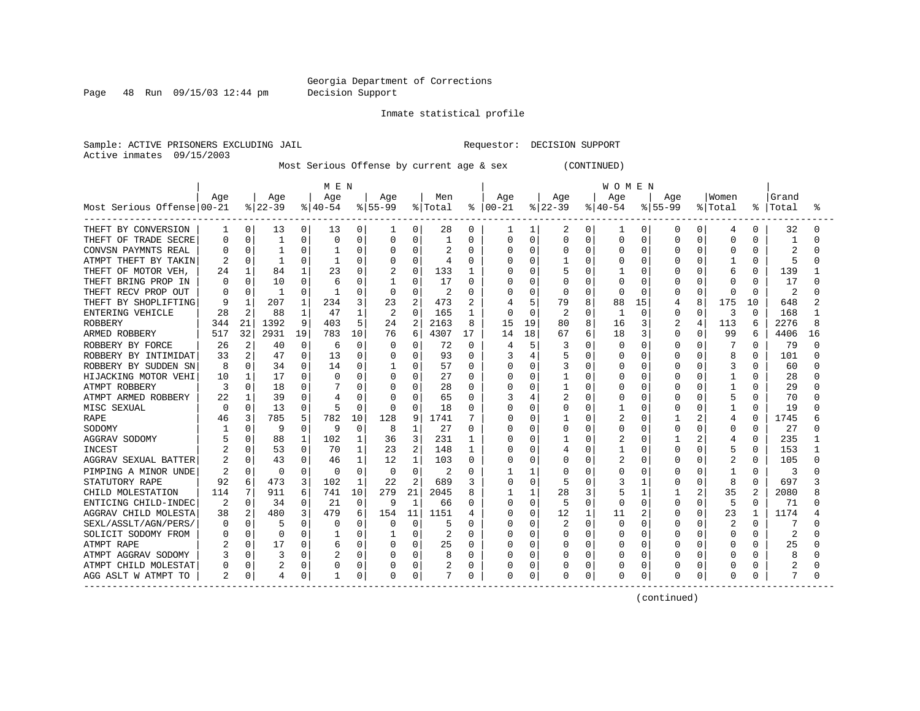Georgia Department of Corrections
Decision Support

Inmate statistical profile

Sample: ACTIVE PRISONERS EXCLUDING JAIL                Requestor: DECISION SUPPORT
Active inmates 09/15/2003

Most Serious Offense by current age & sex (CONTINUED)

| Most Serious Offense | MEN Age 00-21 | % | Age 22-39 | % | Age 40-54 | % | Age 55-99 | % | Men Total | % | WOMEN Age 00-21 | % | Age 22-39 | % | Age 40-54 | % | Age 55-99 | % | Women Total | % | Grand Total | % |
|---|---|---|---|---|---|---|---|---|---|---|---|---|---|---|---|---|---|---|---|---|---|---|
| THEFT BY CONVERSION | 1 | 0 | 13 | 0 | 13 | 0 | 1 | 0 | 28 | 0 | 1 | 1 | 2 | 0 | 1 | 0 | 0 | 0 | 4 | 0 | 32 | 0 |
| THEFT OF TRADE SECRE | 0 | 0 | 1 | 0 | 0 | 0 | 0 | 0 | 1 | 0 | 0 | 0 | 0 | 0 | 0 | 0 | 0 | 0 | 0 | 0 | 1 | 0 |
| CONVSN PAYMNTS REAL | 0 | 0 | 1 | 0 | 1 | 0 | 0 | 0 | 2 | 0 | 0 | 0 | 0 | 0 | 0 | 0 | 0 | 0 | 0 | 0 | 2 | 0 |
| ATMPT THEFT BY TAKIN | 2 | 0 | 1 | 0 | 1 | 0 | 0 | 0 | 4 | 0 | 0 | 0 | 1 | 0 | 0 | 0 | 0 | 0 | 1 | 0 | 5 | 0 |
| THEFT OF MOTOR VEH, | 24 | 1 | 84 | 1 | 23 | 0 | 2 | 0 | 133 | 1 | 0 | 0 | 5 | 0 | 1 | 0 | 0 | 0 | 6 | 0 | 139 | 1 |
| THEFT BRING PROP IN | 0 | 0 | 10 | 0 | 6 | 0 | 1 | 0 | 17 | 0 | 0 | 0 | 0 | 0 | 0 | 0 | 0 | 0 | 0 | 0 | 17 | 0 |
| THEFT RECV PROP OUT | 0 | 0 | 1 | 0 | 1 | 0 | 0 | 0 | 2 | 0 | 0 | 0 | 0 | 0 | 0 | 0 | 0 | 0 | 0 | 0 | 2 | 0 |
| THEFT BY SHOPLIFTING | 9 | 1 | 207 | 1 | 234 | 3 | 23 | 2 | 473 | 2 | 4 | 5 | 79 | 8 | 88 | 15 | 4 | 8 | 175 | 10 | 648 | 2 |
| ENTERING VEHICLE | 28 | 2 | 88 | 1 | 47 | 1 | 2 | 0 | 165 | 1 | 0 | 0 | 2 | 0 | 1 | 0 | 0 | 0 | 3 | 0 | 168 | 1 |
| ROBBERY | 344 | 21 | 1392 | 9 | 403 | 5 | 24 | 2 | 2163 | 8 | 15 | 19 | 80 | 8 | 16 | 3 | 2 | 4 | 113 | 6 | 2276 | 8 |
| ARMED ROBBERY | 517 | 32 | 2931 | 19 | 783 | 10 | 76 | 6 | 4307 | 17 | 14 | 18 | 67 | 6 | 18 | 3 | 0 | 0 | 99 | 6 | 4406 | 16 |
| ROBBERY BY FORCE | 26 | 2 | 40 | 0 | 6 | 0 | 0 | 0 | 72 | 0 | 4 | 5 | 3 | 0 | 0 | 0 | 0 | 0 | 7 | 0 | 79 | 0 |
| ROBBERY BY INTIMIDAT | 33 | 2 | 47 | 0 | 13 | 0 | 0 | 0 | 93 | 0 | 3 | 4 | 5 | 0 | 0 | 0 | 0 | 0 | 8 | 0 | 101 | 0 |
| ROBBERY BY SUDDEN SN | 8 | 0 | 34 | 0 | 14 | 0 | 1 | 0 | 57 | 0 | 0 | 0 | 3 | 0 | 0 | 0 | 0 | 0 | 3 | 0 | 60 | 0 |
| HIJACKING MOTOR VEHI | 10 | 1 | 17 | 0 | 0 | 0 | 0 | 0 | 27 | 0 | 0 | 0 | 1 | 0 | 0 | 0 | 0 | 0 | 1 | 0 | 28 | 0 |
| ATMPT ROBBERY | 3 | 0 | 18 | 0 | 7 | 0 | 0 | 0 | 28 | 0 | 0 | 0 | 1 | 0 | 0 | 0 | 0 | 0 | 1 | 0 | 29 | 0 |
| ATMPT ARMED ROBBERY | 22 | 1 | 39 | 0 | 4 | 0 | 0 | 0 | 65 | 0 | 3 | 4 | 2 | 0 | 0 | 0 | 0 | 0 | 5 | 0 | 70 | 0 |
| MISC SEXUAL | 0 | 0 | 13 | 0 | 5 | 0 | 0 | 0 | 18 | 0 | 0 | 0 | 0 | 0 | 1 | 0 | 0 | 0 | 1 | 0 | 19 | 0 |
| RAPE | 46 | 3 | 785 | 5 | 782 | 10 | 128 | 9 | 1741 | 7 | 0 | 0 | 1 | 0 | 2 | 0 | 1 | 2 | 4 | 0 | 1745 | 6 |
| SODOMY | 1 | 0 | 9 | 0 | 9 | 0 | 8 | 1 | 27 | 0 | 0 | 0 | 0 | 0 | 0 | 0 | 0 | 0 | 0 | 0 | 27 | 0 |
| AGGRAV SODOMY | 5 | 0 | 88 | 1 | 102 | 1 | 36 | 3 | 231 | 1 | 0 | 0 | 1 | 0 | 2 | 0 | 1 | 2 | 4 | 0 | 235 | 1 |
| INCEST | 2 | 0 | 53 | 0 | 70 | 1 | 23 | 2 | 148 | 1 | 0 | 0 | 4 | 0 | 1 | 0 | 0 | 0 | 5 | 0 | 153 | 1 |
| AGGRAV SEXUAL BATTER | 2 | 0 | 43 | 0 | 46 | 1 | 12 | 1 | 103 | 0 | 0 | 0 | 0 | 0 | 2 | 0 | 0 | 0 | 2 | 0 | 105 | 0 |
| PIMPING A MINOR UNDE | 2 | 0 | 0 | 0 | 0 | 0 | 0 | 0 | 2 | 0 | 1 | 1 | 0 | 0 | 0 | 0 | 0 | 0 | 1 | 0 | 3 | 0 |
| STATUTORY RAPE | 92 | 6 | 473 | 3 | 102 | 1 | 22 | 2 | 689 | 3 | 0 | 0 | 5 | 0 | 3 | 1 | 0 | 0 | 8 | 0 | 697 | 3 |
| CHILD MOLESTATION | 114 | 7 | 911 | 6 | 741 | 10 | 279 | 21 | 2045 | 8 | 1 | 1 | 28 | 3 | 5 | 1 | 1 | 2 | 35 | 2 | 2080 | 8 |
| ENTICING CHILD-INDEC | 2 | 0 | 34 | 0 | 21 | 0 | 9 | 1 | 66 | 0 | 0 | 0 | 5 | 0 | 0 | 0 | 0 | 0 | 5 | 0 | 71 | 0 |
| AGGRAV CHILD MOLESTA | 38 | 2 | 480 | 3 | 479 | 6 | 154 | 11 | 1151 | 4 | 0 | 0 | 12 | 1 | 11 | 2 | 0 | 0 | 23 | 1 | 1174 | 4 |
| SEXL/ASSLT/AGN/PERS/ | 0 | 0 | 5 | 0 | 0 | 0 | 0 | 0 | 5 | 0 | 0 | 0 | 2 | 0 | 0 | 0 | 0 | 0 | 2 | 0 | 7 | 0 |
| SOLICIT SODOMY FROM | 0 | 0 | 0 | 0 | 1 | 0 | 1 | 0 | 2 | 0 | 0 | 0 | 0 | 0 | 0 | 0 | 0 | 0 | 0 | 0 | 2 | 0 |
| ATMPT RAPE | 2 | 0 | 17 | 0 | 6 | 0 | 0 | 0 | 25 | 0 | 0 | 0 | 0 | 0 | 0 | 0 | 0 | 0 | 0 | 0 | 25 | 0 |
| ATMPT AGGRAV SODOMY | 3 | 0 | 3 | 0 | 2 | 0 | 0 | 0 | 8 | 0 | 0 | 0 | 0 | 0 | 0 | 0 | 0 | 0 | 0 | 0 | 8 | 0 |
| ATMPT CHILD MOLESTAT | 0 | 0 | 2 | 0 | 0 | 0 | 0 | 0 | 2 | 0 | 0 | 0 | 0 | 0 | 0 | 0 | 0 | 0 | 0 | 0 | 2 | 0 |
| AGG ASLT W ATMPT TO | 2 | 0 | 4 | 0 | 1 | 0 | 0 | 0 | 7 | 0 | 0 | 0 | 0 | 0 | 0 | 0 | 0 | 0 | 0 | 0 | 7 | 0 |

(continued)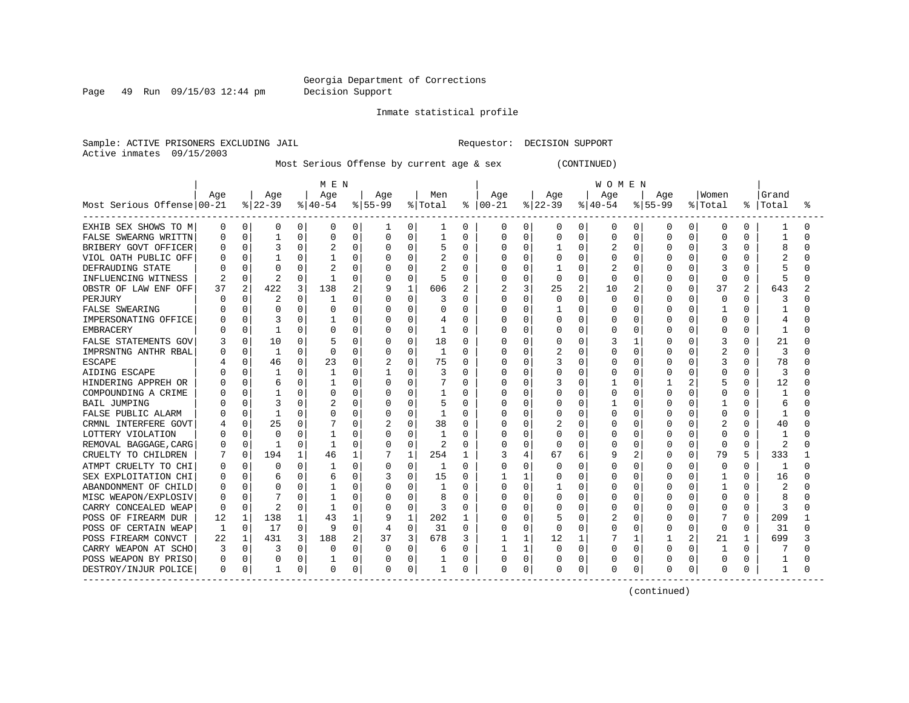Georgia Department of Corrections
Decision Support

Inmate statistical profile

Sample: ACTIVE PRISONERS EXCLUDING JAIL    Requestor: DECISION SUPPORT
Active inmates 09/15/2003

Most Serious Offense by current age & sex (CONTINUED)

| Most Serious Offense | MEN Age 00-21 | % | Age 22-39 | % | Age 40-54 | % | Age 55-99 | % | Men Total | % | WOMEN Age 00-21 | % | Age 22-39 | % | Age 40-54 | % | Age 55-99 | % | Women Total | % | Grand Total | % |
|---|---|---|---|---|---|---|---|---|---|---|---|---|---|---|---|---|---|---|---|---|---|---|
| EXHIB SEX SHOWS TO M | 0 | 0 | 0 | 0 | 0 | 0 | 1 | 0 | 1 | 0 | 0 | 0 | 0 | 0 | 0 | 0 | 0 | 0 | 0 | 0 | 1 | 0 |
| FALSE SWEARNG WRITTN | 0 | 0 | 1 | 0 | 0 | 0 | 0 | 0 | 1 | 0 | 0 | 0 | 0 | 0 | 0 | 0 | 0 | 0 | 0 | 0 | 1 | 0 |
| BRIBERY GOVT OFFICER | 0 | 0 | 3 | 0 | 2 | 0 | 0 | 0 | 5 | 0 | 0 | 0 | 1 | 0 | 2 | 0 | 0 | 0 | 3 | 0 | 8 | 0 |
| VIOL OATH PUBLIC OFF | 0 | 0 | 1 | 0 | 1 | 0 | 0 | 0 | 2 | 0 | 0 | 0 | 0 | 0 | 0 | 0 | 0 | 0 | 0 | 0 | 2 | 0 |
| DEFRAUDING STATE | 0 | 0 | 0 | 0 | 2 | 0 | 0 | 0 | 2 | 0 | 0 | 0 | 1 | 0 | 2 | 0 | 0 | 0 | 3 | 0 | 5 | 0 |
| INFLUENCING WITNESS | 2 | 0 | 2 | 0 | 1 | 0 | 0 | 0 | 5 | 0 | 0 | 0 | 0 | 0 | 0 | 0 | 0 | 0 | 0 | 0 | 5 | 0 |
| OBSTR OF LAW ENF OFF | 37 | 2 | 422 | 3 | 138 | 2 | 9 | 1 | 606 | 2 | 2 | 3 | 25 | 2 | 10 | 2 | 0 | 0 | 37 | 2 | 643 | 2 |
| PERJURY | 0 | 0 | 2 | 0 | 1 | 0 | 0 | 0 | 3 | 0 | 0 | 0 | 0 | 0 | 0 | 0 | 0 | 0 | 0 | 0 | 3 | 0 |
| FALSE SWEARING | 0 | 0 | 0 | 0 | 0 | 0 | 0 | 0 | 0 | 0 | 0 | 0 | 1 | 0 | 0 | 0 | 0 | 0 | 1 | 0 | 1 | 0 |
| IMPERSONATING OFFICE | 0 | 0 | 3 | 0 | 1 | 0 | 0 | 0 | 4 | 0 | 0 | 0 | 0 | 0 | 0 | 0 | 0 | 0 | 0 | 0 | 4 | 0 |
| EMBRACERY | 0 | 0 | 1 | 0 | 0 | 0 | 0 | 0 | 1 | 0 | 0 | 0 | 0 | 0 | 0 | 0 | 0 | 0 | 0 | 0 | 1 | 0 |
| FALSE STATEMENTS GOV | 3 | 0 | 10 | 0 | 5 | 0 | 0 | 0 | 18 | 0 | 0 | 0 | 0 | 0 | 3 | 1 | 0 | 0 | 3 | 0 | 21 | 0 |
| IMPRSNTNG ANTHR RBAL | 0 | 0 | 1 | 0 | 0 | 0 | 0 | 0 | 1 | 0 | 0 | 0 | 2 | 0 | 0 | 0 | 0 | 0 | 2 | 0 | 3 | 0 |
| ESCAPE | 4 | 0 | 46 | 0 | 23 | 0 | 2 | 0 | 75 | 0 | 0 | 0 | 3 | 0 | 0 | 0 | 0 | 0 | 3 | 0 | 78 | 0 |
| AIDING ESCAPE | 0 | 0 | 1 | 0 | 1 | 0 | 1 | 0 | 3 | 0 | 0 | 0 | 0 | 0 | 0 | 0 | 0 | 0 | 0 | 0 | 3 | 0 |
| HINDERING APPREH OR | 0 | 0 | 6 | 0 | 1 | 0 | 0 | 0 | 7 | 0 | 0 | 0 | 3 | 0 | 1 | 0 | 1 | 2 | 5 | 0 | 12 | 0 |
| COMPOUNDING A CRIME | 0 | 0 | 1 | 0 | 0 | 0 | 0 | 0 | 1 | 0 | 0 | 0 | 0 | 0 | 0 | 0 | 0 | 0 | 0 | 0 | 1 | 0 |
| BAIL JUMPING | 0 | 0 | 3 | 0 | 2 | 0 | 0 | 0 | 5 | 0 | 0 | 0 | 0 | 0 | 1 | 0 | 0 | 0 | 1 | 0 | 6 | 0 |
| FALSE PUBLIC ALARM | 0 | 0 | 1 | 0 | 0 | 0 | 0 | 0 | 1 | 0 | 0 | 0 | 0 | 0 | 0 | 0 | 0 | 0 | 0 | 0 | 1 | 0 |
| CRMNL INTERFERE GOVT | 4 | 0 | 25 | 0 | 7 | 0 | 2 | 0 | 38 | 0 | 0 | 0 | 2 | 0 | 0 | 0 | 0 | 0 | 2 | 0 | 40 | 0 |
| LOTTERY VIOLATION | 0 | 0 | 0 | 0 | 1 | 0 | 0 | 0 | 1 | 0 | 0 | 0 | 0 | 0 | 0 | 0 | 0 | 0 | 0 | 0 | 1 | 0 |
| REMOVAL BAGGAGE,CARG | 0 | 0 | 1 | 0 | 1 | 0 | 0 | 0 | 2 | 0 | 0 | 0 | 0 | 0 | 0 | 0 | 0 | 0 | 0 | 0 | 2 | 0 |
| CRUELTY TO CHILDREN | 7 | 0 | 194 | 1 | 46 | 1 | 7 | 1 | 254 | 1 | 3 | 4 | 67 | 6 | 9 | 2 | 0 | 0 | 79 | 5 | 333 | 1 |
| ATMPT CRUELTY TO CHI | 0 | 0 | 0 | 0 | 1 | 0 | 0 | 0 | 1 | 0 | 0 | 0 | 0 | 0 | 0 | 0 | 0 | 0 | 0 | 0 | 1 | 0 |
| SEX EXPLOITATION CHI | 0 | 0 | 6 | 0 | 6 | 0 | 3 | 0 | 15 | 0 | 1 | 1 | 0 | 0 | 0 | 0 | 0 | 0 | 1 | 0 | 16 | 0 |
| ABANDONMENT OF CHILD | 0 | 0 | 0 | 0 | 1 | 0 | 0 | 0 | 1 | 0 | 0 | 0 | 1 | 0 | 0 | 0 | 0 | 0 | 1 | 0 | 2 | 0 |
| MISC WEAPON/EXPLOSIV | 0 | 0 | 7 | 0 | 1 | 0 | 0 | 0 | 8 | 0 | 0 | 0 | 0 | 0 | 0 | 0 | 0 | 0 | 0 | 0 | 8 | 0 |
| CARRY CONCEALED WEAP | 0 | 0 | 2 | 0 | 1 | 0 | 0 | 0 | 3 | 0 | 0 | 0 | 0 | 0 | 0 | 0 | 0 | 0 | 0 | 0 | 3 | 0 |
| POSS OF FIREARM DUR | 12 | 1 | 138 | 1 | 43 | 1 | 9 | 1 | 202 | 1 | 0 | 0 | 5 | 0 | 2 | 0 | 0 | 0 | 7 | 0 | 209 | 1 |
| POSS OF CERTAIN WEAP | 1 | 0 | 17 | 0 | 9 | 0 | 4 | 0 | 31 | 0 | 0 | 0 | 0 | 0 | 0 | 0 | 0 | 0 | 0 | 0 | 31 | 0 |
| POSS FIREARM CONVCT | 22 | 1 | 431 | 3 | 188 | 2 | 37 | 3 | 678 | 3 | 1 | 1 | 12 | 1 | 7 | 1 | 1 | 2 | 21 | 1 | 699 | 3 |
| CARRY WEAPON AT SCHO | 3 | 0 | 3 | 0 | 0 | 0 | 0 | 0 | 6 | 0 | 1 | 1 | 0 | 0 | 0 | 0 | 0 | 0 | 1 | 0 | 7 | 0 |
| POSS WEAPON BY PRISO | 0 | 0 | 0 | 0 | 1 | 0 | 0 | 0 | 1 | 0 | 0 | 0 | 0 | 0 | 0 | 0 | 0 | 0 | 0 | 0 | 1 | 0 |
| DESTROY/INJUR POLICE | 0 | 0 | 1 | 0 | 0 | 0 | 0 | 0 | 1 | 0 | 0 | 0 | 0 | 0 | 0 | 0 | 0 | 0 | 0 | 0 | 1 | 0 |

(continued)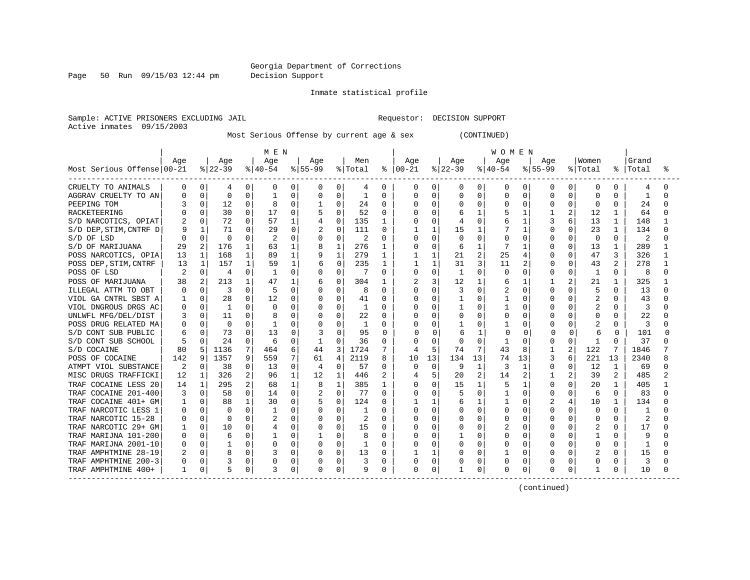Georgia Department of Corrections
Decision Support

Inmate statistical profile

Sample: ACTIVE PRISONERS EXCLUDING JAIL    Requestor: DECISION SUPPORT
Active inmates 09/15/2003

Most Serious Offense by current age & sex (CONTINUED)

| | MEN | | | | | | | | | | | WOMEN | | | | | | | | | | | | |
|---|---|---|---|---|---|---|---|---|---|---|---|---|---|---|---|---|---|---|---|---|---|---|---|---|
| Most Serious Offense | Age 00-21 | % | Age 22-39 | % | Age 40-54 | % | Age 55-99 | % | Men Total | % | Age 00-21 | % | Age 22-39 | % | Age 40-54 | % | Age 55-99 | % | Women Total | % | Grand Total | % |
| CRUELTY TO ANIMALS | 0 | 0 | 4 | 0 | 0 | 0 | 0 | 0 | 4 | 0 | 0 | 0 | 0 | 0 | 0 | 0 | 0 | 0 | 0 | 0 | 4 | 0 |
| AGGRAV CRUELTY TO AN | 0 | 0 | 0 | 0 | 1 | 0 | 0 | 0 | 1 | 0 | 0 | 0 | 0 | 0 | 0 | 0 | 0 | 0 | 0 | 0 | 1 | 0 |
| PEEPING TOM | 3 | 0 | 12 | 0 | 8 | 0 | 1 | 0 | 24 | 0 | 0 | 0 | 0 | 0 | 0 | 0 | 0 | 0 | 0 | 0 | 24 | 0 |
| RACKETEERING | 0 | 0 | 30 | 0 | 17 | 0 | 5 | 0 | 52 | 0 | 0 | 0 | 6 | 1 | 5 | 1 | 1 | 2 | 12 | 1 | 64 | 0 |
| S/D NARCOTICS, OPIAT | 2 | 0 | 72 | 0 | 57 | 1 | 4 | 0 | 135 | 1 | 0 | 0 | 4 | 0 | 6 | 1 | 3 | 6 | 13 | 1 | 148 | 1 |
| S/D DEP,STIM,CNTRF D | 9 | 1 | 71 | 0 | 29 | 0 | 2 | 0 | 111 | 0 | 1 | 1 | 15 | 1 | 7 | 1 | 0 | 0 | 23 | 1 | 134 | 0 |
| S/D OF LSD | 0 | 0 | 0 | 0 | 2 | 0 | 0 | 0 | 2 | 0 | 0 | 0 | 0 | 0 | 0 | 0 | 0 | 0 | 0 | 0 | 2 | 0 |
| S/D OF MARIJUANA | 29 | 2 | 176 | 1 | 63 | 1 | 8 | 1 | 276 | 1 | 0 | 0 | 6 | 1 | 7 | 1 | 0 | 0 | 13 | 1 | 289 | 1 |
| POSS NARCOTICS, OPIA | 13 | 1 | 168 | 1 | 89 | 1 | 9 | 1 | 279 | 1 | 1 | 1 | 21 | 2 | 25 | 4 | 0 | 0 | 47 | 3 | 326 | 1 |
| POSS DEP,STIM,CNTRF | 13 | 1 | 157 | 1 | 59 | 1 | 6 | 0 | 235 | 1 | 1 | 1 | 31 | 3 | 11 | 2 | 0 | 0 | 43 | 2 | 278 | 1 |
| POSS OF LSD | 2 | 0 | 4 | 0 | 1 | 0 | 0 | 0 | 7 | 0 | 0 | 0 | 1 | 0 | 0 | 0 | 0 | 0 | 1 | 0 | 8 | 0 |
| POSS OF MARIJUANA | 38 | 2 | 213 | 1 | 47 | 1 | 6 | 0 | 304 | 1 | 2 | 3 | 12 | 1 | 6 | 1 | 1 | 2 | 21 | 1 | 325 | 1 |
| ILLEGAL ATTM TO OBT | 0 | 0 | 3 | 0 | 5 | 0 | 0 | 0 | 8 | 0 | 0 | 0 | 3 | 0 | 2 | 0 | 0 | 0 | 5 | 0 | 13 | 0 |
| VIOL GA CNTRL SBST A | 1 | 0 | 28 | 0 | 12 | 0 | 0 | 0 | 41 | 0 | 0 | 0 | 1 | 0 | 1 | 0 | 0 | 0 | 2 | 0 | 43 | 0 |
| VIOL DNGROUS DRGS AC | 0 | 0 | 1 | 0 | 0 | 0 | 0 | 0 | 1 | 0 | 0 | 0 | 1 | 0 | 1 | 0 | 0 | 0 | 2 | 0 | 3 | 0 |
| UNLWFL MFG/DEL/DIST | 3 | 0 | 11 | 0 | 8 | 0 | 0 | 0 | 22 | 0 | 0 | 0 | 0 | 0 | 0 | 0 | 0 | 0 | 0 | 0 | 22 | 0 |
| POSS DRUG RELATED MA | 0 | 0 | 0 | 0 | 1 | 0 | 0 | 0 | 1 | 0 | 0 | 0 | 1 | 0 | 1 | 0 | 0 | 0 | 2 | 0 | 3 | 0 |
| S/D CONT SUB PUBLIC | 6 | 0 | 73 | 0 | 13 | 0 | 3 | 0 | 95 | 0 | 0 | 0 | 6 | 1 | 0 | 0 | 0 | 0 | 6 | 0 | 101 | 0 |
| S/D CONT SUB SCHOOL | 5 | 0 | 24 | 0 | 6 | 0 | 1 | 0 | 36 | 0 | 0 | 0 | 0 | 0 | 1 | 0 | 0 | 0 | 1 | 0 | 37 | 0 |
| S/D COCAINE | 80 | 5 | 1136 | 7 | 464 | 6 | 44 | 3 | 1724 | 7 | 4 | 5 | 74 | 7 | 43 | 8 | 1 | 2 | 122 | 7 | 1846 | 7 |
| POSS OF COCAINE | 142 | 9 | 1357 | 9 | 559 | 7 | 61 | 4 | 2119 | 8 | 10 | 13 | 134 | 13 | 74 | 13 | 3 | 6 | 221 | 13 | 2340 | 8 |
| ATMPT VIOL SUBSTANCE | 2 | 0 | 38 | 0 | 13 | 0 | 4 | 0 | 57 | 0 | 0 | 0 | 9 | 1 | 3 | 1 | 0 | 0 | 12 | 1 | 69 | 0 |
| MISC DRUGS TRAFFICKI | 12 | 1 | 326 | 2 | 96 | 1 | 12 | 1 | 446 | 2 | 4 | 5 | 20 | 2 | 14 | 2 | 1 | 2 | 39 | 2 | 485 | 2 |
| TRAF COCAINE LESS 20 | 14 | 1 | 295 | 2 | 68 | 1 | 8 | 1 | 385 | 1 | 0 | 0 | 15 | 1 | 5 | 1 | 0 | 0 | 20 | 1 | 405 | 1 |
| TRAF COCAINE 201-400 | 3 | 0 | 58 | 0 | 14 | 0 | 2 | 0 | 77 | 0 | 0 | 0 | 5 | 0 | 1 | 0 | 0 | 0 | 6 | 0 | 83 | 0 |
| TRAF COCAINE 401+ GM | 1 | 0 | 88 | 1 | 30 | 0 | 5 | 0 | 124 | 0 | 1 | 1 | 6 | 1 | 1 | 0 | 2 | 4 | 10 | 1 | 134 | 0 |
| TRAF NARCOTIC LESS 1 | 0 | 0 | 0 | 0 | 1 | 0 | 0 | 0 | 1 | 0 | 0 | 0 | 0 | 0 | 0 | 0 | 0 | 0 | 0 | 0 | 1 | 0 |
| TRAF NARCOTIC 15-28 | 0 | 0 | 0 | 0 | 2 | 0 | 0 | 0 | 2 | 0 | 0 | 0 | 0 | 0 | 0 | 0 | 0 | 0 | 0 | 0 | 2 | 0 |
| TRAF NARCOTIC 29+ GM | 1 | 0 | 10 | 0 | 4 | 0 | 0 | 0 | 15 | 0 | 0 | 0 | 0 | 0 | 2 | 0 | 0 | 0 | 2 | 0 | 17 | 0 |
| TRAF MARIJNA 101-200 | 0 | 0 | 6 | 0 | 1 | 0 | 1 | 0 | 8 | 0 | 0 | 0 | 1 | 0 | 0 | 0 | 0 | 0 | 1 | 0 | 9 | 0 |
| TRAF MARIJNA 2001-10 | 0 | 0 | 1 | 0 | 0 | 0 | 0 | 0 | 1 | 0 | 0 | 0 | 0 | 0 | 0 | 0 | 0 | 0 | 0 | 0 | 1 | 0 |
| TRAF AMPHTMINE 28-19 | 2 | 0 | 8 | 0 | 3 | 0 | 0 | 0 | 13 | 0 | 1 | 1 | 0 | 0 | 1 | 0 | 0 | 0 | 2 | 0 | 15 | 0 |
| TRAF AMPHTMINE 200-3 | 0 | 0 | 3 | 0 | 0 | 0 | 0 | 0 | 3 | 0 | 0 | 0 | 0 | 0 | 0 | 0 | 0 | 0 | 0 | 0 | 3 | 0 |
| TRAF AMPHTMINE 400+ | 1 | 0 | 5 | 0 | 3 | 0 | 0 | 0 | 9 | 0 | 0 | 0 | 1 | 0 | 0 | 0 | 0 | 0 | 1 | 0 | 10 | 0 |

(continued)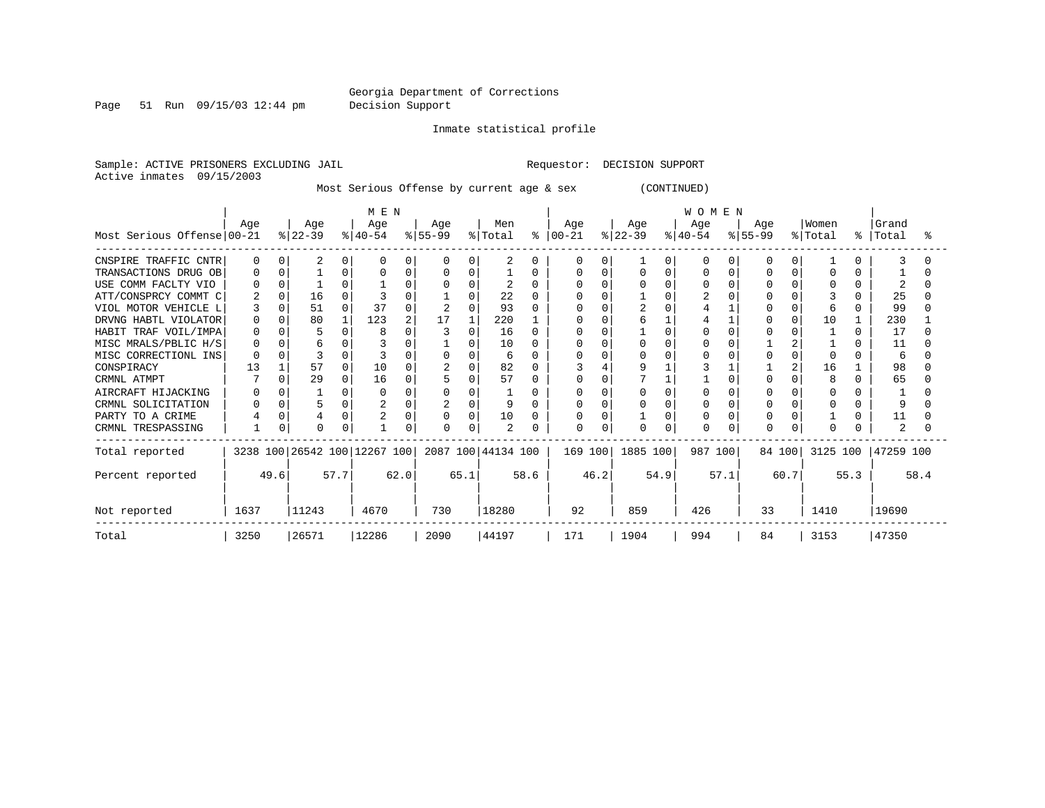Georgia Department of Corrections
Decision Support

Inmate statistical profile

Sample: ACTIVE PRISONERS EXCLUDING JAIL

Requestor: DECISION SUPPORT

Active inmates 09/15/2003

Most Serious Offense by current age & sex (CONTINUED)

| Most Serious Offense | MEN Age 00-21 | % | Age 22-39 | % | Age 40-54 | % | Age 55-99 | % | Men Total | % | WOMEN Age 00-21 | % | Age 22-39 | % | Age 40-54 | % | Age 55-99 | % | Women Total | % | Grand Total | % |
|---|---|---|---|---|---|---|---|---|---|---|---|---|---|---|---|---|---|---|---|---|---|---|
| CNSPIRE TRAFFIC CNTR | 0 | 0 | 2 | 0 | 0 | 0 | 0 | 0 | 2 | 0 | 0 | 0 | 1 | 0 | 0 | 0 | 0 | 0 | 1 | 0 | 3 | 0 |
| TRANSACTIONS DRUG OB | 0 | 0 | 1 | 0 | 0 | 0 | 0 | 0 | 1 | 0 | 0 | 0 | 0 | 0 | 0 | 0 | 0 | 0 | 0 | 0 | 1 | 0 |
| USE COMM FACLTY VIO | 0 | 0 | 1 | 0 | 1 | 0 | 0 | 0 | 2 | 0 | 0 | 0 | 0 | 0 | 0 | 0 | 0 | 0 | 0 | 0 | 2 | 0 |
| ATT/CONSPRCY COMMT C | 2 | 0 | 16 | 0 | 3 | 0 | 1 | 0 | 22 | 0 | 0 | 0 | 1 | 0 | 2 | 0 | 0 | 0 | 3 | 0 | 25 | 0 |
| VIOL MOTOR VEHICLE L | 3 | 0 | 51 | 0 | 37 | 0 | 2 | 0 | 93 | 0 | 0 | 0 | 2 | 0 | 4 | 1 | 0 | 0 | 6 | 0 | 99 | 0 |
| DRVNG HABTL VIOLATOR | 0 | 0 | 80 | 1 | 123 | 2 | 17 | 1 | 220 | 1 | 0 | 0 | 6 | 1 | 4 | 1 | 0 | 0 | 10 | 1 | 230 | 1 |
| HABIT TRAF VOIL/IMPA | 0 | 0 | 5 | 0 | 8 | 0 | 3 | 0 | 16 | 0 | 0 | 0 | 1 | 0 | 0 | 0 | 0 | 0 | 1 | 0 | 17 | 0 |
| MISC MRALS/PBLIC H/S | 0 | 0 | 6 | 0 | 3 | 0 | 1 | 0 | 10 | 0 | 0 | 0 | 0 | 0 | 0 | 0 | 1 | 2 | 1 | 0 | 11 | 0 |
| MISC CORRECTIONL INS | 0 | 0 | 3 | 0 | 3 | 0 | 0 | 0 | 6 | 0 | 0 | 0 | 0 | 0 | 0 | 0 | 0 | 0 | 0 | 0 | 6 | 0 |
| CONSPIRACY | 13 | 1 | 57 | 0 | 10 | 0 | 2 | 0 | 82 | 0 | 3 | 4 | 9 | 1 | 3 | 1 | 1 | 2 | 16 | 1 | 98 | 0 |
| CRMNL ATMPT | 7 | 0 | 29 | 0 | 16 | 0 | 5 | 0 | 57 | 0 | 0 | 0 | 7 | 1 | 1 | 0 | 0 | 0 | 8 | 0 | 65 | 0 |
| AIRCRAFT HIJACKING | 0 | 0 | 1 | 0 | 0 | 0 | 0 | 0 | 1 | 0 | 0 | 0 | 0 | 0 | 0 | 0 | 0 | 0 | 0 | 0 | 1 | 0 |
| CRMNL SOLICITATION | 0 | 0 | 5 | 0 | 2 | 0 | 2 | 0 | 9 | 0 | 0 | 0 | 0 | 0 | 0 | 0 | 0 | 0 | 0 | 0 | 9 | 0 |
| PARTY TO A CRIME | 4 | 0 | 4 | 0 | 2 | 0 | 0 | 0 | 10 | 0 | 0 | 0 | 1 | 0 | 0 | 0 | 0 | 0 | 1 | 0 | 11 | 0 |
| CRMNL TRESPASSING | 1 | 0 | 0 | 0 | 1 | 0 | 0 | 0 | 2 | 0 | 0 | 0 | 0 | 0 | 0 | 0 | 0 | 0 | 0 | 0 | 2 | 0 |
| Total reported | 3238 | 100 | 26542 | 100 | 12267 | 100 | 2087 | 100 | 44134 | 100 | 169 | 100 | 1885 | 100 | 987 | 100 | 84 | 100 | 3125 | 100 | 47259 | 100 |
| Percent reported | | 49.6 | | 57.7 | | 62.0 | | 65.1 | | 58.6 | | 46.2 | | 54.9 | | 57.1 | | 60.7 | | 55.3 | | 58.4 |
| Not reported | 1637 | | 11243 | | 4670 | | 730 | | 18280 | | 92 | | 859 | | 426 | | 33 | | 1410 | | 19690 | |
| Total | 3250 | | 26571 | | 12286 | | 2090 | | 44197 | | 171 | | 1904 | | 994 | | 84 | | 3153 | | 47350 | |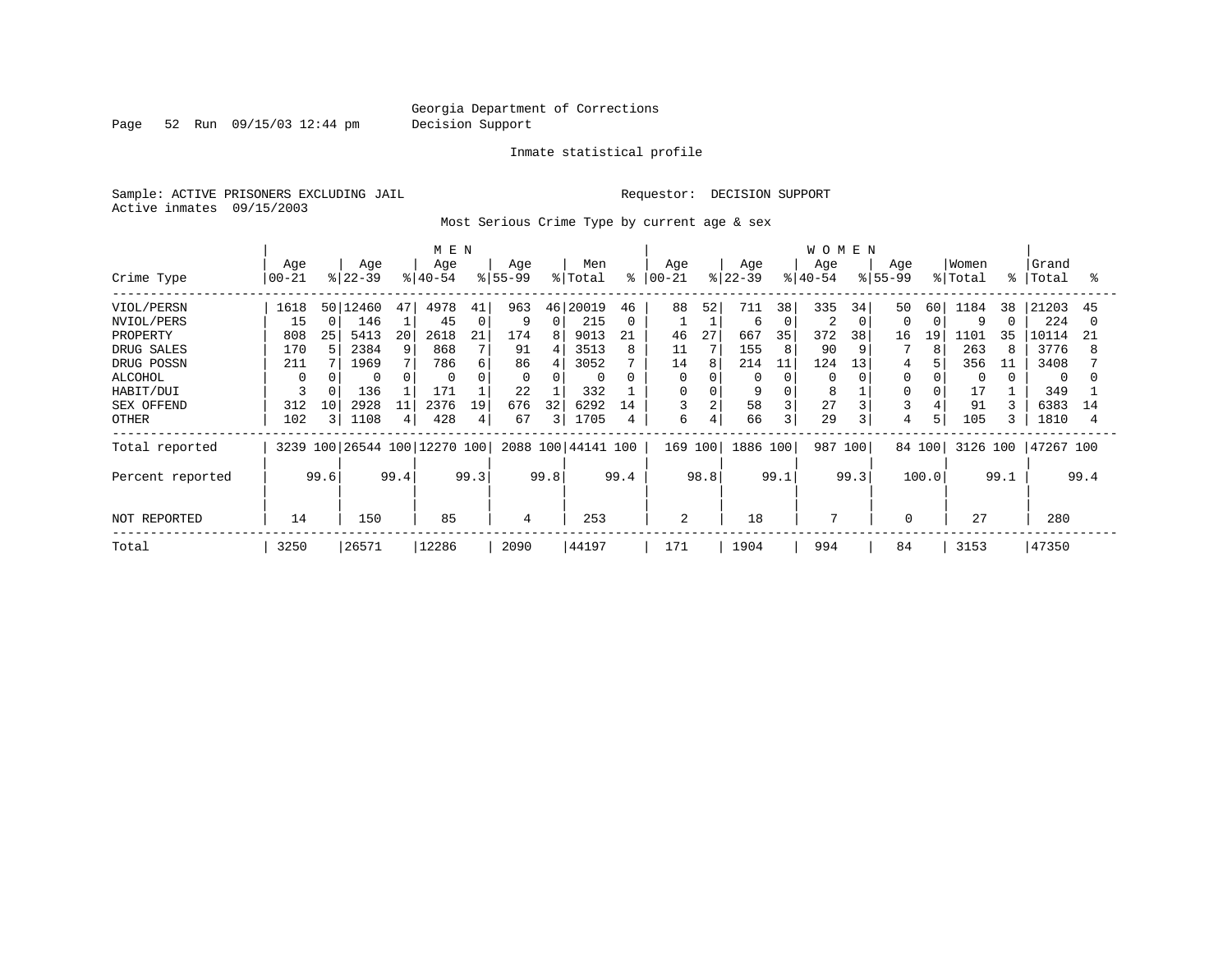Georgia Department of Corrections
Decision Support

Inmate statistical profile

Sample: ACTIVE PRISONERS EXCLUDING JAIL　　　　Requestor: DECISION SUPPORT
Active inmates 09/15/2003

Most Serious Crime Type by current age & sex

| | MEN | | | | | | | | | | WOMEN | | | | | | | | | | | |
|---|---|---|---|---|---|---|---|---|---|---|---|---|---|---|---|---|---|---|---|---|---|---|
| Crime Type | Age 00-21 | % | Age 22-39 | % | Age 40-54 | % | Age 55-99 | % | Men Total | % | Age 00-21 | % | Age 22-39 | % | Age 40-54 | % | Age 55-99 | % | Women Total | % | Grand Total | % |
| VIOL/PERSN | 1618 | 50 | 12460 | 47 | 4978 | 41 | 963 | 46 | 20019 | 46 | 88 | 52 | 711 | 38 | 335 | 34 | 50 | 60 | 1184 | 38 | 21203 | 45 |
| NVIOL/PERS | 15 | 0 | 146 | 1 | 45 | 0 | 9 | 0 | 215 | 0 | 1 | 1 | 6 | 0 | 2 | 0 | 0 | 0 | 9 | 0 | 224 | 0 |
| PROPERTY | 808 | 25 | 5413 | 20 | 2618 | 21 | 174 | 8 | 9013 | 21 | 46 | 27 | 667 | 35 | 372 | 38 | 16 | 19 | 1101 | 35 | 10114 | 21 |
| DRUG SALES | 170 | 5 | 2384 | 9 | 868 | 7 | 91 | 4 | 3513 | 8 | 11 | 7 | 155 | 8 | 90 | 9 | 7 | 8 | 263 | 8 | 3776 | 8 |
| DRUG POSSN | 211 | 7 | 1969 | 7 | 786 | 6 | 86 | 4 | 3052 | 7 | 14 | 8 | 214 | 11 | 124 | 13 | 4 | 5 | 356 | 11 | 3408 | 7 |
| ALCOHOL | 0 | 0 | 0 | 0 | 0 | 0 | 0 | 0 | 0 | 0 | 0 | 0 | 0 | 0 | 0 | 0 | 0 | 0 | 0 | 0 | 0 | 0 |
| HABIT/DUI | 3 | 0 | 136 | 1 | 171 | 1 | 22 | 1 | 332 | 1 | 0 | 0 | 9 | 0 | 8 | 1 | 0 | 0 | 17 | 1 | 349 | 1 |
| SEX OFFEND | 312 | 10 | 2928 | 11 | 2376 | 19 | 676 | 32 | 6292 | 14 | 3 | 2 | 58 | 3 | 27 | 3 | 3 | 4 | 91 | 3 | 6383 | 14 |
| OTHER | 102 | 3 | 1108 | 4 | 428 | 4 | 67 | 3 | 1705 | 4 | 6 | 4 | 66 | 3 | 29 | 3 | 4 | 5 | 105 | 3 | 1810 | 4 |
| Total reported | 3239 | 100 | 26544 | 100 | 12270 | 100 | 2088 | 100 | 44141 | 100 | 169 | 100 | 1886 | 100 | 987 | 100 | 84 | 100 | 3126 | 100 | 47267 | 100 |
| Percent reported | | 99.6 | | 99.4 | | 99.3 | | 99.8 | | 99.4 | | 98.8 | | 99.1 | | 99.3 | | 100.0 | | 99.1 | | 99.4 |
| NOT REPORTED | 14 | | 150 | | 85 | | 4 | | 253 | | 2 | | 18 | | 7 | | 0 | | 27 | | 280 | |
| Total | 3250 | | 26571 | | 12286 | | 2090 | | 44197 | | 171 | | 1904 | | 994 | | 84 | | 3153 | | 47350 | |